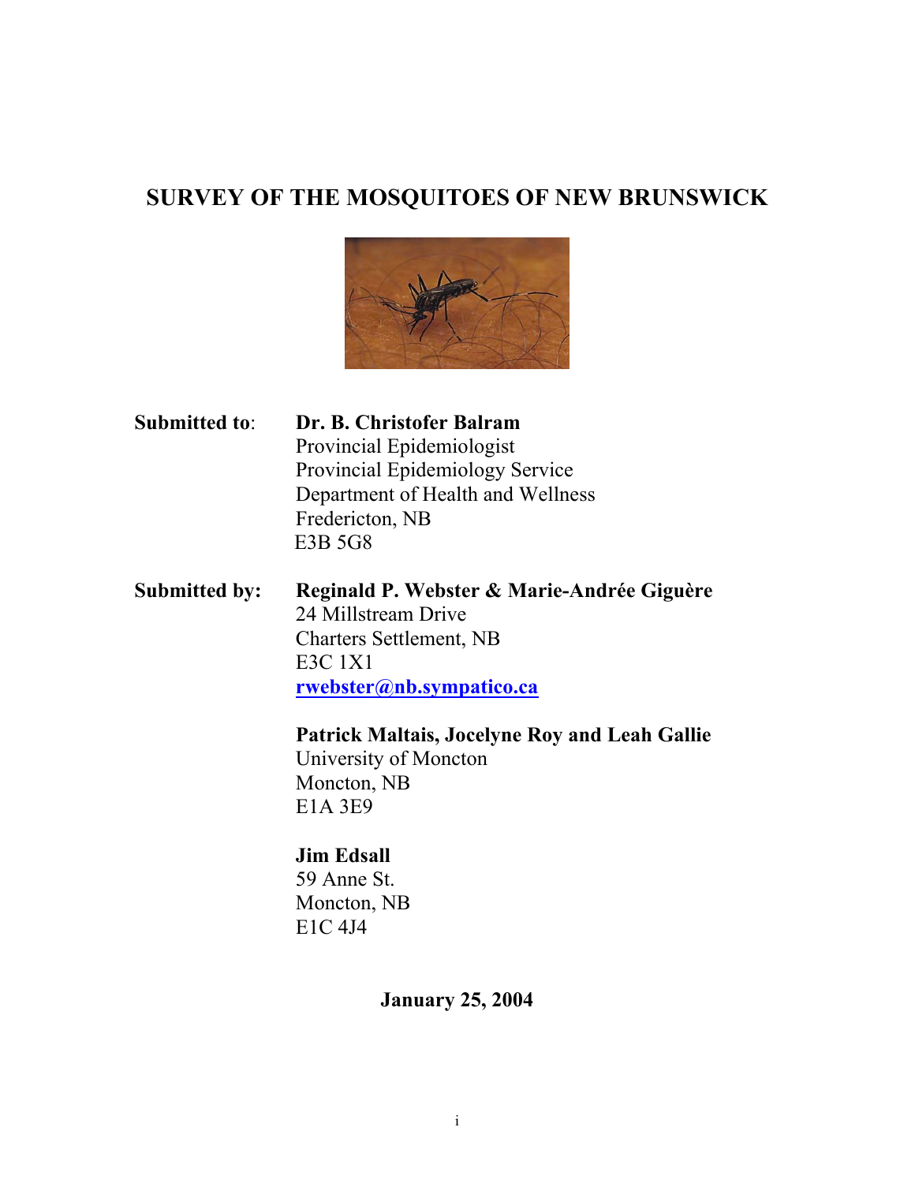# SURVEY OF THE MOSQUITOES OF NEW BRUNSWICK

**Submitted to**: **Dr. B. Christofer Balram**
Provincial Epidemiologist
Provincial Epidemiology Service
Department of Health and Wellness
Fredericton, NB
E3B 5G8

**Submitted by:** **Reginald P. Webster & Marie-Andrée Giguère**
24 Millstream Drive
Charters Settlement, NB
E3C 1X1
rwebster@nb.sympatico.ca

**Patrick Maltais, Jocelyne Roy and Leah Gallie**
University of Moncton
Moncton, NB
E1A 3E9

**Jim Edsall**
59 Anne St.
Moncton, NB
E1C 4J4

**January 25, 2004**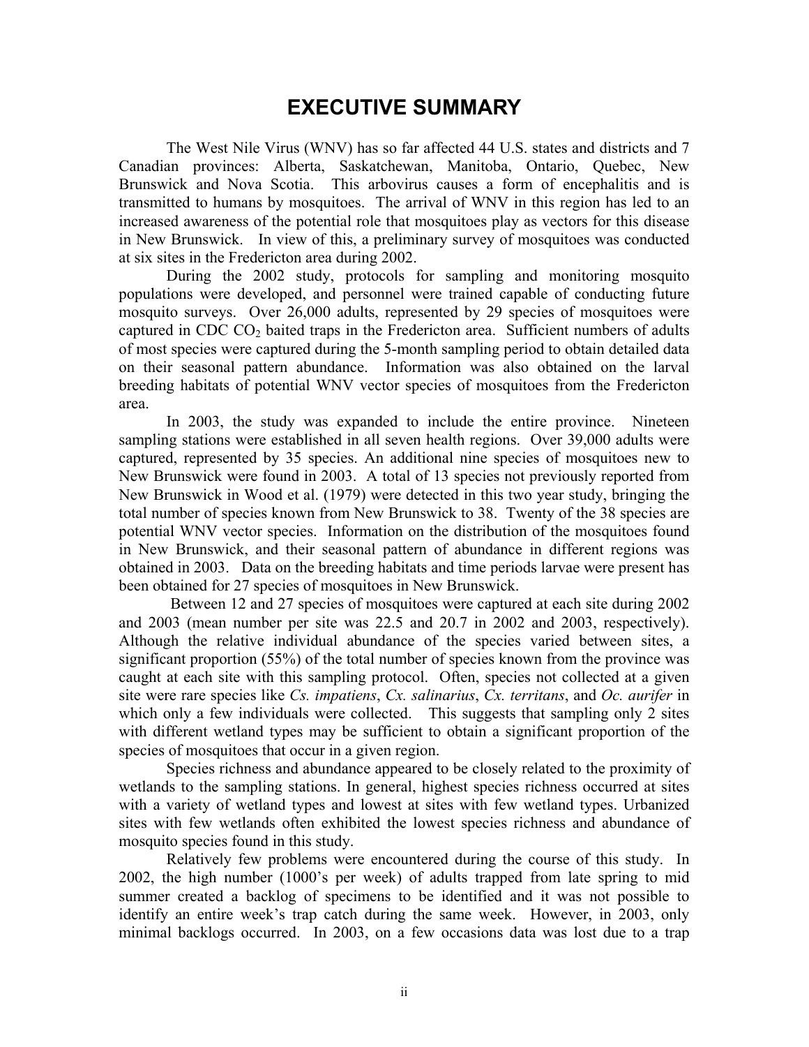# EXECUTIVE SUMMARY

The West Nile Virus (WNV) has so far affected 44 U.S. states and districts and 7 Canadian provinces: Alberta, Saskatchewan, Manitoba, Ontario, Quebec, New Brunswick and Nova Scotia. This arbovirus causes a form of encephalitis and is transmitted to humans by mosquitoes. The arrival of WNV in this region has led to an increased awareness of the potential role that mosquitoes play as vectors for this disease in New Brunswick. In view of this, a preliminary survey of mosquitoes was conducted at six sites in the Fredericton area during 2002.

During the 2002 study, protocols for sampling and monitoring mosquito populations were developed, and personnel were trained capable of conducting future mosquito surveys. Over 26,000 adults, represented by 29 species of mosquitoes were captured in CDC $CO_2$ baited traps in the Fredericton area. Sufficient numbers of adults of most species were captured during the 5-month sampling period to obtain detailed data on their seasonal pattern abundance. Information was also obtained on the larval breeding habitats of potential WNV vector species of mosquitoes from the Fredericton area.

In 2003, the study was expanded to include the entire province. Nineteen sampling stations were established in all seven health regions. Over 39,000 adults were captured, represented by 35 species. An additional nine species of mosquitoes new to New Brunswick were found in 2003. A total of 13 species not previously reported from New Brunswick in Wood et al. (1979) were detected in this two year study, bringing the total number of species known from New Brunswick to 38. Twenty of the 38 species are potential WNV vector species. Information on the distribution of the mosquitoes found in New Brunswick, and their seasonal pattern of abundance in different regions was obtained in 2003. Data on the breeding habitats and time periods larvae were present has been obtained for 27 species of mosquitoes in New Brunswick.

Between 12 and 27 species of mosquitoes were captured at each site during 2002 and 2003 (mean number per site was 22.5 and 20.7 in 2002 and 2003, respectively). Although the relative individual abundance of the species varied between sites, a significant proportion (55%) of the total number of species known from the province was caught at each site with this sampling protocol. Often, species not collected at a given site were rare species like *Cs. impatiens*, *Cx. salinarius*, *Cx. territans*, and *Oc. aurifer* in which only a few individuals were collected. This suggests that sampling only 2 sites with different wetland types may be sufficient to obtain a significant proportion of the species of mosquitoes that occur in a given region.

Species richness and abundance appeared to be closely related to the proximity of wetlands to the sampling stations. In general, highest species richness occurred at sites with a variety of wetland types and lowest at sites with few wetland types. Urbanized sites with few wetlands often exhibited the lowest species richness and abundance of mosquito species found in this study.

Relatively few problems were encountered during the course of this study. In 2002, the high number (1000's per week) of adults trapped from late spring to mid summer created a backlog of specimens to be identified and it was not possible to identify an entire week's trap catch during the same week. However, in 2003, only minimal backlogs occurred. In 2003, on a few occasions data was lost due to a trap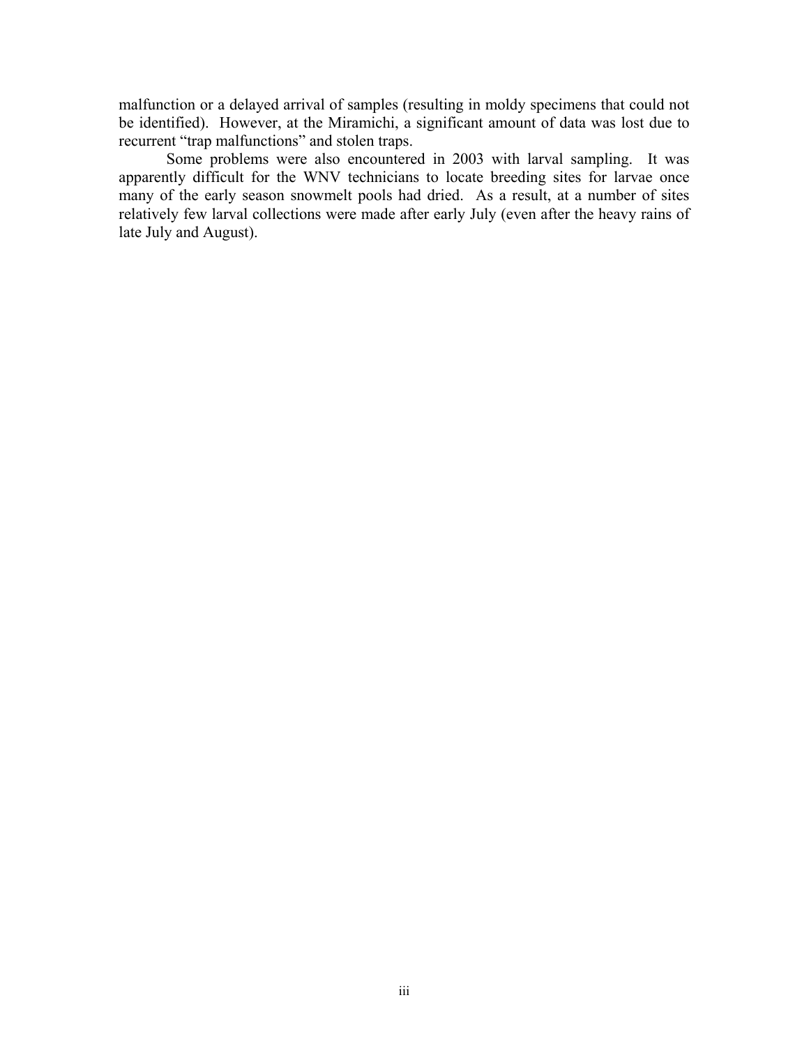malfunction or a delayed arrival of samples (resulting in moldy specimens that could not be identified). However, at the Miramichi, a significant amount of data was lost due to recurrent "trap malfunctions" and stolen traps.

Some problems were also encountered in 2003 with larval sampling. It was apparently difficult for the WNV technicians to locate breeding sites for larvae once many of the early season snowmelt pools had dried. As a result, at a number of sites relatively few larval collections were made after early July (even after the heavy rains of late July and August).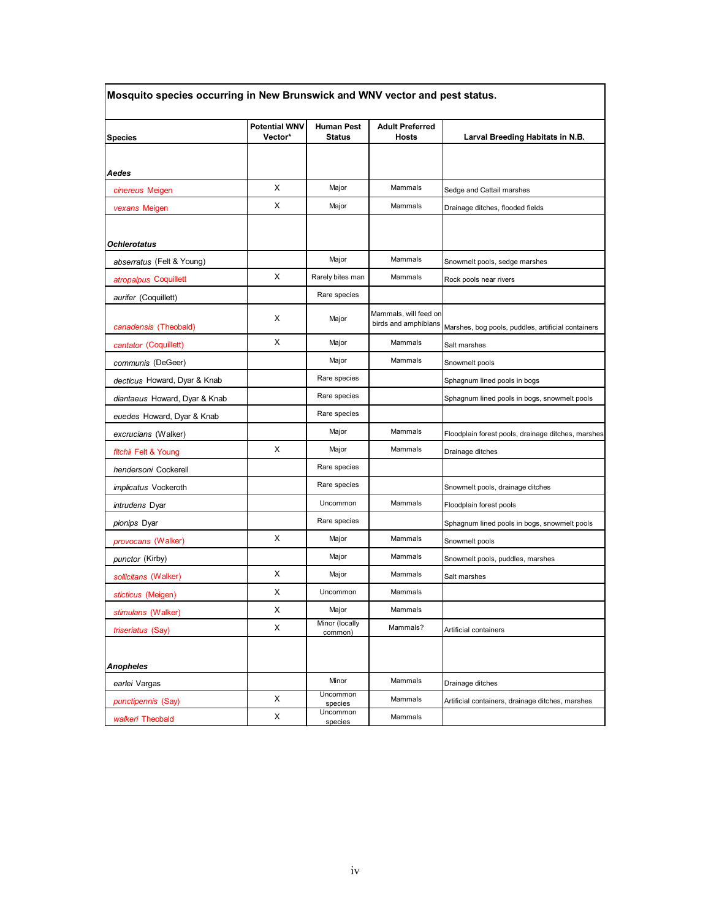**Mosquito species occurring in New Brunswick and WNV vector and pest status.**

| Species | Potential WNV Vector* | Human Pest Status | Adult Preferred Hosts | Larval Breeding Habitats in N.B. |
|---|---|---|---|---|
| ***Aedes*** | | | | |
| *cinereus* Meigen | X | Major | Mammals | Sedge and Cattail marshes |
| *vexans* Meigen | X | Major | Mammals | Drainage ditches, flooded fields |
| ***Ochlerotatus*** | | | | |
| *abserratus* (Felt & Young) | | Major | Mammals | Snowmelt pools, sedge marshes |
| *atropalpus* Coquillett | X | Rarely bites man | Mammals | Rock pools near rivers |
| *aurifer* (Coquillett) | | Rare species | | |
| *canadensis* (Theobald) | X | Major | Mammals, will feed on birds and amphibians | Marshes, bog pools, puddles, artificial containers |
| *cantator* (Coquillett) | X | Major | Mammals | Salt marshes |
| *communis* (DeGeer) | | Major | Mammals | Snowmelt pools |
| *decticus* Howard, Dyar & Knab | | Rare species | | Sphagnum lined pools in bogs |
| *diantaeus* Howard, Dyar & Knab | | Rare species | | Sphagnum lined pools in bogs, snowmelt pools |
| *euedes* Howard, Dyar & Knab | | Rare species | | |
| *excrucians* (Walker) | | Major | Mammals | Floodplain forest pools, drainage ditches, marshes |
| *fitchii* Felt & Young | X | Major | Mammals | Drainage ditches |
| *hendersoni* Cockerell | | Rare species | | |
| *implicatus* Vockeroth | | Rare species | | Snowmelt pools, drainage ditches |
| *intrudens* Dyar | | Uncommon | Mammals | Floodplain forest pools |
| *pionips* Dyar | | Rare species | | Sphagnum lined pools in bogs, snowmelt pools |
| *provocans* (Walker) | X | Major | Mammals | Snowmelt pools |
| *punctor* (Kirby) | | Major | Mammals | Snowmelt pools, puddles, marshes |
| *sollicitans* (Walker) | X | Major | Mammals | Salt marshes |
| *sticticus* (Meigen) | X | Uncommon | Mammals | |
| *stimulans* (Walker) | X | Major | Mammals | |
| *triseriatus* (Say) | X | Minor (locally common) | Mammals? | Artificial containers |
| ***Anopheles*** | | | | |
| *earlei* Vargas | | Minor | Mammals | Drainage ditches |
| *punctipennis* (Say) | X | Uncommon species | Mammals | Artificial containers, drainage ditches, marshes |
| *walkeri* Theobald | X | Uncommon species | Mammals | |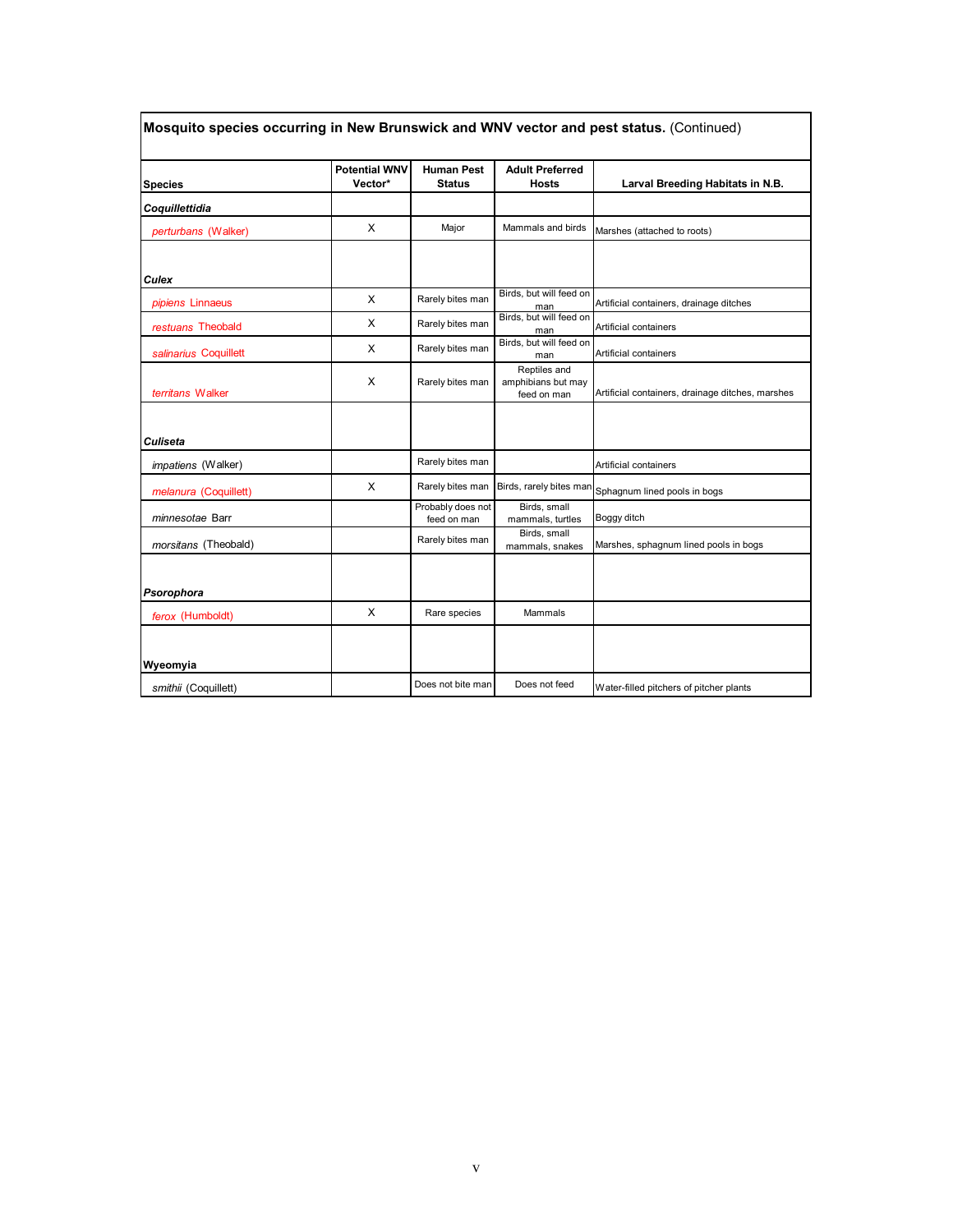**Mosquito species occurring in New Brunswick and WNV vector and pest status.** (Continued)

| Species | Potential WNV Vector* | Human Pest Status | Adult Preferred Hosts | Larval Breeding Habitats in N.B. |
|---|---|---|---|---|
| ***Coquillettidia*** | | | | |
| *perturbans* (Walker) | X | Major | Mammals and birds | Marshes (attached to roots) |
| ***Culex*** | | | | |
| *pipiens* Linnaeus | X | Rarely bites man | Birds, but will feed on man | Artificial containers, drainage ditches |
| *restuans* Theobald | X | Rarely bites man | Birds, but will feed on man | Artificial containers |
| *salinarius* Coquillett | X | Rarely bites man | Birds, but will feed on man | Artificial containers |
| *territans* Walker | X | Rarely bites man | Reptiles and amphibians but may feed on man | Artificial containers, drainage ditches, marshes |
| ***Culiseta*** | | | | |
| *impatiens* (Walker) | | Rarely bites man | | Artificial containers |
| *melanura* (Coquillett) | X | Rarely bites man | Birds, rarely bites man | Sphagnum lined pools in bogs |
| *minnesotae* Barr | | Probably does not feed on man | Birds, small mammals, turtles | Boggy ditch |
| *morsitans* (Theobald) | | Rarely bites man | Birds, small mammals, snakes | Marshes, sphagnum lined pools in bogs |
| ***Psorophora*** | | | | |
| *ferox* (Humboldt) | X | Rare species | Mammals | |
| ***Wyeomyia*** | | | | |
| *smithii* (Coquillett) | | Does not bite man | Does not feed | Water-filled pitchers of pitcher plants |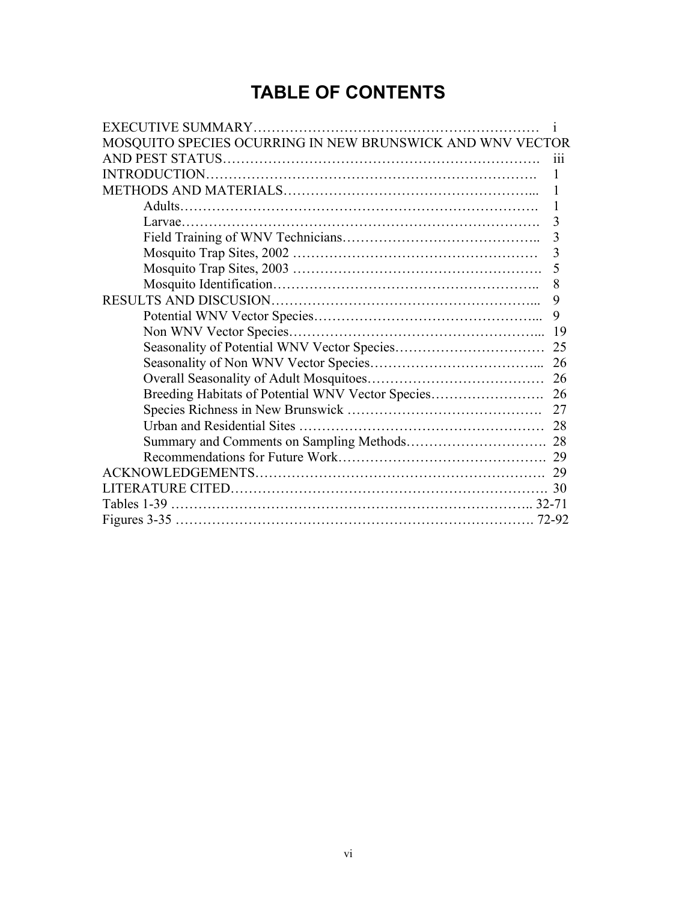# TABLE OF CONTENTS

| | |
|---|---|
| EXECUTIVE SUMMARY | i |
| MOSQUITO SPECIES OCURRING IN NEW BRUNSWICK AND WNV VECTOR AND PEST STATUS | iii |
| INTRODUCTION | 1 |
| METHODS AND MATERIALS | 1 |
| Adults | 1 |
| Larvae | 3 |
| Field Training of WNV Technicians | 3 |
| Mosquito Trap Sites, 2002 | 3 |
| Mosquito Trap Sites, 2003 | 5 |
| Mosquito Identification | 8 |
| RESULTS AND DISCUSION | 9 |
| Potential WNV Vector Species | 9 |
| Non WNV Vector Species | 19 |
| Seasonality of Potential WNV Vector Species | 25 |
| Seasonality of Non WNV Vector Species | 26 |
| Overall Seasonality of Adult Mosquitoes | 26 |
| Breeding Habitats of Potential WNV Vector Species | 26 |
| Species Richness in New Brunswick | 27 |
| Urban and Residential Sites | 28 |
| Summary and Comments on Sampling Methods | 28 |
| Recommendations for Future Work | 29 |
| ACKNOWLEDGEMENTS | 29 |
| LITERATURE CITED | 30 |
| Tables 1-39 | 32-71 |
| Figures 3-35 | 72-92 |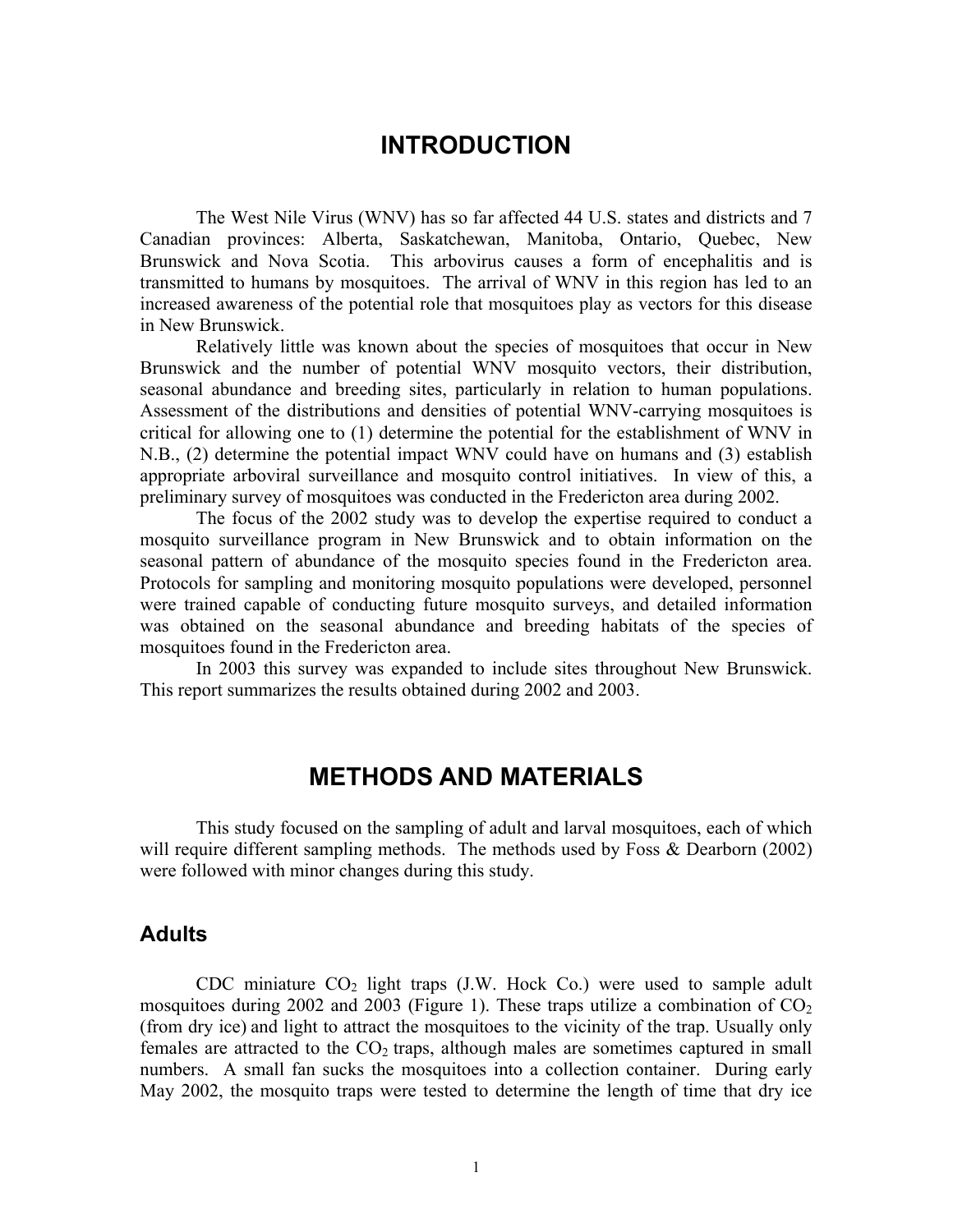# INTRODUCTION

The West Nile Virus (WNV) has so far affected 44 U.S. states and districts and 7 Canadian provinces: Alberta, Saskatchewan, Manitoba, Ontario, Quebec, New Brunswick and Nova Scotia. This arbovirus causes a form of encephalitis and is transmitted to humans by mosquitoes. The arrival of WNV in this region has led to an increased awareness of the potential role that mosquitoes play as vectors for this disease in New Brunswick.

Relatively little was known about the species of mosquitoes that occur in New Brunswick and the number of potential WNV mosquito vectors, their distribution, seasonal abundance and breeding sites, particularly in relation to human populations. Assessment of the distributions and densities of potential WNV-carrying mosquitoes is critical for allowing one to (1) determine the potential for the establishment of WNV in N.B., (2) determine the potential impact WNV could have on humans and (3) establish appropriate arboviral surveillance and mosquito control initiatives. In view of this, a preliminary survey of mosquitoes was conducted in the Fredericton area during 2002.

The focus of the 2002 study was to develop the expertise required to conduct a mosquito surveillance program in New Brunswick and to obtain information on the seasonal pattern of abundance of the mosquito species found in the Fredericton area. Protocols for sampling and monitoring mosquito populations were developed, personnel were trained capable of conducting future mosquito surveys, and detailed information was obtained on the seasonal abundance and breeding habitats of the species of mosquitoes found in the Fredericton area.

In 2003 this survey was expanded to include sites throughout New Brunswick. This report summarizes the results obtained during 2002 and 2003.

# METHODS AND MATERIALS

This study focused on the sampling of adult and larval mosquitoes, each of which will require different sampling methods. The methods used by Foss & Dearborn (2002) were followed with minor changes during this study.

## Adults

CDC miniature $CO_2$ light traps (J.W. Hock Co.) were used to sample adult mosquitoes during 2002 and 2003 (Figure 1). These traps utilize a combination of $CO_2$ (from dry ice) and light to attract the mosquitoes to the vicinity of the trap. Usually only females are attracted to the $CO_2$ traps, although males are sometimes captured in small numbers. A small fan sucks the mosquitoes into a collection container. During early May 2002, the mosquito traps were tested to determine the length of time that dry ice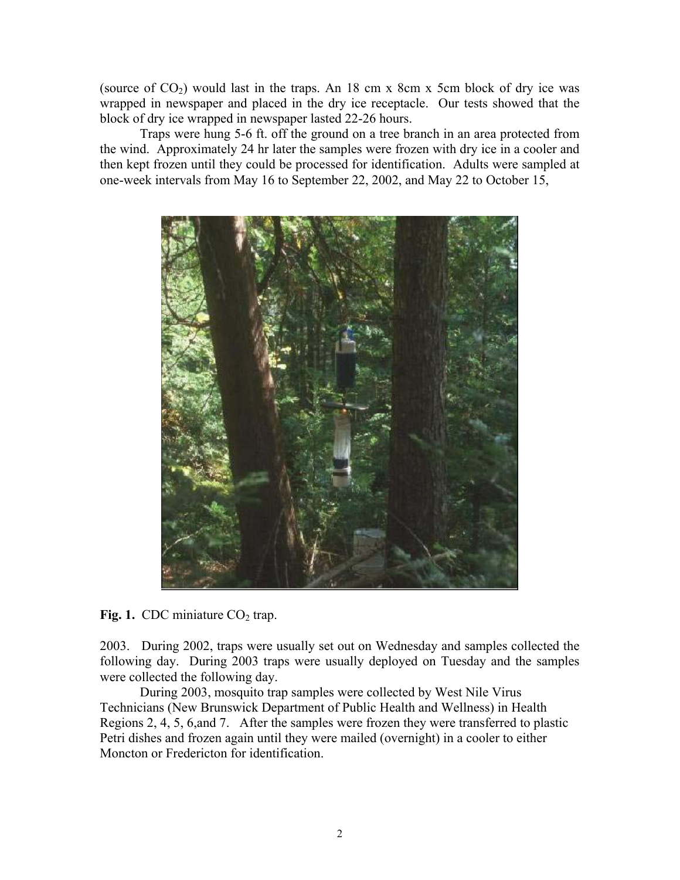(source of $CO_2$) would last in the traps. An 18 cm x 8cm x 5cm block of dry ice was wrapped in newspaper and placed in the dry ice receptacle. Our tests showed that the block of dry ice wrapped in newspaper lasted 22-26 hours.

Traps were hung 5-6 ft. off the ground on a tree branch in an area protected from the wind. Approximately 24 hr later the samples were frozen with dry ice in a cooler and then kept frozen until they could be processed for identification. Adults were sampled at one-week intervals from May 16 to September 22, 2002, and May 22 to October 15,

**Fig. 1.** CDC miniature $CO_2$ trap.

2003. During 2002, traps were usually set out on Wednesday and samples collected the following day. During 2003 traps were usually deployed on Tuesday and the samples were collected the following day.

During 2003, mosquito trap samples were collected by West Nile Virus Technicians (New Brunswick Department of Public Health and Wellness) in Health Regions 2, 4, 5, 6,and 7. After the samples were frozen they were transferred to plastic Petri dishes and frozen again until they were mailed (overnight) in a cooler to either Moncton or Fredericton for identification.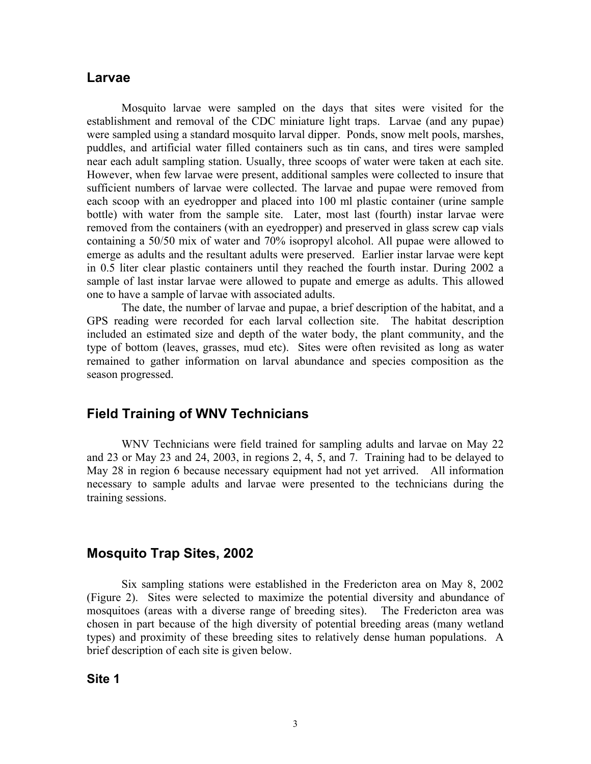## Larvae

Mosquito larvae were sampled on the days that sites were visited for the establishment and removal of the CDC miniature light traps. Larvae (and any pupae) were sampled using a standard mosquito larval dipper. Ponds, snow melt pools, marshes, puddles, and artificial water filled containers such as tin cans, and tires were sampled near each adult sampling station. Usually, three scoops of water were taken at each site. However, when few larvae were present, additional samples were collected to insure that sufficient numbers of larvae were collected. The larvae and pupae were removed from each scoop with an eyedropper and placed into 100 ml plastic container (urine sample bottle) with water from the sample site. Later, most last (fourth) instar larvae were removed from the containers (with an eyedropper) and preserved in glass screw cap vials containing a 50/50 mix of water and 70% isopropyl alcohol. All pupae were allowed to emerge as adults and the resultant adults were preserved. Earlier instar larvae were kept in 0.5 liter clear plastic containers until they reached the fourth instar. During 2002 a sample of last instar larvae were allowed to pupate and emerge as adults. This allowed one to have a sample of larvae with associated adults.

The date, the number of larvae and pupae, a brief description of the habitat, and a GPS reading were recorded for each larval collection site. The habitat description included an estimated size and depth of the water body, the plant community, and the type of bottom (leaves, grasses, mud etc). Sites were often revisited as long as water remained to gather information on larval abundance and species composition as the season progressed.

## Field Training of WNV Technicians

WNV Technicians were field trained for sampling adults and larvae on May 22 and 23 or May 23 and 24, 2003, in regions 2, 4, 5, and 7. Training had to be delayed to May 28 in region 6 because necessary equipment had not yet arrived. All information necessary to sample adults and larvae were presented to the technicians during the training sessions.

## Mosquito Trap Sites, 2002

Six sampling stations were established in the Fredericton area on May 8, 2002 (Figure 2). Sites were selected to maximize the potential diversity and abundance of mosquitoes (areas with a diverse range of breeding sites). The Fredericton area was chosen in part because of the high diversity of potential breeding areas (many wetland types) and proximity of these breeding sites to relatively dense human populations. A brief description of each site is given below.

### Site 1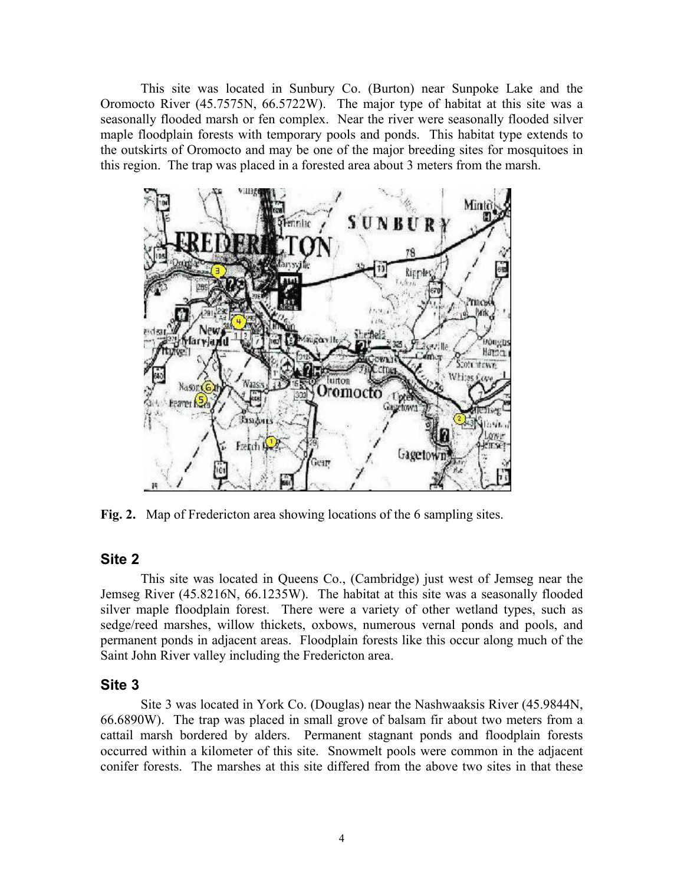This site was located in Sunbury Co. (Burton) near Sunpoke Lake and the Oromocto River (45.7575N, 66.5722W). The major type of habitat at this site was a seasonally flooded marsh or fen complex. Near the river were seasonally flooded silver maple floodplain forests with temporary pools and ponds. This habitat type extends to the outskirts of Oromocto and may be one of the major breeding sites for mosquitoes in this region. The trap was placed in a forested area about 3 meters from the marsh.

**Fig. 2.** Map of Fredericton area showing locations of the 6 sampling sites.

## Site 2

This site was located in Queens Co., (Cambridge) just west of Jemseg near the Jemseg River (45.8216N, 66.1235W). The habitat at this site was a seasonally flooded silver maple floodplain forest. There were a variety of other wetland types, such as sedge/reed marshes, willow thickets, oxbows, numerous vernal ponds and pools, and permanent ponds in adjacent areas. Floodplain forests like this occur along much of the Saint John River valley including the Fredericton area.

## Site 3

Site 3 was located in York Co. (Douglas) near the Nashwaaksis River (45.9844N, 66.6890W). The trap was placed in small grove of balsam fir about two meters from a cattail marsh bordered by alders. Permanent stagnant ponds and floodplain forests occurred within a kilometer of this site. Snowmelt pools were common in the adjacent conifer forests. The marshes at this site differed from the above two sites in that these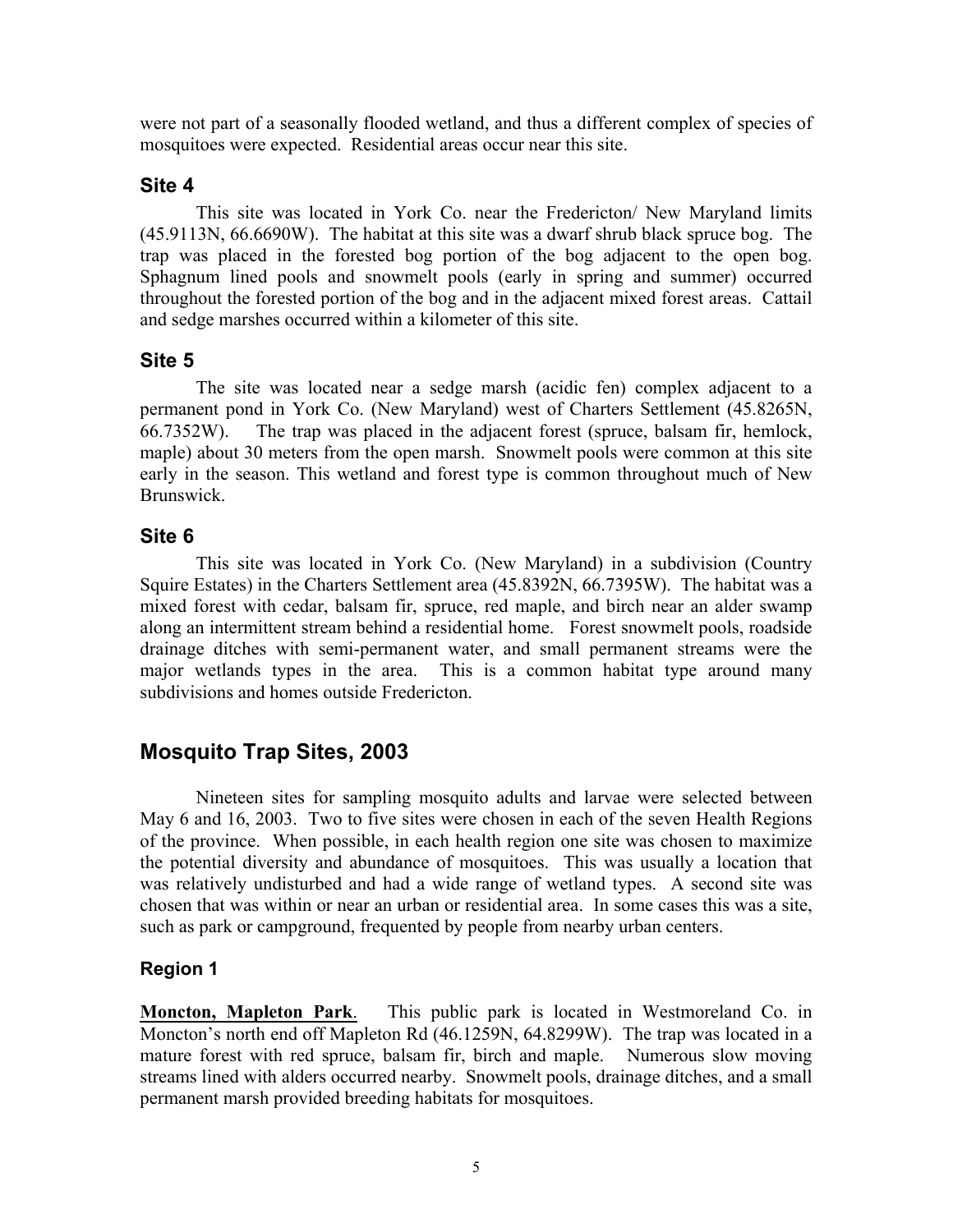were not part of a seasonally flooded wetland, and thus a different complex of species of mosquitoes were expected. Residential areas occur near this site.

### Site 4

This site was located in York Co. near the Fredericton/ New Maryland limits (45.9113N, 66.6690W). The habitat at this site was a dwarf shrub black spruce bog. The trap was placed in the forested bog portion of the bog adjacent to the open bog. Sphagnum lined pools and snowmelt pools (early in spring and summer) occurred throughout the forested portion of the bog and in the adjacent mixed forest areas. Cattail and sedge marshes occurred within a kilometer of this site.

### Site 5

The site was located near a sedge marsh (acidic fen) complex adjacent to a permanent pond in York Co. (New Maryland) west of Charters Settlement (45.8265N, 66.7352W). The trap was placed in the adjacent forest (spruce, balsam fir, hemlock, maple) about 30 meters from the open marsh. Snowmelt pools were common at this site early in the season. This wetland and forest type is common throughout much of New Brunswick.

### Site 6

This site was located in York Co. (New Maryland) in a subdivision (Country Squire Estates) in the Charters Settlement area (45.8392N, 66.7395W). The habitat was a mixed forest with cedar, balsam fir, spruce, red maple, and birch near an alder swamp along an intermittent stream behind a residential home. Forest snowmelt pools, roadside drainage ditches with semi-permanent water, and small permanent streams were the major wetlands types in the area. This is a common habitat type around many subdivisions and homes outside Fredericton.

## Mosquito Trap Sites, 2003

Nineteen sites for sampling mosquito adults and larvae were selected between May 6 and 16, 2003. Two to five sites were chosen in each of the seven Health Regions of the province. When possible, in each health region one site was chosen to maximize the potential diversity and abundance of mosquitoes. This was usually a location that was relatively undisturbed and had a wide range of wetland types. A second site was chosen that was within or near an urban or residential area. In some cases this was a site, such as park or campground, frequented by people from nearby urban centers.

### Region 1

**Moncton, Mapleton Park**. This public park is located in Westmoreland Co. in Moncton's north end off Mapleton Rd (46.1259N, 64.8299W). The trap was located in a mature forest with red spruce, balsam fir, birch and maple. Numerous slow moving streams lined with alders occurred nearby. Snowmelt pools, drainage ditches, and a small permanent marsh provided breeding habitats for mosquitoes.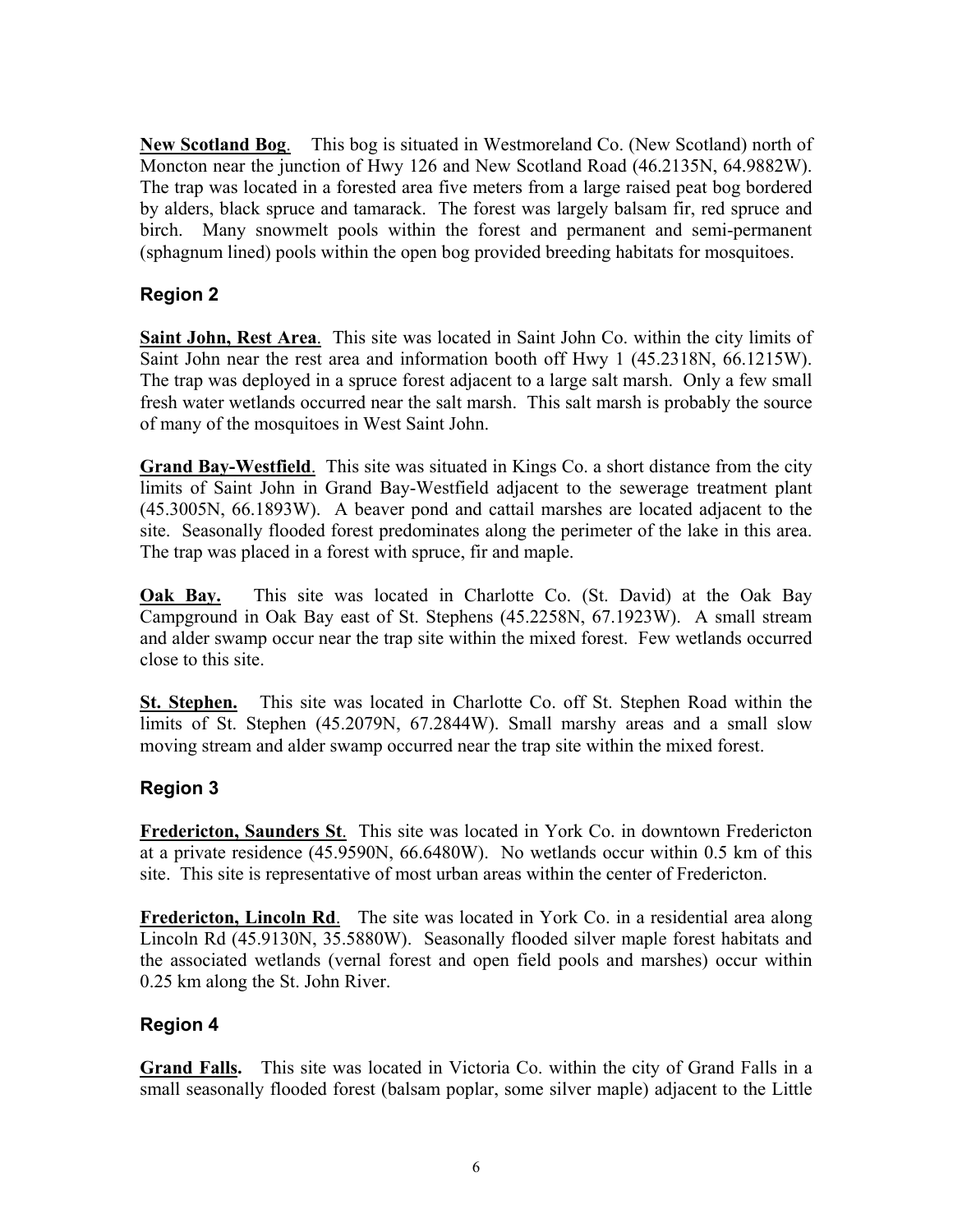**New Scotland Bog**. This bog is situated in Westmoreland Co. (New Scotland) north of Moncton near the junction of Hwy 126 and New Scotland Road (46.2135N, 64.9882W). The trap was located in a forested area five meters from a large raised peat bog bordered by alders, black spruce and tamarack. The forest was largely balsam fir, red spruce and birch. Many snowmelt pools within the forest and permanent and semi-permanent (sphagnum lined) pools within the open bog provided breeding habitats for mosquitoes.

## Region 2

**Saint John, Rest Area**. This site was located in Saint John Co. within the city limits of Saint John near the rest area and information booth off Hwy 1 (45.2318N, 66.1215W). The trap was deployed in a spruce forest adjacent to a large salt marsh. Only a few small fresh water wetlands occurred near the salt marsh. This salt marsh is probably the source of many of the mosquitoes in West Saint John.

**Grand Bay-Westfield**. This site was situated in Kings Co. a short distance from the city limits of Saint John in Grand Bay-Westfield adjacent to the sewerage treatment plant (45.3005N, 66.1893W). A beaver pond and cattail marshes are located adjacent to the site. Seasonally flooded forest predominates along the perimeter of the lake in this area. The trap was placed in a forest with spruce, fir and maple.

**Oak Bay.** This site was located in Charlotte Co. (St. David) at the Oak Bay Campground in Oak Bay east of St. Stephens (45.2258N, 67.1923W). A small stream and alder swamp occur near the trap site within the mixed forest. Few wetlands occurred close to this site.

**St. Stephen.** This site was located in Charlotte Co. off St. Stephen Road within the limits of St. Stephen (45.2079N, 67.2844W). Small marshy areas and a small slow moving stream and alder swamp occurred near the trap site within the mixed forest.

## Region 3

**Fredericton, Saunders St**. This site was located in York Co. in downtown Fredericton at a private residence (45.9590N, 66.6480W). No wetlands occur within 0.5 km of this site. This site is representative of most urban areas within the center of Fredericton.

**Fredericton, Lincoln Rd**. The site was located in York Co. in a residential area along Lincoln Rd (45.9130N, 35.5880W). Seasonally flooded silver maple forest habitats and the associated wetlands (vernal forest and open field pools and marshes) occur within 0.25 km along the St. John River.

## Region 4

**Grand Falls.** This site was located in Victoria Co. within the city of Grand Falls in a small seasonally flooded forest (balsam poplar, some silver maple) adjacent to the Little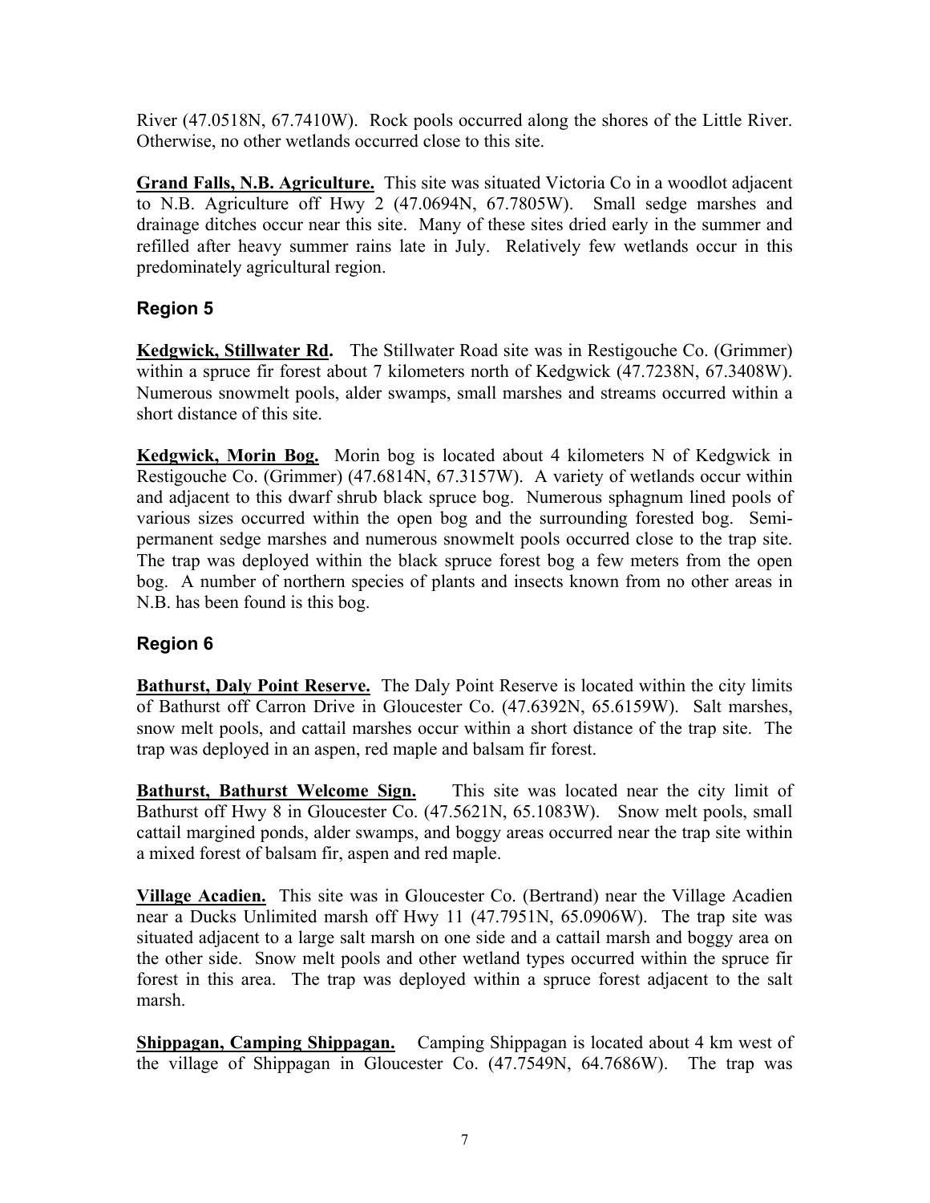River (47.0518N, 67.7410W). Rock pools occurred along the shores of the Little River. Otherwise, no other wetlands occurred close to this site.

**Grand Falls, N.B. Agriculture.** This site was situated Victoria Co in a woodlot adjacent to N.B. Agriculture off Hwy 2 (47.0694N, 67.7805W). Small sedge marshes and drainage ditches occur near this site. Many of these sites dried early in the summer and refilled after heavy summer rains late in July. Relatively few wetlands occur in this predominately agricultural region.

## Region 5

**Kedgwick, Stillwater Rd.** The Stillwater Road site was in Restigouche Co. (Grimmer) within a spruce fir forest about 7 kilometers north of Kedgwick (47.7238N, 67.3408W). Numerous snowmelt pools, alder swamps, small marshes and streams occurred within a short distance of this site.

**Kedgwick, Morin Bog.** Morin bog is located about 4 kilometers N of Kedgwick in Restigouche Co. (Grimmer) (47.6814N, 67.3157W). A variety of wetlands occur within and adjacent to this dwarf shrub black spruce bog. Numerous sphagnum lined pools of various sizes occurred within the open bog and the surrounding forested bog. Semi-permanent sedge marshes and numerous snowmelt pools occurred close to the trap site. The trap was deployed within the black spruce forest bog a few meters from the open bog. A number of northern species of plants and insects known from no other areas in N.B. has been found is this bog.

## Region 6

**Bathurst, Daly Point Reserve.** The Daly Point Reserve is located within the city limits of Bathurst off Carron Drive in Gloucester Co. (47.6392N, 65.6159W). Salt marshes, snow melt pools, and cattail marshes occur within a short distance of the trap site. The trap was deployed in an aspen, red maple and balsam fir forest.

**Bathurst, Bathurst Welcome Sign.** This site was located near the city limit of Bathurst off Hwy 8 in Gloucester Co. (47.5621N, 65.1083W). Snow melt pools, small cattail margined ponds, alder swamps, and boggy areas occurred near the trap site within a mixed forest of balsam fir, aspen and red maple.

**Village Acadien.** This site was in Gloucester Co. (Bertrand) near the Village Acadien near a Ducks Unlimited marsh off Hwy 11 (47.7951N, 65.0906W). The trap site was situated adjacent to a large salt marsh on one side and a cattail marsh and boggy area on the other side. Snow melt pools and other wetland types occurred within the spruce fir forest in this area. The trap was deployed within a spruce forest adjacent to the salt marsh.

**Shippagan, Camping Shippagan.** Camping Shippagan is located about 4 km west of the village of Shippagan in Gloucester Co. (47.7549N, 64.7686W). The trap was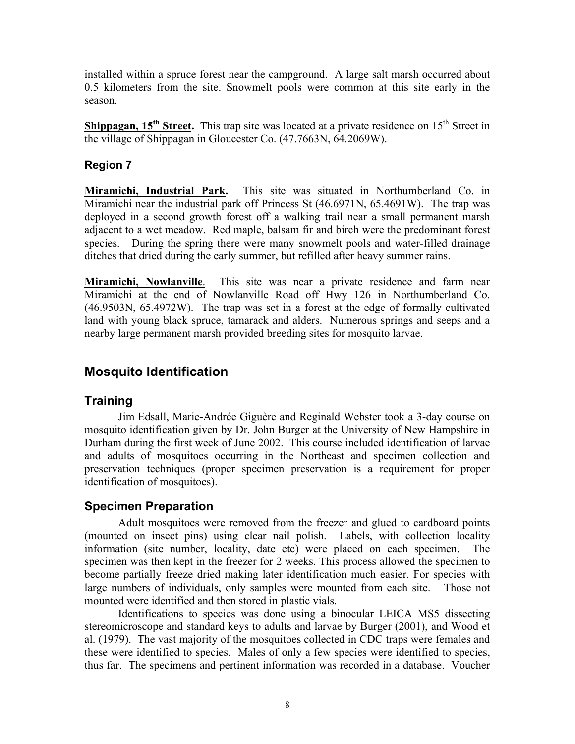installed within a spruce forest near the campground. A large salt marsh occurred about 0.5 kilometers from the site. Snowmelt pools were common at this site early in the season.

**Shippagan, 15th Street.** This trap site was located at a private residence on 15th Street in the village of Shippagan in Gloucester Co. (47.7663N, 64.2069W).

### Region 7

**Miramichi, Industrial Park.** This site was situated in Northumberland Co. in Miramichi near the industrial park off Princess St (46.6971N, 65.4691W). The trap was deployed in a second growth forest off a walking trail near a small permanent marsh adjacent to a wet meadow. Red maple, balsam fir and birch were the predominant forest species. During the spring there were many snowmelt pools and water-filled drainage ditches that dried during the early summer, but refilled after heavy summer rains.

**Miramichi, Nowlanville**. This site was near a private residence and farm near Miramichi at the end of Nowlanville Road off Hwy 126 in Northumberland Co. (46.9503N, 65.4972W). The trap was set in a forest at the edge of formally cultivated land with young black spruce, tamarack and alders. Numerous springs and seeps and a nearby large permanent marsh provided breeding sites for mosquito larvae.

## Mosquito Identification

### Training

Jim Edsall, Marie-Andrée Giguère and Reginald Webster took a 3-day course on mosquito identification given by Dr. John Burger at the University of New Hampshire in Durham during the first week of June 2002. This course included identification of larvae and adults of mosquitoes occurring in the Northeast and specimen collection and preservation techniques (proper specimen preservation is a requirement for proper identification of mosquitoes).

### Specimen Preparation

Adult mosquitoes were removed from the freezer and glued to cardboard points (mounted on insect pins) using clear nail polish. Labels, with collection locality information (site number, locality, date etc) were placed on each specimen. The specimen was then kept in the freezer for 2 weeks. This process allowed the specimen to become partially freeze dried making later identification much easier. For species with large numbers of individuals, only samples were mounted from each site. Those not mounted were identified and then stored in plastic vials.

Identifications to species was done using a binocular LEICA MS5 dissecting stereomicroscope and standard keys to adults and larvae by Burger (2001), and Wood et al. (1979). The vast majority of the mosquitoes collected in CDC traps were females and these were identified to species. Males of only a few species were identified to species, thus far. The specimens and pertinent information was recorded in a database. Voucher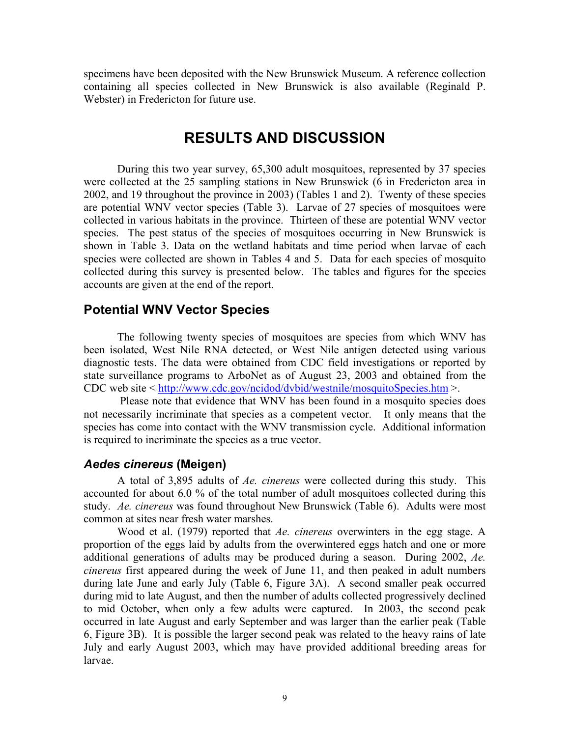specimens have been deposited with the New Brunswick Museum. A reference collection containing all species collected in New Brunswick is also available (Reginald P. Webster) in Fredericton for future use.

# RESULTS AND DISCUSSION

During this two year survey, 65,300 adult mosquitoes, represented by 37 species were collected at the 25 sampling stations in New Brunswick (6 in Fredericton area in 2002, and 19 throughout the province in 2003) (Tables 1 and 2). Twenty of these species are potential WNV vector species (Table 3). Larvae of 27 species of mosquitoes were collected in various habitats in the province. Thirteen of these are potential WNV vector species. The pest status of the species of mosquitoes occurring in New Brunswick is shown in Table 3. Data on the wetland habitats and time period when larvae of each species were collected are shown in Tables 4 and 5. Data for each species of mosquito collected during this survey is presented below. The tables and figures for the species accounts are given at the end of the report.

## Potential WNV Vector Species

The following twenty species of mosquitoes are species from which WNV has been isolated, West Nile RNA detected, or West Nile antigen detected using various diagnostic tests. The data were obtained from CDC field investigations or reported by state surveillance programs to ArboNet as of August 23, 2003 and obtained from the CDC web site < http://www.cdc.gov/ncidod/dvbid/westnile/mosquitoSpecies.htm >.

Please note that evidence that WNV has been found in a mosquito species does not necessarily incriminate that species as a competent vector. It only means that the species has come into contact with the WNV transmission cycle. Additional information is required to incriminate the species as a true vector.

### *Aedes cinereus* (Meigen)

A total of 3,895 adults of *Ae. cinereus* were collected during this study. This accounted for about 6.0 % of the total number of adult mosquitoes collected during this study. *Ae. cinereus* was found throughout New Brunswick (Table 6). Adults were most common at sites near fresh water marshes.

Wood et al. (1979) reported that *Ae. cinereus* overwinters in the egg stage. A proportion of the eggs laid by adults from the overwintered eggs hatch and one or more additional generations of adults may be produced during a season. During 2002, *Ae. cinereus* first appeared during the week of June 11, and then peaked in adult numbers during late June and early July (Table 6, Figure 3A). A second smaller peak occurred during mid to late August, and then the number of adults collected progressively declined to mid October, when only a few adults were captured. In 2003, the second peak occurred in late August and early September and was larger than the earlier peak (Table 6, Figure 3B). It is possible the larger second peak was related to the heavy rains of late July and early August 2003, which may have provided additional breeding areas for larvae.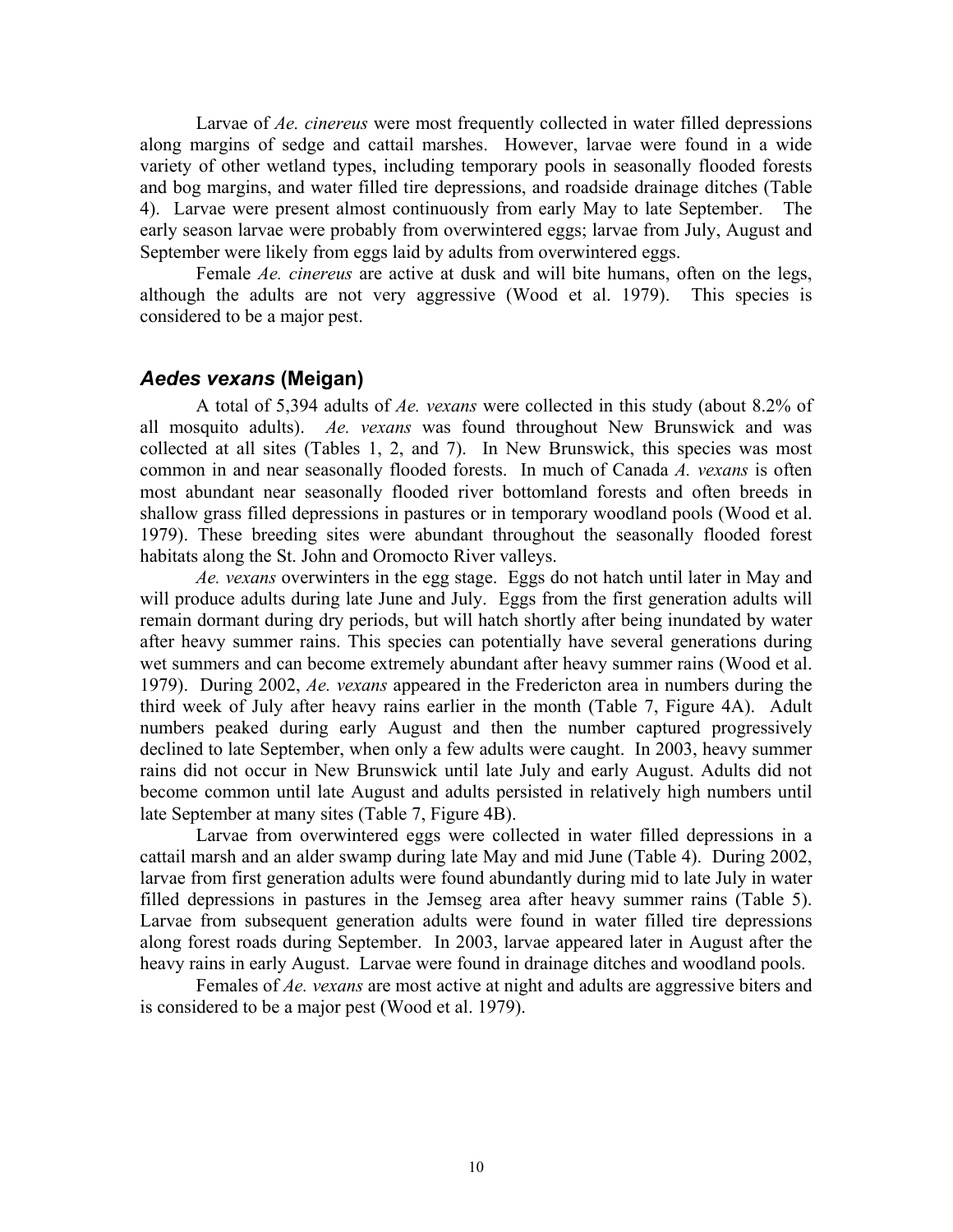Larvae of *Ae. cinereus* were most frequently collected in water filled depressions along margins of sedge and cattail marshes. However, larvae were found in a wide variety of other wetland types, including temporary pools in seasonally flooded forests and bog margins, and water filled tire depressions, and roadside drainage ditches (Table 4). Larvae were present almost continuously from early May to late September. The early season larvae were probably from overwintered eggs; larvae from July, August and September were likely from eggs laid by adults from overwintered eggs.

Female *Ae. cinereus* are active at dusk and will bite humans, often on the legs, although the adults are not very aggressive (Wood et al. 1979). This species is considered to be a major pest.

### *Aedes vexans* (Meigan)

A total of 5,394 adults of *Ae. vexans* were collected in this study (about 8.2% of all mosquito adults). *Ae. vexans* was found throughout New Brunswick and was collected at all sites (Tables 1, 2, and 7). In New Brunswick, this species was most common in and near seasonally flooded forests. In much of Canada *A. vexans* is often most abundant near seasonally flooded river bottomland forests and often breeds in shallow grass filled depressions in pastures or in temporary woodland pools (Wood et al. 1979). These breeding sites were abundant throughout the seasonally flooded forest habitats along the St. John and Oromocto River valleys.

*Ae. vexans* overwinters in the egg stage. Eggs do not hatch until later in May and will produce adults during late June and July. Eggs from the first generation adults will remain dormant during dry periods, but will hatch shortly after being inundated by water after heavy summer rains. This species can potentially have several generations during wet summers and can become extremely abundant after heavy summer rains (Wood et al. 1979). During 2002, *Ae. vexans* appeared in the Fredericton area in numbers during the third week of July after heavy rains earlier in the month (Table 7, Figure 4A). Adult numbers peaked during early August and then the number captured progressively declined to late September, when only a few adults were caught. In 2003, heavy summer rains did not occur in New Brunswick until late July and early August. Adults did not become common until late August and adults persisted in relatively high numbers until late September at many sites (Table 7, Figure 4B).

Larvae from overwintered eggs were collected in water filled depressions in a cattail marsh and an alder swamp during late May and mid June (Table 4). During 2002, larvae from first generation adults were found abundantly during mid to late July in water filled depressions in pastures in the Jemseg area after heavy summer rains (Table 5). Larvae from subsequent generation adults were found in water filled tire depressions along forest roads during September. In 2003, larvae appeared later in August after the heavy rains in early August. Larvae were found in drainage ditches and woodland pools.

Females of *Ae. vexans* are most active at night and adults are aggressive biters and is considered to be a major pest (Wood et al. 1979).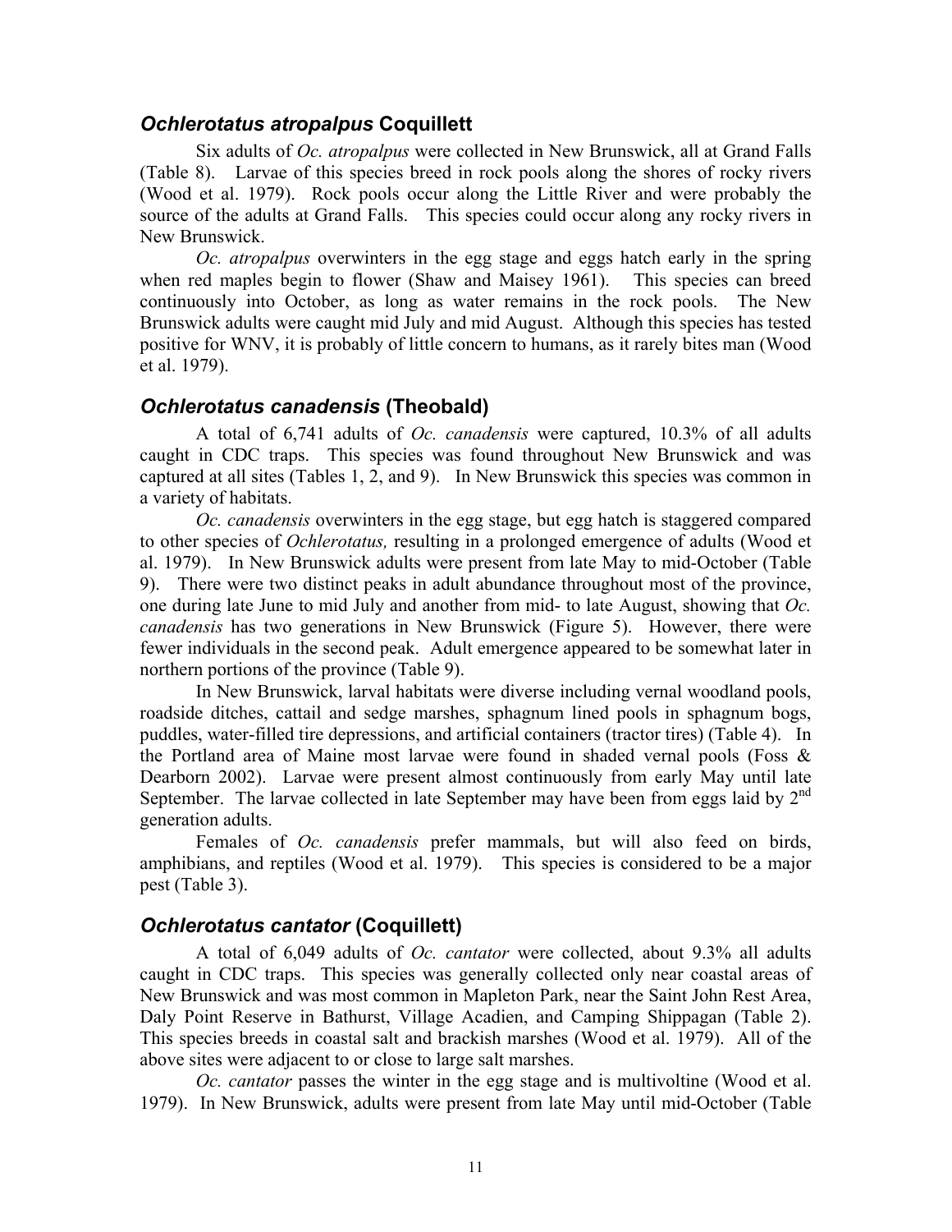## *Ochlerotatus atropalpus* Coquillett

Six adults of *Oc. atropalpus* were collected in New Brunswick, all at Grand Falls (Table 8). Larvae of this species breed in rock pools along the shores of rocky rivers (Wood et al. 1979). Rock pools occur along the Little River and were probably the source of the adults at Grand Falls. This species could occur along any rocky rivers in New Brunswick.

*Oc. atropalpus* overwinters in the egg stage and eggs hatch early in the spring when red maples begin to flower (Shaw and Maisey 1961). This species can breed continuously into October, as long as water remains in the rock pools. The New Brunswick adults were caught mid July and mid August. Although this species has tested positive for WNV, it is probably of little concern to humans, as it rarely bites man (Wood et al. 1979).

## *Ochlerotatus canadensis* (Theobald)

A total of 6,741 adults of *Oc. canadensis* were captured, 10.3% of all adults caught in CDC traps. This species was found throughout New Brunswick and was captured at all sites (Tables 1, 2, and 9). In New Brunswick this species was common in a variety of habitats.

*Oc. canadensis* overwinters in the egg stage, but egg hatch is staggered compared to other species of *Ochlerotatus,* resulting in a prolonged emergence of adults (Wood et al. 1979). In New Brunswick adults were present from late May to mid-October (Table 9). There were two distinct peaks in adult abundance throughout most of the province, one during late June to mid July and another from mid- to late August, showing that *Oc. canadensis* has two generations in New Brunswick (Figure 5). However, there were fewer individuals in the second peak. Adult emergence appeared to be somewhat later in northern portions of the province (Table 9).

In New Brunswick, larval habitats were diverse including vernal woodland pools, roadside ditches, cattail and sedge marshes, sphagnum lined pools in sphagnum bogs, puddles, water-filled tire depressions, and artificial containers (tractor tires) (Table 4). In the Portland area of Maine most larvae were found in shaded vernal pools (Foss & Dearborn 2002). Larvae were present almost continuously from early May until late September. The larvae collected in late September may have been from eggs laid by 2nd generation adults.

Females of *Oc. canadensis* prefer mammals, but will also feed on birds, amphibians, and reptiles (Wood et al. 1979). This species is considered to be a major pest (Table 3).

## *Ochlerotatus cantator* (Coquillett)

A total of 6,049 adults of *Oc. cantator* were collected, about 9.3% all adults caught in CDC traps. This species was generally collected only near coastal areas of New Brunswick and was most common in Mapleton Park, near the Saint John Rest Area, Daly Point Reserve in Bathurst, Village Acadien, and Camping Shippagan (Table 2). This species breeds in coastal salt and brackish marshes (Wood et al. 1979). All of the above sites were adjacent to or close to large salt marshes.

*Oc. cantator* passes the winter in the egg stage and is multivoltine (Wood et al. 1979). In New Brunswick, adults were present from late May until mid-October (Table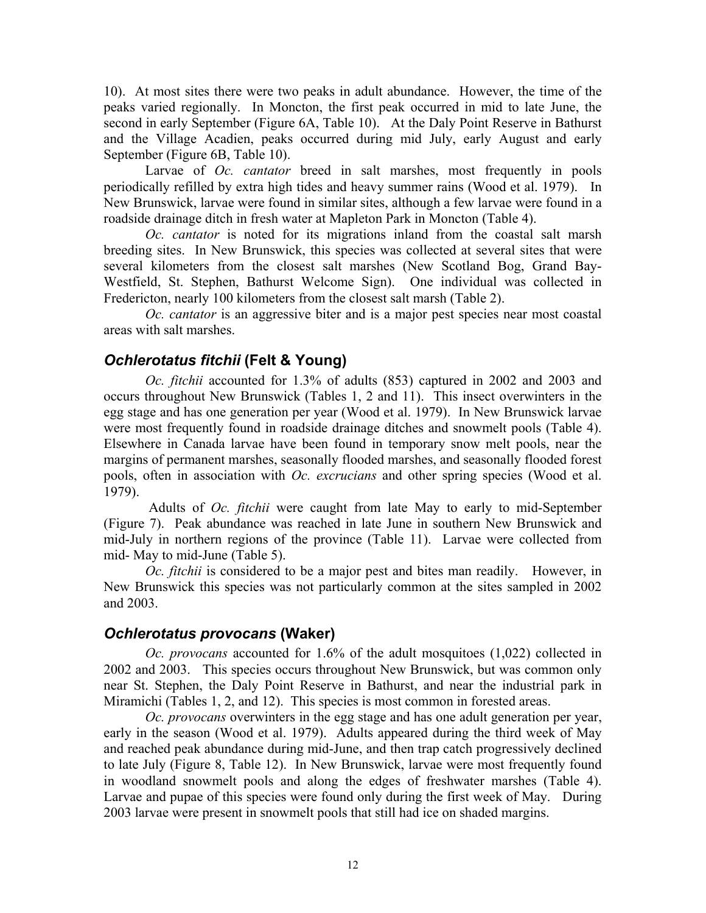10). At most sites there were two peaks in adult abundance. However, the time of the peaks varied regionally. In Moncton, the first peak occurred in mid to late June, the second in early September (Figure 6A, Table 10). At the Daly Point Reserve in Bathurst and the Village Acadien, peaks occurred during mid July, early August and early September (Figure 6B, Table 10).

Larvae of *Oc. cantator* breed in salt marshes, most frequently in pools periodically refilled by extra high tides and heavy summer rains (Wood et al. 1979). In New Brunswick, larvae were found in similar sites, although a few larvae were found in a roadside drainage ditch in fresh water at Mapleton Park in Moncton (Table 4).

*Oc. cantator* is noted for its migrations inland from the coastal salt marsh breeding sites. In New Brunswick, this species was collected at several sites that were several kilometers from the closest salt marshes (New Scotland Bog, Grand Bay-Westfield, St. Stephen, Bathurst Welcome Sign). One individual was collected in Fredericton, nearly 100 kilometers from the closest salt marsh (Table 2).

*Oc. cantator* is an aggressive biter and is a major pest species near most coastal areas with salt marshes.

## *Ochlerotatus fitchii* (Felt & Young)

*Oc. fitchii* accounted for 1.3% of adults (853) captured in 2002 and 2003 and occurs throughout New Brunswick (Tables 1, 2 and 11). This insect overwinters in the egg stage and has one generation per year (Wood et al. 1979). In New Brunswick larvae were most frequently found in roadside drainage ditches and snowmelt pools (Table 4). Elsewhere in Canada larvae have been found in temporary snow melt pools, near the margins of permanent marshes, seasonally flooded marshes, and seasonally flooded forest pools, often in association with *Oc. excrucians* and other spring species (Wood et al. 1979).

Adults of *Oc. fitchii* were caught from late May to early to mid-September (Figure 7). Peak abundance was reached in late June in southern New Brunswick and mid-July in northern regions of the province (Table 11). Larvae were collected from mid- May to mid-June (Table 5).

*Oc. fitchii* is considered to be a major pest and bites man readily. However, in New Brunswick this species was not particularly common at the sites sampled in 2002 and 2003.

## *Ochlerotatus provocans* (Waker)

*Oc. provocans* accounted for 1.6% of the adult mosquitoes (1,022) collected in 2002 and 2003. This species occurs throughout New Brunswick, but was common only near St. Stephen, the Daly Point Reserve in Bathurst, and near the industrial park in Miramichi (Tables 1, 2, and 12). This species is most common in forested areas.

*Oc. provocans* overwinters in the egg stage and has one adult generation per year, early in the season (Wood et al. 1979). Adults appeared during the third week of May and reached peak abundance during mid-June, and then trap catch progressively declined to late July (Figure 8, Table 12). In New Brunswick, larvae were most frequently found in woodland snowmelt pools and along the edges of freshwater marshes (Table 4). Larvae and pupae of this species were found only during the first week of May. During 2003 larvae were present in snowmelt pools that still had ice on shaded margins.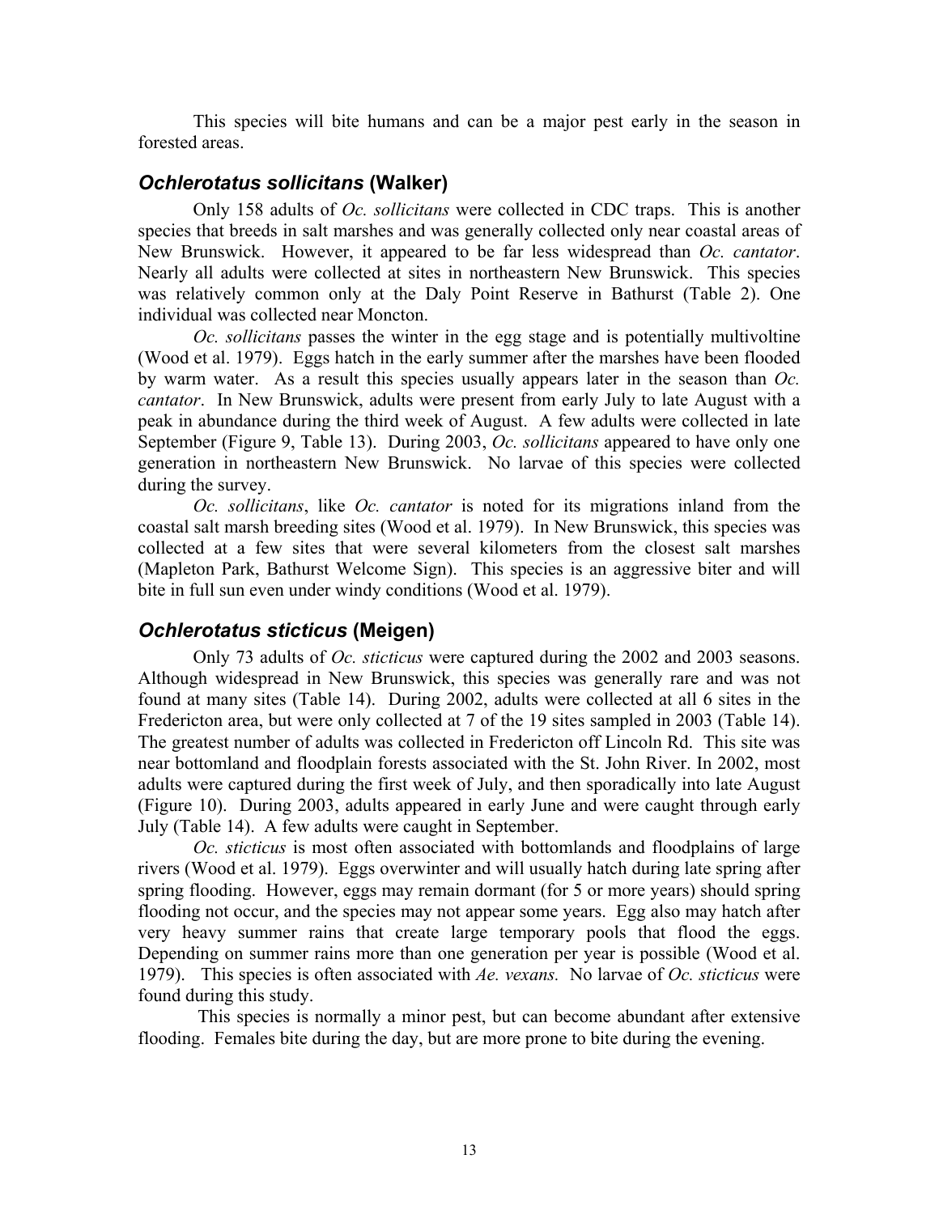This species will bite humans and can be a major pest early in the season in forested areas.

## *Ochlerotatus sollicitans* (Walker)

Only 158 adults of *Oc. sollicitans* were collected in CDC traps. This is another species that breeds in salt marshes and was generally collected only near coastal areas of New Brunswick. However, it appeared to be far less widespread than *Oc. cantator*. Nearly all adults were collected at sites in northeastern New Brunswick. This species was relatively common only at the Daly Point Reserve in Bathurst (Table 2). One individual was collected near Moncton.

*Oc. sollicitans* passes the winter in the egg stage and is potentially multivoltine (Wood et al. 1979). Eggs hatch in the early summer after the marshes have been flooded by warm water. As a result this species usually appears later in the season than *Oc. cantator*. In New Brunswick, adults were present from early July to late August with a peak in abundance during the third week of August. A few adults were collected in late September (Figure 9, Table 13). During 2003, *Oc. sollicitans* appeared to have only one generation in northeastern New Brunswick. No larvae of this species were collected during the survey.

*Oc. sollicitans*, like *Oc. cantator* is noted for its migrations inland from the coastal salt marsh breeding sites (Wood et al. 1979). In New Brunswick, this species was collected at a few sites that were several kilometers from the closest salt marshes (Mapleton Park, Bathurst Welcome Sign). This species is an aggressive biter and will bite in full sun even under windy conditions (Wood et al. 1979).

## *Ochlerotatus sticticus* (Meigen)

Only 73 adults of *Oc. sticticus* were captured during the 2002 and 2003 seasons. Although widespread in New Brunswick, this species was generally rare and was not found at many sites (Table 14). During 2002, adults were collected at all 6 sites in the Fredericton area, but were only collected at 7 of the 19 sites sampled in 2003 (Table 14). The greatest number of adults was collected in Fredericton off Lincoln Rd. This site was near bottomland and floodplain forests associated with the St. John River. In 2002, most adults were captured during the first week of July, and then sporadically into late August (Figure 10). During 2003, adults appeared in early June and were caught through early July (Table 14). A few adults were caught in September.

*Oc. sticticus* is most often associated with bottomlands and floodplains of large rivers (Wood et al. 1979). Eggs overwinter and will usually hatch during late spring after spring flooding. However, eggs may remain dormant (for 5 or more years) should spring flooding not occur, and the species may not appear some years. Egg also may hatch after very heavy summer rains that create large temporary pools that flood the eggs. Depending on summer rains more than one generation per year is possible (Wood et al. 1979). This species is often associated with *Ae. vexans*. No larvae of *Oc. sticticus* were found during this study.

This species is normally a minor pest, but can become abundant after extensive flooding. Females bite during the day, but are more prone to bite during the evening.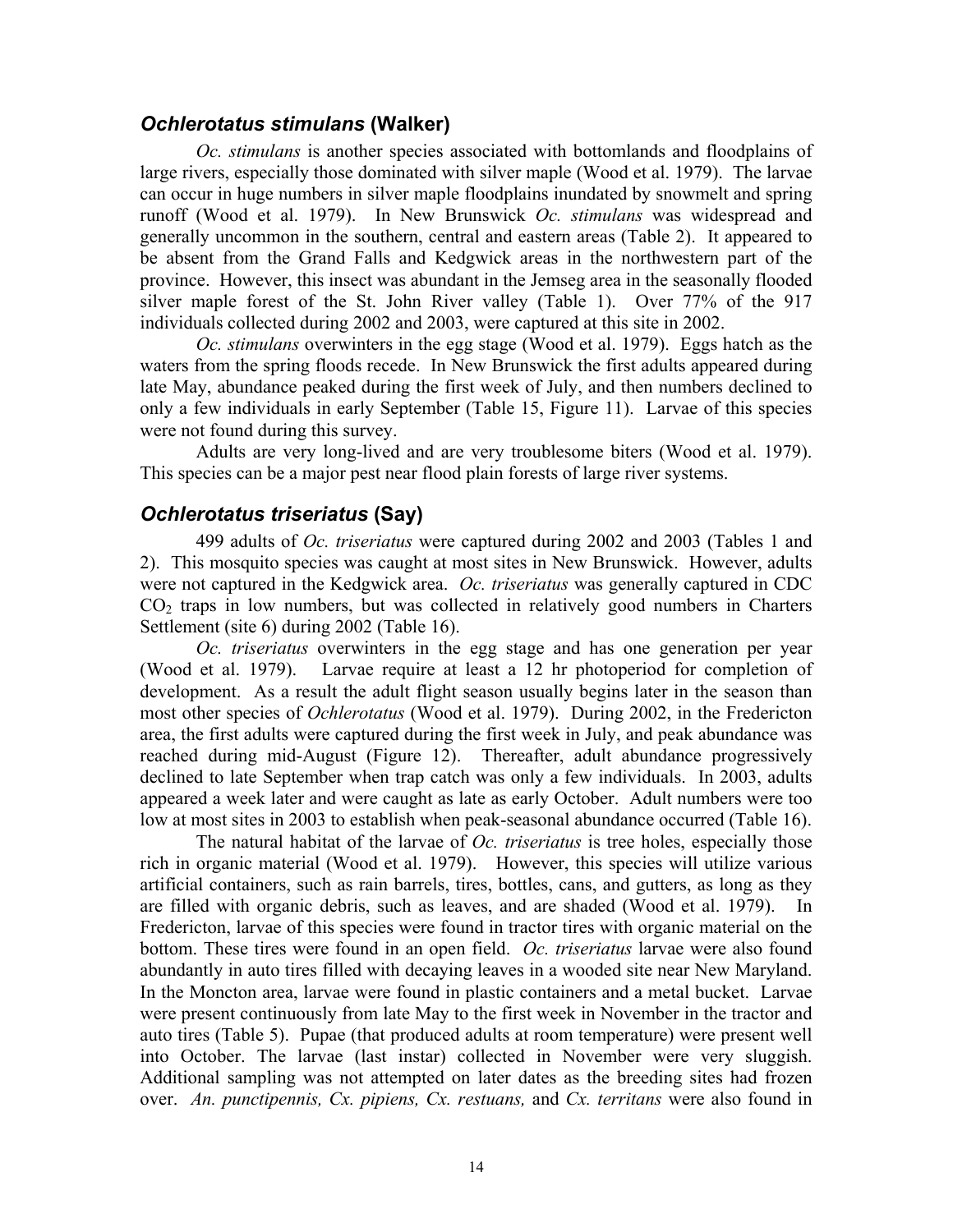## *Ochlerotatus stimulans* (Walker)

*Oc. stimulans* is another species associated with bottomlands and floodplains of large rivers, especially those dominated with silver maple (Wood et al. 1979). The larvae can occur in huge numbers in silver maple floodplains inundated by snowmelt and spring runoff (Wood et al. 1979). In New Brunswick *Oc. stimulans* was widespread and generally uncommon in the southern, central and eastern areas (Table 2). It appeared to be absent from the Grand Falls and Kedgwick areas in the northwestern part of the province. However, this insect was abundant in the Jemseg area in the seasonally flooded silver maple forest of the St. John River valley (Table 1). Over 77% of the 917 individuals collected during 2002 and 2003, were captured at this site in 2002.

*Oc. stimulans* overwinters in the egg stage (Wood et al. 1979). Eggs hatch as the waters from the spring floods recede. In New Brunswick the first adults appeared during late May, abundance peaked during the first week of July, and then numbers declined to only a few individuals in early September (Table 15, Figure 11). Larvae of this species were not found during this survey.

Adults are very long-lived and are very troublesome biters (Wood et al. 1979). This species can be a major pest near flood plain forests of large river systems.

## *Ochlerotatus triseriatus* (Say)

499 adults of *Oc. triseriatus* were captured during 2002 and 2003 (Tables 1 and 2). This mosquito species was caught at most sites in New Brunswick. However, adults were not captured in the Kedgwick area. *Oc. triseriatus* was generally captured in CDC $CO_2$ traps in low numbers, but was collected in relatively good numbers in Charters Settlement (site 6) during 2002 (Table 16).

*Oc. triseriatus* overwinters in the egg stage and has one generation per year (Wood et al. 1979). Larvae require at least a 12 hr photoperiod for completion of development. As a result the adult flight season usually begins later in the season than most other species of *Ochlerotatus* (Wood et al. 1979). During 2002, in the Fredericton area, the first adults were captured during the first week in July, and peak abundance was reached during mid-August (Figure 12). Thereafter, adult abundance progressively declined to late September when trap catch was only a few individuals. In 2003, adults appeared a week later and were caught as late as early October. Adult numbers were too low at most sites in 2003 to establish when peak-seasonal abundance occurred (Table 16).

The natural habitat of the larvae of *Oc. triseriatus* is tree holes, especially those rich in organic material (Wood et al. 1979). However, this species will utilize various artificial containers, such as rain barrels, tires, bottles, cans, and gutters, as long as they are filled with organic debris, such as leaves, and are shaded (Wood et al. 1979). In Fredericton, larvae of this species were found in tractor tires with organic material on the bottom. These tires were found in an open field. *Oc. triseriatus* larvae were also found abundantly in auto tires filled with decaying leaves in a wooded site near New Maryland. In the Moncton area, larvae were found in plastic containers and a metal bucket. Larvae were present continuously from late May to the first week in November in the tractor and auto tires (Table 5). Pupae (that produced adults at room temperature) were present well into October. The larvae (last instar) collected in November were very sluggish. Additional sampling was not attempted on later dates as the breeding sites had frozen over. *An. punctipennis, Cx. pipiens, Cx. restuans,* and *Cx. territans* were also found in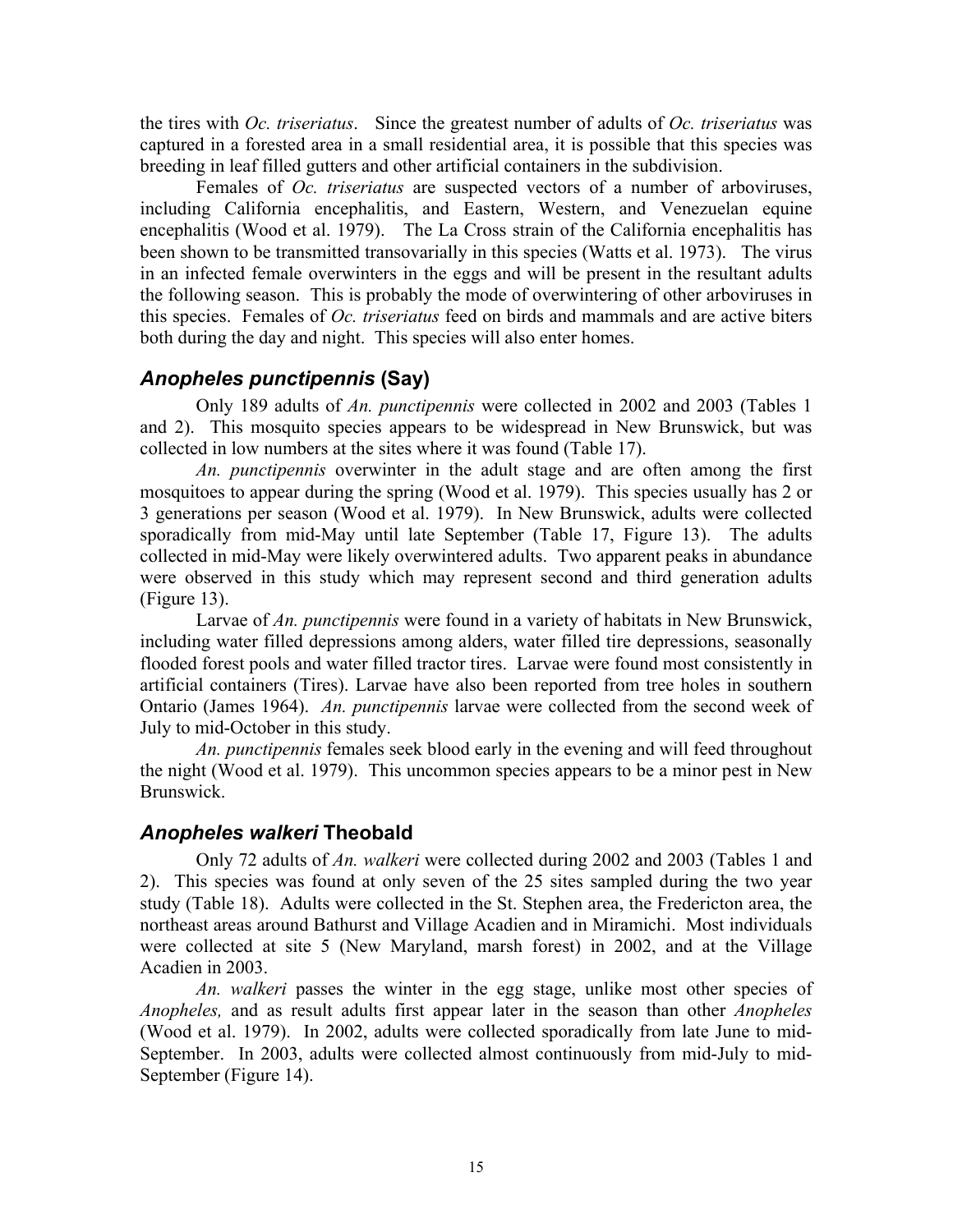the tires with *Oc. triseriatus*. Since the greatest number of adults of *Oc. triseriatus* was captured in a forested area in a small residential area, it is possible that this species was breeding in leaf filled gutters and other artificial containers in the subdivision.

Females of *Oc. triseriatus* are suspected vectors of a number of arboviruses, including California encephalitis, and Eastern, Western, and Venezuelan equine encephalitis (Wood et al. 1979). The La Cross strain of the California encephalitis has been shown to be transmitted transovarially in this species (Watts et al. 1973). The virus in an infected female overwinters in the eggs and will be present in the resultant adults the following season. This is probably the mode of overwintering of other arboviruses in this species. Females of *Oc. triseriatus* feed on birds and mammals and are active biters both during the day and night. This species will also enter homes.

## *Anopheles punctipennis* (Say)

Only 189 adults of *An. punctipennis* were collected in 2002 and 2003 (Tables 1 and 2). This mosquito species appears to be widespread in New Brunswick, but was collected in low numbers at the sites where it was found (Table 17).

*An. punctipennis* overwinter in the adult stage and are often among the first mosquitoes to appear during the spring (Wood et al. 1979). This species usually has 2 or 3 generations per season (Wood et al. 1979). In New Brunswick, adults were collected sporadically from mid-May until late September (Table 17, Figure 13). The adults collected in mid-May were likely overwintered adults. Two apparent peaks in abundance were observed in this study which may represent second and third generation adults (Figure 13).

Larvae of *An. punctipennis* were found in a variety of habitats in New Brunswick, including water filled depressions among alders, water filled tire depressions, seasonally flooded forest pools and water filled tractor tires. Larvae were found most consistently in artificial containers (Tires). Larvae have also been reported from tree holes in southern Ontario (James 1964). *An. punctipennis* larvae were collected from the second week of July to mid-October in this study.

*An. punctipennis* females seek blood early in the evening and will feed throughout the night (Wood et al. 1979). This uncommon species appears to be a minor pest in New Brunswick.

## *Anopheles walkeri* Theobald

Only 72 adults of *An. walkeri* were collected during 2002 and 2003 (Tables 1 and 2). This species was found at only seven of the 25 sites sampled during the two year study (Table 18). Adults were collected in the St. Stephen area, the Fredericton area, the northeast areas around Bathurst and Village Acadien and in Miramichi. Most individuals were collected at site 5 (New Maryland, marsh forest) in 2002, and at the Village Acadien in 2003.

*An. walkeri* passes the winter in the egg stage, unlike most other species of *Anopheles,* and as result adults first appear later in the season than other *Anopheles* (Wood et al. 1979). In 2002, adults were collected sporadically from late June to mid-September. In 2003, adults were collected almost continuously from mid-July to mid-September (Figure 14).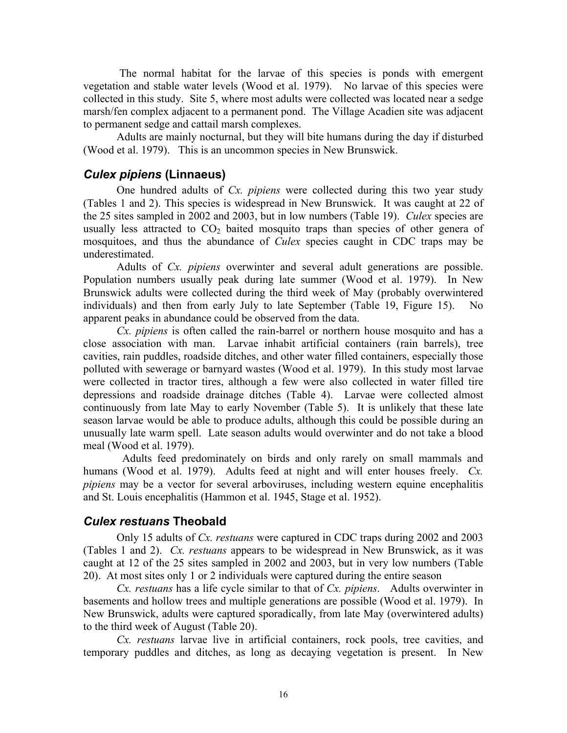The normal habitat for the larvae of this species is ponds with emergent vegetation and stable water levels (Wood et al. 1979). No larvae of this species were collected in this study. Site 5, where most adults were collected was located near a sedge marsh/fen complex adjacent to a permanent pond. The Village Acadien site was adjacent to permanent sedge and cattail marsh complexes.

Adults are mainly nocturnal, but they will bite humans during the day if disturbed (Wood et al. 1979). This is an uncommon species in New Brunswick.

## *Culex pipiens* (Linnaeus)

One hundred adults of *Cx. pipiens* were collected during this two year study (Tables 1 and 2). This species is widespread in New Brunswick. It was caught at 22 of the 25 sites sampled in 2002 and 2003, but in low numbers (Table 19). *Culex* species are usually less attracted to $CO_2$ baited mosquito traps than species of other genera of mosquitoes, and thus the abundance of *Culex* species caught in CDC traps may be underestimated.

Adults of *Cx. pipiens* overwinter and several adult generations are possible. Population numbers usually peak during late summer (Wood et al. 1979). In New Brunswick adults were collected during the third week of May (probably overwintered individuals) and then from early July to late September (Table 19, Figure 15). No apparent peaks in abundance could be observed from the data.

*Cx. pipiens* is often called the rain-barrel or northern house mosquito and has a close association with man. Larvae inhabit artificial containers (rain barrels), tree cavities, rain puddles, roadside ditches, and other water filled containers, especially those polluted with sewerage or barnyard wastes (Wood et al. 1979). In this study most larvae were collected in tractor tires, although a few were also collected in water filled tire depressions and roadside drainage ditches (Table 4). Larvae were collected almost continuously from late May to early November (Table 5). It is unlikely that these late season larvae would be able to produce adults, although this could be possible during an unusually late warm spell. Late season adults would overwinter and do not take a blood meal (Wood et al. 1979).

Adults feed predominately on birds and only rarely on small mammals and humans (Wood et al. 1979). Adults feed at night and will enter houses freely. *Cx. pipiens* may be a vector for several arboviruses, including western equine encephalitis and St. Louis encephalitis (Hammon et al. 1945, Stage et al. 1952).

## *Culex restuans* Theobald

Only 15 adults of *Cx. restuans* were captured in CDC traps during 2002 and 2003 (Tables 1 and 2). *Cx. restuans* appears to be widespread in New Brunswick, as it was caught at 12 of the 25 sites sampled in 2002 and 2003, but in very low numbers (Table 20). At most sites only 1 or 2 individuals were captured during the entire season

*Cx. restuans* has a life cycle similar to that of *Cx. pipiens*. Adults overwinter in basements and hollow trees and multiple generations are possible (Wood et al. 1979). In New Brunswick, adults were captured sporadically, from late May (overwintered adults) to the third week of August (Table 20).

*Cx. restuans* larvae live in artificial containers, rock pools, tree cavities, and temporary puddles and ditches, as long as decaying vegetation is present. In New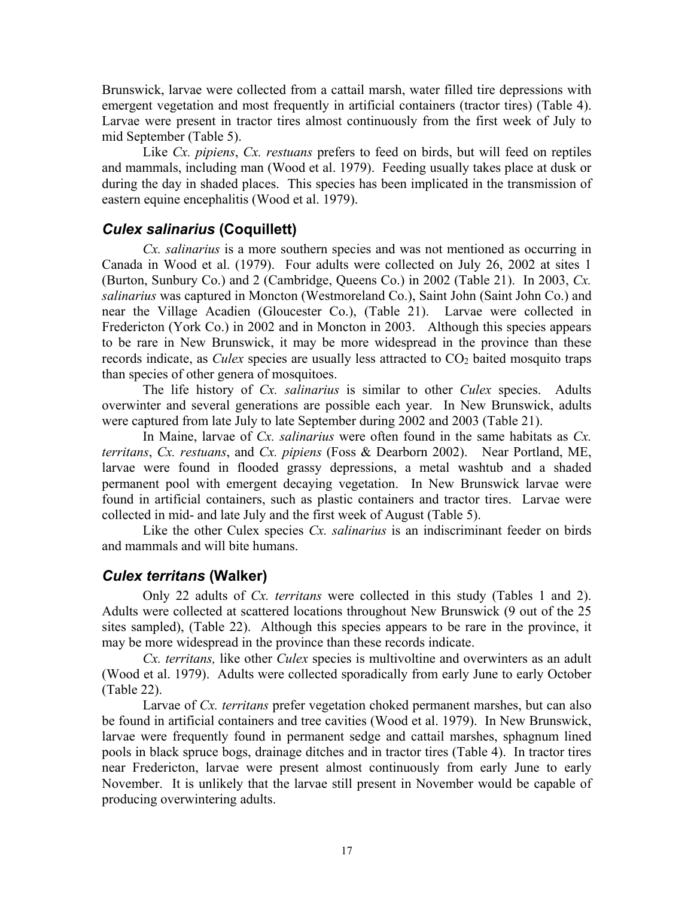Brunswick, larvae were collected from a cattail marsh, water filled tire depressions with emergent vegetation and most frequently in artificial containers (tractor tires) (Table 4). Larvae were present in tractor tires almost continuously from the first week of July to mid September (Table 5).

Like *Cx. pipiens*, *Cx. restuans* prefers to feed on birds, but will feed on reptiles and mammals, including man (Wood et al. 1979). Feeding usually takes place at dusk or during the day in shaded places. This species has been implicated in the transmission of eastern equine encephalitis (Wood et al. 1979).

## ***Culex salinarius*** **(Coquillett)**

*Cx. salinarius* is a more southern species and was not mentioned as occurring in Canada in Wood et al. (1979). Four adults were collected on July 26, 2002 at sites 1 (Burton, Sunbury Co.) and 2 (Cambridge, Queens Co.) in 2002 (Table 21). In 2003, *Cx. salinarius* was captured in Moncton (Westmoreland Co.), Saint John (Saint John Co.) and near the Village Acadien (Gloucester Co.), (Table 21). Larvae were collected in Fredericton (York Co.) in 2002 and in Moncton in 2003. Although this species appears to be rare in New Brunswick, it may be more widespread in the province than these records indicate, as *Culex* species are usually less attracted to $CO_2$ baited mosquito traps than species of other genera of mosquitoes.

The life history of *Cx. salinarius* is similar to other *Culex* species. Adults overwinter and several generations are possible each year. In New Brunswick, adults were captured from late July to late September during 2002 and 2003 (Table 21).

In Maine, larvae of *Cx. salinarius* were often found in the same habitats as *Cx. territans*, *Cx. restuans*, and *Cx. pipiens* (Foss & Dearborn 2002). Near Portland, ME, larvae were found in flooded grassy depressions, a metal washtub and a shaded permanent pool with emergent decaying vegetation. In New Brunswick larvae were found in artificial containers, such as plastic containers and tractor tires. Larvae were collected in mid- and late July and the first week of August (Table 5).

Like the other Culex species *Cx. salinarius* is an indiscriminant feeder on birds and mammals and will bite humans.

## ***Culex territans*** **(Walker)**

Only 22 adults of *Cx. territans* were collected in this study (Tables 1 and 2). Adults were collected at scattered locations throughout New Brunswick (9 out of the 25 sites sampled), (Table 22). Although this species appears to be rare in the province, it may be more widespread in the province than these records indicate.

*Cx. territans,* like other *Culex* species is multivoltine and overwinters as an adult (Wood et al. 1979). Adults were collected sporadically from early June to early October (Table 22).

Larvae of *Cx. territans* prefer vegetation choked permanent marshes, but can also be found in artificial containers and tree cavities (Wood et al. 1979). In New Brunswick, larvae were frequently found in permanent sedge and cattail marshes, sphagnum lined pools in black spruce bogs, drainage ditches and in tractor tires (Table 4). In tractor tires near Fredericton, larvae were present almost continuously from early June to early November. It is unlikely that the larvae still present in November would be capable of producing overwintering adults.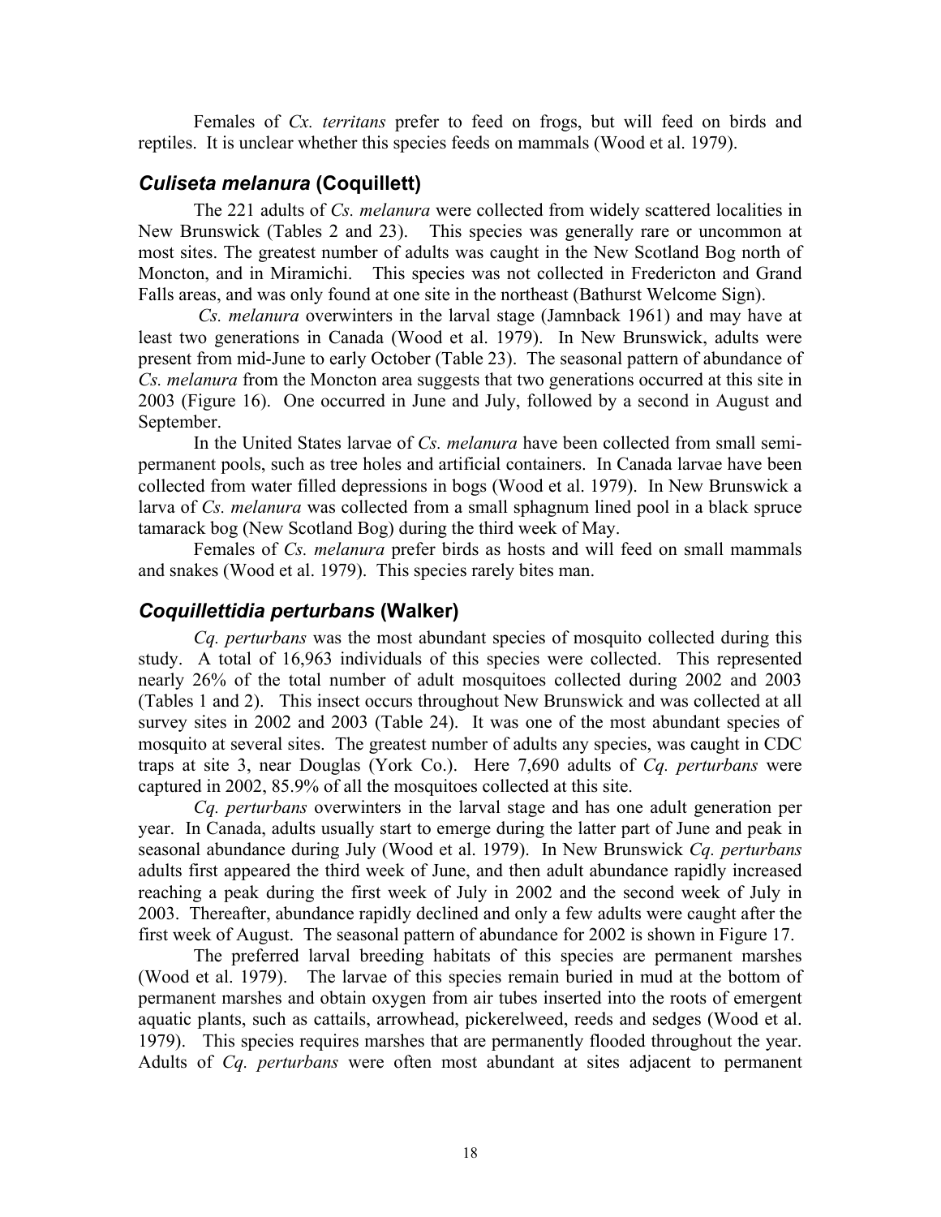Females of *Cx. territans* prefer to feed on frogs, but will feed on birds and reptiles. It is unclear whether this species feeds on mammals (Wood et al. 1979).

## *Culiseta melanura* (Coquillett)

The 221 adults of *Cs. melanura* were collected from widely scattered localities in New Brunswick (Tables 2 and 23). This species was generally rare or uncommon at most sites. The greatest number of adults was caught in the New Scotland Bog north of Moncton, and in Miramichi. This species was not collected in Fredericton and Grand Falls areas, and was only found at one site in the northeast (Bathurst Welcome Sign).

*Cs. melanura* overwinters in the larval stage (Jamnback 1961) and may have at least two generations in Canada (Wood et al. 1979). In New Brunswick, adults were present from mid-June to early October (Table 23). The seasonal pattern of abundance of *Cs. melanura* from the Moncton area suggests that two generations occurred at this site in 2003 (Figure 16). One occurred in June and July, followed by a second in August and September.

In the United States larvae of *Cs. melanura* have been collected from small semi-permanent pools, such as tree holes and artificial containers. In Canada larvae have been collected from water filled depressions in bogs (Wood et al. 1979). In New Brunswick a larva of *Cs. melanura* was collected from a small sphagnum lined pool in a black spruce tamarack bog (New Scotland Bog) during the third week of May.

Females of *Cs. melanura* prefer birds as hosts and will feed on small mammals and snakes (Wood et al. 1979). This species rarely bites man.

## *Coquillettidia perturbans* (Walker)

*Cq. perturbans* was the most abundant species of mosquito collected during this study. A total of 16,963 individuals of this species were collected. This represented nearly 26% of the total number of adult mosquitoes collected during 2002 and 2003 (Tables 1 and 2). This insect occurs throughout New Brunswick and was collected at all survey sites in 2002 and 2003 (Table 24). It was one of the most abundant species of mosquito at several sites. The greatest number of adults any species, was caught in CDC traps at site 3, near Douglas (York Co.). Here 7,690 adults of *Cq. perturbans* were captured in 2002, 85.9% of all the mosquitoes collected at this site.

*Cq. perturbans* overwinters in the larval stage and has one adult generation per year. In Canada, adults usually start to emerge during the latter part of June and peak in seasonal abundance during July (Wood et al. 1979). In New Brunswick *Cq. perturbans* adults first appeared the third week of June, and then adult abundance rapidly increased reaching a peak during the first week of July in 2002 and the second week of July in 2003. Thereafter, abundance rapidly declined and only a few adults were caught after the first week of August. The seasonal pattern of abundance for 2002 is shown in Figure 17.

The preferred larval breeding habitats of this species are permanent marshes (Wood et al. 1979). The larvae of this species remain buried in mud at the bottom of permanent marshes and obtain oxygen from air tubes inserted into the roots of emergent aquatic plants, such as cattails, arrowhead, pickerelweed, reeds and sedges (Wood et al. 1979). This species requires marshes that are permanently flooded throughout the year. Adults of *Cq. perturbans* were often most abundant at sites adjacent to permanent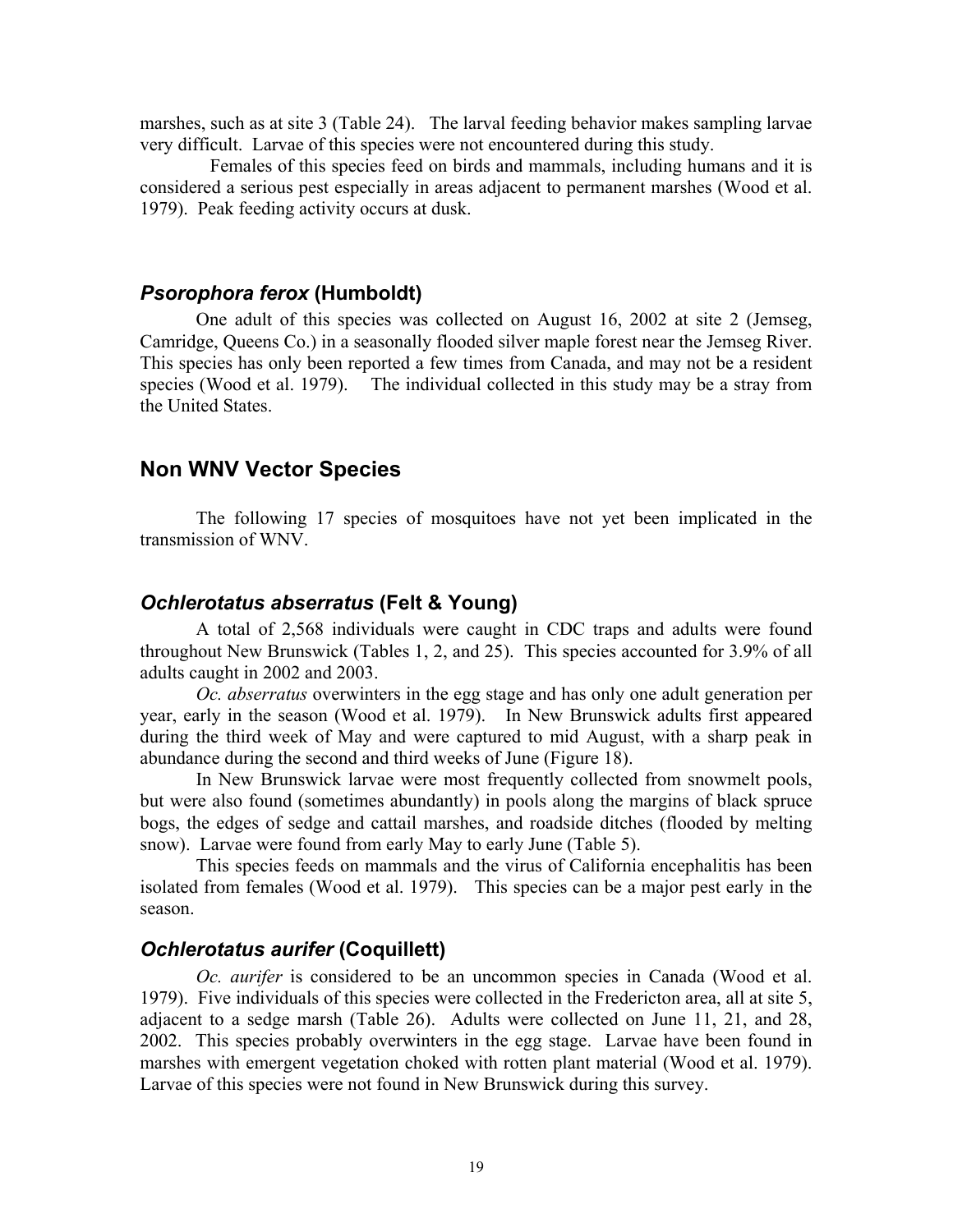marshes, such as at site 3 (Table 24). The larval feeding behavior makes sampling larvae very difficult. Larvae of this species were not encountered during this study.

Females of this species feed on birds and mammals, including humans and it is considered a serious pest especially in areas adjacent to permanent marshes (Wood et al. 1979). Peak feeding activity occurs at dusk.

### *Psorophora ferox* (Humboldt)

One adult of this species was collected on August 16, 2002 at site 2 (Jemseg, Camridge, Queens Co.) in a seasonally flooded silver maple forest near the Jemseg River. This species has only been reported a few times from Canada, and may not be a resident species (Wood et al. 1979). The individual collected in this study may be a stray from the United States.

## Non WNV Vector Species

The following 17 species of mosquitoes have not yet been implicated in the transmission of WNV.

### *Ochlerotatus abserratus* (Felt & Young)

A total of 2,568 individuals were caught in CDC traps and adults were found throughout New Brunswick (Tables 1, 2, and 25). This species accounted for 3.9% of all adults caught in 2002 and 2003.

*Oc. abserratus* overwinters in the egg stage and has only one adult generation per year, early in the season (Wood et al. 1979). In New Brunswick adults first appeared during the third week of May and were captured to mid August, with a sharp peak in abundance during the second and third weeks of June (Figure 18).

In New Brunswick larvae were most frequently collected from snowmelt pools, but were also found (sometimes abundantly) in pools along the margins of black spruce bogs, the edges of sedge and cattail marshes, and roadside ditches (flooded by melting snow). Larvae were found from early May to early June (Table 5).

This species feeds on mammals and the virus of California encephalitis has been isolated from females (Wood et al. 1979). This species can be a major pest early in the season.

### *Ochlerotatus aurifer* (Coquillett)

*Oc. aurifer* is considered to be an uncommon species in Canada (Wood et al. 1979). Five individuals of this species were collected in the Fredericton area, all at site 5, adjacent to a sedge marsh (Table 26). Adults were collected on June 11, 21, and 28, 2002. This species probably overwinters in the egg stage. Larvae have been found in marshes with emergent vegetation choked with rotten plant material (Wood et al. 1979). Larvae of this species were not found in New Brunswick during this survey.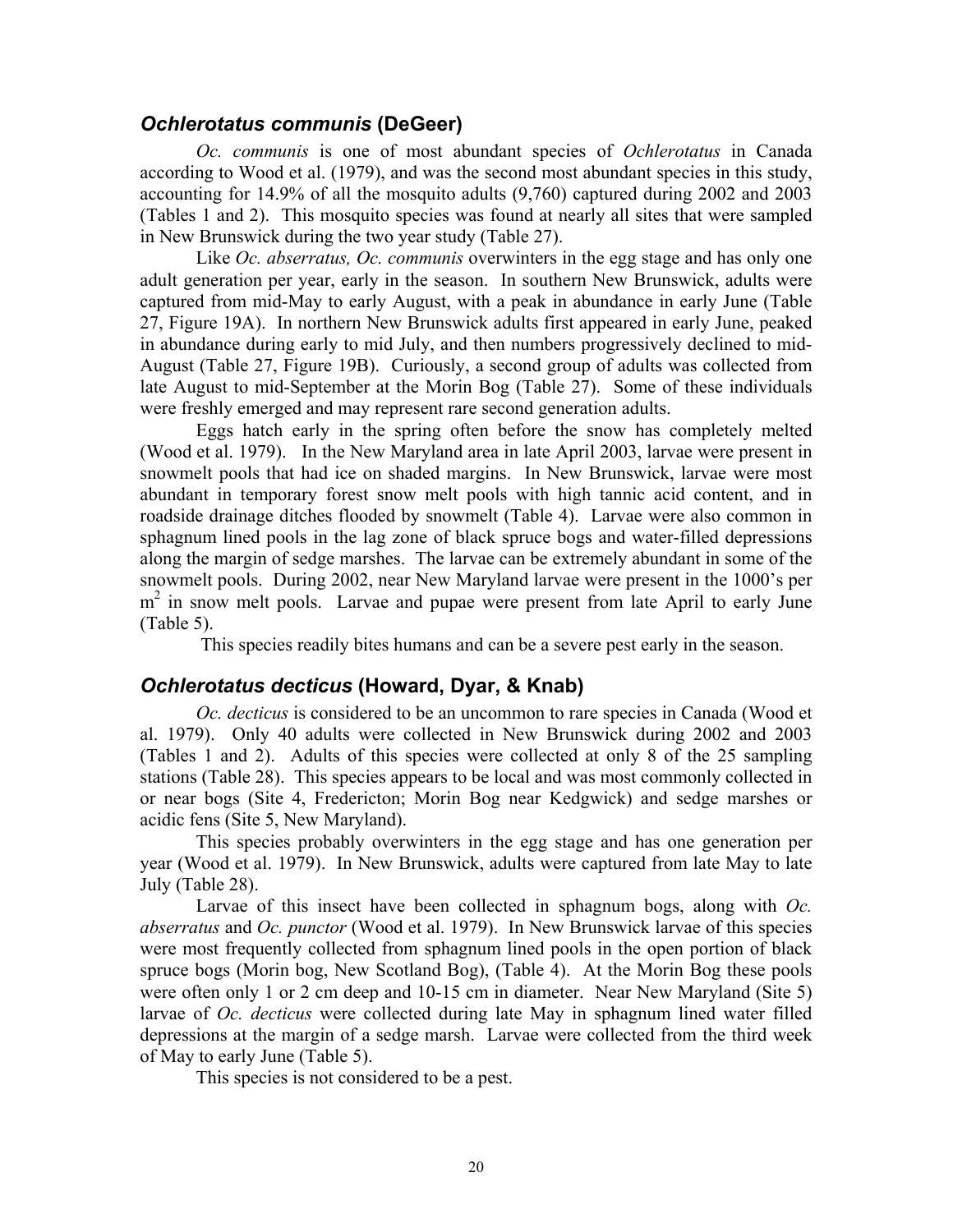## *Ochlerotatus communis* (DeGeer)

*Oc. communis* is one of most abundant species of *Ochlerotatus* in Canada according to Wood et al. (1979), and was the second most abundant species in this study, accounting for 14.9% of all the mosquito adults (9,760) captured during 2002 and 2003 (Tables 1 and 2). This mosquito species was found at nearly all sites that were sampled in New Brunswick during the two year study (Table 27).

Like *Oc. abserratus, Oc. communis* overwinters in the egg stage and has only one adult generation per year, early in the season. In southern New Brunswick, adults were captured from mid-May to early August, with a peak in abundance in early June (Table 27, Figure 19A). In northern New Brunswick adults first appeared in early June, peaked in abundance during early to mid July, and then numbers progressively declined to mid-August (Table 27, Figure 19B). Curiously, a second group of adults was collected from late August to mid-September at the Morin Bog (Table 27). Some of these individuals were freshly emerged and may represent rare second generation adults.

Eggs hatch early in the spring often before the snow has completely melted (Wood et al. 1979). In the New Maryland area in late April 2003, larvae were present in snowmelt pools that had ice on shaded margins. In New Brunswick, larvae were most abundant in temporary forest snow melt pools with high tannic acid content, and in roadside drainage ditches flooded by snowmelt (Table 4). Larvae were also common in sphagnum lined pools in the lag zone of black spruce bogs and water-filled depressions along the margin of sedge marshes. The larvae can be extremely abundant in some of the snowmelt pools. During 2002, near New Maryland larvae were present in the 1000's per m$^2$ in snow melt pools. Larvae and pupae were present from late April to early June (Table 5).

This species readily bites humans and can be a severe pest early in the season.

## *Ochlerotatus decticus* (Howard, Dyar, & Knab)

*Oc. decticus* is considered to be an uncommon to rare species in Canada (Wood et al. 1979). Only 40 adults were collected in New Brunswick during 2002 and 2003 (Tables 1 and 2). Adults of this species were collected at only 8 of the 25 sampling stations (Table 28). This species appears to be local and was most commonly collected in or near bogs (Site 4, Fredericton; Morin Bog near Kedgwick) and sedge marshes or acidic fens (Site 5, New Maryland).

This species probably overwinters in the egg stage and has one generation per year (Wood et al. 1979). In New Brunswick, adults were captured from late May to late July (Table 28).

Larvae of this insect have been collected in sphagnum bogs, along with *Oc. abserratus* and *Oc. punctor* (Wood et al. 1979). In New Brunswick larvae of this species were most frequently collected from sphagnum lined pools in the open portion of black spruce bogs (Morin bog, New Scotland Bog), (Table 4). At the Morin Bog these pools were often only 1 or 2 cm deep and 10-15 cm in diameter. Near New Maryland (Site 5) larvae of *Oc. decticus* were collected during late May in sphagnum lined water filled depressions at the margin of a sedge marsh. Larvae were collected from the third week of May to early June (Table 5).

This species is not considered to be a pest.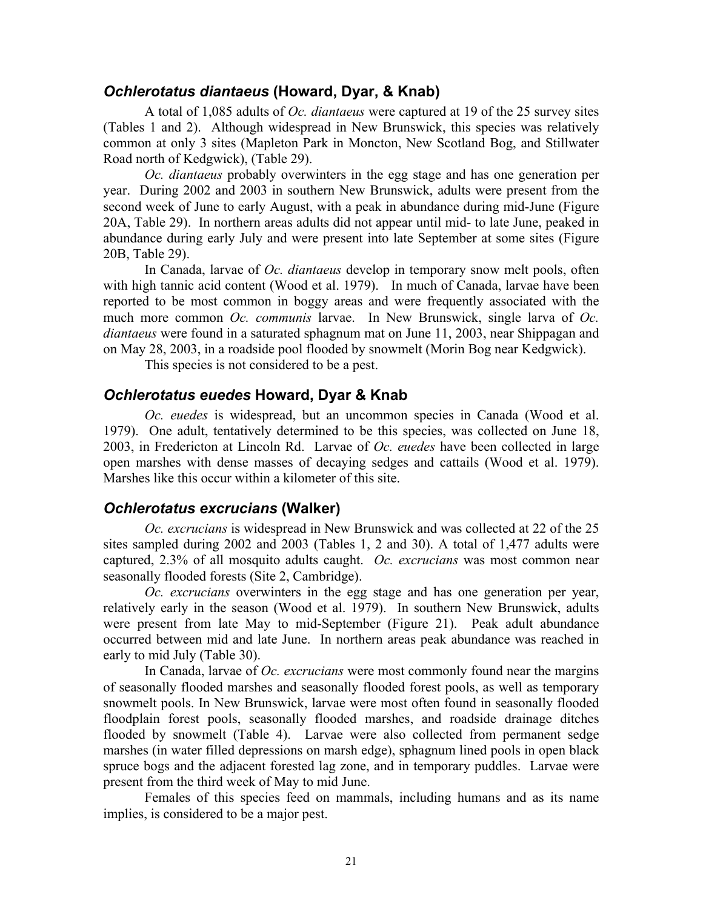## *Ochlerotatus diantaeus* (Howard, Dyar, & Knab)

A total of 1,085 adults of *Oc. diantaeus* were captured at 19 of the 25 survey sites (Tables 1 and 2). Although widespread in New Brunswick, this species was relatively common at only 3 sites (Mapleton Park in Moncton, New Scotland Bog, and Stillwater Road north of Kedgwick), (Table 29).

*Oc. diantaeus* probably overwinters in the egg stage and has one generation per year. During 2002 and 2003 in southern New Brunswick, adults were present from the second week of June to early August, with a peak in abundance during mid-June (Figure 20A, Table 29). In northern areas adults did not appear until mid- to late June, peaked in abundance during early July and were present into late September at some sites (Figure 20B, Table 29).

In Canada, larvae of *Oc. diantaeus* develop in temporary snow melt pools, often with high tannic acid content (Wood et al. 1979). In much of Canada, larvae have been reported to be most common in boggy areas and were frequently associated with the much more common *Oc. communis* larvae. In New Brunswick, single larva of *Oc. diantaeus* were found in a saturated sphagnum mat on June 11, 2003, near Shippagan and on May 28, 2003, in a roadside pool flooded by snowmelt (Morin Bog near Kedgwick).

This species is not considered to be a pest.

## *Ochlerotatus euedes* Howard, Dyar & Knab

*Oc. euedes* is widespread, but an uncommon species in Canada (Wood et al. 1979). One adult, tentatively determined to be this species, was collected on June 18, 2003, in Fredericton at Lincoln Rd. Larvae of *Oc. euedes* have been collected in large open marshes with dense masses of decaying sedges and cattails (Wood et al. 1979). Marshes like this occur within a kilometer of this site.

## *Ochlerotatus excrucians* (Walker)

*Oc. excrucians* is widespread in New Brunswick and was collected at 22 of the 25 sites sampled during 2002 and 2003 (Tables 1, 2 and 30). A total of 1,477 adults were captured, 2.3% of all mosquito adults caught. *Oc. excrucians* was most common near seasonally flooded forests (Site 2, Cambridge).

*Oc. excrucians* overwinters in the egg stage and has one generation per year, relatively early in the season (Wood et al. 1979). In southern New Brunswick, adults were present from late May to mid-September (Figure 21). Peak adult abundance occurred between mid and late June. In northern areas peak abundance was reached in early to mid July (Table 30).

In Canada, larvae of *Oc. excrucians* were most commonly found near the margins of seasonally flooded marshes and seasonally flooded forest pools, as well as temporary snowmelt pools. In New Brunswick, larvae were most often found in seasonally flooded floodplain forest pools, seasonally flooded marshes, and roadside drainage ditches flooded by snowmelt (Table 4). Larvae were also collected from permanent sedge marshes (in water filled depressions on marsh edge), sphagnum lined pools in open black spruce bogs and the adjacent forested lag zone, and in temporary puddles. Larvae were present from the third week of May to mid June.

Females of this species feed on mammals, including humans and as its name implies, is considered to be a major pest.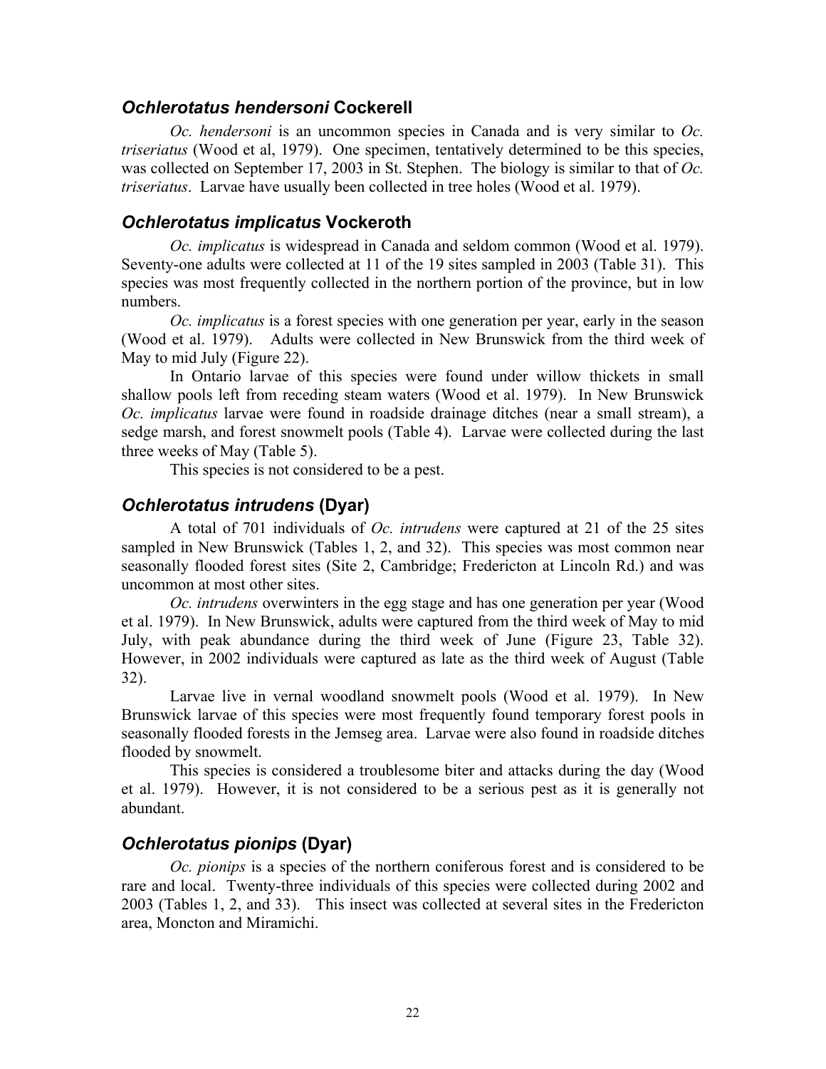### *Ochlerotatus hendersoni* Cockerell

*Oc. hendersoni* is an uncommon species in Canada and is very similar to *Oc. triseriatus* (Wood et al, 1979). One specimen, tentatively determined to be this species, was collected on September 17, 2003 in St. Stephen. The biology is similar to that of *Oc. triseriatus*. Larvae have usually been collected in tree holes (Wood et al. 1979).

### *Ochlerotatus implicatus* Vockeroth

*Oc. implicatus* is widespread in Canada and seldom common (Wood et al. 1979). Seventy-one adults were collected at 11 of the 19 sites sampled in 2003 (Table 31). This species was most frequently collected in the northern portion of the province, but in low numbers.

*Oc. implicatus* is a forest species with one generation per year, early in the season (Wood et al. 1979). Adults were collected in New Brunswick from the third week of May to mid July (Figure 22).

In Ontario larvae of this species were found under willow thickets in small shallow pools left from receding steam waters (Wood et al. 1979). In New Brunswick *Oc. implicatus* larvae were found in roadside drainage ditches (near a small stream), a sedge marsh, and forest snowmelt pools (Table 4). Larvae were collected during the last three weeks of May (Table 5).

This species is not considered to be a pest.

### *Ochlerotatus intrudens* (Dyar)

A total of 701 individuals of *Oc. intrudens* were captured at 21 of the 25 sites sampled in New Brunswick (Tables 1, 2, and 32). This species was most common near seasonally flooded forest sites (Site 2, Cambridge; Fredericton at Lincoln Rd.) and was uncommon at most other sites.

*Oc. intrudens* overwinters in the egg stage and has one generation per year (Wood et al. 1979). In New Brunswick, adults were captured from the third week of May to mid July, with peak abundance during the third week of June (Figure 23, Table 32). However, in 2002 individuals were captured as late as the third week of August (Table 32).

Larvae live in vernal woodland snowmelt pools (Wood et al. 1979). In New Brunswick larvae of this species were most frequently found temporary forest pools in seasonally flooded forests in the Jemseg area. Larvae were also found in roadside ditches flooded by snowmelt.

This species is considered a troublesome biter and attacks during the day (Wood et al. 1979). However, it is not considered to be a serious pest as it is generally not abundant.

### *Ochlerotatus pionips* (Dyar)

*Oc. pionips* is a species of the northern coniferous forest and is considered to be rare and local. Twenty-three individuals of this species were collected during 2002 and 2003 (Tables 1, 2, and 33). This insect was collected at several sites in the Fredericton area, Moncton and Miramichi.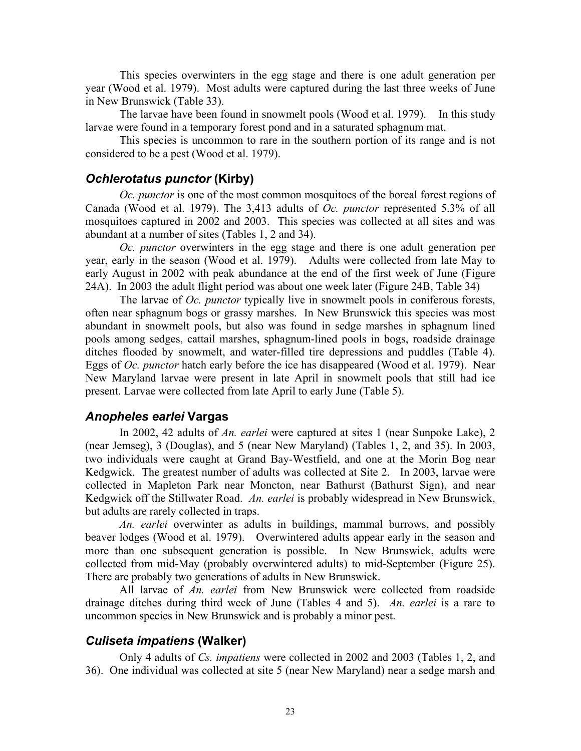This species overwinters in the egg stage and there is one adult generation per year (Wood et al. 1979). Most adults were captured during the last three weeks of June in New Brunswick (Table 33).

The larvae have been found in snowmelt pools (Wood et al. 1979). In this study larvae were found in a temporary forest pond and in a saturated sphagnum mat.

This species is uncommon to rare in the southern portion of its range and is not considered to be a pest (Wood et al. 1979).

### ***Ochlerotatus punctor*** **(Kirby)**

*Oc. punctor* is one of the most common mosquitoes of the boreal forest regions of Canada (Wood et al. 1979). The 3,413 adults of *Oc. punctor* represented 5.3% of all mosquitoes captured in 2002 and 2003. This species was collected at all sites and was abundant at a number of sites (Tables 1, 2 and 34).

*Oc. punctor* overwinters in the egg stage and there is one adult generation per year, early in the season (Wood et al. 1979). Adults were collected from late May to early August in 2002 with peak abundance at the end of the first week of June (Figure 24A). In 2003 the adult flight period was about one week later (Figure 24B, Table 34)

The larvae of *Oc. punctor* typically live in snowmelt pools in coniferous forests, often near sphagnum bogs or grassy marshes. In New Brunswick this species was most abundant in snowmelt pools, but also was found in sedge marshes in sphagnum lined pools among sedges, cattail marshes, sphagnum-lined pools in bogs, roadside drainage ditches flooded by snowmelt, and water-filled tire depressions and puddles (Table 4). Eggs of *Oc. punctor* hatch early before the ice has disappeared (Wood et al. 1979). Near New Maryland larvae were present in late April in snowmelt pools that still had ice present. Larvae were collected from late April to early June (Table 5).

### ***Anopheles earlei*** **Vargas**

In 2002, 42 adults of *An. earlei* were captured at sites 1 (near Sunpoke Lake), 2 (near Jemseg), 3 (Douglas), and 5 (near New Maryland) (Tables 1, 2, and 35). In 2003, two individuals were caught at Grand Bay-Westfield, and one at the Morin Bog near Kedgwick. The greatest number of adults was collected at Site 2. In 2003, larvae were collected in Mapleton Park near Moncton, near Bathurst (Bathurst Sign), and near Kedgwick off the Stillwater Road. *An. earlei* is probably widespread in New Brunswick, but adults are rarely collected in traps.

*An. earlei* overwinter as adults in buildings, mammal burrows, and possibly beaver lodges (Wood et al. 1979). Overwintered adults appear early in the season and more than one subsequent generation is possible. In New Brunswick, adults were collected from mid-May (probably overwintered adults) to mid-September (Figure 25). There are probably two generations of adults in New Brunswick.

All larvae of *An. earlei* from New Brunswick were collected from roadside drainage ditches during third week of June (Tables 4 and 5). *An. earlei* is a rare to uncommon species in New Brunswick and is probably a minor pest.

### ***Culiseta impatiens*** **(Walker)**

Only 4 adults of *Cs. impatiens* were collected in 2002 and 2003 (Tables 1, 2, and 36). One individual was collected at site 5 (near New Maryland) near a sedge marsh and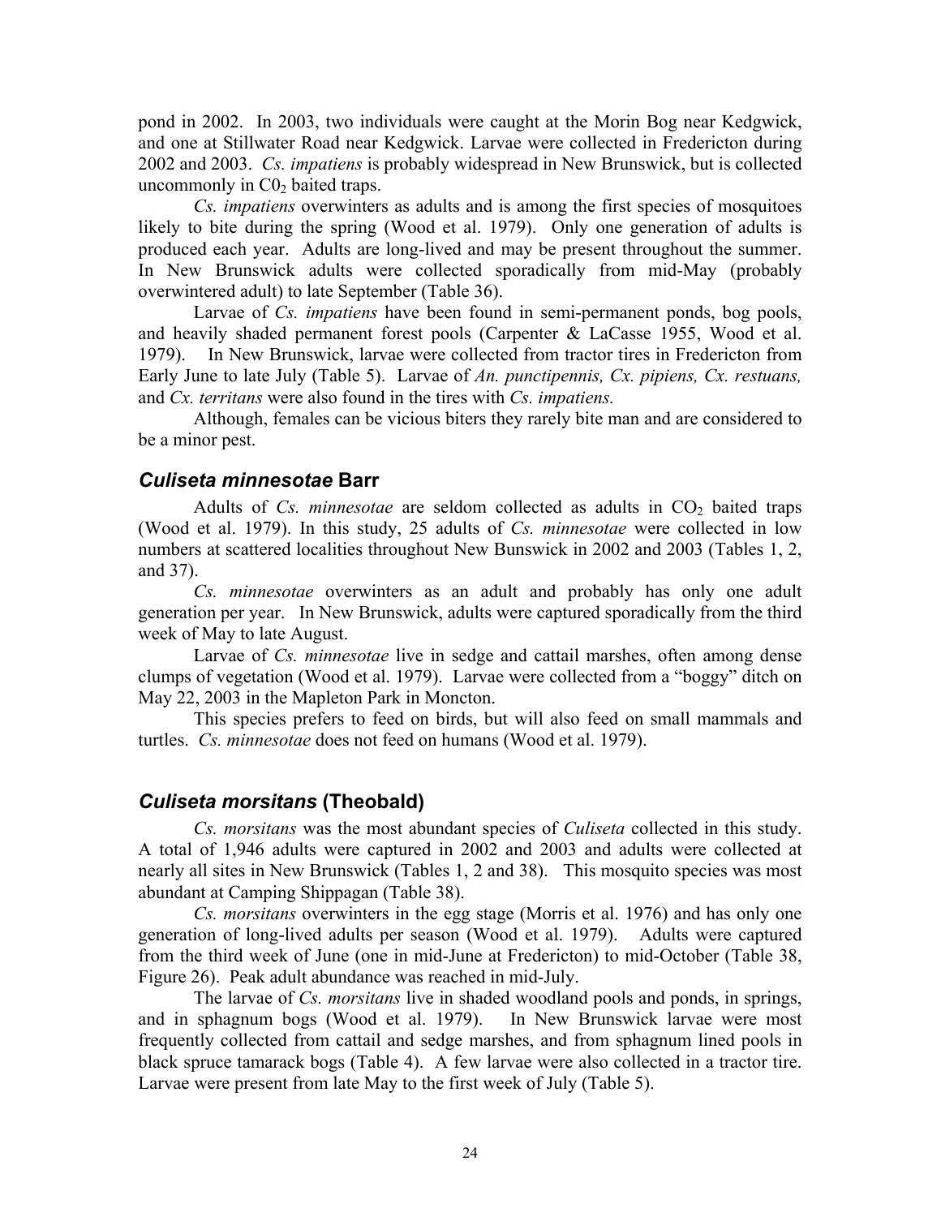pond in 2002. In 2003, two individuals were caught at the Morin Bog near Kedgwick, and one at Stillwater Road near Kedgwick. Larvae were collected in Fredericton during 2002 and 2003. *Cs. impatiens* is probably widespread in New Brunswick, but is collected uncommonly in $C0_2$ baited traps.

*Cs. impatiens* overwinters as adults and is among the first species of mosquitoes likely to bite during the spring (Wood et al. 1979). Only one generation of adults is produced each year. Adults are long-lived and may be present throughout the summer. In New Brunswick adults were collected sporadically from mid-May (probably overwintered adult) to late September (Table 36).

Larvae of *Cs. impatiens* have been found in semi-permanent ponds, bog pools, and heavily shaded permanent forest pools (Carpenter & LaCasse 1955, Wood et al. 1979). In New Brunswick, larvae were collected from tractor tires in Fredericton from Early June to late July (Table 5). Larvae of *An. punctipennis, Cx. pipiens, Cx. restuans,* and *Cx. territans* were also found in the tires with *Cs. impatiens.*

Although, females can be vicious biters they rarely bite man and are considered to be a minor pest.

## *Culiseta minnesotae* Barr

Adults of *Cs. minnesotae* are seldom collected as adults in $CO_2$ baited traps (Wood et al. 1979). In this study, 25 adults of *Cs. minnesotae* were collected in low numbers at scattered localities throughout New Bunswick in 2002 and 2003 (Tables 1, 2, and 37).

*Cs. minnesotae* overwinters as an adult and probably has only one adult generation per year. In New Brunswick, adults were captured sporadically from the third week of May to late August.

Larvae of *Cs. minnesotae* live in sedge and cattail marshes, often among dense clumps of vegetation (Wood et al. 1979). Larvae were collected from a "boggy" ditch on May 22, 2003 in the Mapleton Park in Moncton.

This species prefers to feed on birds, but will also feed on small mammals and turtles. *Cs. minnesotae* does not feed on humans (Wood et al. 1979).

## *Culiseta morsitans* (Theobald)

*Cs. morsitans* was the most abundant species of *Culiseta* collected in this study. A total of 1,946 adults were captured in 2002 and 2003 and adults were collected at nearly all sites in New Brunswick (Tables 1, 2 and 38). This mosquito species was most abundant at Camping Shippagan (Table 38).

*Cs. morsitans* overwinters in the egg stage (Morris et al. 1976) and has only one generation of long-lived adults per season (Wood et al. 1979). Adults were captured from the third week of June (one in mid-June at Fredericton) to mid-October (Table 38, Figure 26). Peak adult abundance was reached in mid-July.

The larvae of *Cs. morsitans* live in shaded woodland pools and ponds, in springs, and in sphagnum bogs (Wood et al. 1979). In New Brunswick larvae were most frequently collected from cattail and sedge marshes, and from sphagnum lined pools in black spruce tamarack bogs (Table 4). A few larvae were also collected in a tractor tire. Larvae were present from late May to the first week of July (Table 5).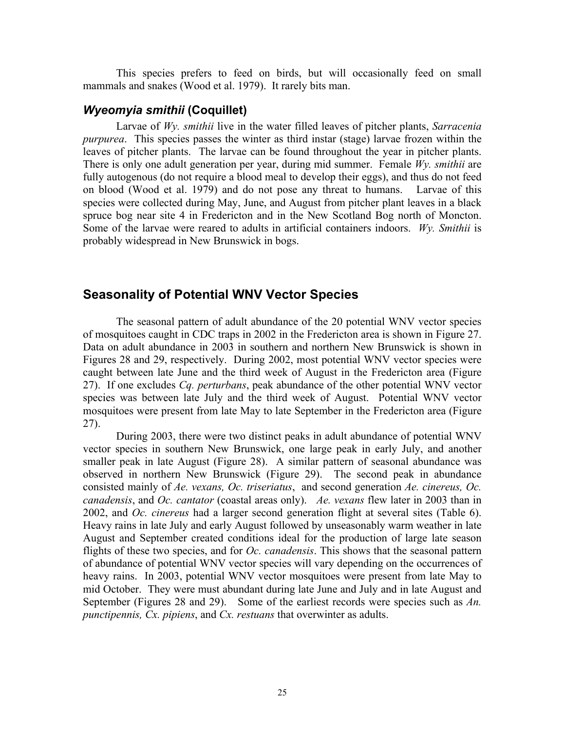This species prefers to feed on birds, but will occasionally feed on small mammals and snakes (Wood et al. 1979). It rarely bits man.

### *Wyeomyia smithii* (Coquillet)

Larvae of *Wy. smithii* live in the water filled leaves of pitcher plants, *Sarracenia purpurea*. This species passes the winter as third instar (stage) larvae frozen within the leaves of pitcher plants. The larvae can be found throughout the year in pitcher plants. There is only one adult generation per year, during mid summer. Female *Wy. smithii* are fully autogenous (do not require a blood meal to develop their eggs), and thus do not feed on blood (Wood et al. 1979) and do not pose any threat to humans. Larvae of this species were collected during May, June, and August from pitcher plant leaves in a black spruce bog near site 4 in Fredericton and in the New Scotland Bog north of Moncton. Some of the larvae were reared to adults in artificial containers indoors. *Wy. Smithii* is probably widespread in New Brunswick in bogs.

## Seasonality of Potential WNV Vector Species

The seasonal pattern of adult abundance of the 20 potential WNV vector species of mosquitoes caught in CDC traps in 2002 in the Fredericton area is shown in Figure 27. Data on adult abundance in 2003 in southern and northern New Brunswick is shown in Figures 28 and 29, respectively. During 2002, most potential WNV vector species were caught between late June and the third week of August in the Fredericton area (Figure 27). If one excludes *Cq. perturbans*, peak abundance of the other potential WNV vector species was between late July and the third week of August. Potential WNV vector mosquitoes were present from late May to late September in the Fredericton area (Figure 27).

During 2003, there were two distinct peaks in adult abundance of potential WNV vector species in southern New Brunswick, one large peak in early July, and another smaller peak in late August (Figure 28). A similar pattern of seasonal abundance was observed in northern New Brunswick (Figure 29). The second peak in abundance consisted mainly of *Ae. vexans, Oc. triseriatus*, and second generation *Ae. cinereus, Oc. canadensis*, and *Oc. cantator* (coastal areas only). *Ae. vexans* flew later in 2003 than in 2002, and *Oc. cinereus* had a larger second generation flight at several sites (Table 6). Heavy rains in late July and early August followed by unseasonably warm weather in late August and September created conditions ideal for the production of large late season flights of these two species, and for *Oc. canadensis*. This shows that the seasonal pattern of abundance of potential WNV vector species will vary depending on the occurrences of heavy rains. In 2003, potential WNV vector mosquitoes were present from late May to mid October. They were must abundant during late June and July and in late August and September (Figures 28 and 29). Some of the earliest records were species such as *An. punctipennis, Cx. pipiens*, and *Cx. restuans* that overwinter as adults.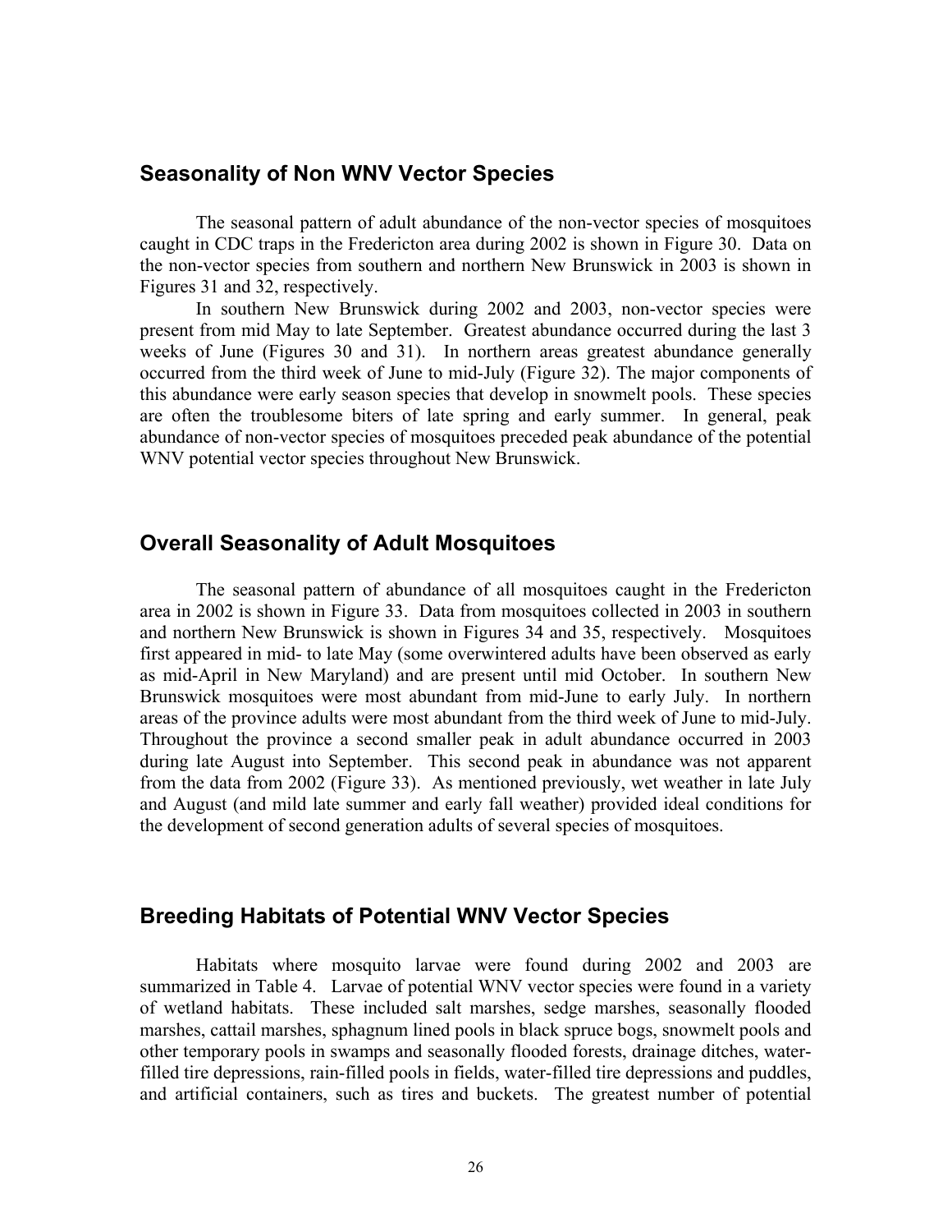## Seasonality of Non WNV Vector Species

The seasonal pattern of adult abundance of the non-vector species of mosquitoes caught in CDC traps in the Fredericton area during 2002 is shown in Figure 30. Data on the non-vector species from southern and northern New Brunswick in 2003 is shown in Figures 31 and 32, respectively.

In southern New Brunswick during 2002 and 2003, non-vector species were present from mid May to late September. Greatest abundance occurred during the last 3 weeks of June (Figures 30 and 31). In northern areas greatest abundance generally occurred from the third week of June to mid-July (Figure 32). The major components of this abundance were early season species that develop in snowmelt pools. These species are often the troublesome biters of late spring and early summer. In general, peak abundance of non-vector species of mosquitoes preceded peak abundance of the potential WNV potential vector species throughout New Brunswick.

## Overall Seasonality of Adult Mosquitoes

The seasonal pattern of abundance of all mosquitoes caught in the Fredericton area in 2002 is shown in Figure 33. Data from mosquitoes collected in 2003 in southern and northern New Brunswick is shown in Figures 34 and 35, respectively. Mosquitoes first appeared in mid- to late May (some overwintered adults have been observed as early as mid-April in New Maryland) and are present until mid October. In southern New Brunswick mosquitoes were most abundant from mid-June to early July. In northern areas of the province adults were most abundant from the third week of June to mid-July. Throughout the province a second smaller peak in adult abundance occurred in 2003 during late August into September. This second peak in abundance was not apparent from the data from 2002 (Figure 33). As mentioned previously, wet weather in late July and August (and mild late summer and early fall weather) provided ideal conditions for the development of second generation adults of several species of mosquitoes.

## Breeding Habitats of Potential WNV Vector Species

Habitats where mosquito larvae were found during 2002 and 2003 are summarized in Table 4. Larvae of potential WNV vector species were found in a variety of wetland habitats. These included salt marshes, sedge marshes, seasonally flooded marshes, cattail marshes, sphagnum lined pools in black spruce bogs, snowmelt pools and other temporary pools in swamps and seasonally flooded forests, drainage ditches, water-filled tire depressions, rain-filled pools in fields, water-filled tire depressions and puddles, and artificial containers, such as tires and buckets. The greatest number of potential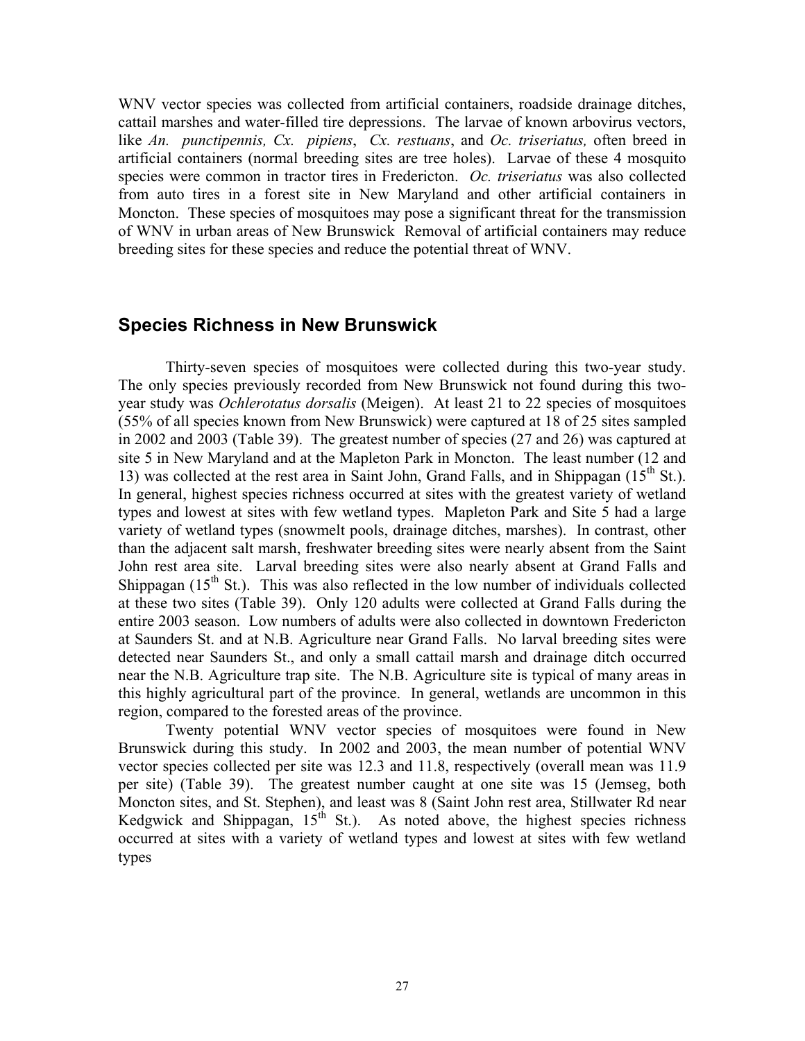WNV vector species was collected from artificial containers, roadside drainage ditches, cattail marshes and water-filled tire depressions. The larvae of known arbovirus vectors, like *An. punctipennis, Cx. pipiens*, *Cx. restuans*, and *Oc. triseriatus,* often breed in artificial containers (normal breeding sites are tree holes). Larvae of these 4 mosquito species were common in tractor tires in Fredericton. *Oc. triseriatus* was also collected from auto tires in a forest site in New Maryland and other artificial containers in Moncton. These species of mosquitoes may pose a significant threat for the transmission of WNV in urban areas of New Brunswick Removal of artificial containers may reduce breeding sites for these species and reduce the potential threat of WNV.

## Species Richness in New Brunswick

Thirty-seven species of mosquitoes were collected during this two-year study. The only species previously recorded from New Brunswick not found during this two-year study was *Ochlerotatus dorsalis* (Meigen). At least 21 to 22 species of mosquitoes (55% of all species known from New Brunswick) were captured at 18 of 25 sites sampled in 2002 and 2003 (Table 39). The greatest number of species (27 and 26) was captured at site 5 in New Maryland and at the Mapleton Park in Moncton. The least number (12 and 13) was collected at the rest area in Saint John, Grand Falls, and in Shippagan (15th St.). In general, highest species richness occurred at sites with the greatest variety of wetland types and lowest at sites with few wetland types. Mapleton Park and Site 5 had a large variety of wetland types (snowmelt pools, drainage ditches, marshes). In contrast, other than the adjacent salt marsh, freshwater breeding sites were nearly absent from the Saint John rest area site. Larval breeding sites were also nearly absent at Grand Falls and Shippagan (15th St.). This was also reflected in the low number of individuals collected at these two sites (Table 39). Only 120 adults were collected at Grand Falls during the entire 2003 season. Low numbers of adults were also collected in downtown Fredericton at Saunders St. and at N.B. Agriculture near Grand Falls. No larval breeding sites were detected near Saunders St., and only a small cattail marsh and drainage ditch occurred near the N.B. Agriculture trap site. The N.B. Agriculture site is typical of many areas in this highly agricultural part of the province. In general, wetlands are uncommon in this region, compared to the forested areas of the province.

Twenty potential WNV vector species of mosquitoes were found in New Brunswick during this study. In 2002 and 2003, the mean number of potential WNV vector species collected per site was 12.3 and 11.8, respectively (overall mean was 11.9 per site) (Table 39). The greatest number caught at one site was 15 (Jemseg, both Moncton sites, and St. Stephen), and least was 8 (Saint John rest area, Stillwater Rd near Kedgwick and Shippagan, 15th St.). As noted above, the highest species richness occurred at sites with a variety of wetland types and lowest at sites with few wetland types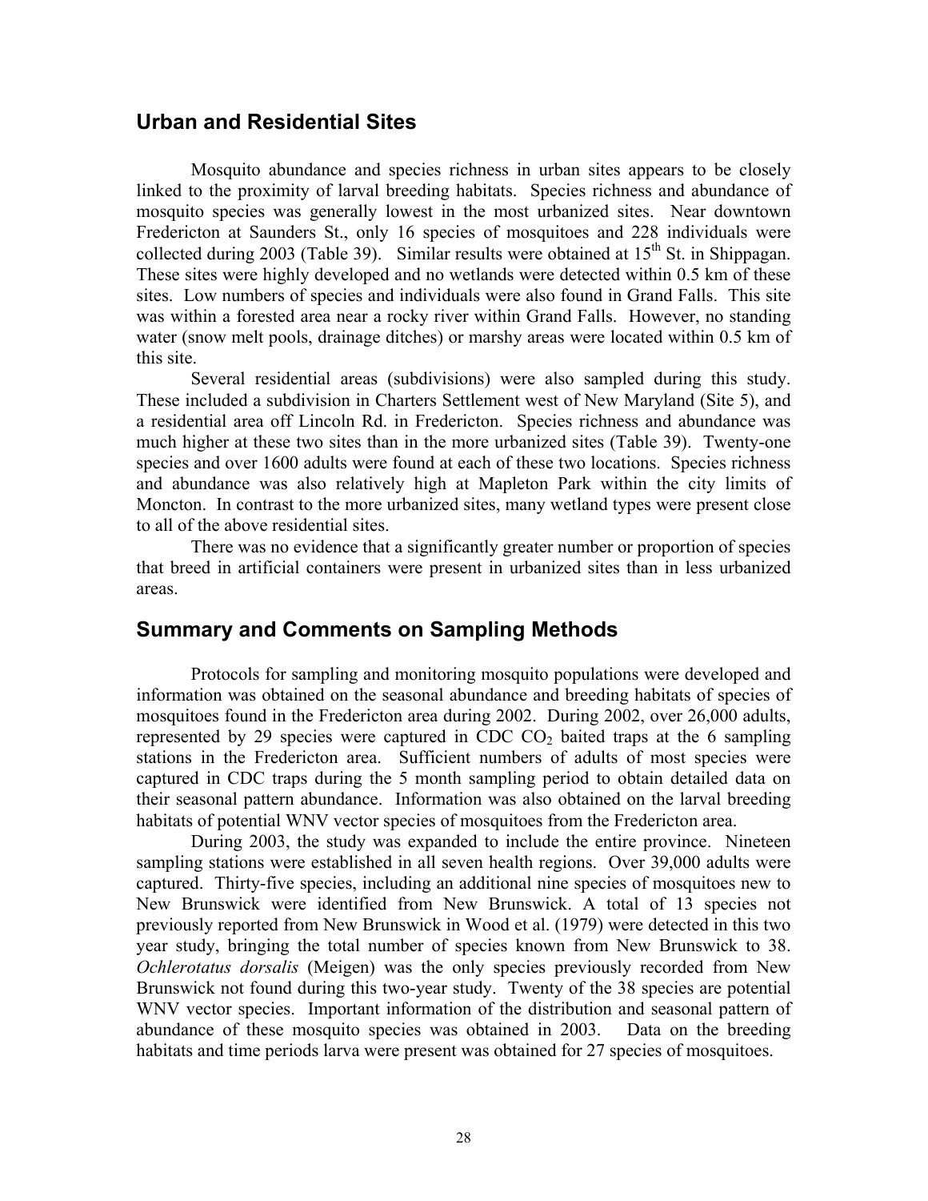## Urban and Residential Sites

Mosquito abundance and species richness in urban sites appears to be closely linked to the proximity of larval breeding habitats. Species richness and abundance of mosquito species was generally lowest in the most urbanized sites. Near downtown Fredericton at Saunders St., only 16 species of mosquitoes and 228 individuals were collected during 2003 (Table 39). Similar results were obtained at 15th St. in Shippagan. These sites were highly developed and no wetlands were detected within 0.5 km of these sites. Low numbers of species and individuals were also found in Grand Falls. This site was within a forested area near a rocky river within Grand Falls. However, no standing water (snow melt pools, drainage ditches) or marshy areas were located within 0.5 km of this site.

Several residential areas (subdivisions) were also sampled during this study. These included a subdivision in Charters Settlement west of New Maryland (Site 5), and a residential area off Lincoln Rd. in Fredericton. Species richness and abundance was much higher at these two sites than in the more urbanized sites (Table 39). Twenty-one species and over 1600 adults were found at each of these two locations. Species richness and abundance was also relatively high at Mapleton Park within the city limits of Moncton. In contrast to the more urbanized sites, many wetland types were present close to all of the above residential sites.

There was no evidence that a significantly greater number or proportion of species that breed in artificial containers were present in urbanized sites than in less urbanized areas.

## Summary and Comments on Sampling Methods

Protocols for sampling and monitoring mosquito populations were developed and information was obtained on the seasonal abundance and breeding habitats of species of mosquitoes found in the Fredericton area during 2002. During 2002, over 26,000 adults, represented by 29 species were captured in CDC $CO_2$ baited traps at the 6 sampling stations in the Fredericton area. Sufficient numbers of adults of most species were captured in CDC traps during the 5 month sampling period to obtain detailed data on their seasonal pattern abundance. Information was also obtained on the larval breeding habitats of potential WNV vector species of mosquitoes from the Fredericton area.

During 2003, the study was expanded to include the entire province. Nineteen sampling stations were established in all seven health regions. Over 39,000 adults were captured. Thirty-five species, including an additional nine species of mosquitoes new to New Brunswick were identified from New Brunswick. A total of 13 species not previously reported from New Brunswick in Wood et al. (1979) were detected in this two year study, bringing the total number of species known from New Brunswick to 38. *Ochlerotatus dorsalis* (Meigen) was the only species previously recorded from New Brunswick not found during this two-year study. Twenty of the 38 species are potential WNV vector species. Important information of the distribution and seasonal pattern of abundance of these mosquito species was obtained in 2003. Data on the breeding habitats and time periods larva were present was obtained for 27 species of mosquitoes.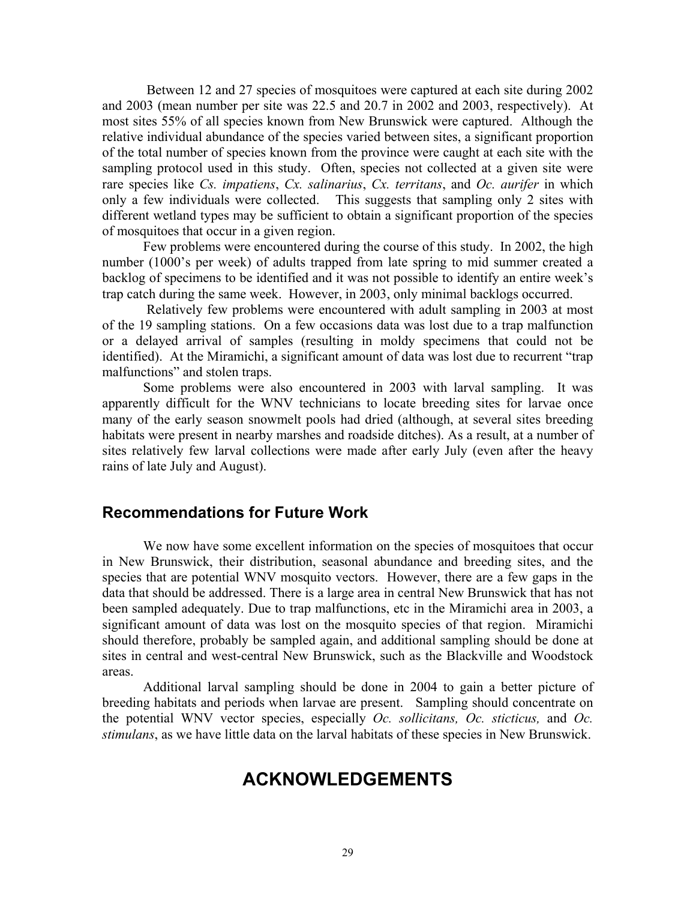Between 12 and 27 species of mosquitoes were captured at each site during 2002 and 2003 (mean number per site was 22.5 and 20.7 in 2002 and 2003, respectively). At most sites 55% of all species known from New Brunswick were captured. Although the relative individual abundance of the species varied between sites, a significant proportion of the total number of species known from the province were caught at each site with the sampling protocol used in this study. Often, species not collected at a given site were rare species like *Cs. impatiens*, *Cx. salinarius*, *Cx. territans*, and *Oc. aurifer* in which only a few individuals were collected. This suggests that sampling only 2 sites with different wetland types may be sufficient to obtain a significant proportion of the species of mosquitoes that occur in a given region.

Few problems were encountered during the course of this study. In 2002, the high number (1000's per week) of adults trapped from late spring to mid summer created a backlog of specimens to be identified and it was not possible to identify an entire week's trap catch during the same week. However, in 2003, only minimal backlogs occurred.

Relatively few problems were encountered with adult sampling in 2003 at most of the 19 sampling stations. On a few occasions data was lost due to a trap malfunction or a delayed arrival of samples (resulting in moldy specimens that could not be identified). At the Miramichi, a significant amount of data was lost due to recurrent "trap malfunctions" and stolen traps.

Some problems were also encountered in 2003 with larval sampling. It was apparently difficult for the WNV technicians to locate breeding sites for larvae once many of the early season snowmelt pools had dried (although, at several sites breeding habitats were present in nearby marshes and roadside ditches). As a result, at a number of sites relatively few larval collections were made after early July (even after the heavy rains of late July and August).

## Recommendations for Future Work

We now have some excellent information on the species of mosquitoes that occur in New Brunswick, their distribution, seasonal abundance and breeding sites, and the species that are potential WNV mosquito vectors. However, there are a few gaps in the data that should be addressed. There is a large area in central New Brunswick that has not been sampled adequately. Due to trap malfunctions, etc in the Miramichi area in 2003, a significant amount of data was lost on the mosquito species of that region. Miramichi should therefore, probably be sampled again, and additional sampling should be done at sites in central and west-central New Brunswick, such as the Blackville and Woodstock areas.

Additional larval sampling should be done in 2004 to gain a better picture of breeding habitats and periods when larvae are present. Sampling should concentrate on the potential WNV vector species, especially *Oc. sollicitans, Oc. sticticus,* and *Oc. stimulans*, as we have little data on the larval habitats of these species in New Brunswick.

# ACKNOWLEDGEMENTS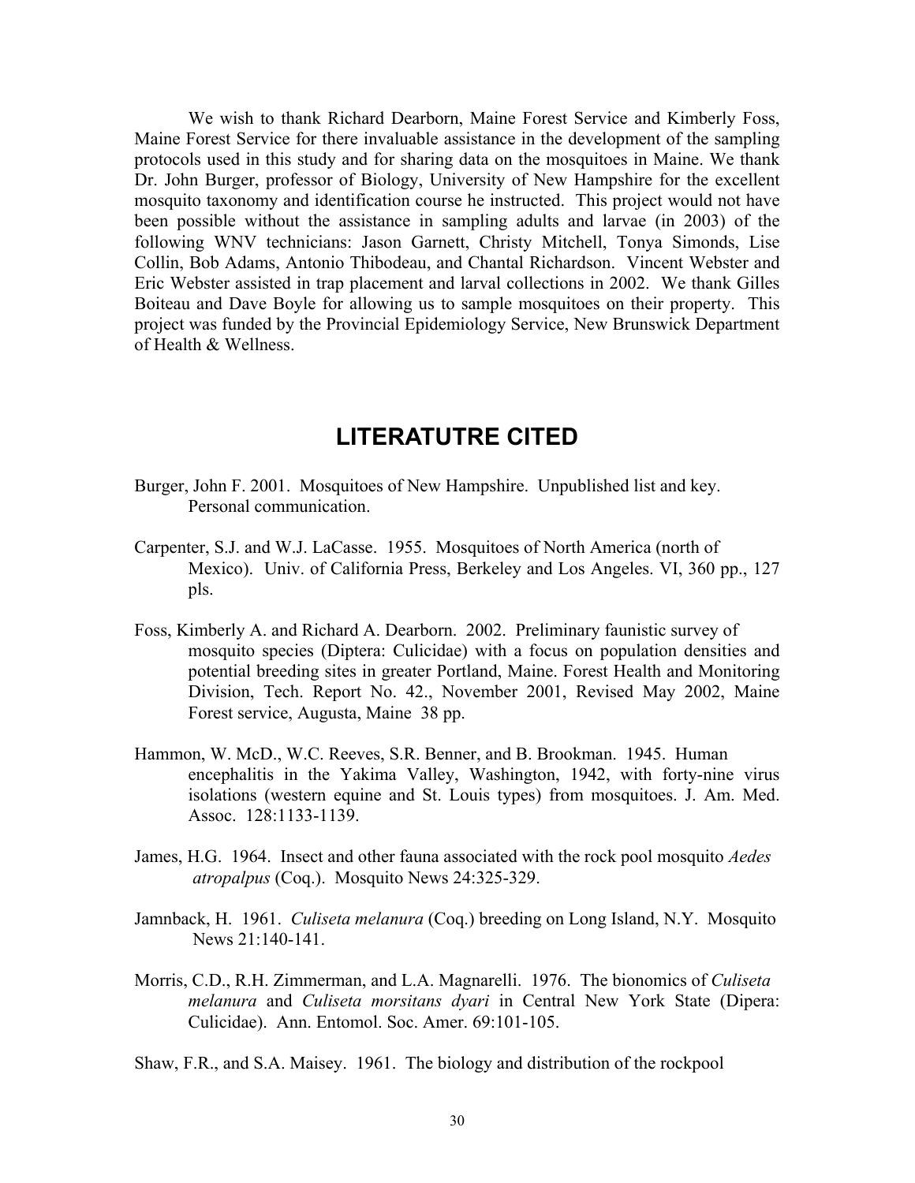We wish to thank Richard Dearborn, Maine Forest Service and Kimberly Foss, Maine Forest Service for there invaluable assistance in the development of the sampling protocols used in this study and for sharing data on the mosquitoes in Maine. We thank Dr. John Burger, professor of Biology, University of New Hampshire for the excellent mosquito taxonomy and identification course he instructed. This project would not have been possible without the assistance in sampling adults and larvae (in 2003) of the following WNV technicians: Jason Garnett, Christy Mitchell, Tonya Simonds, Lise Collin, Bob Adams, Antonio Thibodeau, and Chantal Richardson. Vincent Webster and Eric Webster assisted in trap placement and larval collections in 2002. We thank Gilles Boiteau and Dave Boyle for allowing us to sample mosquitoes on their property. This project was funded by the Provincial Epidemiology Service, New Brunswick Department of Health & Wellness.

## LITERATUTRE CITED

Burger, John F. 2001. Mosquitoes of New Hampshire. Unpublished list and key. Personal communication.

Carpenter, S.J. and W.J. LaCasse. 1955. Mosquitoes of North America (north of Mexico). Univ. of California Press, Berkeley and Los Angeles. VI, 360 pp., 127 pls.

Foss, Kimberly A. and Richard A. Dearborn. 2002. Preliminary faunistic survey of mosquito species (Diptera: Culicidae) with a focus on population densities and potential breeding sites in greater Portland, Maine. Forest Health and Monitoring Division, Tech. Report No. 42., November 2001, Revised May 2002, Maine Forest service, Augusta, Maine 38 pp.

Hammon, W. McD., W.C. Reeves, S.R. Benner, and B. Brookman. 1945. Human encephalitis in the Yakima Valley, Washington, 1942, with forty-nine virus isolations (western equine and St. Louis types) from mosquitoes. J. Am. Med. Assoc. 128:1133-1139.

James, H.G. 1964. Insect and other fauna associated with the rock pool mosquito *Aedes atropalpus* (Coq.). Mosquito News 24:325-329.

Jamnback, H. 1961. *Culiseta melanura* (Coq.) breeding on Long Island, N.Y. Mosquito News 21:140-141.

Morris, C.D., R.H. Zimmerman, and L.A. Magnarelli. 1976. The bionomics of *Culiseta melanura* and *Culiseta morsitans dyari* in Central New York State (Dipera: Culicidae). Ann. Entomol. Soc. Amer. 69:101-105.

Shaw, F.R., and S.A. Maisey. 1961. The biology and distribution of the rockpool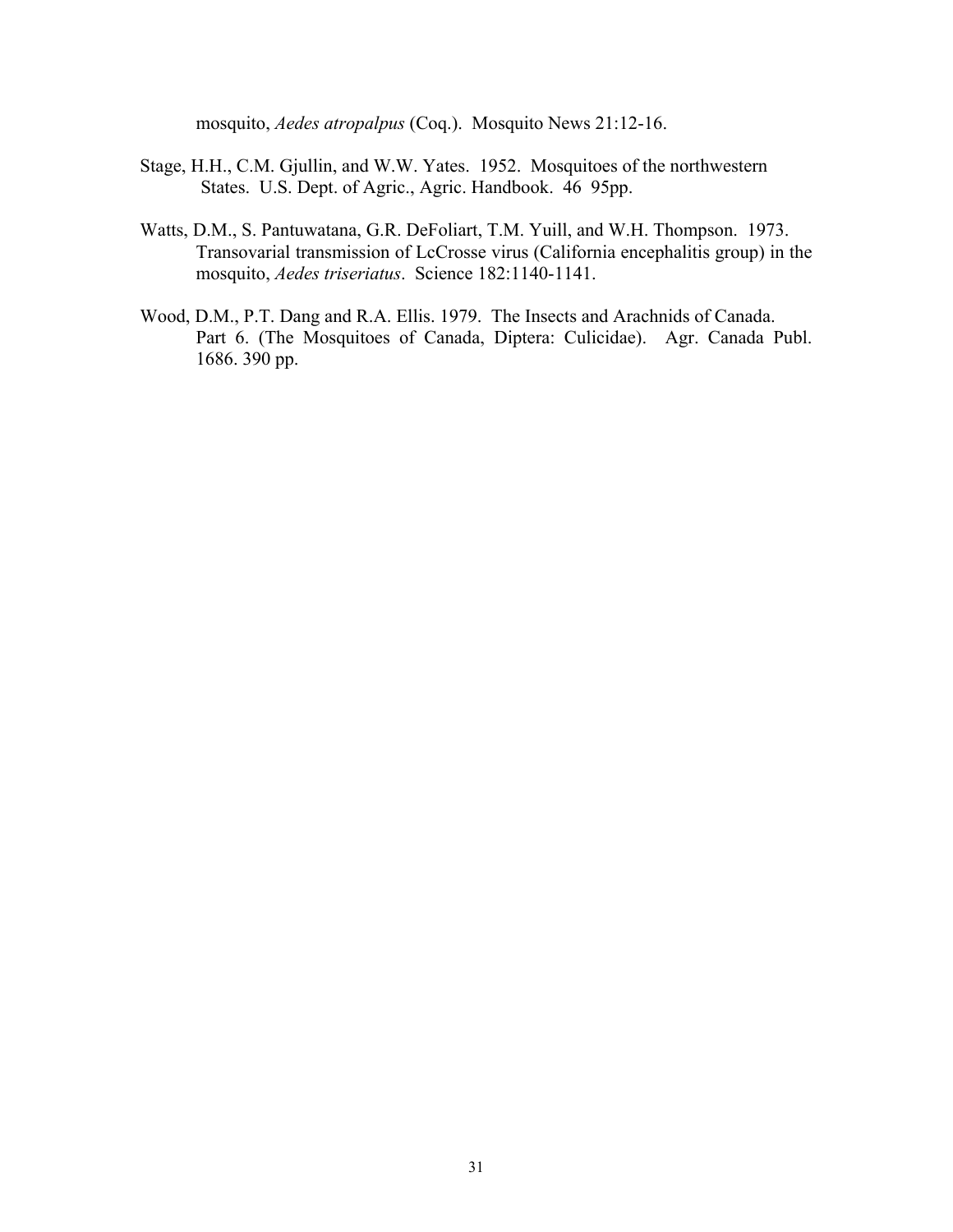mosquito, *Aedes atropalpus* (Coq.). Mosquito News 21:12-16.

Stage, H.H., C.M. Gjullin, and W.W. Yates. 1952. Mosquitoes of the northwestern States. U.S. Dept. of Agric., Agric. Handbook. 46 95pp.

Watts, D.M., S. Pantuwatana, G.R. DeFoliart, T.M. Yuill, and W.H. Thompson. 1973. Transovarial transmission of LcCrosse virus (California encephalitis group) in the mosquito, *Aedes triseriatus*. Science 182:1140-1141.

Wood, D.M., P.T. Dang and R.A. Ellis. 1979. The Insects and Arachnids of Canada. Part 6. (The Mosquitoes of Canada, Diptera: Culicidae). Agr. Canada Publ. 1686. 390 pp.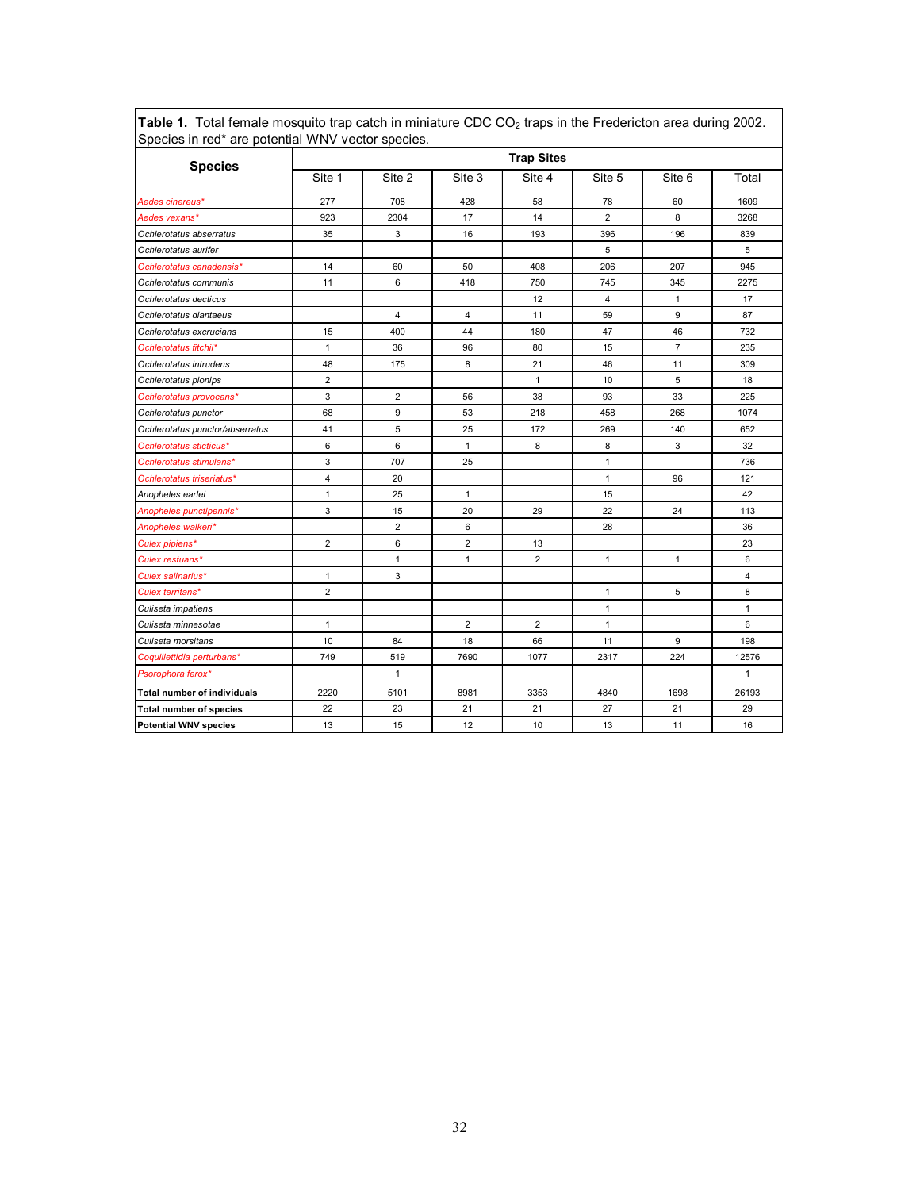**Table 1.** Total female mosquito trap catch in miniature CDC $CO_2$ traps in the Fredericton area during 2002. Species in red* are potential WNV vector species.

| Species | Trap Sites | | | | | | |
|---|---|---|---|---|---|---|---|
| | Site 1 | Site 2 | Site 3 | Site 4 | Site 5 | Site 6 | Total |
| *Aedes cinereus** | 277 | 708 | 428 | 58 | 78 | 60 | 1609 |
| *Aedes vexans** | 923 | 2304 | 17 | 14 | 2 | 8 | 3268 |
| *Ochlerotatus abserratus* | 35 | 3 | 16 | 193 | 396 | 196 | 839 |
| *Ochlerotatus aurifer* | | | | | 5 | | 5 |
| *Ochlerotatus canadensis** | 14 | 60 | 50 | 408 | 206 | 207 | 945 |
| *Ochlerotatus communis* | 11 | 6 | 418 | 750 | 745 | 345 | 2275 |
| *Ochlerotatus decticus* | | | | 12 | 4 | 1 | 17 |
| *Ochlerotatus diantaeus* | | 4 | 4 | 11 | 59 | 9 | 87 |
| *Ochlerotatus excrucians* | 15 | 400 | 44 | 180 | 47 | 46 | 732 |
| *Ochlerotatus fitchii** | 1 | 36 | 96 | 80 | 15 | 7 | 235 |
| *Ochlerotatus intrudens* | 48 | 175 | 8 | 21 | 46 | 11 | 309 |
| *Ochlerotatus pionips* | 2 | | | 1 | 10 | 5 | 18 |
| *Ochlerotatus provocans** | 3 | 2 | 56 | 38 | 93 | 33 | 225 |
| *Ochlerotatus punctor* | 68 | 9 | 53 | 218 | 458 | 268 | 1074 |
| *Ochlerotatus punctor/abserratus* | 41 | 5 | 25 | 172 | 269 | 140 | 652 |
| *Ochlerotatus sticticus** | 6 | 6 | 1 | 8 | 8 | 3 | 32 |
| *Ochlerotatus stimulans** | 3 | 707 | 25 | | 1 | | 736 |
| *Ochlerotatus triseriatus** | 4 | 20 | | | 1 | 96 | 121 |
| *Anopheles earlei* | 1 | 25 | 1 | | 15 | | 42 |
| *Anopheles punctipennis** | 3 | 15 | 20 | 29 | 22 | 24 | 113 |
| *Anopheles walkeri** | | 2 | 6 | | 28 | | 36 |
| *Culex pipiens** | 2 | 6 | 2 | 13 | | | 23 |
| *Culex restuans** | | 1 | 1 | 2 | 1 | 1 | 6 |
| *Culex salinarius** | 1 | 3 | | | | | 4 |
| *Culex territans** | 2 | | | | 1 | 5 | 8 |
| *Culiseta impatiens* | | | | | 1 | | 1 |
| *Culiseta minnesotae* | 1 | | 2 | 2 | 1 | | 6 |
| *Culiseta morsitans* | 10 | 84 | 18 | 66 | 11 | 9 | 198 |
| *Coquillettidia perturbans** | 749 | 519 | 7690 | 1077 | 2317 | 224 | 12576 |
| *Psorophora ferox** | | 1 | | | | | 1 |
| **Total number of individuals** | 2220 | 5101 | 8981 | 3353 | 4840 | 1698 | 26193 |
| **Total number of species** | 22 | 23 | 21 | 21 | 27 | 21 | 29 |
| **Potential WNV species** | 13 | 15 | 12 | 10 | 13 | 11 | 16 |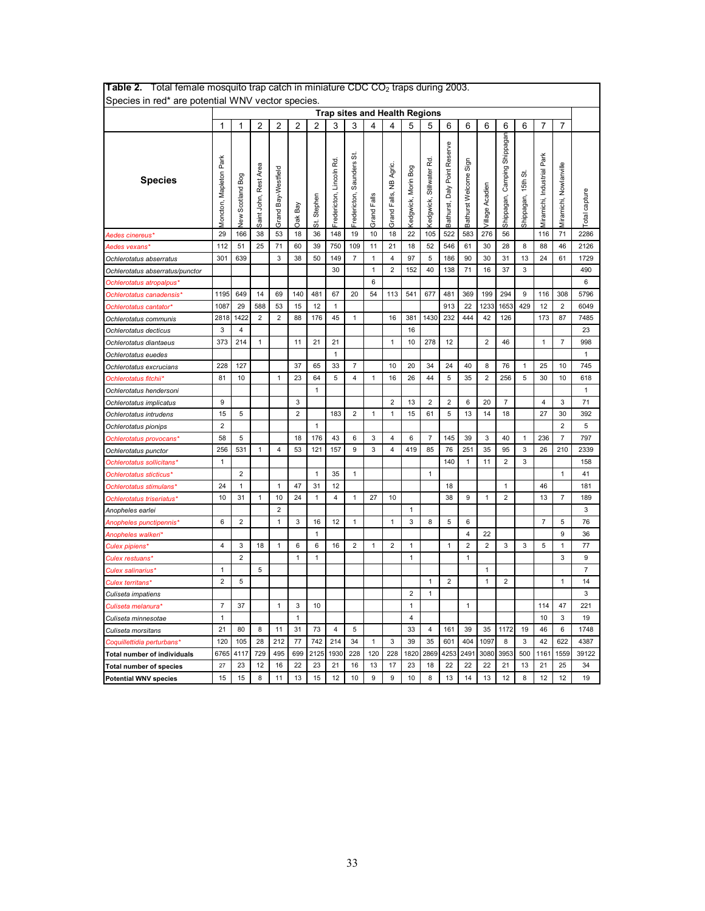**Table 2.** Total female mosquito trap catch in miniature CDC $CO_2$ traps during 2003. Species in red* are potential WNV vector species.

| Species | Moncton, Mapleton Park | New Scotland Bog | Saint John, Rest Area | Grand Bay-Westfield | Oak Bay | St. Stephen | Fredericton, Lincoln Rd. | Fredericton, Saunders St. | Grand Falls | Grand Falls, NB Agric. | Kedgwick, Morin Bog | Kedgwick, Stillwater Rd. | Bathurst, Daly Point Reserve | Bathurst Welcome Sign | Village Acadien | Shippagan, Camping Shippagan | Shippagan, 15th St. | Miramichi, Industrial Park | Miramichi, Nowlanville | Total capture |
|---|---|---|---|---|---|---|---|---|---|---|---|---|---|---|---|---|---|---|---|---|
| Trap sites and Health Regions | 1 | 1 | 2 | 2 | 2 | 2 | 3 | 3 | 4 | 4 | 5 | 5 | 6 | 6 | 6 | 6 | 6 | 7 | 7 | |
| Aedes cinereus* | 29 | 166 | 38 | 53 | 18 | 36 | 148 | 19 | 10 | 18 | 22 | 105 | 522 | 583 | 276 | 56 | | 116 | 71 | 2286 |
| Aedes vexans* | 112 | 51 | 25 | 71 | 60 | 39 | 750 | 109 | 11 | 21 | 18 | 52 | 546 | 61 | 30 | 28 | 8 | 88 | 46 | 2126 |
| Ochlerotatus abserratus | 301 | 639 | | 3 | 38 | 50 | 149 | 7 | 1 | 4 | 97 | 5 | 186 | 90 | 30 | 31 | 13 | 24 | 61 | 1729 |
| Ochlerotatus abserratus/punctor | | | | | | | 30 | | 1 | 2 | 152 | 40 | 138 | 71 | 16 | 37 | 3 | | | 490 |
| Ochlerotatus atropalpus* | | | | | | | | | 6 | | | | | | | | | | | 6 |
| Ochlerotatus canadensis* | 1195 | 649 | 14 | 69 | 140 | 481 | 67 | 20 | 54 | 113 | 541 | 677 | 481 | 369 | 199 | 294 | 9 | 116 | 308 | 5796 |
| Ochlerotatus cantator* | 1087 | 29 | 588 | 53 | 15 | 12 | 1 | | | | | | 913 | 22 | 1233 | 1653 | 429 | 12 | 2 | 6049 |
| Ochlerotatus communis | 2818 | 1422 | 2 | 2 | 88 | 176 | 45 | 1 | | 16 | 381 | 1430 | 232 | 444 | 42 | 126 | | 173 | 87 | 7485 |
| Ochlerotatus decticus | 3 | 4 | | | | | | | | | 16 | | | | | | | | | 23 |
| Ochlerotatus diantaeus | 373 | 214 | 1 | | 11 | 21 | 21 | | | 1 | 10 | 278 | 12 | | 2 | 46 | | 1 | 7 | 998 |
| Ochlerotatus euedes | | | | | | | 1 | | | | | | | | | | | | | 1 |
| Ochlerotatus excrucians | 228 | 127 | | | 37 | 65 | 33 | 7 | | 10 | 20 | 34 | 24 | 40 | 8 | 76 | 1 | 25 | 10 | 745 |
| Ochlerotatus fitchii* | 81 | 10 | | 1 | 23 | 64 | 5 | 4 | 1 | 16 | 26 | 44 | 5 | 35 | 2 | 256 | 5 | 30 | 10 | 618 |
| Ochlerotatus hendersoni | | | | | | 1 | | | | | | | | | | | | | | 1 |
| Ochlerotatus implicatus | 9 | | | | 3 | | | | | 2 | 13 | 2 | 2 | 6 | 20 | 7 | | 4 | 3 | 71 |
| Ochlerotatus intrudens | 15 | 5 | | | 2 | | 183 | 2 | 1 | 1 | 15 | 61 | 5 | 13 | 14 | 18 | | 27 | 30 | 392 |
| Ochlerotatus pionips | 2 | | | | | 1 | | | | | | | | | | | | | 2 | 5 |
| Ochlerotatus provocans* | 58 | 5 | | | 18 | 176 | 43 | 6 | 3 | 4 | 6 | 7 | 145 | 39 | 3 | 40 | 1 | 236 | 7 | 797 |
| Ochlerotatus punctor | 256 | 531 | 1 | 4 | 53 | 121 | 157 | 9 | 3 | 4 | 419 | 85 | 76 | 251 | 35 | 95 | 3 | 26 | 210 | 2339 |
| Ochlerotatus sollicitans* | 1 | | | | | | | | | | | | 140 | 1 | 11 | 2 | 3 | | | 158 |
| Ochlerotatus sticticus* | | 2 | | | | 1 | 35 | 1 | | | | 1 | | | | | | | 1 | 41 |
| Ochlerotatus stimulans* | 24 | 1 | | 1 | 47 | 31 | 12 | | | | | | 18 | | | 1 | | 46 | | 181 |
| Ochlerotatus triseriatus* | 10 | 31 | 1 | 10 | 24 | 1 | 4 | 1 | 27 | 10 | | | 38 | 9 | 1 | 2 | | 13 | 7 | 189 |
| Anopheles earlei | | | | 2 | | | | | | | 1 | | | | | | | | | 3 |
| Anopheles punctipennis* | 6 | 2 | | 1 | 3 | 16 | 12 | 1 | | 1 | 3 | 8 | 5 | 6 | | | | 7 | 5 | 76 |
| Anopheles walkeri* | | | | | | 1 | | | | | | | | 4 | 22 | | | | 9 | 36 |
| Culex pipiens* | 4 | 3 | 18 | 1 | 6 | 6 | 16 | 2 | 1 | 2 | 1 | | 1 | 2 | 2 | 3 | 3 | 5 | 1 | 77 |
| Culex restuans* | | 2 | | | 1 | 1 | | | | | 1 | | | 1 | | | | | 3 | 9 |
| Culex salinarius* | 1 | | 5 | | | | | | | | | | | | 1 | | | | | 7 |
| Culex territans* | 2 | 5 | | | | | | | | | | 1 | 2 | | 1 | 2 | | | 1 | 14 |
| Culiseta impatiens | | | | | | | | | | | 2 | 1 | | | | | | | | 3 |
| Culiseta melanura* | 7 | 37 | | 1 | 3 | 10 | | | | | 1 | | | 1 | | | | 114 | 47 | 221 |
| Culiseta minnesotae | 1 | | | | 1 | | | | | | 4 | | | | | | | 10 | 3 | 19 |
| Culiseta morsitans | 21 | 80 | 8 | 11 | 31 | 73 | 4 | 5 | | | 33 | 4 | 161 | 39 | 35 | 1172 | 19 | 46 | 6 | 1748 |
| Coquillettidia perturbans* | 120 | 105 | 28 | 212 | 77 | 742 | 214 | 34 | 1 | 3 | 39 | 35 | 601 | 404 | 1097 | 8 | 3 | 42 | 622 | 4387 |
| **Total number of individuals** | 6765 | 4117 | 729 | 495 | 699 | 2125 | 1930 | 228 | 120 | 228 | 1820 | 2869 | 4253 | 2491 | 3080 | 3953 | 500 | 1161 | 1559 | 39122 |
| **Total number of species** | 27 | 23 | 12 | 16 | 22 | 23 | 21 | 16 | 13 | 17 | 23 | 18 | 22 | 22 | 22 | 21 | 13 | 21 | 25 | 34 |
| **Potential WNV species** | 15 | 15 | 8 | 11 | 13 | 15 | 12 | 10 | 9 | 9 | 10 | 8 | 13 | 14 | 13 | 12 | 8 | 12 | 12 | 19 |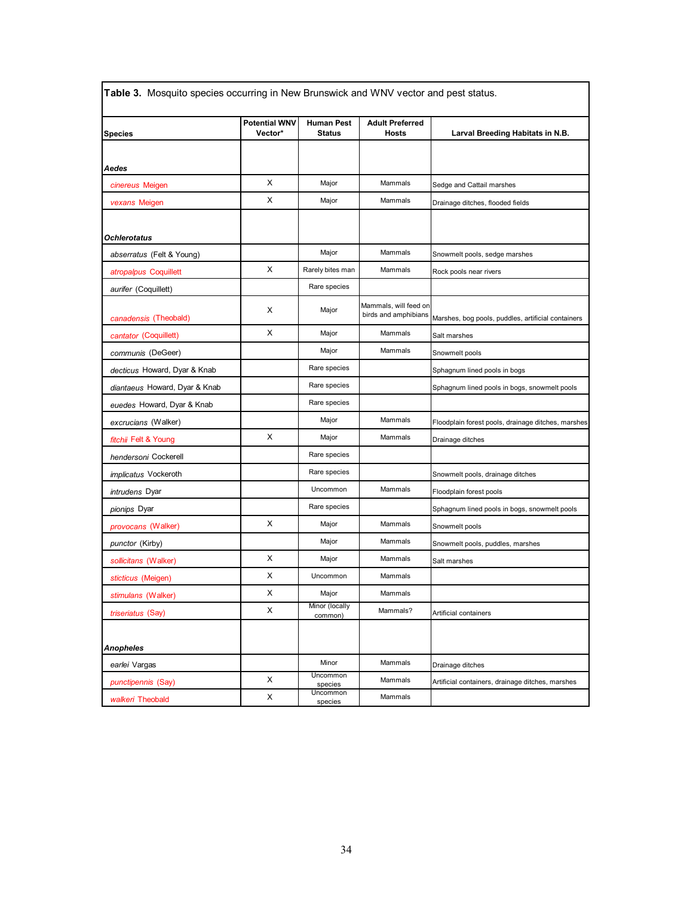**Table 3.** Mosquito species occurring in New Brunswick and WNV vector and pest status.

| Species | Potential WNV Vector* | Human Pest Status | Adult Preferred Hosts | Larval Breeding Habitats in N.B. |
|---|---|---|---|---|
| ***Aedes*** | | | | |
| *cinereus* Meigen | X | Major | Mammals | Sedge and Cattail marshes |
| *vexans* Meigen | X | Major | Mammals | Drainage ditches, flooded fields |
| ***Ochlerotatus*** | | | | |
| *abserratus* (Felt & Young) | | Major | Mammals | Snowmelt pools, sedge marshes |
| *atropalpus* Coquillett | X | Rarely bites man | Mammals | Rock pools near rivers |
| *aurifer* (Coquillett) | | Rare species | | |
| *canadensis* (Theobald) | X | Major | Mammals, will feed on birds and amphibians | Marshes, bog pools, puddles, artificial containers |
| *cantator* (Coquillett) | X | Major | Mammals | Salt marshes |
| *communis* (DeGeer) | | Major | Mammals | Snowmelt pools |
| *decticus* Howard, Dyar & Knab | | Rare species | | Sphagnum lined pools in bogs |
| *diantaeus* Howard, Dyar & Knab | | Rare species | | Sphagnum lined pools in bogs, snowmelt pools |
| *euedes* Howard, Dyar & Knab | | Rare species | | |
| *excrucians* (Walker) | | Major | Mammals | Floodplain forest pools, drainage ditches, marshes |
| *fitchii* Felt & Young | X | Major | Mammals | Drainage ditches |
| *hendersoni* Cockerell | | Rare species | | |
| *implicatus* Vockeroth | | Rare species | | Snowmelt pools, drainage ditches |
| *intrudens* Dyar | | Uncommon | Mammals | Floodplain forest pools |
| *pionips* Dyar | | Rare species | | Sphagnum lined pools in bogs, snowmelt pools |
| *provocans* (Walker) | X | Major | Mammals | Snowmelt pools |
| *punctor* (Kirby) | | Major | Mammals | Snowmelt pools, puddles, marshes |
| *sollicitans* (Walker) | X | Major | Mammals | Salt marshes |
| *sticticus* (Meigen) | X | Uncommon | Mammals | |
| *stimulans* (Walker) | X | Major | Mammals | |
| *triseriatus* (Say) | X | Minor (locally common) | Mammals? | Artificial containers |
| ***Anopheles*** | | | | |
| *earlei* Vargas | | Minor | Mammals | Drainage ditches |
| *punctipennis* (Say) | X | Uncommon species | Mammals | Artificial containers, drainage ditches, marshes |
| *walkeri* Theobald | X | Uncommon species | Mammals | |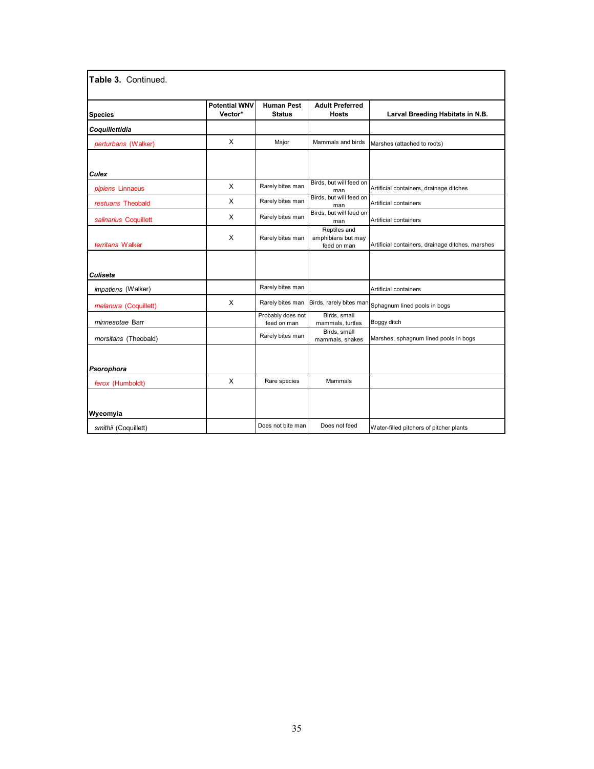**Table 3.** Continued.

| Species | Potential WNV Vector* | Human Pest Status | Adult Preferred Hosts | Larval Breeding Habitats in N.B. |
|---|---|---|---|---|
| ***Coquillettidia*** | | | | |
| *perturbans* (Walker) | X | Major | Mammals and birds | Marshes (attached to roots) |
| ***Culex*** | | | | |
| *pipiens* Linnaeus | X | Rarely bites man | Birds, but will feed on man | Artificial containers, drainage ditches |
| *restuans* Theobald | X | Rarely bites man | Birds, but will feed on man | Artificial containers |
| *salinarius* Coquillett | X | Rarely bites man | Birds, but will feed on man | Artificial containers |
| *territans* Walker | X | Rarely bites man | Reptiles and amphibians but may feed on man | Artificial containers, drainage ditches, marshes |
| ***Culiseta*** | | | | |
| *impatiens* (Walker) | | Rarely bites man | | Artificial containers |
| *melanura* (Coquillett) | X | Rarely bites man | Birds, rarely bites man | Sphagnum lined pools in bogs |
| *minnesotae* Barr | | Probably does not feed on man | Birds, small mammals, turtles | Boggy ditch |
| *morsitans* (Theobald) | | Rarely bites man | Birds, small mammals, snakes | Marshes, sphagnum lined pools in bogs |
| ***Psorophora*** | | | | |
| *ferox* (Humboldt) | X | Rare species | Mammals | |
| **Wyeomyia** | | | | |
| *smithii* (Coquillett) | | Does not bite man | Does not feed | Water-filled pitchers of pitcher plants |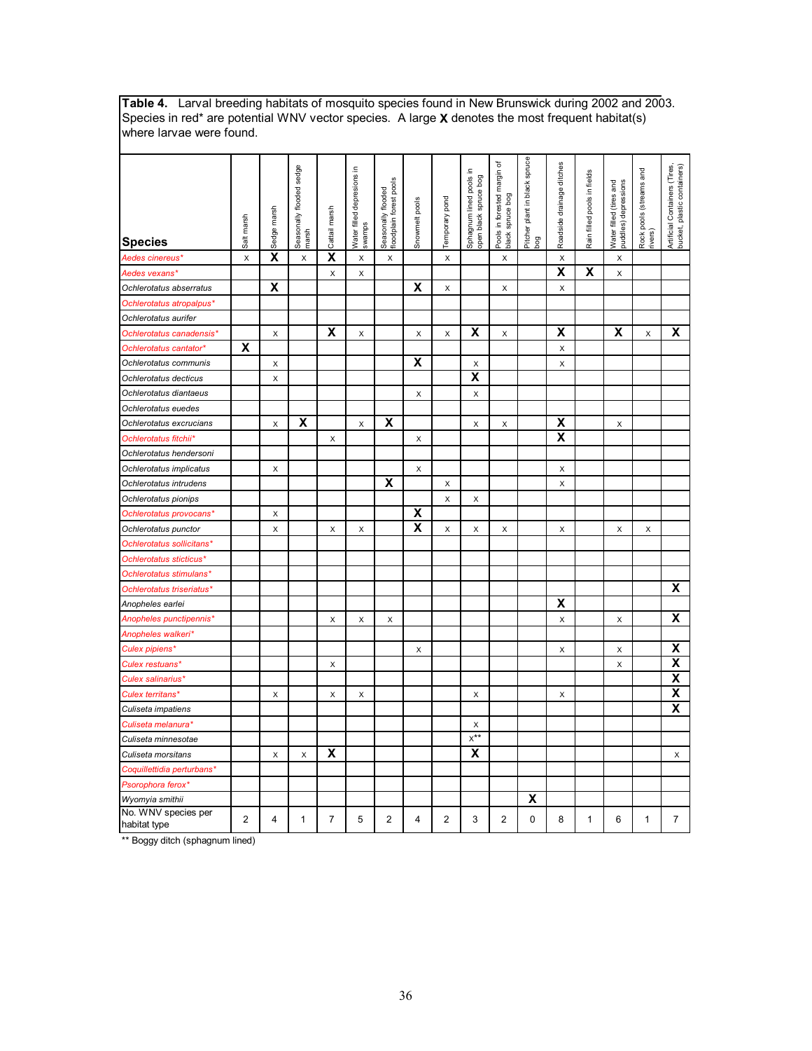**Table 4.** Larval breeding habitats of mosquito species found in New Brunswick during 2002 and 2003. Species in red* are potential WNV vector species. A large **X** denotes the most frequent habitat(s) where larvae were found.

| Species | Salt marsh | Sedge marsh | Seasonally flooded sedge marsh | Cattail marsh | Water filled depressions in swamps | Seasonally flooded floodplain forest pools | Snowmelt pools | Temporary pond | Sphagnum lined pools in open black spruce bog | Pools in forested margin of black spruce bog | Pitcher plant in black spruce bog | Roadside drainage ditches | Rain filled pools in fields | Water filled (tires and puddles) depressions | Rock pools (streams and rivers) | Artificial Containers (Tires, bucket, plastic containers) |
|---|---|---|---|---|---|---|---|---|---|---|---|---|---|---|---|---|
| *Aedes cinereus** | x | **X** | x | **X** | x | x | | x | | x | | x | | x | | |
| *Aedes vexans** | | | | x | x | | | | | | | **X** | **X** | x | | |
| *Ochlerotatus abserratus* | | **X** | | | | | **X** | x | | x | | x | | | | |
| *Ochlerotatus atropalpus** | | | | | | | | | | | | | | | | |
| *Ochlerotatus aurifer* | | | | | | | | | | | | | | | | |
| *Ochlerotatus canadensis** | | x | | **X** | x | | x | x | **X** | x | | **X** | | **X** | x | **X** |
| *Ochlerotatus cantator** | **X** | | | | | | | | | | | x | | | | |
| *Ochlerotatus communis* | | x | | | | | **X** | | x | | | x | | | | |
| *Ochlerotatus decticus* | | x | | | | | | | **X** | | | | | | | |
| *Ochlerotatus diantaeus* | | | | | | | x | | x | | | | | | | |
| *Ochlerotatus euedes* | | | | | | | | | | | | | | | | |
| *Ochlerotatus excrucians* | | x | **X** | | x | **X** | | | x | x | | **X** | | x | | |
| *Ochlerotatus fitchii** | | | | x | | | x | | | | | **X** | | | | |
| *Ochlerotatus hendersoni* | | | | | | | | | | | | | | | | |
| *Ochlerotatus implicatus* | | x | | | | | x | | | | | x | | | | |
| *Ochlerotatus intrudens* | | | | | | **X** | | x | | | | x | | | | |
| *Ochlerotatus pionips* | | | | | | | | x | x | | | | | | | |
| *Ochlerotatus provocans** | | x | | | | | **X** | | | | | | | | | |
| *Ochlerotatus punctor* | | x | | x | x | | **X** | x | x | x | | x | | x | x | |
| *Ochlerotatus sollicitans** | | | | | | | | | | | | | | | | |
| *Ochlerotatus sticticus** | | | | | | | | | | | | | | | | |
| *Ochlerotatus stimulans** | | | | | | | | | | | | | | | | |
| *Ochlerotatus triseriatus** | | | | | | | | | | | | | | | | **X** |
| *Anopheles earlei* | | | | | | | | | | | | **X** | | | | |
| *Anopheles punctipennis** | | | | x | x | x | | | | | | x | | x | | **X** |
| *Anopheles walkeri** | | | | | | | | | | | | | | | | |
| *Culex pipiens** | | | | | | | x | | | | | x | | x | | **X** |
| *Culex restuans** | | | | x | | | | | | | | | | x | | **X** |
| *Culex salinarius** | | | | | | | | | | | | | | | | **X** |
| *Culex territans** | | x | | x | x | | | | x | | | x | | | | **X** |
| *Culiseta impatiens* | | | | | | | | | | | | | | | | **X** |
| *Culiseta melanura** | | | | | | | | | x | | | | | | | |
| *Culiseta minnesotae* | | | | | | | | | x** | | | | | | | |
| *Culiseta morsitans* | | x | x | **X** | | | | | **X** | | | | | | | x |
| *Coquillettidia perturbans** | | | | | | | | | | | | | | | | |
| *Psorophora ferox** | | | | | | | | | | | | | | | | |
| *Wyomyia smithii* | | | | | | | | | | | **X** | | | | | |
| No. WNV species per habitat type | 2 | 4 | 1 | 7 | 5 | 2 | 4 | 2 | 3 | 2 | 0 | 8 | 1 | 6 | 1 | 7 |

** Boggy ditch (sphagnum lined)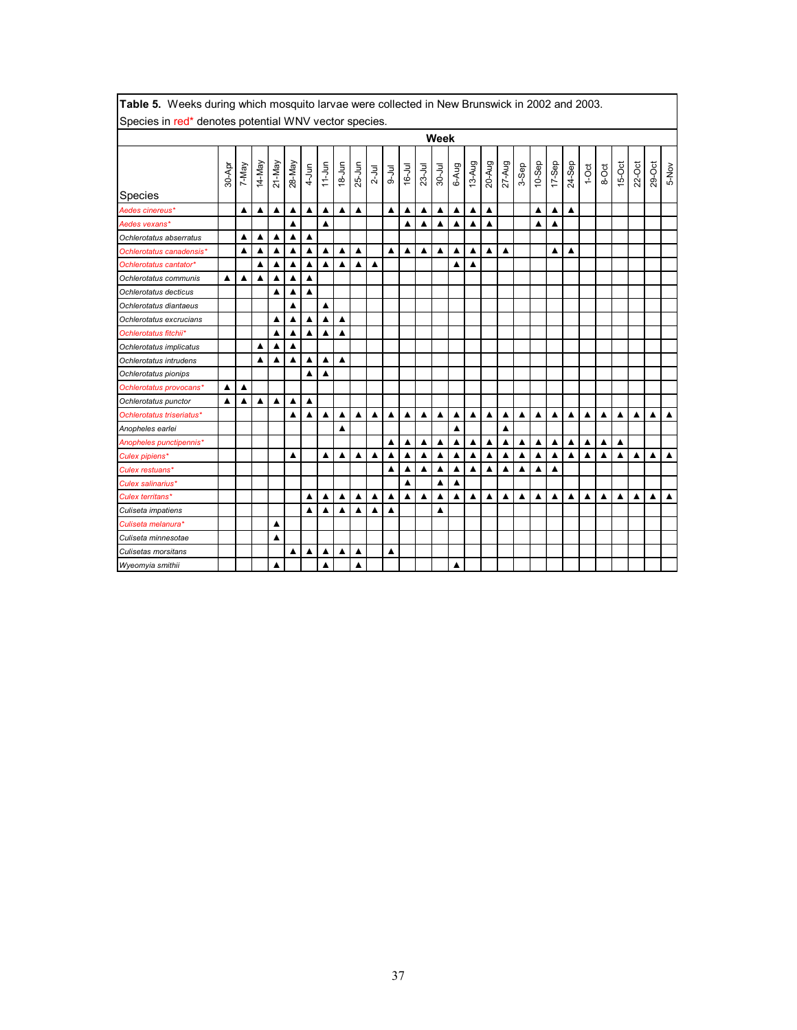**Table 5.** Weeks during which mosquito larvae were collected in New Brunswick in 2002 and 2003. Species in red* denotes potential WNV vector species.

| Species | 30-Apr | 7-May | 14-May | 21-May | 28-May | 4-Jun | 11-Jun | 18-Jun | 25-Jun | 2-Jul | 9-Jul | 16-Jul | 23-Jul | 30-Jul | 6-Aug | 13-Aug | 20-Aug | 27-Aug | 3-Sep | 10-Sep | 17-Sep | 24-Sep | 1-Oct | 8-Oct | 15-Oct | 22-Oct | 29-Oct | 5-Nov |
|---|---|---|---|---|---|---|---|---|---|---|---|---|---|---|---|---|---|---|---|---|---|---|---|---|---|---|---|---|
| *Aedes cinereus** | | ▲ | ▲ | ▲ | ▲ | ▲ | ▲ | ▲ | ▲ | | ▲ | ▲ | ▲ | ▲ | ▲ | ▲ | ▲ | | | ▲ | ▲ | ▲ | | | | | | |
| *Aedes vexans** | | | | | ▲ | | ▲ | | | | | ▲ | ▲ | ▲ | ▲ | ▲ | ▲ | | | ▲ | ▲ | | | | | | | |
| *Ochlerotatus abserratus* | | ▲ | ▲ | ▲ | ▲ | ▲ | | | | | | | | | | | | | | | | | | | | | | |
| *Ochlerotatus canadensis** | | ▲ | ▲ | ▲ | ▲ | ▲ | ▲ | ▲ | ▲ | | ▲ | ▲ | ▲ | ▲ | ▲ | ▲ | ▲ | ▲ | | | ▲ | ▲ | | | | | | |
| *Ochlerotatus cantator** | | | ▲ | ▲ | ▲ | ▲ | ▲ | ▲ | ▲ | ▲ | | | | | ▲ | ▲ | | | | | | | | | | | | |
| *Ochlerotatus communis* | ▲ | ▲ | ▲ | ▲ | ▲ | ▲ | | | | | | | | | | | | | | | | | | | | | | |
| *Ochlerotatus decticus* | | | | ▲ | ▲ | ▲ | | | | | | | | | | | | | | | | | | | | | | |
| *Ochlerotatus diantaeus* | | | | | ▲ | | ▲ | | | | | | | | | | | | | | | | | | | | | |
| *Ochlerotatus excrucians* | | | | ▲ | ▲ | ▲ | ▲ | ▲ | | | | | | | | | | | | | | | | | | | | |
| *Ochlerotatus fitchii** | | | | ▲ | ▲ | ▲ | ▲ | ▲ | | | | | | | | | | | | | | | | | | | | |
| *Ochlerotatus implicatus* | | | ▲ | ▲ | ▲ | | | | | | | | | | | | | | | | | | | | | | | |
| *Ochlerotatus intrudens* | | | ▲ | ▲ | ▲ | ▲ | ▲ | ▲ | | | | | | | | | | | | | | | | | | | | |
| *Ochlerotatus pionips* | | | | | | ▲ | ▲ | | | | | | | | | | | | | | | | | | | | | |
| *Ochlerotatus provocans** | ▲ | ▲ | | | | | | | | | | | | | | | | | | | | | | | | | | |
| *Ochlerotatus punctor* | ▲ | ▲ | ▲ | ▲ | ▲ | ▲ | | | | | | | | | | | | | | | | | | | | | | |
| *Ochlerotatus triseriatus** | | | | | ▲ | ▲ | ▲ | ▲ | ▲ | ▲ | ▲ | ▲ | ▲ | ▲ | ▲ | ▲ | ▲ | ▲ | ▲ | ▲ | ▲ | ▲ | ▲ | ▲ | ▲ | ▲ | ▲ | ▲ |
| *Anopheles earlei* | | | | | | | | ▲ | | | | | | | ▲ | | | ▲ | | | | | | | | | | |
| *Anopheles punctipennis** | | | | | | | | | | | ▲ | ▲ | ▲ | ▲ | ▲ | ▲ | ▲ | ▲ | ▲ | ▲ | ▲ | ▲ | ▲ | ▲ | ▲ | | | |
| *Culex pipiens** | | | | | ▲ | | ▲ | ▲ | ▲ | ▲ | ▲ | ▲ | ▲ | ▲ | ▲ | ▲ | ▲ | ▲ | ▲ | ▲ | ▲ | ▲ | ▲ | ▲ | ▲ | ▲ | ▲ | ▲ |
| *Culex restuans** | | | | | | | | | | | ▲ | ▲ | ▲ | ▲ | ▲ | ▲ | ▲ | ▲ | ▲ | ▲ | ▲ | | | | | | | |
| *Culex salinarius** | | | | | | | | | | | | ▲ | | ▲ | ▲ | | | | | | | | | | | | | |
| *Culex territans** | | | | | | ▲ | ▲ | ▲ | ▲ | ▲ | ▲ | ▲ | ▲ | ▲ | ▲ | ▲ | ▲ | ▲ | ▲ | ▲ | ▲ | ▲ | ▲ | ▲ | ▲ | ▲ | ▲ | ▲ |
| *Culiseta impatiens* | | | | | | ▲ | ▲ | ▲ | ▲ | ▲ | ▲ | | | ▲ | | | | | | | | | | | | | | |
| *Culiseta melanura** | | | | ▲ | | | | | | | | | | | | | | | | | | | | | | | | |
| *Culiseta minnesotae* | | | | ▲ | | | | | | | | | | | | | | | | | | | | | | | | |
| *Culisetas morsitans* | | | | | ▲ | ▲ | ▲ | ▲ | ▲ | | ▲ | | | | | | | | | | | | | | | | | |
| *Wyeomyia smithii* | | | | ▲ | | | ▲ | | ▲ | | | | | | ▲ | | | | | | | | | | | | | |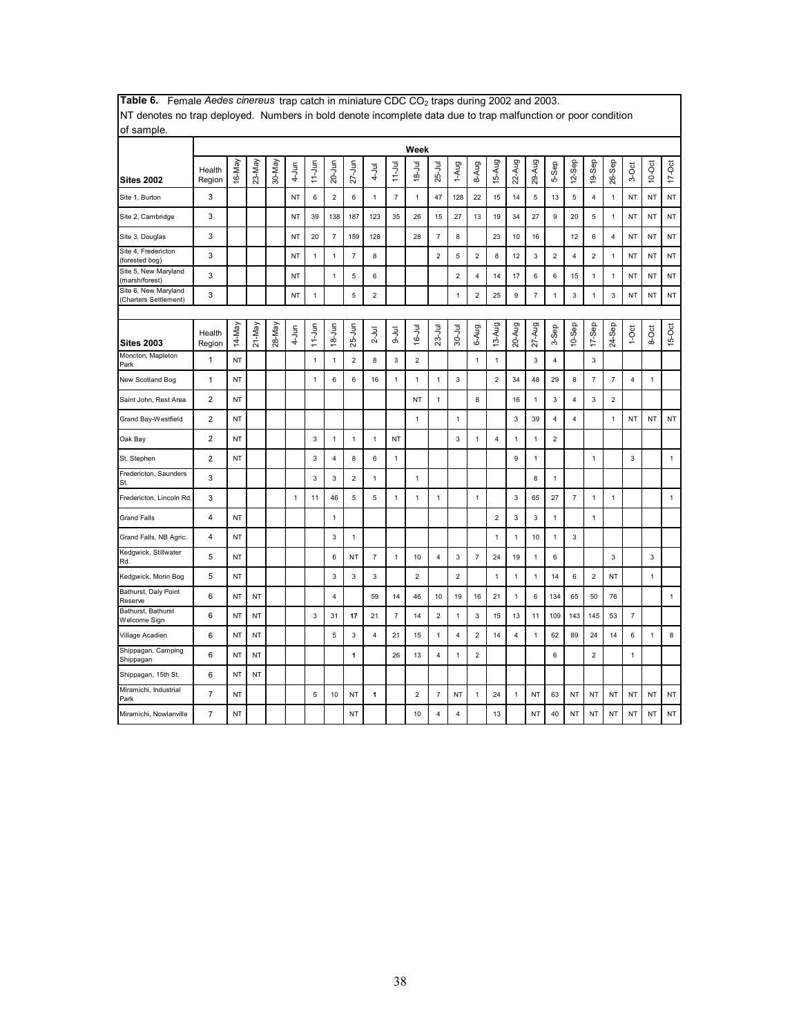**Table 6.** Female *Aedes cinereus* trap catch in miniature CDC $CO_2$ traps during 2002 and 2003. NT denotes no trap deployed. Numbers in bold denote incomplete data due to trap malfunction or poor condition of sample.

| Sites 2002 | Health Region | 16-May | 23-May | 30-May | 4-Jun | 11-Jun | 20-Jun | 27-Jun | 4-Jul | 11-Jul | 18-Jul | 25-Jul | 1-Aug | 8-Aug | 15-Aug | 22-Aug | 29-Aug | 5-Sep | 12-Sep | 19-Sep | 26-Sep | 3-Oct | 10-Oct | 17-Oct |
|---|---|---|---|---|---|---|---|---|---|---|---|---|---|---|---|---|---|---|---|---|---|---|---|---|
| Site 1, Burton | 3 | | | | NT | 6 | 2 | 6 | 1 | 7 | 1 | 47 | 128 | 22 | 15 | 14 | 5 | 13 | 5 | 4 | 1 | NT | NT | NT |
| Site 2, Cambridge | 3 | | | | NT | 39 | 138 | 187 | 123 | 35 | 26 | 15 | 27 | 13 | 19 | 34 | 27 | 9 | 20 | 5 | 1 | NT | NT | NT |
| Site 3, Douglas | 3 | | | | NT | 20 | 7 | 159 | 128 | | 28 | 7 | 8 | | 23 | 10 | 16 | | 12 | 6 | 4 | NT | NT | NT |
| Site 4, Fredericton (forested bog) | 3 | | | | NT | 1 | 1 | 7 | 8 | | | 2 | 5 | 2 | 8 | 12 | 3 | 2 | 4 | 2 | 1 | NT | NT | NT |
| Site 5, New Maryland (marsh/forest) | 3 | | | | NT | | 1 | 5 | 6 | | | | 2 | 4 | 14 | 17 | 6 | 6 | 15 | 1 | 1 | NT | NT | NT |
| Site 6, New Maryland (Charters Settlement) | 3 | | | | NT | 1 | | 5 | 2 | | | | 1 | 2 | 25 | 9 | 7 | 1 | 3 | 1 | 3 | NT | NT | NT |

| Sites 2003 | Health Region | 14-May | 21-May | 28-May | 4-Jun | 11-Jun | 18-Jun | 25-Jun | 2-Jul | 9-Jul | 16-Jul | 23-Jul | 30-Jul | 6-Aug | 13-Aug | 20-Aug | 27-Aug | 3-Sep | 10-Sep | 17-Sep | 24-Sep | 1-Oct | 8-Oct | 15-Oct |
|---|---|---|---|---|---|---|---|---|---|---|---|---|---|---|---|---|---|---|---|---|---|---|---|---|
| Moncton, Mapleton Park | 1 | NT | | | | 1 | 1 | 2 | 8 | 3 | 2 | | | 1 | 1 | | 3 | 4 | | 3 | | | | |
| New Scotland Bog | 1 | NT | | | | 1 | 6 | 6 | 16 | 1 | 1 | 1 | 3 | | 2 | 34 | 48 | 29 | 8 | 7 | 7 | 4 | 1 | |
| Saint John, Rest Area | 2 | NT | | | | | | | | | NT | 1 | | 8 | | 16 | 1 | 3 | 4 | 3 | 2 | | | |
| Grand Bay-Westfield | 2 | NT | | | | | | | | | 1 | | 1 | | | 3 | 39 | 4 | 4 | | 1 | NT | NT | NT |
| Oak Bay | 2 | NT | | | | 3 | 1 | 1 | 1 | NT | | | 3 | 1 | 4 | 1 | 1 | 2 | | | | | | |
| St. Stephen | 2 | NT | | | | 3 | 4 | 8 | 6 | 1 | | | | | | 9 | 1 | | | 1 | | 3 | | 1 |
| Fredericton, Saunders St. | 3 | | | | | 3 | 3 | 2 | 1 | | 1 | | | | | | 8 | 1 | | | | | | |
| Fredericton, Lincoln Rd. | 3 | | | | 1 | 11 | 46 | 5 | 5 | 1 | 1 | 1 | | 1 | | 3 | 65 | 27 | 7 | 1 | 1 | | | 1 |
| Grand Falls | 4 | NT | | | | | 1 | | | | | | | | 2 | 3 | 3 | 1 | | 1 | | | | |
| Grand Falls, NB Agric. | 4 | NT | | | | | 3 | 1 | | | | | | | 1 | 1 | 10 | 1 | 3 | | | | | |
| Kedgwick, Stillwater Rd. | 5 | NT | | | | | 6 | NT | 7 | 1 | 10 | 4 | 3 | 7 | 24 | 19 | 1 | 6 | | | 3 | | 3 | |
| Kedgwick, Morin Bog | 5 | NT | | | | | 3 | 3 | 3 | | 2 | | 2 | | 1 | 1 | 1 | 14 | 6 | 2 | NT | | 1 | |
| Bathurst, Daly Point Reserve | 6 | NT | NT | | | | 4 | | 59 | 14 | 46 | 10 | 19 | 16 | 21 | 1 | 6 | 134 | 65 | 50 | 76 | | | 1 |
| Bathurst, Bathurst Welcome Sign | 6 | NT | NT | | | 3 | 31 | **17** | 21 | 7 | 14 | 2 | 1 | 3 | 15 | 13 | 11 | 109 | 143 | 145 | 53 | 7 | | |
| Village Acadien | 6 | NT | NT | | | | 5 | 3 | 4 | 21 | 15 | 1 | 4 | 2 | 14 | 4 | 1 | 62 | 89 | 24 | 14 | 6 | 1 | 8 |
| Shippagan, Camping Shippagan | 6 | NT | NT | | | | | **1** | | 26 | 13 | 4 | 1 | 2 | | | | 6 | | 2 | | 1 | | |
| Shippagan, 15th St. | 6 | NT | NT | | | | | | | | | | | | | | | | | | | | | |
| Miramichi, Industrial Park | 7 | NT | | | | 5 | 10 | NT | **1** | | 2 | 7 | NT | 1 | 24 | 1 | NT | 63 | NT | NT | NT | NT | NT | NT |
| Miramichi, Nowlanville | 7 | NT | | | | | | NT | | | 10 | 4 | 4 | | 13 | | NT | 40 | NT | NT | NT | NT | NT | NT |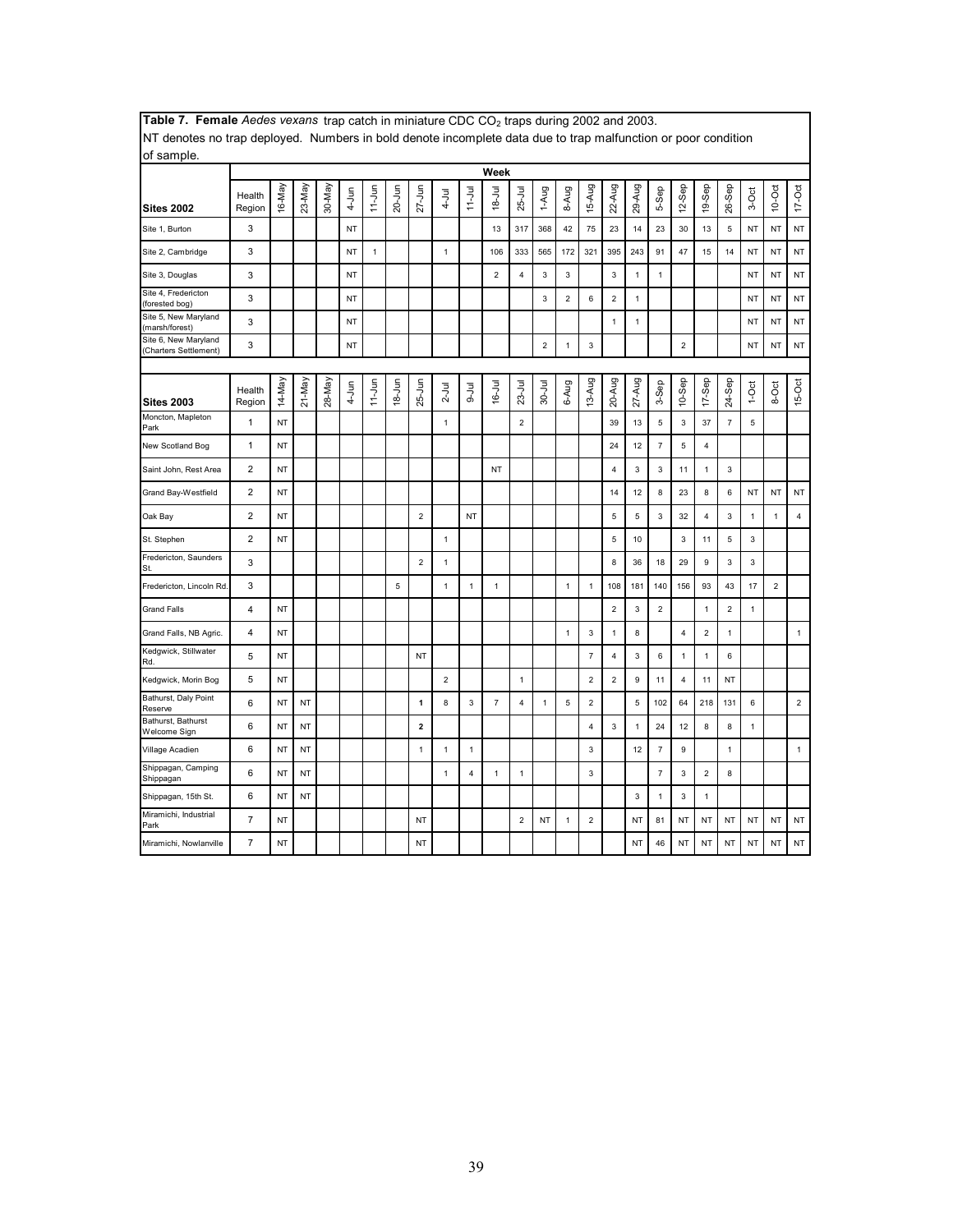**Table 7. Female *Aedes vexans* trap catch in miniature CDC $CO_2$ traps during 2002 and 2003.**
NT denotes no trap deployed. Numbers in bold denote incomplete data due to trap malfunction or poor condition of sample.

| | | Week | | | | | | | | | | | | | | | | | | | | | | |
|---|---|---|---|---|---|---|---|---|---|---|---|---|---|---|---|---|---|---|---|---|---|---|---|---|
| **Sites 2002** | Health Region | 16-May | 23-May | 30-May | 4-Jun | 11-Jun | 20-Jun | 27-Jun | 4-Jul | 11-Jul | 18-Jul | 25-Jul | 1-Aug | 8-Aug | 15-Aug | 22-Aug | 29-Aug | 5-Sep | 12-Sep | 19-Sep | 26-Sep | 3-Oct | 10-Oct | 17-Oct |
| Site 1, Burton | 3 | | | | NT | | | | | | 13 | 317 | 368 | 42 | 75 | 23 | 14 | 23 | 30 | 13 | 5 | NT | NT | NT |
| Site 2, Cambridge | 3 | | | | NT | 1 | | | 1 | | 106 | 333 | 565 | 172 | 321 | 395 | 243 | 91 | 47 | 15 | 14 | NT | NT | NT |
| Site 3, Douglas | 3 | | | | NT | | | | | | 2 | 4 | 3 | 3 | | 3 | 1 | 1 | | | | NT | NT | NT |
| Site 4, Fredericton (forested bog) | 3 | | | | NT | | | | | | | | 3 | 2 | 6 | 2 | 1 | | | | | NT | NT | NT |
| Site 5, New Maryland (marsh/forest) | 3 | | | | NT | | | | | | | | | | | 1 | 1 | | | | | NT | NT | NT |
| Site 6, New Maryland (Charters Settlement) | 3 | | | | NT | | | | | | | | 2 | 1 | 3 | | | | 2 | | | NT | NT | NT |
| **Sites 2003** | Health Region | 14-May | 21-May | 28-May | 4-Jun | 11-Jun | 18-Jun | 25-Jun | 2-Jul | 9-Jul | 16-Jul | 23-Jul | 30-Jul | 6-Aug | 13-Aug | 20-Aug | 27-Aug | 3-Sep | 10-Sep | 17-Sep | 24-Sep | 1-Oct | 8-Oct | 15-Oct |
| Moncton, Mapleton Park | 1 | NT | | | | | | | 1 | | | 2 | | | | 39 | 13 | 5 | 3 | 37 | 7 | 5 | | |
| New Scotland Bog | 1 | NT | | | | | | | | | | | | | | 24 | 12 | 7 | 5 | 4 | | | | |
| Saint John, Rest Area | 2 | NT | | | | | | | | | NT | | | | | 4 | 3 | 3 | 11 | 1 | 3 | | | |
| Grand Bay-Westfield | 2 | NT | | | | | | | | | | | | | | 14 | 12 | 8 | 23 | 8 | 6 | NT | NT | NT |
| Oak Bay | 2 | NT | | | | | | 2 | | NT | | | | | | 5 | 5 | 3 | 32 | 4 | 3 | 1 | 1 | 4 |
| St. Stephen | 2 | NT | | | | | | | 1 | | | | | | | 5 | 10 | | 3 | 11 | 5 | 3 | | |
| Fredericton, Saunders St. | 3 | | | | | | | 2 | 1 | | | | | | | 8 | 36 | 18 | 29 | 9 | 3 | 3 | | |
| Fredericton, Lincoln Rd. | 3 | | | | | | 5 | | 1 | 1 | 1 | | | 1 | 1 | 108 | 181 | 140 | 156 | 93 | 43 | 17 | 2 | |
| Grand Falls | 4 | NT | | | | | | | | | | | | | | 2 | 3 | 2 | | 1 | 2 | 1 | | |
| Grand Falls, NB Agric. | 4 | NT | | | | | | | | | | | | 1 | 3 | 1 | 8 | | 4 | 2 | 1 | | | 1 |
| Kedgwick, Stillwater Rd. | 5 | NT | | | | | | NT | | | | | | | 7 | 4 | 3 | 6 | 1 | 1 | 6 | | | |
| Kedgwick, Morin Bog | 5 | NT | | | | | | | 2 | | | 1 | | | 2 | 2 | 9 | 11 | 4 | 11 | NT | | | |
| Bathurst, Daly Point Reserve | 6 | NT | NT | | | | | **1** | 8 | 3 | 7 | 4 | 1 | 5 | 2 | | 5 | 102 | 64 | 218 | 131 | 6 | | 2 |
| Bathurst, Bathurst Welcome Sign | 6 | NT | NT | | | | | **2** | | | | | | | 4 | 3 | 1 | 24 | 12 | 8 | 8 | 1 | | |
| Village Acadien | 6 | NT | NT | | | | | 1 | 1 | 1 | | | | | 3 | | 12 | 7 | 9 | | 1 | | | 1 |
| Shippagan, Camping Shippagan | 6 | NT | NT | | | | | | 1 | 4 | 1 | 1 | | | 3 | | | 7 | 3 | 2 | 8 | | | |
| Shippagan, 15th St. | 6 | NT | NT | | | | | | | | | | | | | | 3 | 1 | 3 | 1 | | | | |
| Miramichi, Industrial Park | 7 | NT | | | | | | NT | | | | 2 | NT | 1 | 2 | | NT | 81 | NT | NT | NT | NT | NT | NT |
| Miramichi, Nowlanville | 7 | NT | | | | | | NT | | | | | | | | | NT | 46 | NT | NT | NT | NT | NT | NT |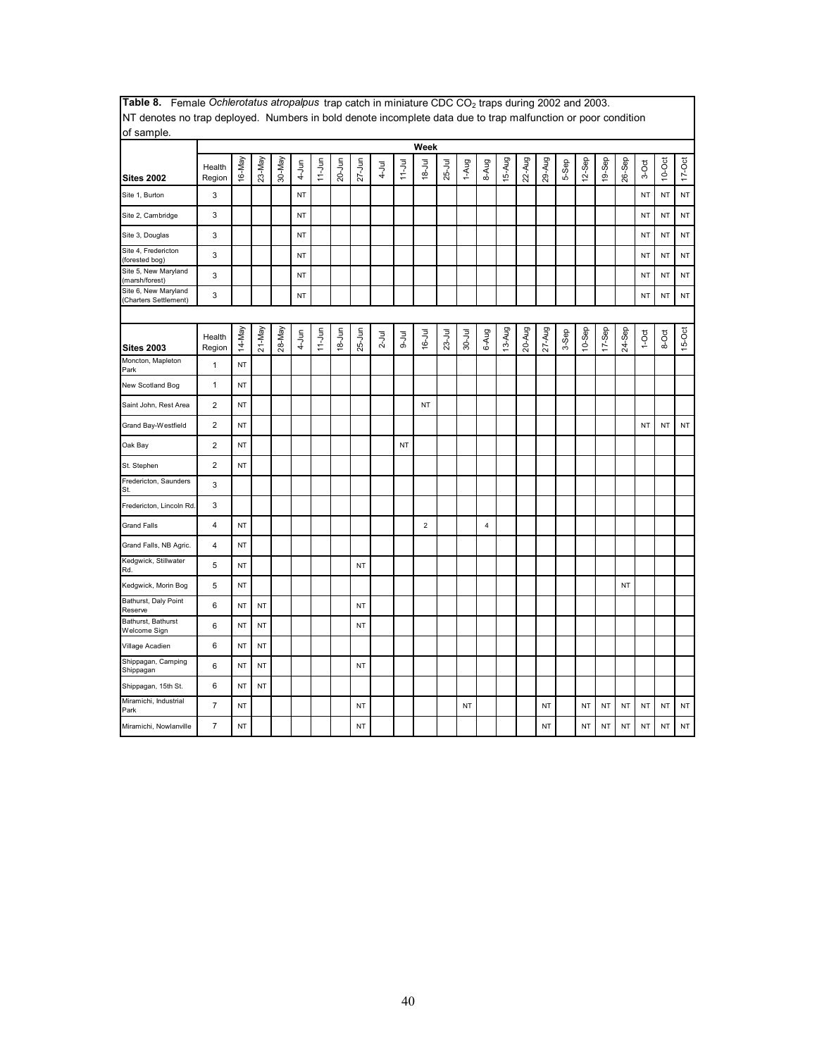**Table 8.** Female *Ochlerotatus atropalpus* trap catch in miniature CDC $CO_2$ traps during 2002 and 2003. NT denotes no trap deployed. Numbers in bold denote incomplete data due to trap malfunction or poor condition of sample.

| | | Week | | | | | | | | | | | | | | | | | | | | | | |
|---|---|---|---|---|---|---|---|---|---|---|---|---|---|---|---|---|---|---|---|---|---|---|---|---|
| **Sites 2002** | Health Region | 16-May | 23-May | 30-May | 4-Jun | 11-Jun | 20-Jun | 27-Jun | 4-Jul | 11-Jul | 18-Jul | 25-Jul | 1-Aug | 8-Aug | 15-Aug | 22-Aug | 29-Aug | 5-Sep | 12-Sep | 19-Sep | 26-Sep | 3-Oct | 10-Oct | 17-Oct |
| Site 1, Burton | 3 | | | | NT | | | | | | | | | | | | | | | | | NT | NT | NT |
| Site 2, Cambridge | 3 | | | | NT | | | | | | | | | | | | | | | | | NT | NT | NT |
| Site 3, Douglas | 3 | | | | NT | | | | | | | | | | | | | | | | | NT | NT | NT |
| Site 4, Fredericton (forested bog) | 3 | | | | NT | | | | | | | | | | | | | | | | | NT | NT | NT |
| Site 5, New Maryland (marsh/forest) | 3 | | | | NT | | | | | | | | | | | | | | | | | NT | NT | NT |
| Site 6, New Maryland (Charters Settlement) | 3 | | | | NT | | | | | | | | | | | | | | | | | NT | NT | NT |

| **Sites 2003** | Health Region | 14-May | 21-May | 28-May | 4-Jun | 11-Jun | 18-Jun | 25-Jun | 2-Jul | 9-Jul | 16-Jul | 23-Jul | 30-Jul | 6-Aug | 13-Aug | 20-Aug | 27-Aug | 3-Sep | 10-Sep | 17-Sep | 24-Sep | 1-Oct | 8-Oct | 15-Oct |
|---|---|---|---|---|---|---|---|---|---|---|---|---|---|---|---|---|---|---|---|---|---|---|---|---|
| Moncton, Mapleton Park | 1 | NT | | | | | | | | | | | | | | | | | | | | | | |
| New Scotland Bog | 1 | NT | | | | | | | | | | | | | | | | | | | | | | |
| Saint John, Rest Area | 2 | NT | | | | | | | | | NT | | | | | | | | | | | | | |
| Grand Bay-Westfield | 2 | NT | | | | | | | | | | | | | | | | | | | | NT | NT | NT |
| Oak Bay | 2 | NT | | | | | | | | NT | | | | | | | | | | | | | | |
| St. Stephen | 2 | NT | | | | | | | | | | | | | | | | | | | | | | |
| Fredericton, Saunders St. | 3 | | | | | | | | | | | | | | | | | | | | | | | |
| Fredericton, Lincoln Rd. | 3 | | | | | | | | | | | | | | | | | | | | | | | |
| Grand Falls | 4 | NT | | | | | | | | | 2 | | | 4 | | | | | | | | | | |
| Grand Falls, NB Agric. | 4 | NT | | | | | | | | | | | | | | | | | | | | | | |
| Kedgwick, Stillwater Rd. | 5 | NT | | | | | | NT | | | | | | | | | | | | | | | | |
| Kedgwick, Morin Bog | 5 | NT | | | | | | | | | | | | | | | | | | | NT | | | |
| Bathurst, Daly Point Reserve | 6 | NT | NT | | | | | NT | | | | | | | | | | | | | | | | |
| Bathurst, Bathurst Welcome Sign | 6 | NT | NT | | | | | NT | | | | | | | | | | | | | | | | |
| Village Acadien | 6 | NT | NT | | | | | | | | | | | | | | | | | | | | | |
| Shippagan, Camping Shippagan | 6 | NT | NT | | | | | NT | | | | | | | | | | | | | | | | |
| Shippagan, 15th St. | 6 | NT | NT | | | | | | | | | | | | | | | | | | | | | |
| Miramichi, Industrial Park | 7 | NT | | | | | | NT | | | | | NT | | | | NT | | NT | NT | NT | NT | NT | NT |
| Miramichi, Nowlanville | 7 | NT | | | | | | NT | | | | | | | | | NT | | NT | NT | NT | NT | NT | NT |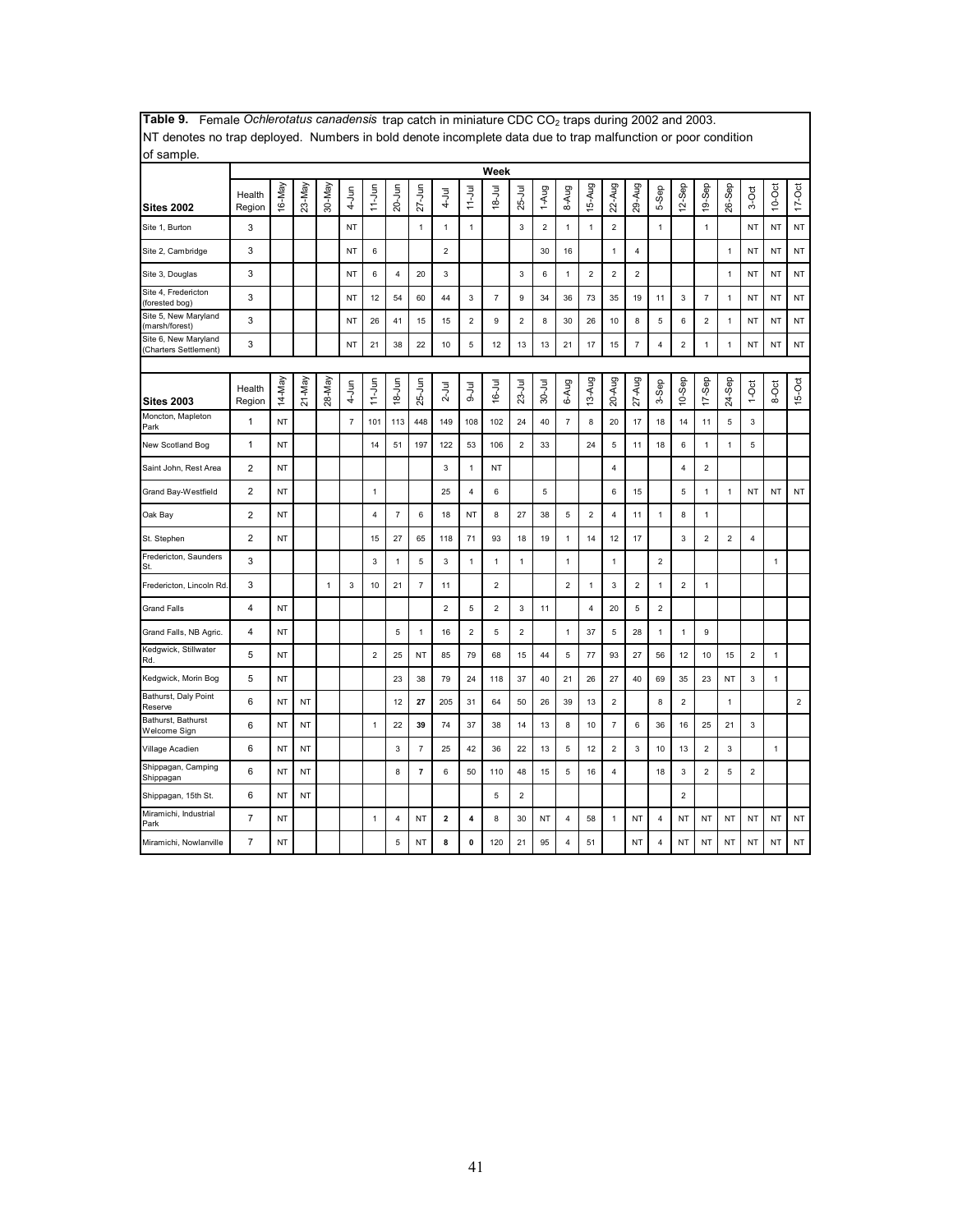**Table 9.** Female *Ochlerotatus canadensis* trap catch in miniature CDC $CO_2$ traps during 2002 and 2003. NT denotes no trap deployed. Numbers in bold denote incomplete data due to trap malfunction or poor condition of sample.

| | | Week | | | | | | | | | | | | | | | | | | | | | | |
|---|---|---|---|---|---|---|---|---|---|---|---|---|---|---|---|---|---|---|---|---|---|---|---|---|
| **Sites 2002** | Health Region | 16-May | 23-May | 30-May | 4-Jun | 11-Jun | 20-Jun | 27-Jun | 4-Jul | 11-Jul | 18-Jul | 25-Jul | 1-Aug | 8-Aug | 15-Aug | 22-Aug | 29-Aug | 5-Sep | 12-Sep | 19-Sep | 26-Sep | 3-Oct | 10-Oct | 17-Oct |
| Site 1, Burton | 3 | | | | NT | | | 1 | 1 | 1 | | 3 | 2 | 1 | 1 | 2 | | 1 | | 1 | | NT | NT | NT |
| Site 2, Cambridge | 3 | | | | NT | 6 | | | 2 | | | | 30 | 16 | | 1 | 4 | | | | 1 | NT | NT | NT |
| Site 3, Douglas | 3 | | | | NT | 6 | 4 | 20 | 3 | | | 3 | 6 | 1 | 2 | 2 | 2 | | | | 1 | NT | NT | NT |
| Site 4, Fredericton (forested bog) | 3 | | | | NT | 12 | 54 | 60 | 44 | 3 | 7 | 9 | 34 | 36 | 73 | 35 | 19 | 11 | 3 | 7 | 1 | NT | NT | NT |
| Site 5, New Maryland (marsh/forest) | 3 | | | | NT | 26 | 41 | 15 | 15 | 2 | 9 | 2 | 8 | 30 | 26 | 10 | 8 | 5 | 6 | 2 | 1 | NT | NT | NT |
| Site 6, New Maryland (Charters Settlement) | 3 | | | | NT | 21 | 38 | 22 | 10 | 5 | 12 | 13 | 13 | 21 | 17 | 15 | 7 | 4 | 2 | 1 | 1 | NT | NT | NT |
| **Sites 2003** | Health Region | 14-May | 21-May | 28-May | 4-Jun | 11-Jun | 18-Jun | 25-Jun | 2-Jul | 9-Jul | 16-Jul | 23-Jul | 30-Jul | 6-Aug | 13-Aug | 20-Aug | 27-Aug | 3-Sep | 10-Sep | 17-Sep | 24-Sep | 1-Oct | 8-Oct | 15-Oct |
| Moncton, Mapleton Park | 1 | NT | | | 7 | 101 | 113 | 448 | 149 | 108 | 102 | 24 | 40 | 7 | 8 | 20 | 17 | 18 | 14 | 11 | 5 | 3 | | |
| New Scotland Bog | 1 | NT | | | | 14 | 51 | 197 | 122 | 53 | 106 | 2 | 33 | | 24 | 5 | 11 | 18 | 6 | 1 | 1 | 5 | | |
| Saint John, Rest Area | 2 | NT | | | | | | | 3 | 1 | NT | | | | | 4 | | | 4 | 2 | | | | |
| Grand Bay-Westfield | 2 | NT | | | | 1 | | | 25 | 4 | 6 | | 5 | | | 6 | 15 | | 5 | 1 | 1 | NT | NT | NT |
| Oak Bay | 2 | NT | | | | 4 | 7 | 6 | 18 | NT | 8 | 27 | 38 | 5 | 2 | 4 | 11 | 1 | 8 | 1 | | | | |
| St. Stephen | 2 | NT | | | | 15 | 27 | 65 | 118 | 71 | 93 | 18 | 19 | 1 | 14 | 12 | 17 | | 3 | 2 | 2 | 4 | | |
| Fredericton, Saunders St. | 3 | | | | | 3 | 1 | 5 | 3 | 1 | 1 | 1 | | 1 | | 1 | | 2 | | | | | 1 | |
| Fredericton, Lincoln Rd. | 3 | | | 1 | 3 | 10 | 21 | 7 | 11 | | 2 | | | 2 | 1 | 3 | 2 | 1 | 2 | 1 | | | | |
| Grand Falls | 4 | NT | | | | | | | 2 | 5 | 2 | 3 | 11 | | 4 | 20 | 5 | 2 | | | | | | |
| Grand Falls, NB Agric. | 4 | NT | | | | | 5 | 1 | 16 | 2 | 5 | 2 | | 1 | 37 | 5 | 28 | 1 | 1 | 9 | | | | |
| Kedgwick, Stillwater Rd. | 5 | NT | | | | 2 | 25 | NT | 85 | 79 | 68 | 15 | 44 | 5 | 77 | 93 | 27 | 56 | 12 | 10 | 15 | 2 | 1 | |
| Kedgwick, Morin Bog | 5 | NT | | | | | 23 | 38 | 79 | 24 | 118 | 37 | 40 | 21 | 26 | 27 | 40 | 69 | 35 | 23 | NT | 3 | 1 | |
| Bathurst, Daly Point Reserve | 6 | NT | NT | | | | 12 | **27** | 205 | 31 | 64 | 50 | 26 | 39 | 13 | 2 | | 8 | 2 | | 1 | | | 2 |
| Bathurst, Bathurst Welcome Sign | 6 | NT | NT | | | 1 | 22 | **39** | 74 | 37 | 38 | 14 | 13 | 8 | 10 | 7 | 6 | 36 | 16 | 25 | 21 | 3 | | |
| Village Acadien | 6 | NT | NT | | | | 3 | 7 | 25 | 42 | 36 | 22 | 13 | 5 | 12 | 2 | 3 | 10 | 13 | 2 | 3 | | 1 | |
| Shippagan, Camping Shippagan | 6 | NT | NT | | | | 8 | **7** | 6 | 50 | 110 | 48 | 15 | 5 | 16 | 4 | | 18 | 3 | 2 | 5 | 2 | | |
| Shippagan, 15th St. | 6 | NT | NT | | | | | | | | 5 | 2 | | | | | | | 2 | | | | | |
| Miramichi, Industrial Park | 7 | NT | | | | 1 | 4 | NT | **2** | **4** | 8 | 30 | NT | 4 | 58 | 1 | NT | 4 | NT | NT | NT | NT | NT | NT |
| Miramichi, Nowlanville | 7 | NT | | | | | 5 | NT | **8** | **0** | 120 | 21 | 95 | 4 | 51 | | NT | 4 | NT | NT | NT | NT | NT | NT |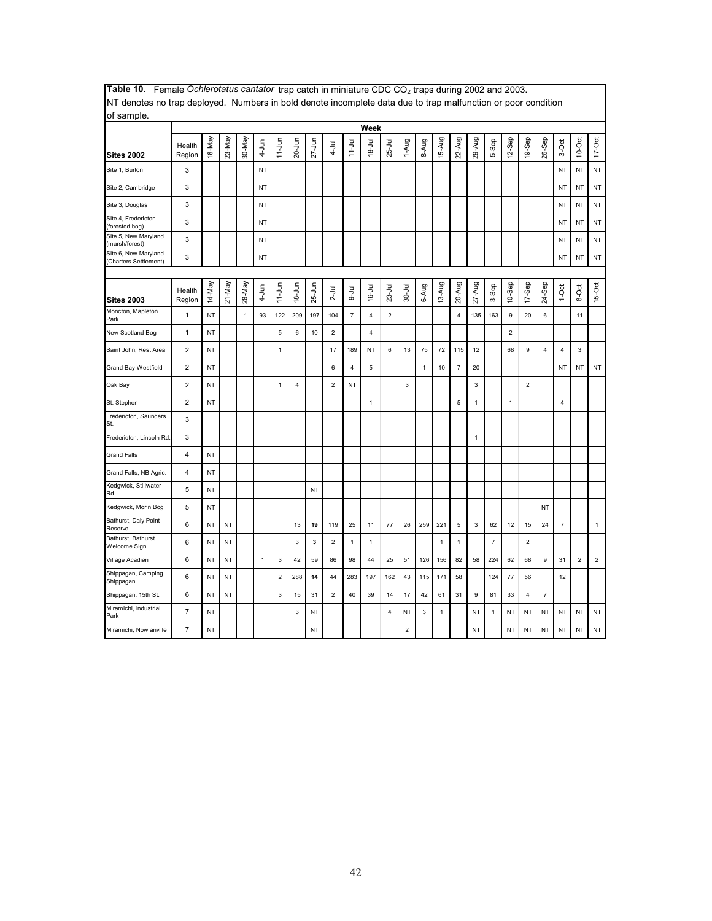**Table 10.** Female *Ochlerotatus cantator* trap catch in miniature CDC $CO_2$ traps during 2002 and 2003. NT denotes no trap deployed. Numbers in bold denote incomplete data due to trap malfunction or poor condition of sample.

| | Week | | | | | | | | | | | | | | | | | | | | | | | |
|---|---|---|---|---|---|---|---|---|---|---|---|---|---|---|---|---|---|---|---|---|---|---|---|---|
| **Sites 2002** | Health Region | 16-May | 23-May | 30-May | 4-Jun | 11-Jun | 20-Jun | 27-Jun | 4-Jul | 11-Jul | 18-Jul | 25-Jul | 1-Aug | 8-Aug | 15-Aug | 22-Aug | 29-Aug | 5-Sep | 12-Sep | 19-Sep | 26-Sep | 3-Oct | 10-Oct | 17-Oct |
| Site 1, Burton | 3 | | | | NT | | | | | | | | | | | | | | | | | NT | NT | NT |
| Site 2, Cambridge | 3 | | | | NT | | | | | | | | | | | | | | | | | NT | NT | NT |
| Site 3, Douglas | 3 | | | | NT | | | | | | | | | | | | | | | | | NT | NT | NT |
| Site 4, Fredericton (forested bog) | 3 | | | | NT | | | | | | | | | | | | | | | | | NT | NT | NT |
| Site 5, New Maryland (marsh/forest) | 3 | | | | NT | | | | | | | | | | | | | | | | | NT | NT | NT |
| Site 6, New Maryland (Charters Settlement) | 3 | | | | NT | | | | | | | | | | | | | | | | | NT | NT | NT |
| **Sites 2003** | Health Region | 14-May | 21-May | 28-May | 4-Jun | 11-Jun | 18-Jun | 25-Jun | 2-Jul | 9-Jul | 16-Jul | 23-Jul | 30-Jul | 6-Aug | 13-Aug | 20-Aug | 27-Aug | 3-Sep | 10-Sep | 17-Sep | 24-Sep | 1-Oct | 8-Oct | 15-Oct |
| Moncton, Mapleton Park | 1 | NT | | 1 | 93 | 122 | 209 | 197 | 104 | 7 | 4 | 2 | | | | 4 | 135 | 163 | 9 | 20 | 6 | | 11 | |
| New Scotland Bog | 1 | NT | | | | 5 | 6 | 10 | 2 | | 4 | | | | | | | | 2 | | | | | |
| Saint John, Rest Area | 2 | NT | | | | 1 | | | 17 | 189 | NT | 6 | 13 | 75 | 72 | 115 | 12 | | 68 | 9 | 4 | 4 | 3 | |
| Grand Bay-Westfield | 2 | NT | | | | | | | 6 | 4 | 5 | | | 1 | 10 | 7 | 20 | | | | | NT | NT | NT |
| Oak Bay | 2 | NT | | | | 1 | 4 | | 2 | NT | | | 3 | | | | 3 | | | 2 | | | | |
| St. Stephen | 2 | NT | | | | | | | | | 1 | | | | | 5 | 1 | | 1 | | | 4 | | |
| Fredericton, Saunders St. | 3 | | | | | | | | | | | | | | | | | | | | | | | |
| Fredericton, Lincoln Rd. | 3 | | | | | | | | | | | | | | | | 1 | | | | | | | |
| Grand Falls | 4 | NT | | | | | | | | | | | | | | | | | | | | | | |
| Grand Falls, NB Agric. | 4 | NT | | | | | | | | | | | | | | | | | | | | | | |
| Kedgwick, Stillwater Rd. | 5 | NT | | | | | | NT | | | | | | | | | | | | | | | | |
| Kedgwick, Morin Bog | 5 | NT | | | | | | | | | | | | | | | | | | | NT | | | |
| Bathurst, Daly Point Reserve | 6 | NT | NT | | | | 13 | **19** | 119 | 25 | 11 | 77 | 26 | 259 | 221 | 5 | 3 | 62 | 12 | 15 | 24 | 7 | | 1 |
| Bathurst, Bathurst Welcome Sign | 6 | NT | NT | | | | 3 | **3** | 2 | 1 | 1 | | | | 1 | 1 | | 7 | | 2 | | | | |
| Village Acadien | 6 | NT | NT | | 1 | 3 | 42 | 59 | 86 | 98 | 44 | 25 | 51 | 126 | 156 | 82 | 58 | 224 | 62 | 68 | 9 | 31 | 2 | 2 |
| Shippagan, Camping Shippagan | 6 | NT | NT | | | 2 | 288 | **14** | 44 | 283 | 197 | 162 | 43 | 115 | 171 | 58 | | 124 | 77 | 56 | | 12 | | |
| Shippagan, 15th St. | 6 | NT | NT | | | 3 | 15 | 31 | 2 | 40 | 39 | 14 | 17 | 42 | 61 | 31 | 9 | 81 | 33 | 4 | 7 | | | |
| Miramichi, Industrial Park | 7 | NT | | | | | 3 | NT | | | | 4 | NT | 3 | 1 | | NT | 1 | NT | NT | NT | NT | NT | NT |
| Miramichi, Nowlanville | 7 | NT | | | | | | NT | | | | | 2 | | | | NT | | NT | NT | NT | NT | NT | NT |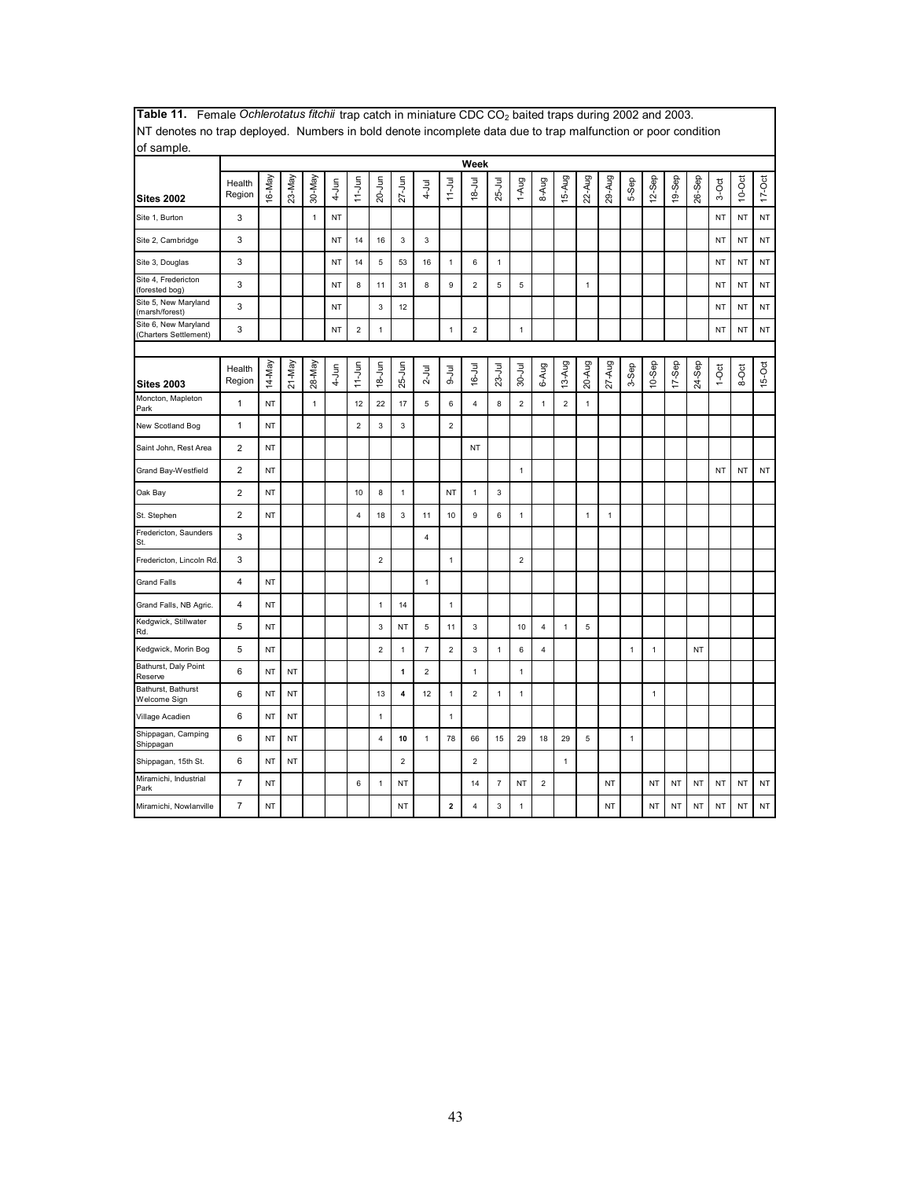**Table 11.** Female *Ochlerotatus fitchii* trap catch in miniature CDC $CO_2$ baited traps during 2002 and 2003. NT denotes no trap deployed. Numbers in bold denote incomplete data due to trap malfunction or poor condition of sample.

| | | Week | | | | | | | | | | | | | | | | | | | | | | |
|---|---|---|---|---|---|---|---|---|---|---|---|---|---|---|---|---|---|---|---|---|---|---|---|---|
| **Sites 2002** | Health Region | 16-May | 23-May | 30-May | 4-Jun | 11-Jun | 20-Jun | 27-Jun | 4-Jul | 11-Jul | 18-Jul | 25-Jul | 1-Aug | 8-Aug | 15-Aug | 22-Aug | 29-Aug | 5-Sep | 12-Sep | 19-Sep | 26-Sep | 3-Oct | 10-Oct | 17-Oct |
| Site 1, Burton | 3 | | | 1 | NT | | | | | | | | | | | | | | | | | NT | NT | NT |
| Site 2, Cambridge | 3 | | | | NT | 14 | 16 | 3 | 3 | | | | | | | | | | | | | NT | NT | NT |
| Site 3, Douglas | 3 | | | | NT | 14 | 5 | 53 | 16 | 1 | 6 | 1 | | | | | | | | | | NT | NT | NT |
| Site 4, Fredericton (forested bog) | 3 | | | | NT | 8 | 11 | 31 | 8 | 9 | 2 | 5 | 5 | | | 1 | | | | | | NT | NT | NT |
| Site 5, New Maryland (marsh/forest) | 3 | | | | NT | | 3 | 12 | | | | | | | | | | | | | | NT | NT | NT |
| Site 6, New Maryland (Charters Settlement) | 3 | | | | NT | 2 | 1 | | | 1 | 2 | | 1 | | | | | | | | | NT | NT | NT |

| **Sites 2003** | Health Region | 14-May | 21-May | 28-May | 4-Jun | 11-Jun | 18-Jun | 25-Jun | 2-Jul | 9-Jul | 16-Jul | 23-Jul | 30-Jul | 6-Aug | 13-Aug | 20-Aug | 27-Aug | 3-Sep | 10-Sep | 17-Sep | 24-Sep | 1-Oct | 8-Oct | 15-Oct |
|---|---|---|---|---|---|---|---|---|---|---|---|---|---|---|---|---|---|---|---|---|---|---|---|---|
| Moncton, Mapleton Park | 1 | NT | | 1 | | 12 | 22 | 17 | 5 | 6 | 4 | 8 | 2 | 1 | 2 | 1 | | | | | | | | |
| New Scotland Bog | 1 | NT | | | | 2 | 3 | 3 | | 2 | | | | | | | | | | | | | | |
| Saint John, Rest Area | 2 | NT | | | | | | | | | NT | | | | | | | | | | | | | |
| Grand Bay-Westfield | 2 | NT | | | | | | | | | | | 1 | | | | | | | | | NT | NT | NT |
| Oak Bay | 2 | NT | | | | 10 | 8 | 1 | | NT | 1 | 3 | | | | | | | | | | | | |
| St. Stephen | 2 | NT | | | | 4 | 18 | 3 | 11 | 10 | 9 | 6 | 1 | | | 1 | 1 | | | | | | | |
| Fredericton, Saunders St. | 3 | | | | | | | | 4 | | | | | | | | | | | | | | | |
| Fredericton, Lincoln Rd. | 3 | | | | | | 2 | | | 1 | | | 2 | | | | | | | | | | | |
| Grand Falls | 4 | NT | | | | | | | 1 | | | | | | | | | | | | | | | |
| Grand Falls, NB Agric. | 4 | NT | | | | | 1 | 14 | | 1 | | | | | | | | | | | | | | |
| Kedgwick, Stillwater Rd. | 5 | NT | | | | | 3 | NT | 5 | 11 | 3 | | 10 | 4 | 1 | 5 | | | | | | | | |
| Kedgwick, Morin Bog | 5 | NT | | | | | 2 | 1 | 7 | 2 | 3 | 1 | 6 | 4 | | | | 1 | 1 | | NT | | | |
| Bathurst, Daly Point Reserve | 6 | NT | NT | | | | | **1** | 2 | | 1 | | 1 | | | | | | | | | | | |
| Bathurst, Bathurst Welcome Sign | 6 | NT | NT | | | | 13 | **4** | 12 | 1 | 2 | 1 | 1 | | | | | | 1 | | | | | |
| Village Acadien | 6 | NT | NT | | | | 1 | | | 1 | | | | | | | | | | | | | | |
| Shippagan, Camping Shippagan | 6 | NT | NT | | | | 4 | **10** | 1 | 78 | 66 | 15 | 29 | 18 | 29 | 5 | | 1 | | | | | | |
| Shippagan, 15th St. | 6 | NT | NT | | | | | 2 | | | 2 | | | | 1 | | | | | | | | | |
| Miramichi, Industrial Park | 7 | NT | | | | 6 | 1 | NT | | | 14 | 7 | NT | 2 | | | NT | | NT | NT | NT | NT | NT | NT |
| Miramichi, Nowlanville | 7 | NT | | | | | | NT | | **2** | 4 | 3 | 1 | | | | NT | | NT | NT | NT | NT | NT | NT |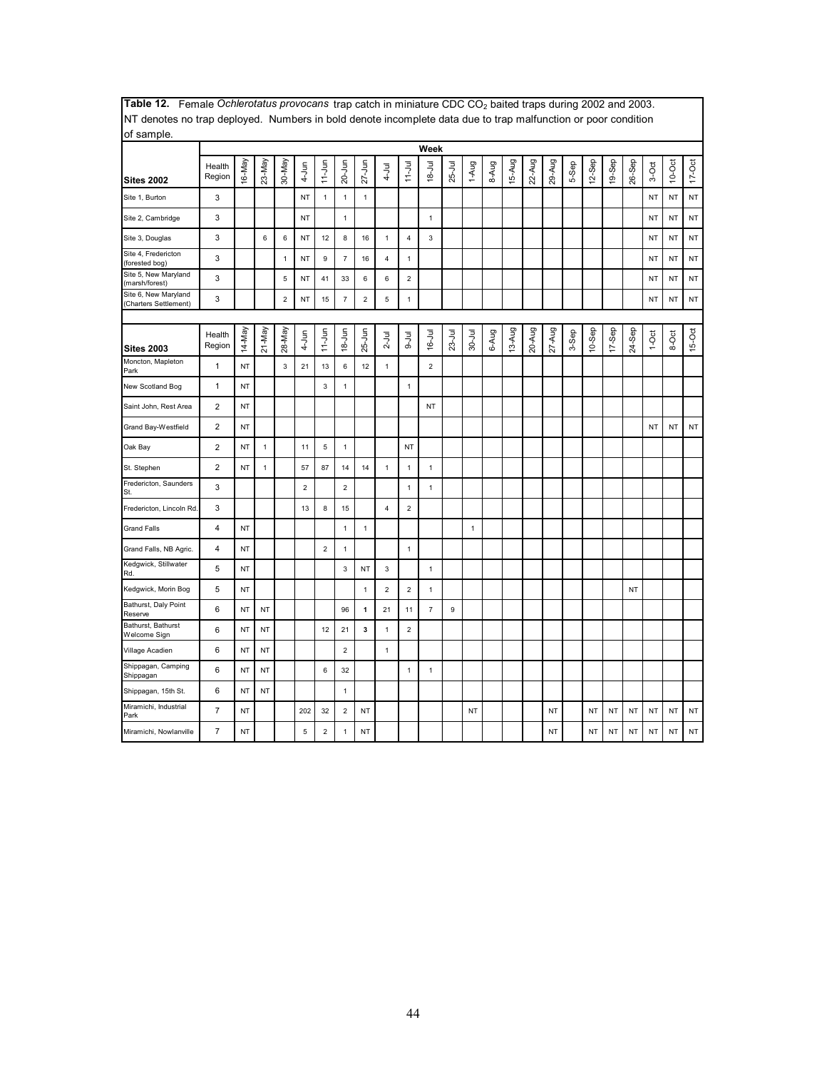**Table 12.** Female *Ochlerotatus provocans* trap catch in miniature CDC $CO_2$ baited traps during 2002 and 2003. NT denotes no trap deployed. Numbers in bold denote incomplete data due to trap malfunction or poor condition of sample.

| | | Week | | | | | | | | | | | | | | | | | | | | | | |
|---|---|---|---|---|---|---|---|---|---|---|---|---|---|---|---|---|---|---|---|---|---|---|---|---|
| **Sites 2002** | Health Region | 16-May | 23-May | 30-May | 4-Jun | 11-Jun | 20-Jun | 27-Jun | 4-Jul | 11-Jul | 18-Jul | 25-Jul | 1-Aug | 8-Aug | 15-Aug | 22-Aug | 29-Aug | 5-Sep | 12-Sep | 19-Sep | 26-Sep | 3-Oct | 10-Oct | 17-Oct |
| Site 1, Burton | 3 | | | | NT | 1 | 1 | 1 | | | | | | | | | | | | | | NT | NT | NT |
| Site 2, Cambridge | 3 | | | | NT | | 1 | | | | 1 | | | | | | | | | | | NT | NT | NT |
| Site 3, Douglas | 3 | | 6 | 6 | NT | 12 | 8 | 16 | 1 | 4 | 3 | | | | | | | | | | | NT | NT | NT |
| Site 4, Fredericton (forested bog) | 3 | | | 1 | NT | 9 | 7 | 16 | 4 | 1 | | | | | | | | | | | | NT | NT | NT |
| Site 5, New Maryland (marsh/forest) | 3 | | | 5 | NT | 41 | 33 | 6 | 6 | 2 | | | | | | | | | | | | NT | NT | NT |
| Site 6, New Maryland (Charters Settlement) | 3 | | | 2 | NT | 15 | 7 | 2 | 5 | 1 | | | | | | | | | | | | NT | NT | NT |

| **Sites 2003** | Health Region | 14-May | 21-May | 28-May | 4-Jun | 11-Jun | 18-Jun | 25-Jun | 2-Jul | 9-Jul | 16-Jul | 23-Jul | 30-Jul | 6-Aug | 13-Aug | 20-Aug | 27-Aug | 3-Sep | 10-Sep | 17-Sep | 24-Sep | 1-Oct | 8-Oct | 15-Oct |
|---|---|---|---|---|---|---|---|---|---|---|---|---|---|---|---|---|---|---|---|---|---|---|---|---|
| Moncton, Mapleton Park | 1 | NT | | 3 | 21 | 13 | 6 | 12 | 1 | | 2 | | | | | | | | | | | | | |
| New Scotland Bog | 1 | NT | | | | 3 | 1 | | | 1 | | | | | | | | | | | | | | |
| Saint John, Rest Area | 2 | NT | | | | | | | | | NT | | | | | | | | | | | | | |
| Grand Bay-Westfield | 2 | NT | | | | | | | | | | | | | | | | | | | | NT | NT | NT |
| Oak Bay | 2 | NT | 1 | | 11 | 5 | 1 | | | NT | | | | | | | | | | | | | | |
| St. Stephen | 2 | NT | 1 | | 57 | 87 | 14 | 14 | 1 | 1 | 1 | | | | | | | | | | | | | |
| Fredericton, Saunders St. | 3 | | | | 2 | | 2 | | | 1 | 1 | | | | | | | | | | | | | |
| Fredericton, Lincoln Rd. | 3 | | | | 13 | 8 | 15 | | 4 | 2 | | | | | | | | | | | | | | |
| Grand Falls | 4 | NT | | | | | 1 | 1 | | | | | 1 | | | | | | | | | | | |
| Grand Falls, NB Agric. | 4 | NT | | | | 2 | 1 | | | 1 | | | | | | | | | | | | | | |
| Kedgwick, Stillwater Rd. | 5 | NT | | | | | 3 | NT | 3 | | 1 | | | | | | | | | | | | | |
| Kedgwick, Morin Bog | 5 | NT | | | | | | 1 | 2 | 2 | 1 | | | | | | | | | | NT | | | |
| Bathurst, Daly Point Reserve | 6 | NT | NT | | | | 96 | **1** | 21 | 11 | 7 | 9 | | | | | | | | | | | | |
| Bathurst, Bathurst Welcome Sign | 6 | NT | NT | | | 12 | 21 | **3** | 1 | 2 | | | | | | | | | | | | | | |
| Village Acadien | 6 | NT | NT | | | | 2 | | 1 | | | | | | | | | | | | | | | |
| Shippagan, Camping Shippagan | 6 | NT | NT | | | 6 | 32 | | | 1 | 1 | | | | | | | | | | | | | |
| Shippagan, 15th St. | 6 | NT | NT | | | | 1 | | | | | | | | | | | | | | | | | |
| Miramichi, Industrial Park | 7 | NT | | | 202 | 32 | 2 | NT | | | | | NT | | | | NT | | NT | NT | NT | NT | NT | NT |
| Miramichi, Nowlanville | 7 | NT | | | 5 | 2 | 1 | NT | | | | | | | | | NT | | NT | NT | NT | NT | NT | NT |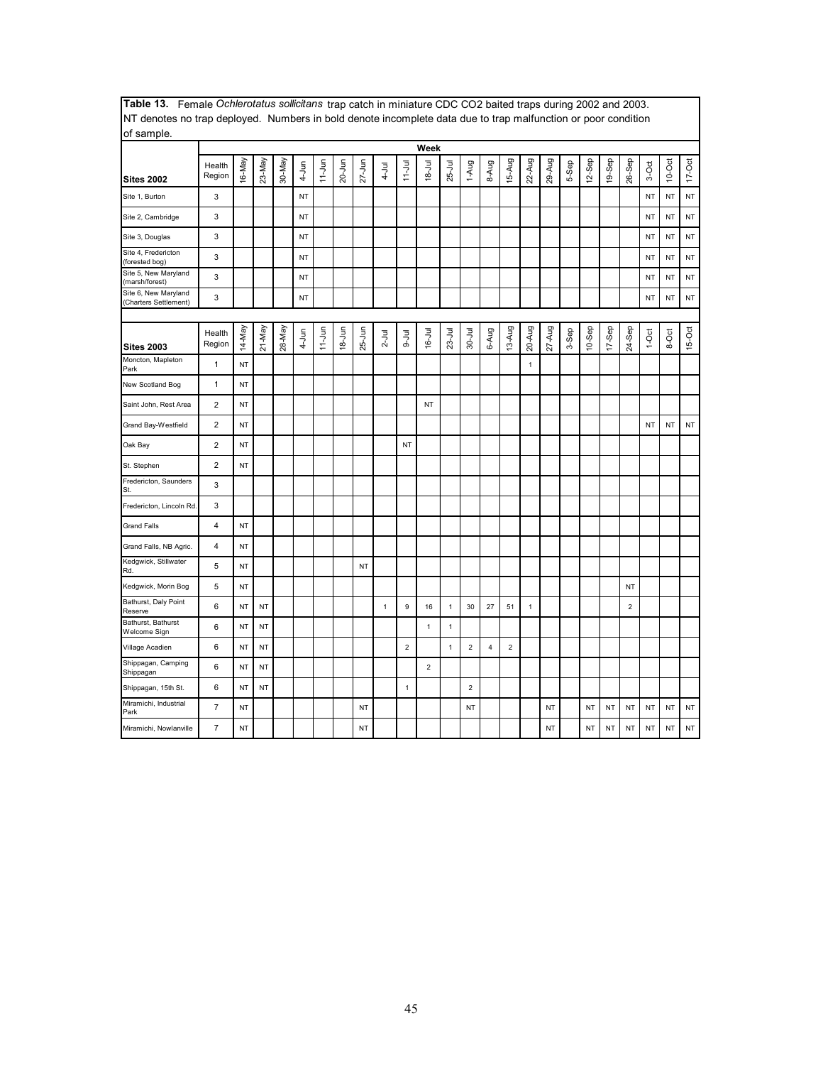**Table 13.** Female *Ochlerotatus sollicitans* trap catch in miniature CDC $CO_2$ baited traps during 2002 and 2003. NT denotes no trap deployed. Numbers in bold denote incomplete data due to trap malfunction or poor condition of sample.

| Sites 2002 | Health Region | 16-May | 23-May | 30-May | 4-Jun | 11-Jun | 20-Jun | 27-Jun | 4-Jul | 11-Jul | 18-Jul | 25-Jul | 1-Aug | 8-Aug | 15-Aug | 22-Aug | 29-Aug | 5-Sep | 12-Sep | 19-Sep | 26-Sep | 3-Oct | 10-Oct | 17-Oct |
|---|---|---|---|---|---|---|---|---|---|---|---|---|---|---|---|---|---|---|---|---|---|---|---|---|
| Site 1, Burton | 3 | | | | NT | | | | | | | | | | | | | | | | | NT | NT | NT |
| Site 2, Cambridge | 3 | | | | NT | | | | | | | | | | | | | | | | | NT | NT | NT |
| Site 3, Douglas | 3 | | | | NT | | | | | | | | | | | | | | | | | NT | NT | NT |
| Site 4, Fredericton (forested bog) | 3 | | | | NT | | | | | | | | | | | | | | | | | NT | NT | NT |
| Site 5, New Maryland (marsh/forest) | 3 | | | | NT | | | | | | | | | | | | | | | | | NT | NT | NT |
| Site 6, New Maryland (Charters Settlement) | 3 | | | | NT | | | | | | | | | | | | | | | | | NT | NT | NT |

| Sites 2003 | Health Region | 14-May | 21-May | 28-May | 4-Jun | 11-Jun | 18-Jun | 25-Jun | 2-Jul | 9-Jul | 16-Jul | 23-Jul | 30-Jul | 6-Aug | 13-Aug | 20-Aug | 27-Aug | 3-Sep | 10-Sep | 17-Sep | 24-Sep | 1-Oct | 8-Oct | 15-Oct |
|---|---|---|---|---|---|---|---|---|---|---|---|---|---|---|---|---|---|---|---|---|---|---|---|---|
| Moncton, Mapleton Park | 1 | NT | | | | | | | | | | | | | | 1 | | | | | | | | |
| New Scotland Bog | 1 | NT | | | | | | | | | | | | | | | | | | | | | | |
| Saint John, Rest Area | 2 | NT | | | | | | | | | NT | | | | | | | | | | | | | |
| Grand Bay-Westfield | 2 | NT | | | | | | | | | | | | | | | | | | | | NT | NT | NT |
| Oak Bay | 2 | NT | | | | | | | | NT | | | | | | | | | | | | | | |
| St. Stephen | 2 | NT | | | | | | | | | | | | | | | | | | | | | | |
| Fredericton, Saunders St. | 3 | | | | | | | | | | | | | | | | | | | | | | | |
| Fredericton, Lincoln Rd. | 3 | | | | | | | | | | | | | | | | | | | | | | | |
| Grand Falls | 4 | NT | | | | | | | | | | | | | | | | | | | | | | |
| Grand Falls, NB Agric. | 4 | NT | | | | | | | | | | | | | | | | | | | | | | |
| Kedgwick, Stillwater Rd. | 5 | NT | | | | | | NT | | | | | | | | | | | | | | | | |
| Kedgwick, Morin Bog | 5 | NT | | | | | | | | | | | | | | | | | | | NT | | | |
| Bathurst, Daly Point Reserve | 6 | NT | NT | | | | | | 1 | 9 | 16 | 1 | 30 | 27 | 51 | 1 | | | | | 2 | | | |
| Bathurst, Bathurst Welcome Sign | 6 | NT | NT | | | | | | | | 1 | 1 | | | | | | | | | | | | |
| Village Acadien | 6 | NT | NT | | | | | | | 2 | | 1 | 2 | 4 | 2 | | | | | | | | | |
| Shippagan, Camping Shippagan | 6 | NT | NT | | | | | | | | 2 | | | | | | | | | | | | | |
| Shippagan, 15th St. | 6 | NT | NT | | | | | | | 1 | | | 2 | | | | | | | | | | | |
| Miramichi, Industrial Park | 7 | NT | | | | | | NT | | | | | NT | | | | NT | | NT | NT | NT | NT | NT | NT |
| Miramichi, Nowlanville | 7 | NT | | | | | | NT | | | | | | | | | NT | | NT | NT | NT | NT | NT | NT |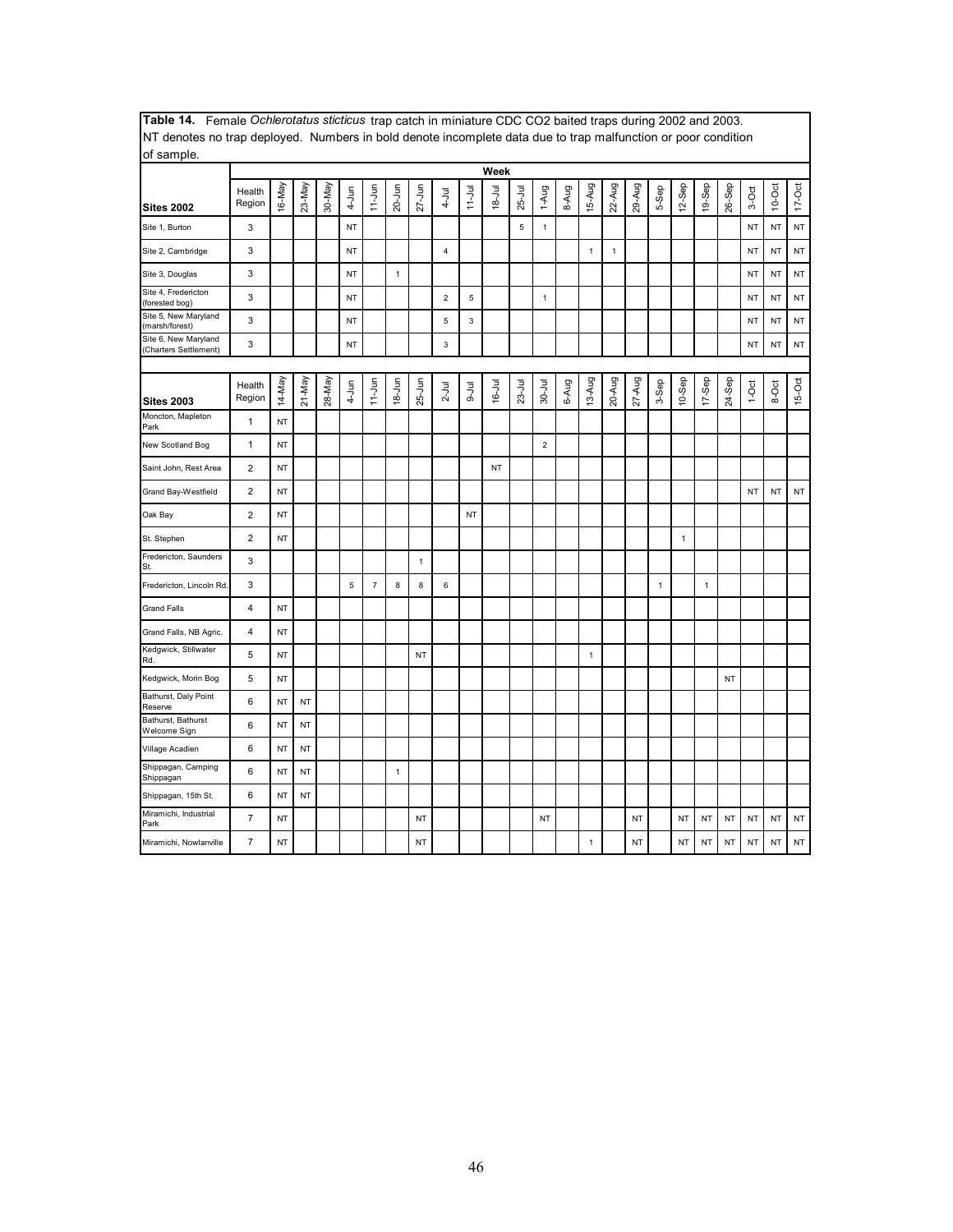**Table 14.** Female *Ochlerotatus sticticus* trap catch in miniature CDC $CO_2$ baited traps during 2002 and 2003. NT denotes no trap deployed. Numbers in bold denote incomplete data due to trap malfunction or poor condition of sample.

| | | Week | | | | | | | | | | | | | | | | | | | | | | |
|---|---|---|---|---|---|---|---|---|---|---|---|---|---|---|---|---|---|---|---|---|---|---|---|---|
| **Sites 2002** | Health Region | 16-May | 23-May | 30-May | 4-Jun | 11-Jun | 20-Jun | 27-Jun | 4-Jul | 11-Jul | 18-Jul | 25-Jul | 1-Aug | 8-Aug | 15-Aug | 22-Aug | 29-Aug | 5-Sep | 12-Sep | 19-Sep | 26-Sep | 3-Oct | 10-Oct | 17-Oct |
| Site 1, Burton | 3 | | | | NT | | | | | | | 5 | 1 | | | | | | | | | NT | NT | NT |
| Site 2, Cambridge | 3 | | | | NT | | | | 4 | | | | | | 1 | 1 | | | | | | NT | NT | NT |
| Site 3, Douglas | 3 | | | | NT | | 1 | | | | | | | | | | | | | | | NT | NT | NT |
| Site 4, Fredericton (forested bog) | 3 | | | | NT | | | | 2 | 5 | | | 1 | | | | | | | | | NT | NT | NT |
| Site 5, New Maryland (marsh/forest) | 3 | | | | NT | | | | 5 | 3 | | | | | | | | | | | | NT | NT | NT |
| Site 6, New Maryland (Charters Settlement) | 3 | | | | NT | | | | 3 | | | | | | | | | | | | | NT | NT | NT |

| **Sites 2003** | Health Region | 14-May | 21-May | 28-May | 4-Jun | 11-Jun | 18-Jun | 25-Jun | 2-Jul | 9-Jul | 16-Jul | 23-Jul | 30-Jul | 6-Aug | 13-Aug | 20-Aug | 27-Aug | 3-Sep | 10-Sep | 17-Sep | 24-Sep | 1-Oct | 8-Oct | 15-Oct |
|---|---|---|---|---|---|---|---|---|---|---|---|---|---|---|---|---|---|---|---|---|---|---|---|---|
| Moncton, Mapleton Park | 1 | NT | | | | | | | | | | | | | | | | | | | | | | |
| New Scotland Bog | 1 | NT | | | | | | | | | | | 2 | | | | | | | | | | | |
| Saint John, Rest Area | 2 | NT | | | | | | | | | NT | | | | | | | | | | | | | |
| Grand Bay-Westfield | 2 | NT | | | | | | | | | | | | | | | | | | | | NT | NT | NT |
| Oak Bay | 2 | NT | | | | | | | | NT | | | | | | | | | | | | | | |
| St. Stephen | 2 | NT | | | | | | | | | | | | | | | | | 1 | | | | | |
| Fredericton, Saunders St. | 3 | | | | | | | 1 | | | | | | | | | | | | | | | | |
| Fredericton, Lincoln Rd. | 3 | | | | 5 | 7 | 8 | 8 | 6 | | | | | | | | | 1 | | 1 | | | | |
| Grand Falls | 4 | NT | | | | | | | | | | | | | | | | | | | | | | |
| Grand Falls, NB Agric. | 4 | NT | | | | | | | | | | | | | | | | | | | | | | |
| Kedgwick, Stillwater Rd. | 5 | NT | | | | | | NT | | | | | | | 1 | | | | | | | | | |
| Kedgwick, Morin Bog | 5 | NT | | | | | | | | | | | | | | | | | | | NT | | | |
| Bathurst, Daly Point Reserve | 6 | NT | NT | | | | | | | | | | | | | | | | | | | | | |
| Bathurst, Bathurst Welcome Sign | 6 | NT | NT | | | | | | | | | | | | | | | | | | | | | |
| Village Acadien | 6 | NT | NT | | | | | | | | | | | | | | | | | | | | | |
| Shippagan, Camping Shippagan | 6 | NT | NT | | | | 1 | | | | | | | | | | | | | | | | | |
| Shippagan, 15th St. | 6 | NT | NT | | | | | | | | | | | | | | | | | | | | | |
| Miramichi, Industrial Park | 7 | NT | | | | | | NT | | | | | NT | | | | NT | | NT | NT | NT | NT | NT | NT |
| Miramichi, Nowlanville | 7 | NT | | | | | | NT | | | | | | | 1 | | NT | | NT | NT | NT | NT | NT | NT |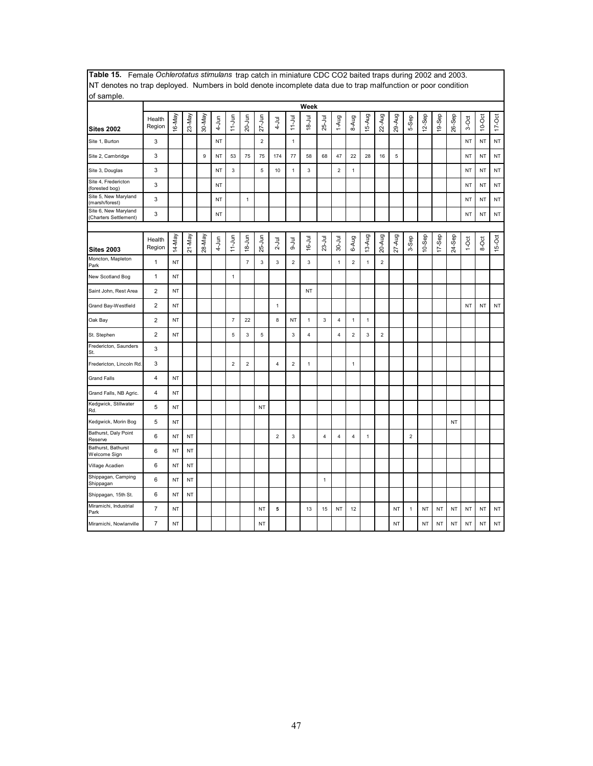**Table 15.** Female *Ochlerotatus stimulans* trap catch in miniature CDC $CO_2$ baited traps during 2002 and 2003. NT denotes no trap deployed. Numbers in bold denote incomplete data due to trap malfunction or poor condition of sample.

| | | Week | | | | | | | | | | | | | | | | | | | | | | |
|---|---|---|---|---|---|---|---|---|---|---|---|---|---|---|---|---|---|---|---|---|---|---|---|---|
| **Sites 2002** | Health Region | 16-May | 23-May | 30-May | 4-Jun | 11-Jun | 20-Jun | 27-Jun | 4-Jul | 11-Jul | 18-Jul | 25-Jul | 1-Aug | 8-Aug | 15-Aug | 22-Aug | 29-Aug | 5-Sep | 12-Sep | 19-Sep | 26-Sep | 3-Oct | 10-Oct | 17-Oct |
| Site 1, Burton | 3 | | | | NT | | | 2 | | 1 | | | | | | | | | | | | NT | NT | NT |
| Site 2, Cambridge | 3 | | | 9 | NT | 53 | 75 | 75 | 174 | 77 | 58 | 68 | 47 | 22 | 28 | 16 | 5 | | | | | NT | NT | NT |
| Site 3, Douglas | 3 | | | | NT | 3 | | 5 | 10 | 1 | 3 | | 2 | 1 | | | | | | | | NT | NT | NT |
| Site 4, Fredericton (forested bog) | 3 | | | | NT | | | | | | | | | | | | | | | | | NT | NT | NT |
| Site 5, New Maryland (marsh/forest) | 3 | | | | NT | | 1 | | | | | | | | | | | | | | | NT | NT | NT |
| Site 6, New Maryland (Charters Settlement) | 3 | | | | NT | | | | | | | | | | | | | | | | | NT | NT | NT |
| **Sites 2003** | Health Region | 14-May | 21-May | 28-May | 4-Jun | 11-Jun | 18-Jun | 25-Jun | 2-Jul | 9-Jul | 16-Jul | 23-Jul | 30-Jul | 6-Aug | 13-Aug | 20-Aug | 27-Aug | 3-Sep | 10-Sep | 17-Sep | 24-Sep | 1-Oct | 8-Oct | 15-Oct |
| Moncton, Mapleton Park | 1 | NT | | | | | 7 | 3 | 3 | 2 | 3 | | 1 | 2 | 1 | 2 | | | | | | | | |
| New Scotland Bog | 1 | NT | | | | 1 | | | | | | | | | | | | | | | | | | |
| Saint John, Rest Area | 2 | NT | | | | | | | | | NT | | | | | | | | | | | | | |
| Grand Bay-Westfield | 2 | NT | | | | | | | 1 | | | | | | | | | | | | | NT | NT | NT |
| Oak Bay | 2 | NT | | | | 7 | 22 | | 8 | NT | 1 | 3 | 4 | 1 | 1 | | | | | | | | | |
| St. Stephen | 2 | NT | | | | 5 | 3 | 5 | | 3 | 4 | | 4 | 2 | 3 | 2 | | | | | | | | |
| Fredericton, Saunders St. | 3 | | | | | | | | | | | | | | | | | | | | | | | |
| Fredericton, Lincoln Rd. | 3 | | | | | 2 | 2 | | 4 | 2 | 1 | | | 1 | | | | | | | | | | |
| Grand Falls | 4 | NT | | | | | | | | | | | | | | | | | | | | | | |
| Grand Falls, NB Agric. | 4 | NT | | | | | | | | | | | | | | | | | | | | | | |
| Kedgwick, Stillwater Rd. | 5 | NT | | | | | | NT | | | | | | | | | | | | | | | | |
| Kedgwick, Morin Bog | 5 | NT | | | | | | | | | | | | | | | | | | | NT | | | |
| Bathurst, Daly Point Reserve | 6 | NT | NT | | | | | | 2 | 3 | | 4 | 4 | 4 | 1 | | | 2 | | | | | | |
| Bathurst, Bathurst Welcome Sign | 6 | NT | NT | | | | | | | | | | | | | | | | | | | | | |
| Village Acadien | 6 | NT | NT | | | | | | | | | | | | | | | | | | | | | |
| Shippagan, Camping Shippagan | 6 | NT | NT | | | | | | | | | 1 | | | | | | | | | | | | |
| Shippagan, 15th St. | 6 | NT | NT | | | | | | | | | | | | | | | | | | | | | |
| Miramichi, Industrial Park | 7 | NT | | | | | | NT | **5** | | 13 | 15 | NT | 12 | | | NT | 1 | NT | NT | NT | NT | NT | NT |
| Miramichi, Nowlanville | 7 | NT | | | | | | NT | | | | | | | | | NT | | NT | NT | NT | NT | NT | NT |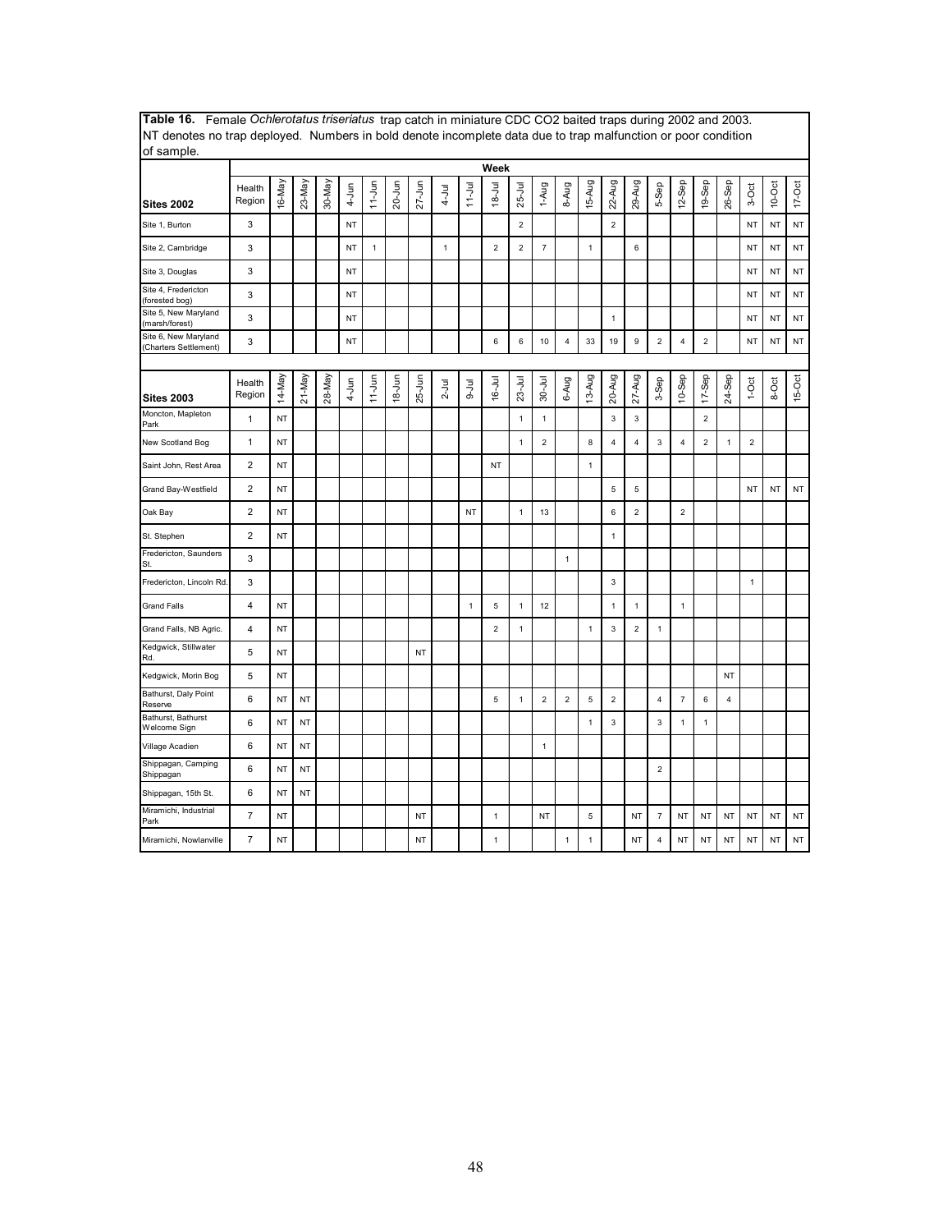**Table 16.** Female *Ochlerotatus triseriatus* trap catch in miniature CDC $CO_2$ baited traps during 2002 and 2003. NT denotes no trap deployed. Numbers in bold denote incomplete data due to trap malfunction or poor condition of sample.

| | | Week | | | | | | | | | | | | | | | | | | | | | | |
|---|---|---|---|---|---|---|---|---|---|---|---|---|---|---|---|---|---|---|---|---|---|---|---|---|
| **Sites 2002** | Health Region | 16-May | 23-May | 30-May | 4-Jun | 11-Jun | 20-Jun | 27-Jun | 4-Jul | 11-Jul | 18-Jul | 25-Jul | 1-Aug | 8-Aug | 15-Aug | 22-Aug | 29-Aug | 5-Sep | 12-Sep | 19-Sep | 26-Sep | 3-Oct | 10-Oct | 17-Oct |
| Site 1, Burton | 3 | | | | NT | | | | | | | 2 | | | | 2 | | | | | | NT | NT | NT |
| Site 2, Cambridge | 3 | | | | NT | 1 | | | 1 | | 2 | 2 | 7 | | 1 | | 6 | | | | | NT | NT | NT |
| Site 3, Douglas | 3 | | | | NT | | | | | | | | | | | | | | | | | NT | NT | NT |
| Site 4, Fredericton (forested bog) | 3 | | | | NT | | | | | | | | | | | | | | | | | NT | NT | NT |
| Site 5, New Maryland (marsh/forest) | 3 | | | | NT | | | | | | | | | | | 1 | | | | | | NT | NT | NT |
| Site 6, New Maryland (Charters Settlement) | 3 | | | | NT | | | | | | 6 | 6 | 10 | 4 | 33 | 19 | 9 | 2 | 4 | 2 | | NT | NT | NT |
| **Sites 2003** | Health Region | 14-May | 21-May | 28-May | 4-Jun | 11-Jun | 18-Jun | 25-Jun | 2-Jul | 9-Jul | 16-Jul | 23-Jul | 30-Jul | 6-Aug | 13-Aug | 20-Aug | 27-Aug | 3-Sep | 10-Sep | 17-Sep | 24-Sep | 1-Oct | 8-Oct | 15-Oct |
| Moncton, Mapleton Park | 1 | NT | | | | | | | | | | 1 | 1 | | | 3 | 3 | | | 2 | | | | |
| New Scotland Bog | 1 | NT | | | | | | | | | | 1 | 2 | | 8 | 4 | 4 | 3 | 4 | 2 | 1 | 2 | | |
| Saint John, Rest Area | 2 | NT | | | | | | | | | NT | | | | 1 | | | | | | | | | |
| Grand Bay-Westfield | 2 | NT | | | | | | | | | | | | | | 5 | 5 | | | | | NT | NT | NT |
| Oak Bay | 2 | NT | | | | | | | | NT | | 1 | 13 | | | 6 | 2 | | 2 | | | | | |
| St. Stephen | 2 | NT | | | | | | | | | | | | | | 1 | | | | | | | | |
| Fredericton, Saunders St. | 3 | | | | | | | | | | | | | 1 | | | | | | | | | | |
| Fredericton, Lincoln Rd. | 3 | | | | | | | | | | | | | | | 3 | | | | | | 1 | | |
| Grand Falls | 4 | NT | | | | | | | | 1 | 5 | 1 | 12 | | | 1 | 1 | | 1 | | | | | |
| Grand Falls, NB Agric. | 4 | NT | | | | | | | | | 2 | 1 | | | 1 | 3 | 2 | 1 | | | | | | |
| Kedgwick, Stillwater Rd. | 5 | NT | | | | | | NT | | | | | | | | | | | | | | | | |
| Kedgwick, Morin Bog | 5 | NT | | | | | | | | | | | | | | | | | | | NT | | | |
| Bathurst, Daly Point Reserve | 6 | NT | NT | | | | | | | | 5 | 1 | 2 | 2 | 5 | 2 | | 4 | 7 | 6 | 4 | | | |
| Bathurst, Bathurst Welcome Sign | 6 | NT | NT | | | | | | | | | | | | 1 | 3 | | 3 | 1 | 1 | | | | |
| Village Acadien | 6 | NT | NT | | | | | | | | | | 1 | | | | | | | | | | | |
| Shippagan, Camping Shippagan | 6 | NT | NT | | | | | | | | | | | | | | | 2 | | | | | | |
| Shippagan, 15th St. | 6 | NT | NT | | | | | | | | | | | | | | | | | | | | | |
| Miramichi, Industrial Park | 7 | NT | | | | | | NT | | | 1 | | NT | | 5 | | NT | 7 | NT | NT | NT | NT | NT | NT |
| Miramichi, Nowlanville | 7 | NT | | | | | | NT | | | 1 | | | 1 | 1 | | NT | 4 | NT | NT | NT | NT | NT | NT |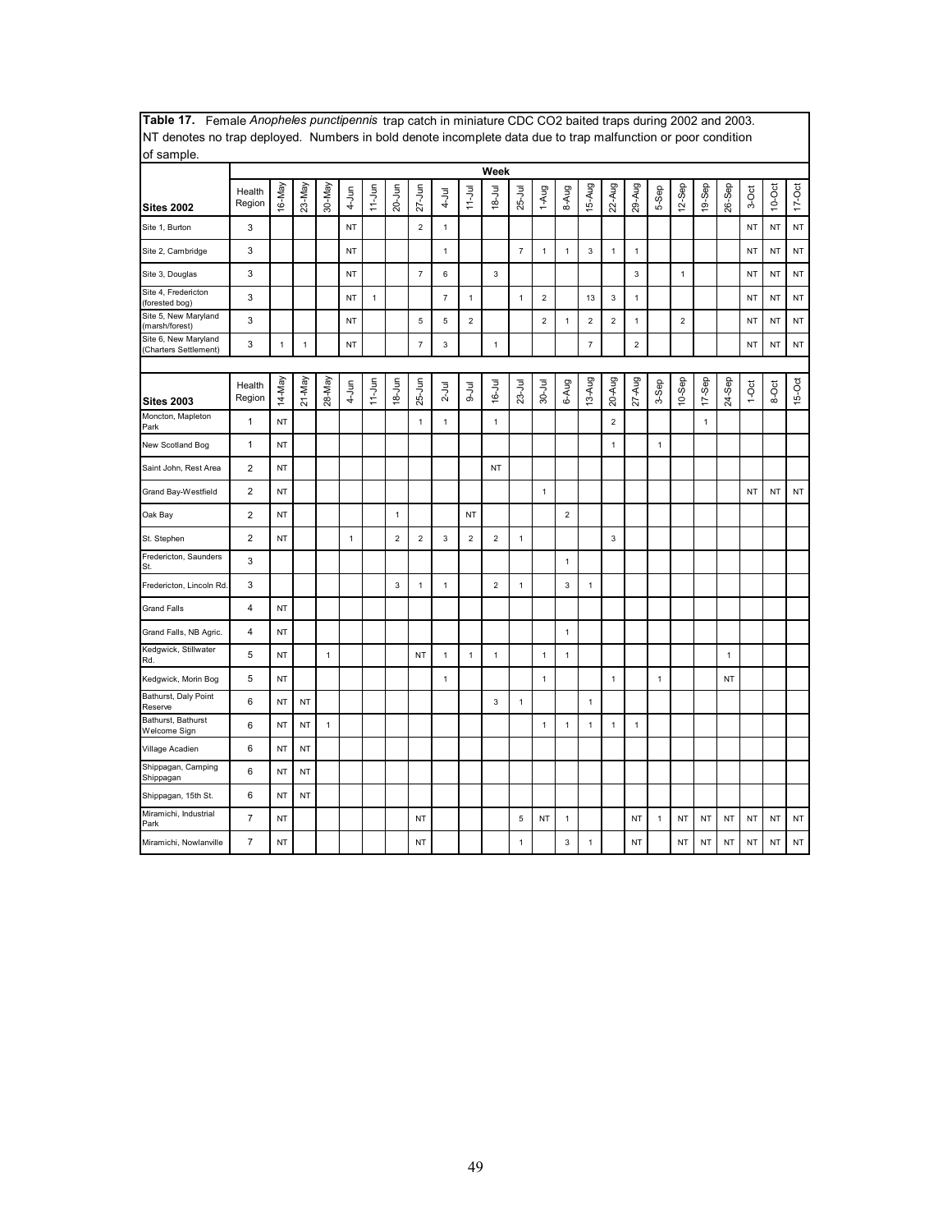**Table 17.** Female *Anopheles punctipennis* trap catch in miniature CDC $CO_2$ baited traps during 2002 and 2003. NT denotes no trap deployed. Numbers in bold denote incomplete data due to trap malfunction or poor condition of sample.

| Sites 2002 | Health Region | 16-May | 23-May | 30-May | 4-Jun | 11-Jun | 20-Jun | 27-Jun | 4-Jul | 11-Jul | 18-Jul | 25-Jul | 1-Aug | 8-Aug | 15-Aug | 22-Aug | 29-Aug | 5-Sep | 12-Sep | 19-Sep | 26-Sep | 3-Oct | 10-Oct | 17-Oct |
|---|---|---|---|---|---|---|---|---|---|---|---|---|---|---|---|---|---|---|---|---|---|---|---|---|
| Site 1, Burton | 3 | | | | NT | | | 2 | 1 | | | | | | | | | | | | | NT | NT | NT |
| Site 2, Cambridge | 3 | | | | NT | | | | 1 | | | 7 | 1 | 1 | 3 | 1 | 1 | | | | | NT | NT | NT |
| Site 3, Douglas | 3 | | | | NT | | | 7 | 6 | | 3 | | | | | | 3 | | 1 | | | NT | NT | NT |
| Site 4, Fredericton (forested bog) | 3 | | | | NT | 1 | | | 7 | 1 | | 1 | 2 | | 13 | 3 | 1 | | | | | NT | NT | NT |
| Site 5, New Maryland (marsh/forest) | 3 | | | | NT | | | 5 | 5 | 2 | | | 2 | 1 | 2 | 2 | 1 | | 2 | | | NT | NT | NT |
| Site 6, New Maryland (Charters Settlement) | 3 | 1 | 1 | | NT | | | 7 | 3 | | 1 | | | | 7 | | 2 | | | | | NT | NT | NT |

| Sites 2003 | Health Region | 14-May | 21-May | 28-May | 4-Jun | 11-Jun | 18-Jun | 25-Jun | 2-Jul | 9-Jul | 16-Jul | 23-Jul | 30-Jul | 6-Aug | 13-Aug | 20-Aug | 27-Aug | 3-Sep | 10-Sep | 17-Sep | 24-Sep | 1-Oct | 8-Oct | 15-Oct |
|---|---|---|---|---|---|---|---|---|---|---|---|---|---|---|---|---|---|---|---|---|---|---|---|---|
| Moncton, Mapleton Park | 1 | NT | | | | | | 1 | 1 | | 1 | | | | | 2 | | | | 1 | | | | |
| New Scotland Bog | 1 | NT | | | | | | | | | | | | | | 1 | | 1 | | | | | | |
| Saint John, Rest Area | 2 | NT | | | | | | | | | NT | | | | | | | | | | | | | |
| Grand Bay-Westfield | 2 | NT | | | | | | | | | | | 1 | | | | | | | | | NT | NT | NT |
| Oak Bay | 2 | NT | | | | | 1 | | | NT | | | | 2 | | | | | | | | | | |
| St. Stephen | 2 | NT | | | 1 | | 2 | 2 | 3 | 2 | 2 | 1 | | | | 3 | | | | | | | | |
| Fredericton, Saunders St. | 3 | | | | | | | | | | | | | 1 | | | | | | | | | | |
| Fredericton, Lincoln Rd. | 3 | | | | | | 3 | 1 | 1 | | 2 | 1 | | 3 | 1 | | | | | | | | | |
| Grand Falls | 4 | NT | | | | | | | | | | | | | | | | | | | | | | |
| Grand Falls, NB Agric. | 4 | NT | | | | | | | | | | | | 1 | | | | | | | | | | |
| Kedgwick, Stillwater Rd. | 5 | NT | | 1 | | | | NT | 1 | 1 | 1 | | 1 | 1 | | | | | | | 1 | | | |
| Kedgwick, Morin Bog | 5 | NT | | | | | | | 1 | | | | 1 | | | 1 | | 1 | | | NT | | | |
| Bathurst, Daly Point Reserve | 6 | NT | NT | | | | | | | | 3 | 1 | | | 1 | | | | | | | | | |
| Bathurst, Bathurst Welcome Sign | 6 | NT | NT | 1 | | | | | | | | | 1 | 1 | 1 | 1 | 1 | | | | | | | |
| Village Acadien | 6 | NT | NT | | | | | | | | | | | | | | | | | | | | | |
| Shippagan, Camping Shippagan | 6 | NT | NT | | | | | | | | | | | | | | | | | | | | | |
| Shippagan, 15th St. | 6 | NT | NT | | | | | | | | | | | | | | | | | | | | | |
| Miramichi, Industrial Park | 7 | NT | | | | | | NT | | | | 5 | NT | 1 | | | NT | 1 | NT | NT | NT | NT | NT | NT |
| Miramichi, Nowlanville | 7 | NT | | | | | | NT | | | | 1 | | 3 | 1 | | NT | | NT | NT | NT | NT | NT | NT |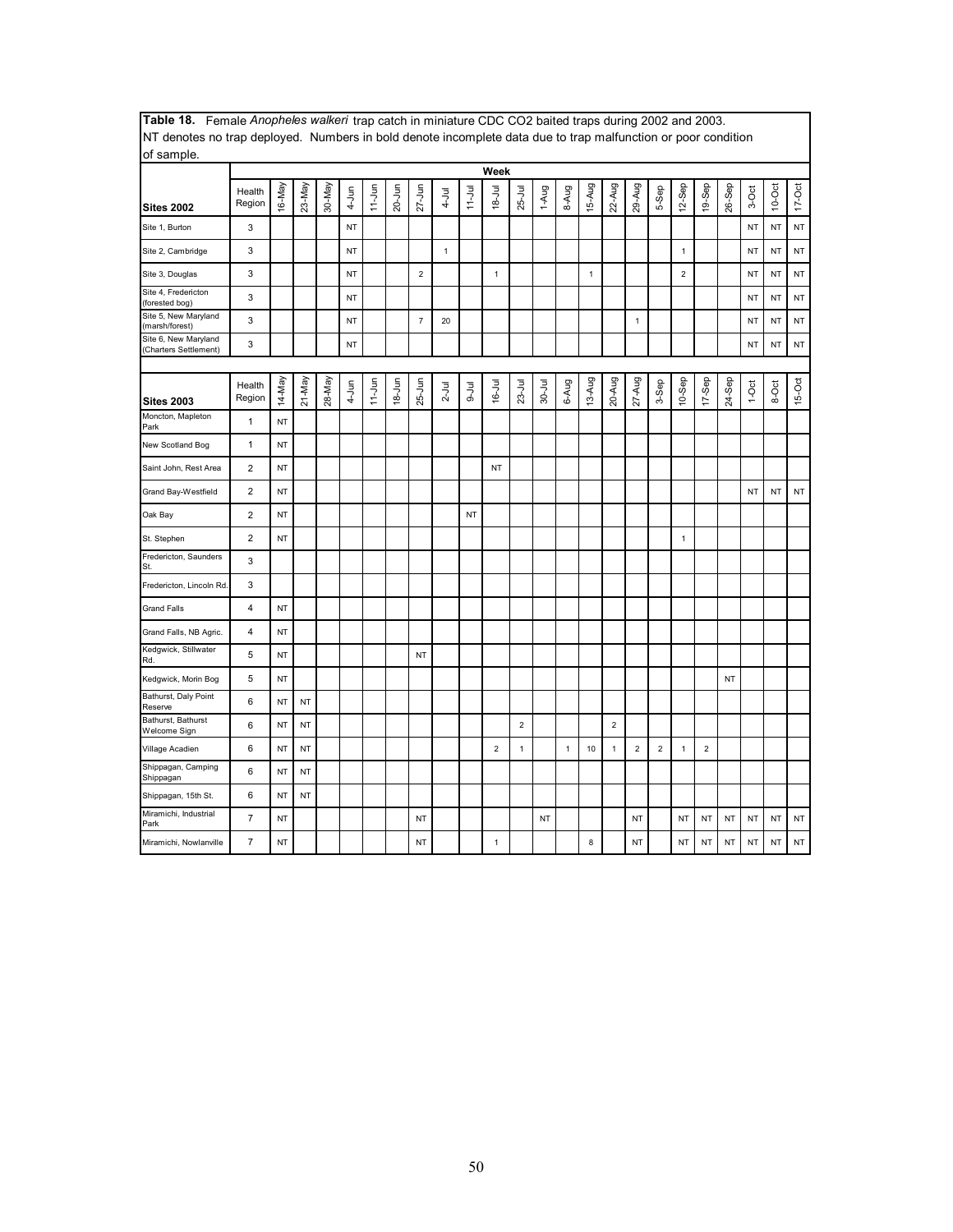**Table 18.** Female *Anopheles walkeri* trap catch in miniature CDC $CO_2$ baited traps during 2002 and 2003. NT denotes no trap deployed. Numbers in bold denote incomplete data due to trap malfunction or poor condition of sample.

| Sites 2002 | Health Region | 16-May | 23-May | 30-May | 4-Jun | 11-Jun | 20-Jun | 27-Jun | 4-Jul | 11-Jul | 18-Jul | 25-Jul | 1-Aug | 8-Aug | 15-Aug | 22-Aug | 29-Aug | 5-Sep | 12-Sep | 19-Sep | 26-Sep | 3-Oct | 10-Oct | 17-Oct |
|---|---|---|---|---|---|---|---|---|---|---|---|---|---|---|---|---|---|---|---|---|---|---|---|---|
| Site 1, Burton | 3 | | | | NT | | | | | | | | | | | | | | | | | NT | NT | NT |
| Site 2, Cambridge | 3 | | | | NT | | | | 1 | | | | | | | | | | 1 | | | NT | NT | NT |
| Site 3, Douglas | 3 | | | | NT | | | 2 | | | 1 | | | | 1 | | | | 2 | | | NT | NT | NT |
| Site 4, Fredericton (forested bog) | 3 | | | | NT | | | | | | | | | | | | | | | | | NT | NT | NT |
| Site 5, New Maryland (marsh/forest) | 3 | | | | NT | | | 7 | 20 | | | | | | | | 1 | | | | | NT | NT | NT |
| Site 6, New Maryland (Charters Settlement) | 3 | | | | NT | | | | | | | | | | | | | | | | | NT | NT | NT |

| Sites 2003 | Health Region | 14-May | 21-May | 28-May | 4-Jun | 11-Jun | 18-Jun | 25-Jun | 2-Jul | 9-Jul | 16-Jul | 23-Jul | 30-Jul | 6-Aug | 13-Aug | 20-Aug | 27-Aug | 3-Sep | 10-Sep | 17-Sep | 24-Sep | 1-Oct | 8-Oct | 15-Oct |
|---|---|---|---|---|---|---|---|---|---|---|---|---|---|---|---|---|---|---|---|---|---|---|---|---|
| Moncton, Mapleton Park | 1 | NT | | | | | | | | | | | | | | | | | | | | | | |
| New Scotland Bog | 1 | NT | | | | | | | | | | | | | | | | | | | | | | |
| Saint John, Rest Area | 2 | NT | | | | | | | | | NT | | | | | | | | | | | | | |
| Grand Bay-Westfield | 2 | NT | | | | | | | | | | | | | | | | | | | | NT | NT | NT |
| Oak Bay | 2 | NT | | | | | | | | NT | | | | | | | | | | | | | | |
| St. Stephen | 2 | NT | | | | | | | | | | | | | | | | | 1 | | | | | |
| Fredericton, Saunders St. | 3 | | | | | | | | | | | | | | | | | | | | | | | |
| Fredericton, Lincoln Rd. | 3 | | | | | | | | | | | | | | | | | | | | | | | |
| Grand Falls | 4 | NT | | | | | | | | | | | | | | | | | | | | | | |
| Grand Falls, NB Agric. | 4 | NT | | | | | | | | | | | | | | | | | | | | | | |
| Kedgwick, Stillwater Rd. | 5 | NT | | | | | | NT | | | | | | | | | | | | | | | | |
| Kedgwick, Morin Bog | 5 | NT | | | | | | | | | | | | | | | | | | | NT | | | |
| Bathurst, Daly Point Reserve | 6 | NT | NT | | | | | | | | | | | | | | | | | | | | | |
| Bathurst, Bathurst Welcome Sign | 6 | NT | NT | | | | | | | | | 2 | | | | 2 | | | | | | | | |
| Village Acadien | 6 | NT | NT | | | | | | | | 2 | 1 | | 1 | 10 | 1 | 2 | 2 | 1 | 2 | | | | |
| Shippagan, Camping Shippagan | 6 | NT | NT | | | | | | | | | | | | | | | | | | | | | |
| Shippagan, 15th St. | 6 | NT | NT | | | | | | | | | | | | | | | | | | | | | |
| Miramichi, Industrial Park | 7 | NT | | | | | | NT | | | | | NT | | | | NT | | NT | NT | NT | NT | NT | NT |
| Miramichi, Nowlanville | 7 | NT | | | | | | NT | | | 1 | | | | 8 | | NT | | NT | NT | NT | NT | NT | NT |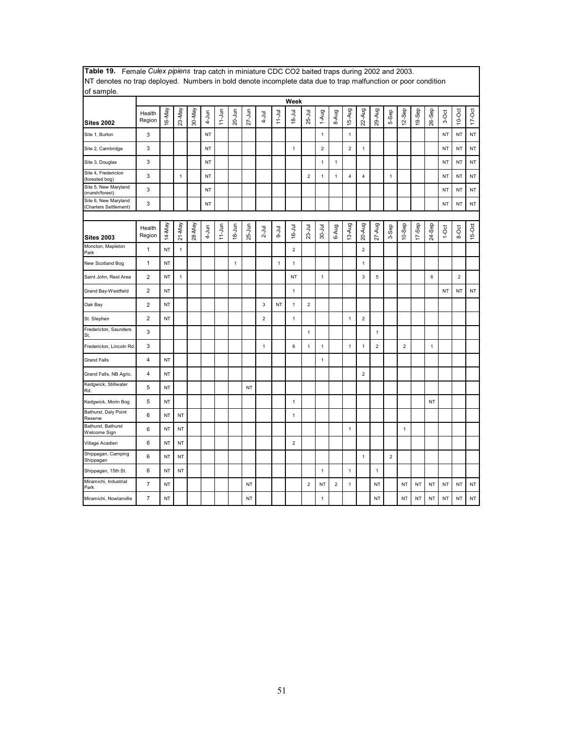**Table 19.** Female *Culex pipiens* trap catch in miniature CDC $CO_2$ baited traps during 2002 and 2003. NT denotes no trap deployed. Numbers in bold denote incomplete data due to trap malfunction or poor condition of sample.

| | | Week | | | | | | | | | | | | | | | | | | | | | | |
|---|---|---|---|---|---|---|---|---|---|---|---|---|---|---|---|---|---|---|---|---|---|---|---|---|
| **Sites 2002** | Health Region | 16-May | 23-May | 30-May | 4-Jun | 11-Jun | 20-Jun | 27-Jun | 4-Jul | 11-Jul | 18-Jul | 25-Jul | 1-Aug | 8-Aug | 15-Aug | 22-Aug | 29-Aug | 5-Sep | 12-Sep | 19-Sep | 26-Sep | 3-Oct | 10-Oct | 17-Oct |
| Site 1, Burton | 3 | | | | NT | | | | | | | | 1 | | 1 | | | | | | | NT | NT | NT |
| Site 2, Cambridge | 3 | | | | NT | | | | | | 1 | | 2 | | 2 | 1 | | | | | | NT | NT | NT |
| Site 3, Douglas | 3 | | | | NT | | | | | | | | 1 | 1 | | | | | | | | NT | NT | NT |
| Site 4, Fredericton (forested bog) | 3 | | 1 | | NT | | | | | | | 2 | 1 | 1 | 4 | 4 | | 1 | | | | NT | NT | NT |
| Site 5, New Maryland (marsh/forest) | 3 | | | | NT | | | | | | | | | | | | | | | | | NT | NT | NT |
| Site 6, New Maryland (Charters Settlement) | 3 | | | | NT | | | | | | | | | | | | | | | | | NT | NT | NT |
| **Sites 2003** | Health Region | 14-May | 21-May | 28-May | 4-Jun | 11-Jun | 18-Jun | 25-Jun | 2-Jul | 9-Jul | 16-Jul | 23-Jul | 30-Jul | 6-Aug | 13-Aug | 20-Aug | 27-Aug | 3-Sep | 10-Sep | 17-Sep | 24-Sep | 1-Oct | 8-Oct | 15-Oct |
| Moncton, Mapleton Park | 1 | NT | 1 | | | | | | | | 2 | | | | | 2 | | | | | | | | |
| New Scotland Bog | 1 | NT | | | | | 1 | | | 1 | 1 | | | | | 1 | | | | | | | | |
| Saint John, Rest Area | 2 | NT | 1 | | | | | | | | NT | | 1 | | | 3 | 5 | | | | 6 | | 2 | |
| Grand Bay-Westfield | 2 | NT | | | | | | | | | 1 | | | | | | | | | | | NT | NT | NT |
| Oak Bay | 2 | NT | | | | | | | 3 | NT | 1 | 2 | | | | | | | | | | | | |
| St. Stephen | 2 | NT | | | | | | | 2 | | 1 | | | | 1 | 2 | | | | | | | | |
| Fredericton, Saunders St. | 3 | | | | | | | | | | | 1 | | | | | 1 | | | | | | | |
| Fredericton, Lincoln Rd. | 3 | | | | | | | | 1 | | 6 | 1 | 1 | | 1 | 1 | 2 | | 2 | | 1 | | | |
| Grand Falls | 4 | NT | | | | | | | | | | | 1 | | | | | | | | | | | |
| Grand Falls, NB Agric. | 4 | NT | | | | | | | | | | | | | | 2 | | | | | | | | |
| Kedgwick, Stillwater Rd. | 5 | NT | | | | | | NT | | | | | | | | | | | | | | | | |
| Kedgwick, Morin Bog | 5 | NT | | | | | | | | | 1 | | | | | | | | | | NT | | | |
| Bathurst, Daly Point Reserve | 6 | NT | NT | | | | | | | | 1 | | | | | | | | | | | | | |
| Bathurst, Bathurst Welcome Sign | 6 | NT | NT | | | | | | | | | | | | 1 | | | | 1 | | | | | |
| Village Acadien | 6 | NT | NT | | | | | | | | 2 | | | | | | | | | | | | | |
| Shippagan, Camping Shippagan | 6 | NT | NT | | | | | | | | | | | | | 1 | | 2 | | | | | | |
| Shippagan, 15th St. | 6 | NT | NT | | | | | | | | | | 1 | | 1 | | 1 | | | | | | | |
| Miramichi, Industrial Park | 7 | NT | | | | | | NT | | | | 2 | NT | 2 | 1 | | NT | | NT | NT | NT | NT | NT | NT |
| Miramichi, Nowlanville | 7 | NT | | | | | | NT | | | | | 1 | | | | NT | | NT | NT | NT | NT | NT | NT |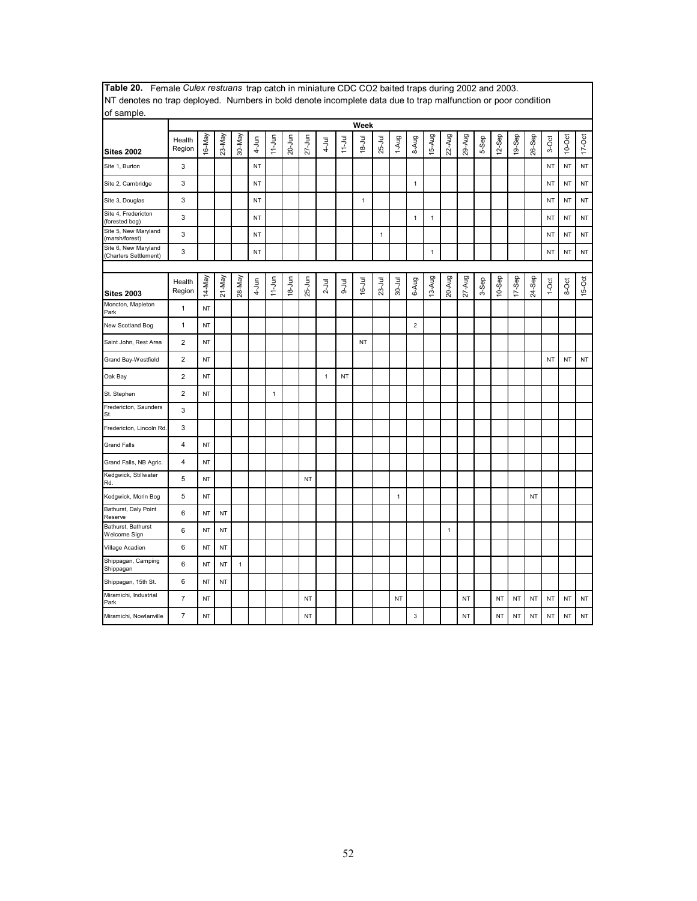**Table 20.** Female *Culex restuans* trap catch in miniature CDC $CO_2$ baited traps during 2002 and 2003. NT denotes no trap deployed. Numbers in bold denote incomplete data due to trap malfunction or poor condition of sample.

| | | Week | | | | | | | | | | | | | | | | | | | | | | |
|---|---|---|---|---|---|---|---|---|---|---|---|---|---|---|---|---|---|---|---|---|---|---|---|---|
| **Sites 2002** | Health Region | 16-May | 23-May | 30-May | 4-Jun | 11-Jun | 20-Jun | 27-Jun | 4-Jul | 11-Jul | 18-Jul | 25-Jul | 1-Aug | 8-Aug | 15-Aug | 22-Aug | 29-Aug | 5-Sep | 12-Sep | 19-Sep | 26-Sep | 3-Oct | 10-Oct | 17-Oct |
| Site 1, Burton | 3 | | | | NT | | | | | | | | | | | | | | | | | NT | NT | NT |
| Site 2, Cambridge | 3 | | | | NT | | | | | | | | | 1 | | | | | | | | NT | NT | NT |
| Site 3, Douglas | 3 | | | | NT | | | | | | 1 | | | | | | | | | | | NT | NT | NT |
| Site 4, Fredericton (forested bog) | 3 | | | | NT | | | | | | | | | 1 | 1 | | | | | | | NT | NT | NT |
| Site 5, New Maryland (marsh/forest) | 3 | | | | NT | | | | | | | 1 | | | | | | | | | | NT | NT | NT |
| Site 6, New Maryland (Charters Settlement) | 3 | | | | NT | | | | | | | | | | 1 | | | | | | | NT | NT | NT |
| **Sites 2003** | Health Region | 14-May | 21-May | 28-May | 4-Jun | 11-Jun | 18-Jun | 25-Jun | 2-Jul | 9-Jul | 16-Jul | 23-Jul | 30-Jul | 6-Aug | 13-Aug | 20-Aug | 27-Aug | 3-Sep | 10-Sep | 17-Sep | 24-Sep | 1-Oct | 8-Oct | 15-Oct |
| Moncton, Mapleton Park | 1 | NT | | | | | | | | | | | | | | | | | | | | | | |
| New Scotland Bog | 1 | NT | | | | | | | | | | | | 2 | | | | | | | | | | |
| Saint John, Rest Area | 2 | NT | | | | | | | | | NT | | | | | | | | | | | | | |
| Grand Bay-Westfield | 2 | NT | | | | | | | | | | | | | | | | | | | | NT | NT | NT |
| Oak Bay | 2 | NT | | | | | | | 1 | NT | | | | | | | | | | | | | | |
| St. Stephen | 2 | NT | | | | 1 | | | | | | | | | | | | | | | | | | |
| Fredericton, Saunders St. | 3 | | | | | | | | | | | | | | | | | | | | | | | |
| Fredericton, Lincoln Rd. | 3 | | | | | | | | | | | | | | | | | | | | | | | |
| Grand Falls | 4 | NT | | | | | | | | | | | | | | | | | | | | | | |
| Grand Falls, NB Agric. | 4 | NT | | | | | | | | | | | | | | | | | | | | | | |
| Kedgwick, Stillwater Rd. | 5 | NT | | | | | | NT | | | | | | | | | | | | | | | | |
| Kedgwick, Morin Bog | 5 | NT | | | | | | | | | | | 1 | | | | | | | | NT | | | |
| Bathurst, Daly Point Reserve | 6 | NT | NT | | | | | | | | | | | | | | | | | | | | | |
| Bathurst, Bathurst Welcome Sign | 6 | NT | NT | | | | | | | | | | | | | 1 | | | | | | | | |
| Village Acadien | 6 | NT | NT | | | | | | | | | | | | | | | | | | | | | |
| Shippagan, Camping Shippagan | 6 | NT | NT | 1 | | | | | | | | | | | | | | | | | | | | |
| Shippagan, 15th St. | 6 | NT | NT | | | | | | | | | | | | | | | | | | | | | |
| Miramichi, Industrial Park | 7 | NT | | | | | | NT | | | | | NT | | | | NT | | NT | NT | NT | NT | NT | NT |
| Miramichi, Nowlanville | 7 | NT | | | | | | NT | | | | | | 3 | | | NT | | NT | NT | NT | NT | NT | NT |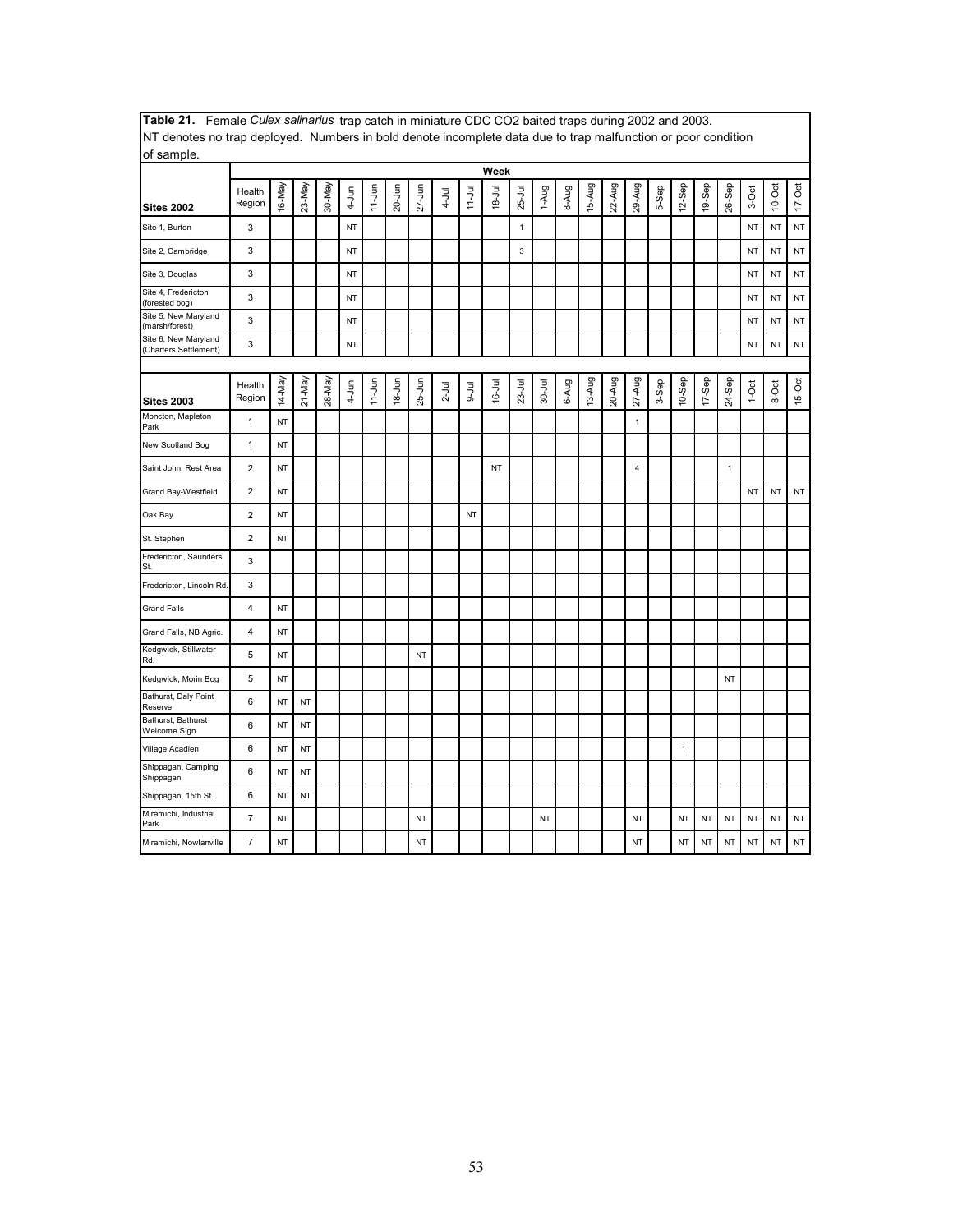**Table 21.** Female *Culex salinarius* trap catch in miniature CDC $CO_2$ baited traps during 2002 and 2003. NT denotes no trap deployed. Numbers in bold denote incomplete data due to trap malfunction or poor condition of sample.

| | | Week | | | | | | | | | | | | | | | | | | | | | | |
|---|---|---|---|---|---|---|---|---|---|---|---|---|---|---|---|---|---|---|---|---|---|---|---|---|
| **Sites 2002** | Health Region | 16-May | 23-May | 30-May | 4-Jun | 11-Jun | 20-Jun | 27-Jun | 4-Jul | 11-Jul | 18-Jul | 25-Jul | 1-Aug | 8-Aug | 15-Aug | 22-Aug | 29-Aug | 5-Sep | 12-Sep | 19-Sep | 26-Sep | 3-Oct | 10-Oct | 17-Oct |
| Site 1, Burton | 3 | | | | NT | | | | | | | 1 | | | | | | | | | | NT | NT | NT |
| Site 2, Cambridge | 3 | | | | NT | | | | | | | 3 | | | | | | | | | | NT | NT | NT |
| Site 3, Douglas | 3 | | | | NT | | | | | | | | | | | | | | | | | NT | NT | NT |
| Site 4, Fredericton (forested bog) | 3 | | | | NT | | | | | | | | | | | | | | | | | NT | NT | NT |
| Site 5, New Maryland (marsh/forest) | 3 | | | | NT | | | | | | | | | | | | | | | | | NT | NT | NT |
| Site 6, New Maryland (Charters Settlement) | 3 | | | | NT | | | | | | | | | | | | | | | | | NT | NT | NT |
| **Sites 2003** | Health Region | 14-May | 21-May | 28-May | 4-Jun | 11-Jun | 18-Jun | 25-Jun | 2-Jul | 9-Jul | 16-Jul | 23-Jul | 30-Jul | 6-Aug | 13-Aug | 20-Aug | 27-Aug | 3-Sep | 10-Sep | 17-Sep | 24-Sep | 1-Oct | 8-Oct | 15-Oct |
| Moncton, Mapleton Park | 1 | NT | | | | | | | | | | | | | | | 1 | | | | | | | |
| New Scotland Bog | 1 | NT | | | | | | | | | | | | | | | | | | | | | | |
| Saint John, Rest Area | 2 | NT | | | | | | | | | NT | | | | | | 4 | | | | 1 | | | |
| Grand Bay-Westfield | 2 | NT | | | | | | | | | | | | | | | | | | | | NT | NT | NT |
| Oak Bay | 2 | NT | | | | | | | | NT | | | | | | | | | | | | | | |
| St. Stephen | 2 | NT | | | | | | | | | | | | | | | | | | | | | | |
| Fredericton, Saunders St. | 3 | | | | | | | | | | | | | | | | | | | | | | | |
| Fredericton, Lincoln Rd. | 3 | | | | | | | | | | | | | | | | | | | | | | | |
| Grand Falls | 4 | NT | | | | | | | | | | | | | | | | | | | | | | |
| Grand Falls, NB Agric. | 4 | NT | | | | | | | | | | | | | | | | | | | | | | |
| Kedgwick, Stillwater Rd. | 5 | NT | | | | | | NT | | | | | | | | | | | | | | | | |
| Kedgwick, Morin Bog | 5 | NT | | | | | | | | | | | | | | | | | | | NT | | | |
| Bathurst, Daly Point Reserve | 6 | NT | NT | | | | | | | | | | | | | | | | | | | | | |
| Bathurst, Bathurst Welcome Sign | 6 | NT | NT | | | | | | | | | | | | | | | | | | | | | |
| Village Acadien | 6 | NT | NT | | | | | | | | | | | | | | | | 1 | | | | | |
| Shippagan, Camping Shippagan | 6 | NT | NT | | | | | | | | | | | | | | | | | | | | | |
| Shippagan, 15th St. | 6 | NT | NT | | | | | | | | | | | | | | | | | | | | | |
| Miramichi, Industrial Park | 7 | NT | | | | | | NT | | | | | NT | | | | NT | | NT | NT | NT | NT | NT | NT |
| Miramichi, Nowlanville | 7 | NT | | | | | | NT | | | | | | | | | NT | | NT | NT | NT | NT | NT | NT |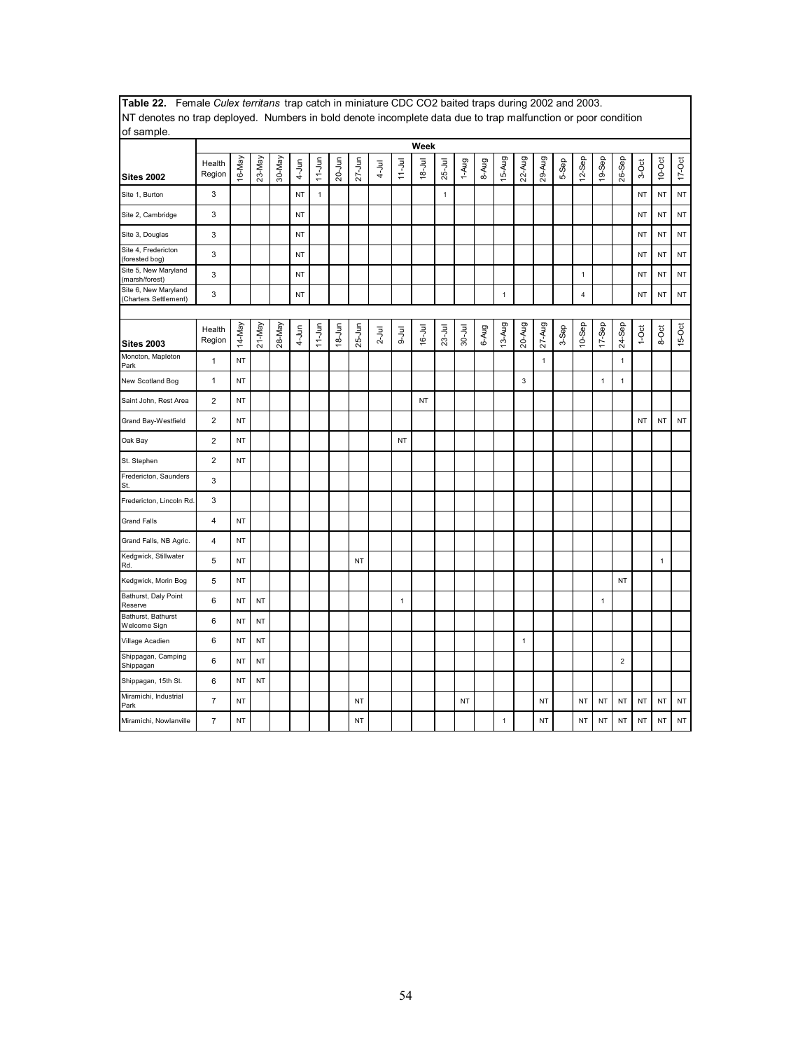**Table 22.** Female *Culex territans* trap catch in miniature CDC CO2 baited traps during 2002 and 2003. NT denotes no trap deployed. Numbers in bold denote incomplete data due to trap malfunction or poor condition of sample.

| Sites 2002 | Health Region | 16-May | 23-May | 30-May | 4-Jun | 11-Jun | 20-Jun | 27-Jun | 4-Jul | 11-Jul | 18-Jul | 25-Jul | 1-Aug | 8-Aug | 15-Aug | 22-Aug | 29-Aug | 5-Sep | 12-Sep | 19-Sep | 26-Sep | 3-Oct | 10-Oct | 17-Oct |
|---|---|---|---|---|---|---|---|---|---|---|---|---|---|---|---|---|---|---|---|---|---|---|---|---|
| Site 1, Burton | 3 | | | | NT | 1 | | | | | | 1 | | | | | | | | | | NT | NT | NT |
| Site 2, Cambridge | 3 | | | | NT | | | | | | | | | | | | | | | | | NT | NT | NT |
| Site 3, Douglas | 3 | | | | NT | | | | | | | | | | | | | | | | | NT | NT | NT |
| Site 4, Fredericton (forested bog) | 3 | | | | NT | | | | | | | | | | | | | | | | | NT | NT | NT |
| Site 5, New Maryland (marsh/forest) | 3 | | | | NT | | | | | | | | | | | | | | 1 | | | NT | NT | NT |
| Site 6, New Maryland (Charters Settlement) | 3 | | | | NT | | | | | | | | | | 1 | | | | 4 | | | NT | NT | NT |

| Sites 2003 | Health Region | 14-May | 21-May | 28-May | 4-Jun | 11-Jun | 18-Jun | 25-Jun | 2-Jul | 9-Jul | 16-Jul | 23-Jul | 30-Jul | 6-Aug | 13-Aug | 20-Aug | 27-Aug | 3-Sep | 10-Sep | 17-Sep | 24-Sep | 1-Oct | 8-Oct | 15-Oct |
|---|---|---|---|---|---|---|---|---|---|---|---|---|---|---|---|---|---|---|---|---|---|---|---|---|
| Moncton, Mapleton Park | 1 | NT | | | | | | | | | | | | | | | 1 | | | | 1 | | | |
| New Scotland Bog | 1 | NT | | | | | | | | | | | | | | 3 | | | | 1 | 1 | | | |
| Saint John, Rest Area | 2 | NT | | | | | | | | | NT | | | | | | | | | | | | | |
| Grand Bay-Westfield | 2 | NT | | | | | | | | | | | | | | | | | | | | NT | NT | NT |
| Oak Bay | 2 | NT | | | | | | | | NT | | | | | | | | | | | | | | |
| St. Stephen | 2 | NT | | | | | | | | | | | | | | | | | | | | | | |
| Fredericton, Saunders St. | 3 | | | | | | | | | | | | | | | | | | | | | | | |
| Fredericton, Lincoln Rd. | 3 | | | | | | | | | | | | | | | | | | | | | | | |
| Grand Falls | 4 | NT | | | | | | | | | | | | | | | | | | | | | | |
| Grand Falls, NB Agric. | 4 | NT | | | | | | | | | | | | | | | | | | | | | | |
| Kedgwick, Stillwater Rd. | 5 | NT | | | | | | NT | | | | | | | | | | | | | | | 1 | |
| Kedgwick, Morin Bog | 5 | NT | | | | | | | | | | | | | | | | | | | NT | | | |
| Bathurst, Daly Point Reserve | 6 | NT | NT | | | | | | | 1 | | | | | | | | | | 1 | | | | |
| Bathurst, Bathurst Welcome Sign | 6 | NT | NT | | | | | | | | | | | | | | | | | | | | | |
| Village Acadien | 6 | NT | NT | | | | | | | | | | | | | 1 | | | | | | | | |
| Shippagan, Camping Shippagan | 6 | NT | NT | | | | | | | | | | | | | | | | | | 2 | | | |
| Shippagan, 15th St. | 6 | NT | NT | | | | | | | | | | | | | | | | | | | | | |
| Miramichi, Industrial Park | 7 | NT | | | | | | NT | | | | | NT | | | | NT | | NT | NT | NT | NT | NT | NT |
| Miramichi, Nowlanville | 7 | NT | | | | | | NT | | | | | | | 1 | | NT | | NT | NT | NT | NT | NT | NT |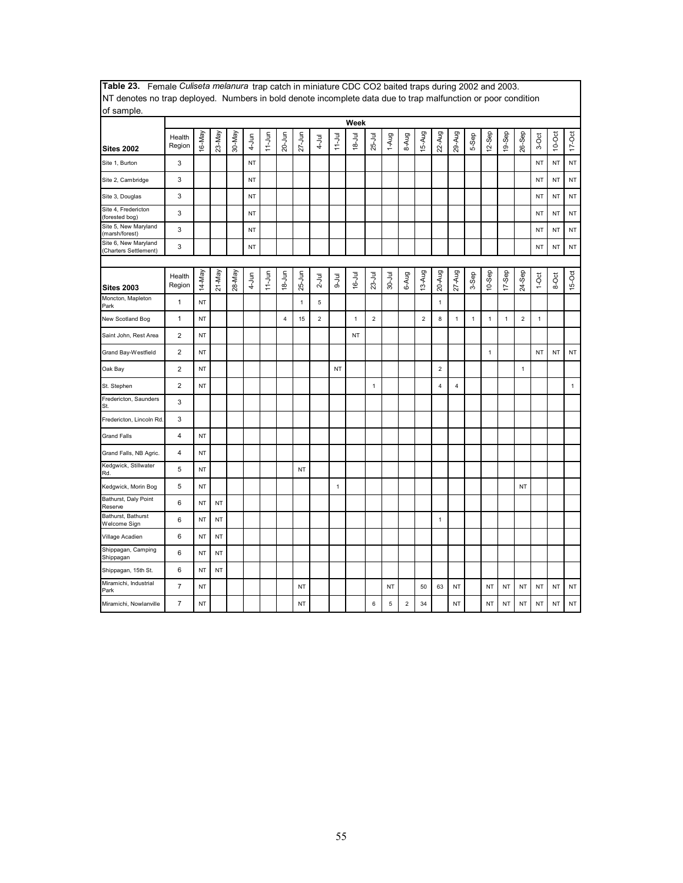**Table 23.** Female *Culiseta melanura* trap catch in miniature CDC $CO_2$ baited traps during 2002 and 2003. NT denotes no trap deployed. Numbers in bold denote incomplete data due to trap malfunction or poor condition of sample.

| Sites 2002 | Health Region | 16-May | 23-May | 30-May | 4-Jun | 11-Jun | 20-Jun | 27-Jun | 4-Jul | 11-Jul | 18-Jul | 25-Jul | 1-Aug | 8-Aug | 15-Aug | 22-Aug | 29-Aug | 5-Sep | 12-Sep | 19-Sep | 26-Sep | 3-Oct | 10-Oct | 17-Oct |
|---|---|---|---|---|---|---|---|---|---|---|---|---|---|---|---|---|---|---|---|---|---|---|---|---|
| Site 1, Burton | 3 | | | | NT | | | | | | | | | | | | | | | | | NT | NT | NT |
| Site 2, Cambridge | 3 | | | | NT | | | | | | | | | | | | | | | | | NT | NT | NT |
| Site 3, Douglas | 3 | | | | NT | | | | | | | | | | | | | | | | | NT | NT | NT |
| Site 4, Fredericton (forested bog) | 3 | | | | NT | | | | | | | | | | | | | | | | | NT | NT | NT |
| Site 5, New Maryland (marsh/forest) | 3 | | | | NT | | | | | | | | | | | | | | | | | NT | NT | NT |
| Site 6, New Maryland (Charters Settlement) | 3 | | | | NT | | | | | | | | | | | | | | | | | NT | NT | NT |

| Sites 2003 | Health Region | 14-May | 21-May | 28-May | 4-Jun | 11-Jun | 18-Jun | 25-Jun | 2-Jul | 9-Jul | 16-Jul | 23-Jul | 30-Jul | 6-Aug | 13-Aug | 20-Aug | 27-Aug | 3-Sep | 10-Sep | 17-Sep | 24-Sep | 1-Oct | 8-Oct | 15-Oct |
|---|---|---|---|---|---|---|---|---|---|---|---|---|---|---|---|---|---|---|---|---|---|---|---|---|
| Moncton, Mapleton Park | 1 | NT | | | | | | 1 | 5 | | | | | | | 1 | | | | | | | | |
| New Scotland Bog | 1 | NT | | | | | 4 | 15 | 2 | | 1 | 2 | | | 2 | 8 | 1 | 1 | 1 | 1 | 2 | 1 | | |
| Saint John, Rest Area | 2 | NT | | | | | | | | | NT | | | | | | | | | | | | | |
| Grand Bay-Westfield | 2 | NT | | | | | | | | | | | | | | | | | 1 | | | NT | NT | NT |
| Oak Bay | 2 | NT | | | | | | | | NT | | | | | | 2 | | | | | 1 | | | |
| St. Stephen | 2 | NT | | | | | | | | | | 1 | | | | 4 | 4 | | | | | | | 1 |
| Fredericton, Saunders St. | 3 | | | | | | | | | | | | | | | | | | | | | | | |
| Fredericton, Lincoln Rd. | 3 | | | | | | | | | | | | | | | | | | | | | | | |
| Grand Falls | 4 | NT | | | | | | | | | | | | | | | | | | | | | | |
| Grand Falls, NB Agric. | 4 | NT | | | | | | | | | | | | | | | | | | | | | | |
| Kedgwick, Stillwater Rd. | 5 | NT | | | | | | NT | | | | | | | | | | | | | | | | |
| Kedgwick, Morin Bog | 5 | NT | | | | | | | | 1 | | | | | | | | | | | NT | | | |
| Bathurst, Daly Point Reserve | 6 | NT | NT | | | | | | | | | | | | | | | | | | | | | |
| Bathurst, Bathurst Welcome Sign | 6 | NT | NT | | | | | | | | | | | | | 1 | | | | | | | | |
| Village Acadien | 6 | NT | NT | | | | | | | | | | | | | | | | | | | | | |
| Shippagan, Camping Shippagan | 6 | NT | NT | | | | | | | | | | | | | | | | | | | | | |
| Shippagan, 15th St. | 6 | NT | NT | | | | | | | | | | | | | | | | | | | | | |
| Miramichi, Industrial Park | 7 | NT | | | | | | NT | | | | | NT | | 50 | 63 | NT | | NT | NT | NT | NT | NT | NT |
| Miramichi, Nowlanville | 7 | NT | | | | | | NT | | | | 6 | 5 | 2 | 34 | | NT | | NT | NT | NT | NT | NT | NT |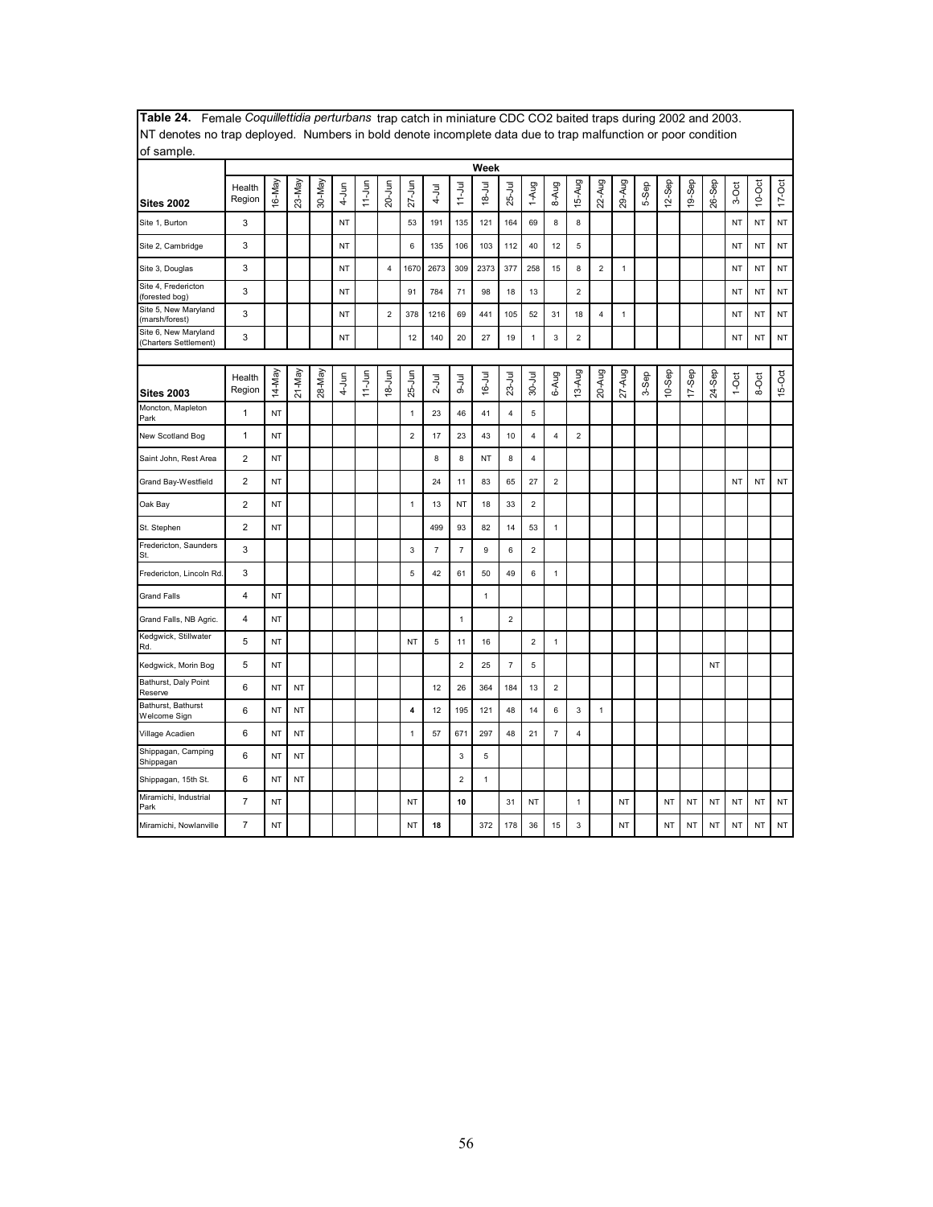**Table 24.** Female *Coquillettidia perturbans* trap catch in miniature CDC $CO_2$ baited traps during 2002 and 2003. NT denotes no trap deployed. Numbers in bold denote incomplete data due to trap malfunction or poor condition of sample.

| | | Week | | | | | | | | | | | | | | | | | | | | | | |
|---|---|---|---|---|---|---|---|---|---|---|---|---|---|---|---|---|---|---|---|---|---|---|---|---|
| **Sites 2002** | Health Region | 16-May | 23-May | 30-May | 4-Jun | 11-Jun | 20-Jun | 27-Jun | 4-Jul | 11-Jul | 18-Jul | 25-Jul | 1-Aug | 8-Aug | 15-Aug | 22-Aug | 29-Aug | 5-Sep | 12-Sep | 19-Sep | 26-Sep | 3-Oct | 10-Oct | 17-Oct |
| Site 1, Burton | 3 | | | | NT | | | 53 | 191 | 135 | 121 | 164 | 69 | 8 | 8 | | | | | | | NT | NT | NT |
| Site 2, Cambridge | 3 | | | | NT | | | 6 | 135 | 106 | 103 | 112 | 40 | 12 | 5 | | | | | | | NT | NT | NT |
| Site 3, Douglas | 3 | | | | NT | | 4 | 1670 | 2673 | 309 | 2373 | 377 | 258 | 15 | 8 | 2 | 1 | | | | | NT | NT | NT |
| Site 4, Fredericton (forested bog) | 3 | | | | NT | | | 91 | 784 | 71 | 98 | 18 | 13 | | 2 | | | | | | | NT | NT | NT |
| Site 5, New Maryland (marsh/forest) | 3 | | | | NT | | 2 | 378 | 1216 | 69 | 441 | 105 | 52 | 31 | 18 | 4 | 1 | | | | | NT | NT | NT |
| Site 6, New Maryland (Charters Settlement) | 3 | | | | NT | | | 12 | 140 | 20 | 27 | 19 | 1 | 3 | 2 | | | | | | | NT | NT | NT |
| **Sites 2003** | Health Region | 14-May | 21-May | 28-May | 4-Jun | 11-Jun | 18-Jun | 25-Jun | 2-Jul | 9-Jul | 16-Jul | 23-Jul | 30-Jul | 6-Aug | 13-Aug | 20-Aug | 27-Aug | 3-Sep | 10-Sep | 17-Sep | 24-Sep | 1-Oct | 8-Oct | 15-Oct |
| Moncton, Mapleton Park | 1 | NT | | | | | | 1 | 23 | 46 | 41 | 4 | 5 | | | | | | | | | | | |
| New Scotland Bog | 1 | NT | | | | | | 2 | 17 | 23 | 43 | 10 | 4 | 4 | 2 | | | | | | | | | |
| Saint John, Rest Area | 2 | NT | | | | | | | 8 | 8 | NT | 8 | 4 | | | | | | | | | | | |
| Grand Bay-Westfield | 2 | NT | | | | | | | 24 | 11 | 83 | 65 | 27 | 2 | | | | | | | | NT | NT | NT |
| Oak Bay | 2 | NT | | | | | | 1 | 13 | NT | 18 | 33 | 2 | | | | | | | | | | | |
| St. Stephen | 2 | NT | | | | | | | 499 | 93 | 82 | 14 | 53 | 1 | | | | | | | | | | |
| Fredericton, Saunders St. | 3 | | | | | | | 3 | 7 | 7 | 9 | 6 | 2 | | | | | | | | | | | |
| Fredericton, Lincoln Rd. | 3 | | | | | | | 5 | 42 | 61 | 50 | 49 | 6 | 1 | | | | | | | | | | |
| Grand Falls | 4 | NT | | | | | | | | | 1 | | | | | | | | | | | | | |
| Grand Falls, NB Agric. | 4 | NT | | | | | | | | 1 | | 2 | | | | | | | | | | | | |
| Kedgwick, Stillwater Rd. | 5 | NT | | | | | | NT | 5 | 11 | 16 | | 2 | 1 | | | | | | | | | | |
| Kedgwick, Morin Bog | 5 | NT | | | | | | | | 2 | 25 | 7 | 5 | | | | | | | | NT | | | |
| Bathurst, Daly Point Reserve | 6 | NT | NT | | | | | | 12 | 26 | 364 | 184 | 13 | 2 | | | | | | | | | | |
| Bathurst, Bathurst Welcome Sign | 6 | NT | NT | | | | | **4** | 12 | 195 | 121 | 48 | 14 | 6 | 3 | 1 | | | | | | | | |
| Village Acadien | 6 | NT | NT | | | | | 1 | 57 | 671 | 297 | 48 | 21 | 7 | 4 | | | | | | | | | |
| Shippagan, Camping Shippagan | 6 | NT | NT | | | | | | | 3 | 5 | | | | | | | | | | | | | |
| Shippagan, 15th St. | 6 | NT | NT | | | | | | | 2 | 1 | | | | | | | | | | | | | |
| Miramichi, Industrial Park | 7 | NT | | | | | | NT | | **10** | | 31 | NT | | 1 | | NT | | NT | NT | NT | NT | NT | NT |
| Miramichi, Nowlanville | 7 | NT | | | | | | NT | **18** | | 372 | 178 | 36 | 15 | 3 | | NT | | NT | NT | NT | NT | NT | NT |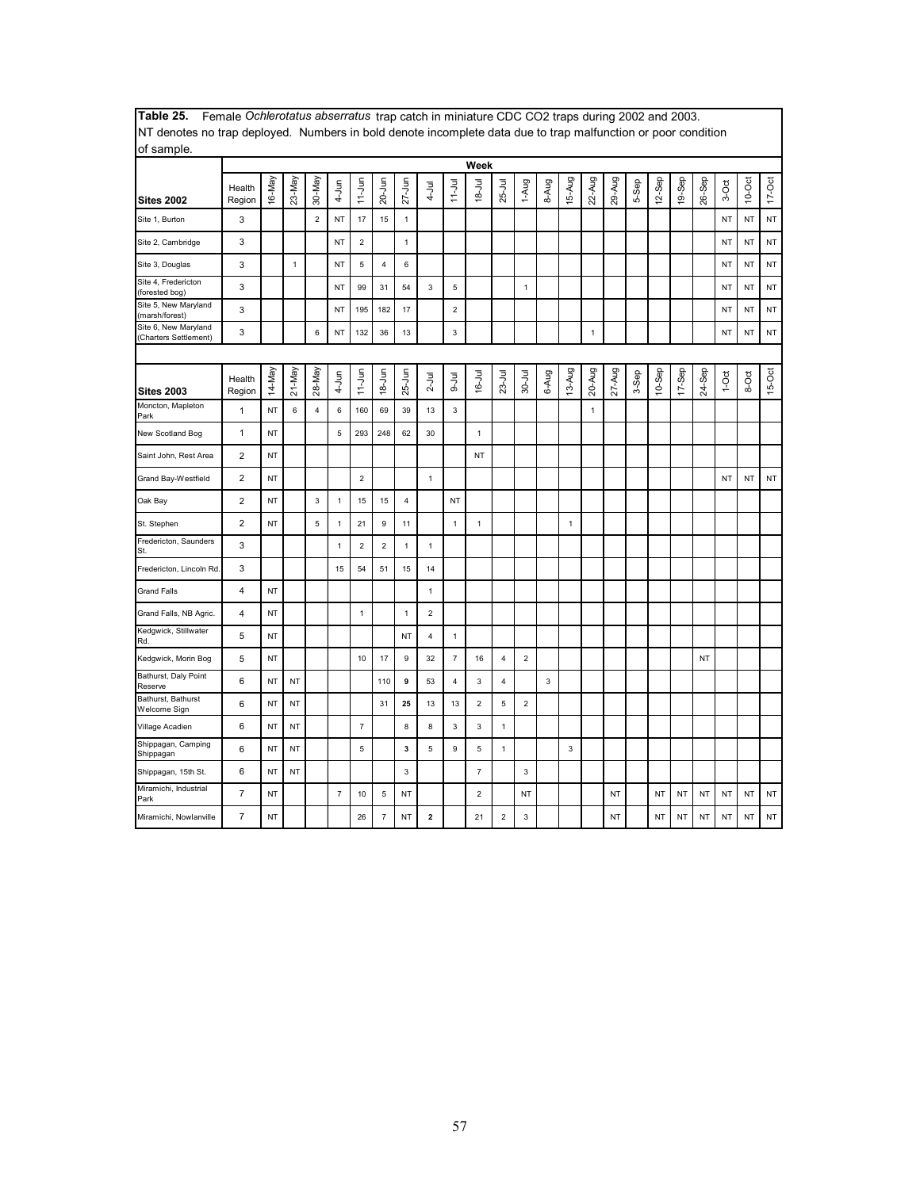**Table 25.** Female *Ochlerotatus abserratus* trap catch in miniature CDC CO2 traps during 2002 and 2003. NT denotes no trap deployed. Numbers in bold denote incomplete data due to trap malfunction or poor condition of sample.

| | | Week | | | | | | | | | | | | | | | | | | | | | | |
|---|---|---|---|---|---|---|---|---|---|---|---|---|---|---|---|---|---|---|---|---|---|---|---|---|
| **Sites 2002** | Health Region | 16-May | 23-May | 30-May | 4-Jun | 11-Jun | 20-Jun | 27-Jun | 4-Jul | 11-Jul | 18-Jul | 25-Jul | 1-Aug | 8-Aug | 15-Aug | 22-Aug | 29-Aug | 5-Sep | 12-Sep | 19-Sep | 26-Sep | 3-Oct | 10-Oct | 17-Oct |
| Site 1, Burton | 3 | | | 2 | NT | 17 | 15 | 1 | | | | | | | | | | | | | | NT | NT | NT |
| Site 2, Cambridge | 3 | | | | NT | 2 | | 1 | | | | | | | | | | | | | | NT | NT | NT |
| Site 3, Douglas | 3 | | 1 | | NT | 5 | 4 | 6 | | | | | | | | | | | | | | NT | NT | NT |
| Site 4, Fredericton (forested bog) | 3 | | | | NT | 99 | 31 | 54 | 3 | 5 | | | 1 | | | | | | | | | NT | NT | NT |
| Site 5, New Maryland (marsh/forest) | 3 | | | | NT | 195 | 182 | 17 | | 2 | | | | | | | | | | | | NT | NT | NT |
| Site 6, New Maryland (Charters Settlement) | 3 | | | 6 | NT | 132 | 36 | 13 | | 3 | | | | | | 1 | | | | | | NT | NT | NT |
| **Sites 2003** | Health Region | 14-May | 21-May | 28-May | 4-Jun | 11-Jun | 18-Jun | 25-Jun | 2-Jul | 9-Jul | 16-Jul | 23-Jul | 30-Jul | 6-Aug | 13-Aug | 20-Aug | 27-Aug | 3-Sep | 10-Sep | 17-Sep | 24-Sep | 1-Oct | 8-Oct | 15-Oct |
| Moncton, Mapleton Park | 1 | NT | 6 | 4 | 6 | 160 | 69 | 39 | 13 | 3 | | | | | | 1 | | | | | | | | |
| New Scotland Bog | 1 | NT | | | 5 | 293 | 248 | 62 | 30 | | 1 | | | | | | | | | | | | | |
| Saint John, Rest Area | 2 | NT | | | | | | | | | NT | | | | | | | | | | | | | |
| Grand Bay-Westfield | 2 | NT | | | | 2 | | | 1 | | | | | | | | | | | | | NT | NT | NT |
| Oak Bay | 2 | NT | | 3 | 1 | 15 | 15 | 4 | | NT | | | | | | | | | | | | | | |
| St. Stephen | 2 | NT | | 5 | 1 | 21 | 9 | 11 | | 1 | 1 | | | | 1 | | | | | | | | | |
| Fredericton, Saunders St. | 3 | | | | 1 | 2 | 2 | 1 | 1 | | | | | | | | | | | | | | | |
| Fredericton, Lincoln Rd. | 3 | | | | 15 | 54 | 51 | 15 | 14 | | | | | | | | | | | | | | | |
| Grand Falls | 4 | NT | | | | | | | 1 | | | | | | | | | | | | | | | |
| Grand Falls, NB Agric. | 4 | NT | | | | 1 | | 1 | 2 | | | | | | | | | | | | | | | |
| Kedgwick, Stillwater Rd. | 5 | NT | | | | | | NT | 4 | 1 | | | | | | | | | | | | | | |
| Kedgwick, Morin Bog | 5 | NT | | | | 10 | 17 | 9 | 32 | 7 | 16 | 4 | 2 | | | | | | | | NT | | | |
| Bathurst, Daly Point Reserve | 6 | NT | NT | | | | 110 | **9** | 53 | 4 | 3 | 4 | | 3 | | | | | | | | | | |
| Bathurst, Bathurst Welcome Sign | 6 | NT | NT | | | | 31 | **25** | 13 | 13 | 2 | 5 | 2 | | | | | | | | | | | |
| Village Acadien | 6 | NT | NT | | | 7 | | 8 | 8 | 3 | 3 | 1 | | | | | | | | | | | | |
| Shippagan, Camping Shippagan | 6 | NT | NT | | | 5 | | **3** | 5 | 9 | 5 | 1 | | | 3 | | | | | | | | | |
| Shippagan, 15th St. | 6 | NT | NT | | | | | 3 | | | 7 | | 3 | | | | | | | | | | | |
| Miramichi, Industrial Park | 7 | NT | | | 7 | 10 | 5 | NT | | | 2 | | NT | | | | NT | | NT | NT | NT | NT | NT | NT |
| Miramichi, Nowlanville | 7 | NT | | | | 26 | 7 | NT | **2** | | 21 | 2 | 3 | | | | NT | | NT | NT | NT | NT | NT | NT |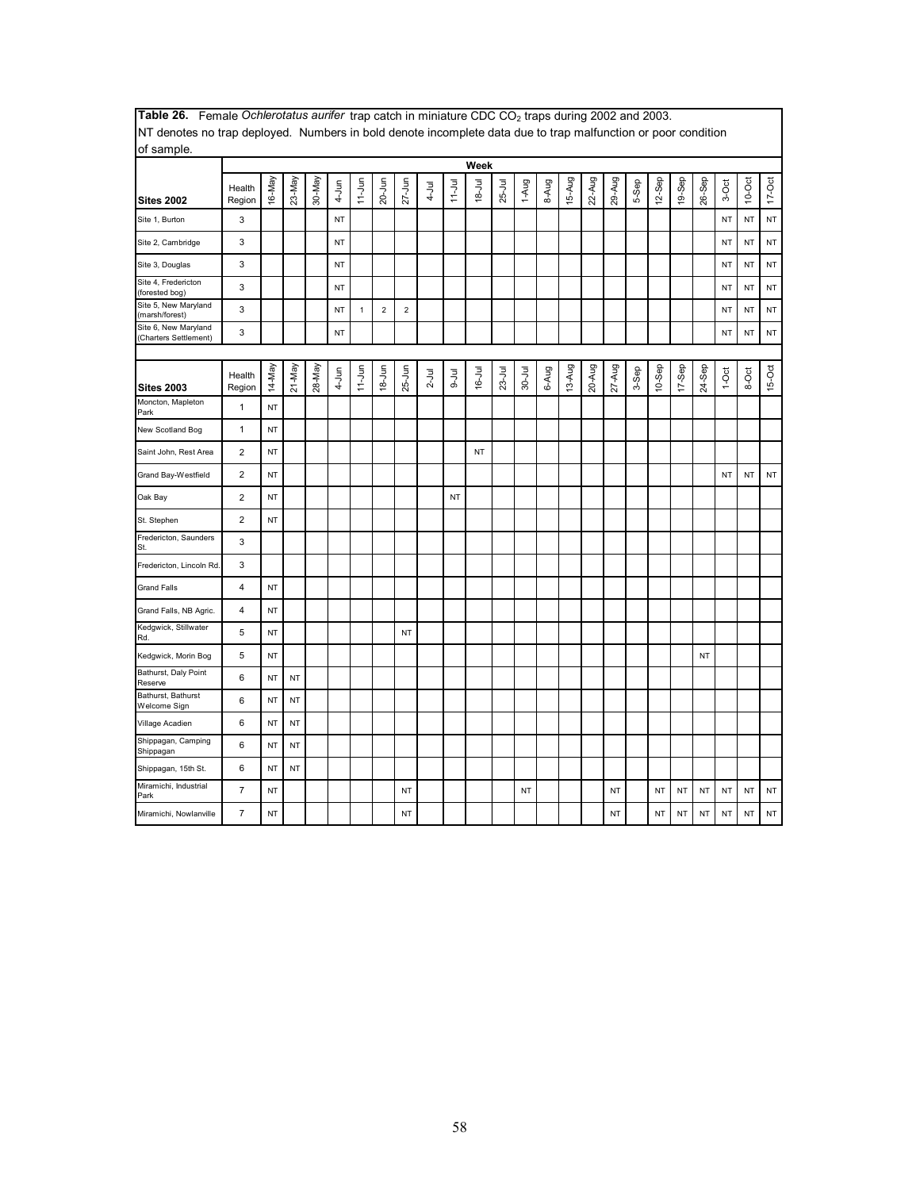**Table 26.** Female *Ochlerotatus aurifer* trap catch in miniature CDC $CO_2$ traps during 2002 and 2003. NT denotes no trap deployed. Numbers in bold denote incomplete data due to trap malfunction or poor condition of sample.

| | | Week | | | | | | | | | | | | | | | | | | | | | | |
|---|---|---|---|---|---|---|---|---|---|---|---|---|---|---|---|---|---|---|---|---|---|---|---|---|
| **Sites 2002** | Health Region | 16-May | 23-May | 30-May | 4-Jun | 11-Jun | 20-Jun | 27-Jun | 4-Jul | 11-Jul | 18-Jul | 25-Jul | 1-Aug | 8-Aug | 15-Aug | 22-Aug | 29-Aug | 5-Sep | 12-Sep | 19-Sep | 26-Sep | 3-Oct | 10-Oct | 17-Oct |
| Site 1, Burton | 3 | | | | NT | | | | | | | | | | | | | | | | | NT | NT | NT |
| Site 2, Cambridge | 3 | | | | NT | | | | | | | | | | | | | | | | | NT | NT | NT |
| Site 3, Douglas | 3 | | | | NT | | | | | | | | | | | | | | | | | NT | NT | NT |
| Site 4, Fredericton (forested bog) | 3 | | | | NT | | | | | | | | | | | | | | | | | NT | NT | NT |
| Site 5, New Maryland (marsh/forest) | 3 | | | | NT | 1 | 2 | 2 | | | | | | | | | | | | | | NT | NT | NT |
| Site 6, New Maryland (Charters Settlement) | 3 | | | | NT | | | | | | | | | | | | | | | | | NT | NT | NT |
| **Sites 2003** | Health Region | 14-May | 21-May | 28-May | 4-Jun | 11-Jun | 18-Jun | 25-Jun | 2-Jul | 9-Jul | 16-Jul | 23-Jul | 30-Jul | 6-Aug | 13-Aug | 20-Aug | 27-Aug | 3-Sep | 10-Sep | 17-Sep | 24-Sep | 1-Oct | 8-Oct | 15-Oct |
| Moncton, Mapleton Park | 1 | NT | | | | | | | | | | | | | | | | | | | | | | |
| New Scotland Bog | 1 | NT | | | | | | | | | | | | | | | | | | | | | | |
| Saint John, Rest Area | 2 | NT | | | | | | | | | NT | | | | | | | | | | | | | |
| Grand Bay-Westfield | 2 | NT | | | | | | | | | | | | | | | | | | | | NT | NT | NT |
| Oak Bay | 2 | NT | | | | | | | | NT | | | | | | | | | | | | | | |
| St. Stephen | 2 | NT | | | | | | | | | | | | | | | | | | | | | | |
| Fredericton, Saunders St. | 3 | | | | | | | | | | | | | | | | | | | | | | | |
| Fredericton, Lincoln Rd. | 3 | | | | | | | | | | | | | | | | | | | | | | | |
| Grand Falls | 4 | NT | | | | | | | | | | | | | | | | | | | | | | |
| Grand Falls, NB Agric. | 4 | NT | | | | | | | | | | | | | | | | | | | | | | |
| Kedgwick, Stillwater Rd. | 5 | NT | | | | | | NT | | | | | | | | | | | | | | | | |
| Kedgwick, Morin Bog | 5 | NT | | | | | | | | | | | | | | | | | | | NT | | | |
| Bathurst, Daly Point Reserve | 6 | NT | NT | | | | | | | | | | | | | | | | | | | | | |
| Bathurst, Bathurst Welcome Sign | 6 | NT | NT | | | | | | | | | | | | | | | | | | | | | |
| Village Acadien | 6 | NT | NT | | | | | | | | | | | | | | | | | | | | | |
| Shippagan, Camping Shippagan | 6 | NT | NT | | | | | | | | | | | | | | | | | | | | | |
| Shippagan, 15th St. | 6 | NT | NT | | | | | | | | | | | | | | | | | | | | | |
| Miramichi, Industrial Park | 7 | NT | | | | | | NT | | | | | NT | | | | NT | | NT | NT | NT | NT | NT | NT |
| Miramichi, Nowlanville | 7 | NT | | | | | | NT | | | | | | | | | NT | | NT | NT | NT | NT | NT | NT |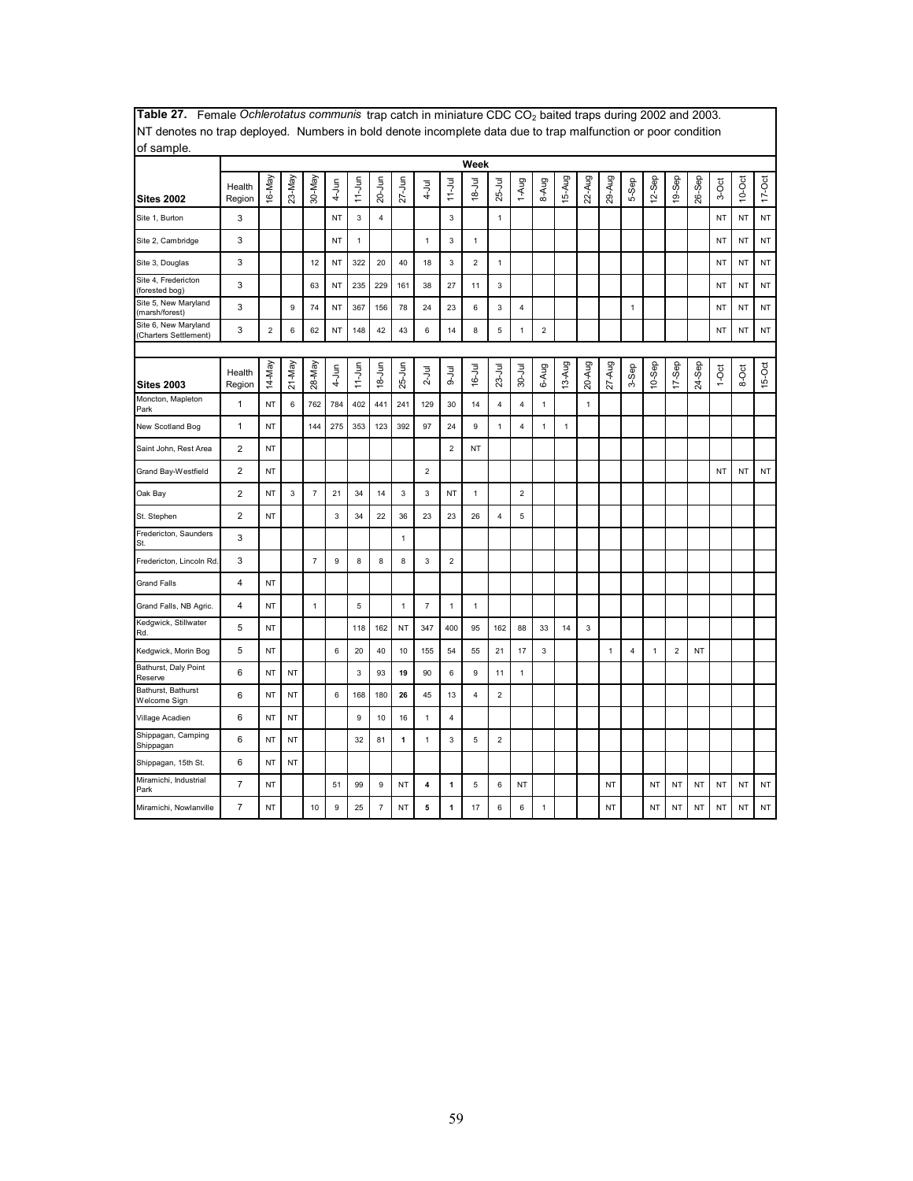**Table 27.** Female *Ochlerotatus communis* trap catch in miniature CDC $CO_2$ baited traps during 2002 and 2003. NT denotes no trap deployed. Numbers in bold denote incomplete data due to trap malfunction or poor condition of sample.

| | | Week | | | | | | | | | | | | | | | | | | | | | | |
|---|---|---|---|---|---|---|---|---|---|---|---|---|---|---|---|---|---|---|---|---|---|---|---|---|
| **Sites 2002** | Health Region | 16-May | 23-May | 30-May | 4-Jun | 11-Jun | 20-Jun | 27-Jun | 4-Jul | 11-Jul | 18-Jul | 25-Jul | 1-Aug | 8-Aug | 15-Aug | 22-Aug | 29-Aug | 5-Sep | 12-Sep | 19-Sep | 26-Sep | 3-Oct | 10-Oct | 17-Oct |
| Site 1, Burton | 3 | | | | NT | 3 | 4 | | | 3 | | 1 | | | | | | | | | | NT | NT | NT |
| Site 2, Cambridge | 3 | | | | NT | 1 | | | 1 | 3 | 1 | | | | | | | | | | | NT | NT | NT |
| Site 3, Douglas | 3 | | | 12 | NT | 322 | 20 | 40 | 18 | 3 | 2 | 1 | | | | | | | | | | NT | NT | NT |
| Site 4, Fredericton (forested bog) | 3 | | | 63 | NT | 235 | 229 | 161 | 38 | 27 | 11 | 3 | | | | | | | | | | NT | NT | NT |
| Site 5, New Maryland (marsh/forest) | 3 | | 9 | 74 | NT | 367 | 156 | 78 | 24 | 23 | 6 | 3 | 4 | | | | | 1 | | | | NT | NT | NT |
| Site 6, New Maryland (Charters Settlement) | 3 | 2 | 6 | 62 | NT | 148 | 42 | 43 | 6 | 14 | 8 | 5 | 1 | 2 | | | | | | | | NT | NT | NT |
| **Sites 2003** | Health Region | 14-May | 21-May | 28-May | 4-Jun | 11-Jun | 18-Jun | 25-Jun | 2-Jul | 9-Jul | 16-Jul | 23-Jul | 30-Jul | 6-Aug | 13-Aug | 20-Aug | 27-Aug | 3-Sep | 10-Sep | 17-Sep | 24-Sep | 1-Oct | 8-Oct | 15-Oct |
| Moncton, Mapleton Park | 1 | NT | 6 | 762 | 784 | 402 | 441 | 241 | 129 | 30 | 14 | 4 | 4 | 1 | | 1 | | | | | | | | |
| New Scotland Bog | 1 | NT | | 144 | 275 | 353 | 123 | 392 | 97 | 24 | 9 | 1 | 4 | 1 | 1 | | | | | | | | | |
| Saint John, Rest Area | 2 | NT | | | | | | | | 2 | NT | | | | | | | | | | | | | |
| Grand Bay-Westfield | 2 | NT | | | | | | | 2 | | | | | | | | | | | | | NT | NT | NT |
| Oak Bay | 2 | NT | 3 | 7 | 21 | 34 | 14 | 3 | 3 | NT | 1 | | 2 | | | | | | | | | | | |
| St. Stephen | 2 | NT | | | 3 | 34 | 22 | 36 | 23 | 23 | 26 | 4 | 5 | | | | | | | | | | | |
| Fredericton, Saunders St. | 3 | | | | | | | 1 | | | | | | | | | | | | | | | | |
| Fredericton, Lincoln Rd. | 3 | | | 7 | 9 | 8 | 8 | 8 | 3 | 2 | | | | | | | | | | | | | | |
| Grand Falls | 4 | NT | | | | | | | | | | | | | | | | | | | | | | |
| Grand Falls, NB Agric. | 4 | NT | | 1 | | 5 | | 1 | 7 | 1 | 1 | | | | | | | | | | | | | |
| Kedgwick, Stillwater Rd. | 5 | NT | | | | 118 | 162 | NT | 347 | 400 | 95 | 162 | 88 | 33 | 14 | 3 | | | | | | | | |
| Kedgwick, Morin Bog | 5 | NT | | | 6 | 20 | 40 | 10 | 155 | 54 | 55 | 21 | 17 | 3 | | | 1 | 4 | 1 | 2 | NT | | | |
| Bathurst, Daly Point Reserve | 6 | NT | NT | | | 3 | 93 | **19** | 90 | 6 | 9 | 11 | 1 | | | | | | | | | | | |
| Bathurst, Bathurst Welcome Sign | 6 | NT | NT | | 6 | 168 | 180 | **26** | 45 | 13 | 4 | 2 | | | | | | | | | | | | |
| Village Acadien | 6 | NT | NT | | | 9 | 10 | 16 | 1 | 4 | | | | | | | | | | | | | | |
| Shippagan, Camping Shippagan | 6 | NT | NT | | | 32 | 81 | **1** | 1 | 3 | 5 | 2 | | | | | | | | | | | | |
| Shippagan, 15th St. | 6 | NT | NT | | | | | | | | | | | | | | | | | | | | | |
| Miramichi, Industrial Park | 7 | NT | | | 51 | 99 | 9 | NT | **4** | **1** | 5 | 6 | NT | | | | NT | | NT | NT | NT | NT | NT | NT |
| Miramichi, Nowlanville | 7 | NT | | 10 | 9 | 25 | 7 | NT | **5** | **1** | 17 | 6 | 6 | 1 | | | NT | | NT | NT | NT | NT | NT | NT |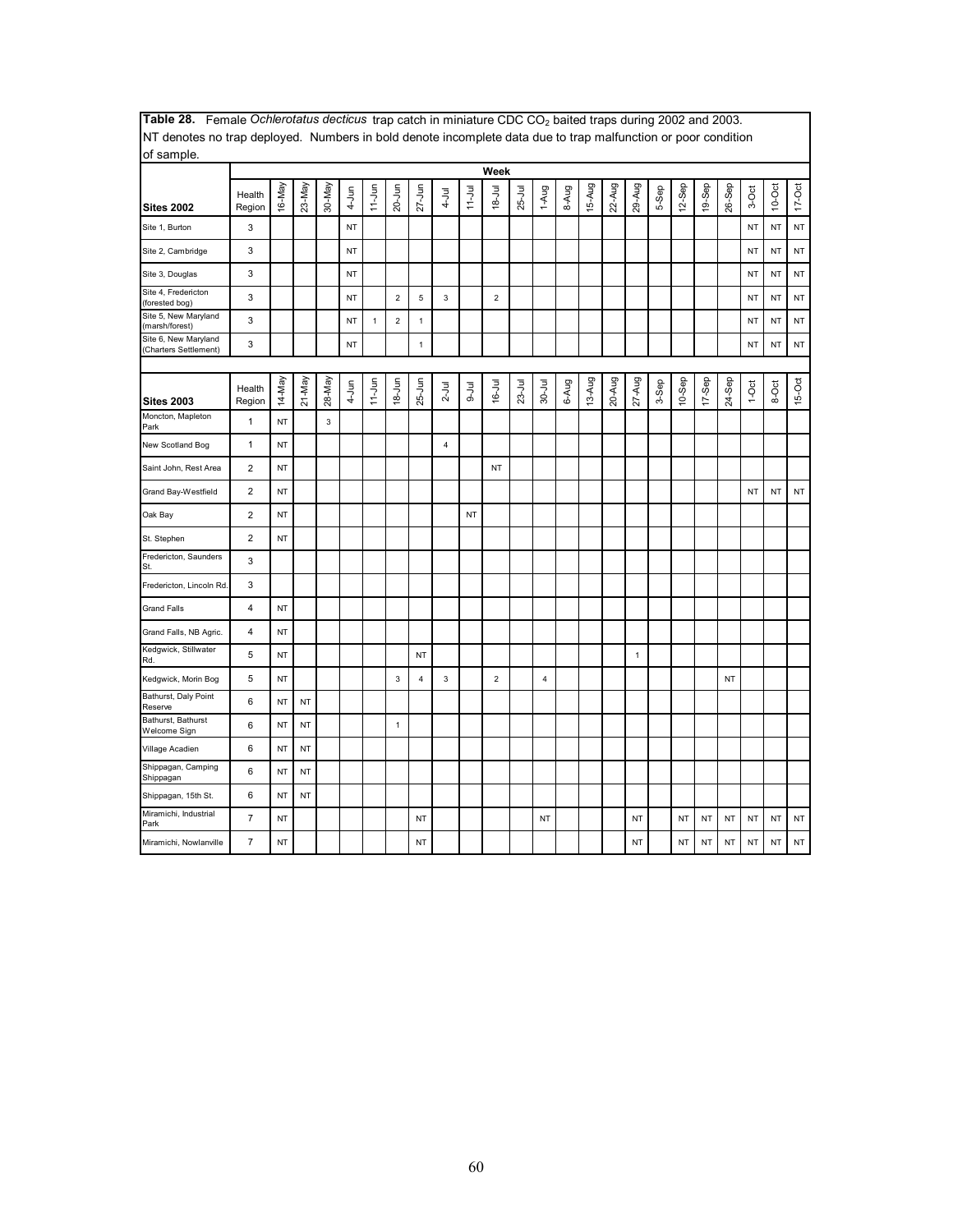**Table 28.** Female *Ochlerotatus decticus* trap catch in miniature CDC $CO_2$ baited traps during 2002 and 2003. NT denotes no trap deployed. Numbers in bold denote incomplete data due to trap malfunction or poor condition of sample.

| | | Week | | | | | | | | | | | | | | | | | | | | | | |
|---|---|---|---|---|---|---|---|---|---|---|---|---|---|---|---|---|---|---|---|---|---|---|---|---|
| **Sites 2002** | Health Region | 16-May | 23-May | 30-May | 4-Jun | 11-Jun | 20-Jun | 27-Jun | 4-Jul | 11-Jul | 18-Jul | 25-Jul | 1-Aug | 8-Aug | 15-Aug | 22-Aug | 29-Aug | 5-Sep | 12-Sep | 19-Sep | 26-Sep | 3-Oct | 10-Oct | 17-Oct |
| Site 1, Burton | 3 | | | | NT | | | | | | | | | | | | | | | | | NT | NT | NT |
| Site 2, Cambridge | 3 | | | | NT | | | | | | | | | | | | | | | | | NT | NT | NT |
| Site 3, Douglas | 3 | | | | NT | | | | | | | | | | | | | | | | | NT | NT | NT |
| Site 4, Fredericton (forested bog) | 3 | | | | NT | | 2 | 5 | 3 | | 2 | | | | | | | | | | | NT | NT | NT |
| Site 5, New Maryland (marsh/forest) | 3 | | | | NT | 1 | 2 | 1 | | | | | | | | | | | | | | NT | NT | NT |
| Site 6, New Maryland (Charters Settlement) | 3 | | | | NT | | | 1 | | | | | | | | | | | | | | NT | NT | NT |
| **Sites 2003** | Health Region | 14-May | 21-May | 28-May | 4-Jun | 11-Jun | 18-Jun | 25-Jun | 2-Jul | 9-Jul | 16-Jul | 23-Jul | 30-Jul | 6-Aug | 13-Aug | 20-Aug | 27-Aug | 3-Sep | 10-Sep | 17-Sep | 24-Sep | 1-Oct | 8-Oct | 15-Oct |
| Moncton, Mapleton Park | 1 | NT | | 3 | | | | | | | | | | | | | | | | | | | | |
| New Scotland Bog | 1 | NT | | | | | | | 4 | | | | | | | | | | | | | | | |
| Saint John, Rest Area | 2 | NT | | | | | | | | | NT | | | | | | | | | | | | | |
| Grand Bay-Westfield | 2 | NT | | | | | | | | | | | | | | | | | | | | NT | NT | NT |
| Oak Bay | 2 | NT | | | | | | | | NT | | | | | | | | | | | | | | |
| St. Stephen | 2 | NT | | | | | | | | | | | | | | | | | | | | | | |
| Fredericton, Saunders St. | 3 | | | | | | | | | | | | | | | | | | | | | | | |
| Fredericton, Lincoln Rd. | 3 | | | | | | | | | | | | | | | | | | | | | | | |
| Grand Falls | 4 | NT | | | | | | | | | | | | | | | | | | | | | | |
| Grand Falls, NB Agric. | 4 | NT | | | | | | | | | | | | | | | | | | | | | | |
| Kedgwick, Stillwater Rd. | 5 | NT | | | | | | NT | | | | | | | | | 1 | | | | | | | |
| Kedgwick, Morin Bog | 5 | NT | | | | | 3 | 4 | 3 | | 2 | | 4 | | | | | | | | NT | | | |
| Bathurst, Daly Point Reserve | 6 | NT | NT | | | | | | | | | | | | | | | | | | | | | |
| Bathurst, Bathurst Welcome Sign | 6 | NT | NT | | | | 1 | | | | | | | | | | | | | | | | | |
| Village Acadien | 6 | NT | NT | | | | | | | | | | | | | | | | | | | | | |
| Shippagan, Camping Shippagan | 6 | NT | NT | | | | | | | | | | | | | | | | | | | | | |
| Shippagan, 15th St. | 6 | NT | NT | | | | | | | | | | | | | | | | | | | | | |
| Miramichi, Industrial Park | 7 | NT | | | | | | NT | | | | | NT | | | | NT | | NT | NT | NT | NT | NT | NT |
| Miramichi, Nowlanville | 7 | NT | | | | | | NT | | | | | | | | | NT | | NT | NT | NT | NT | NT | NT |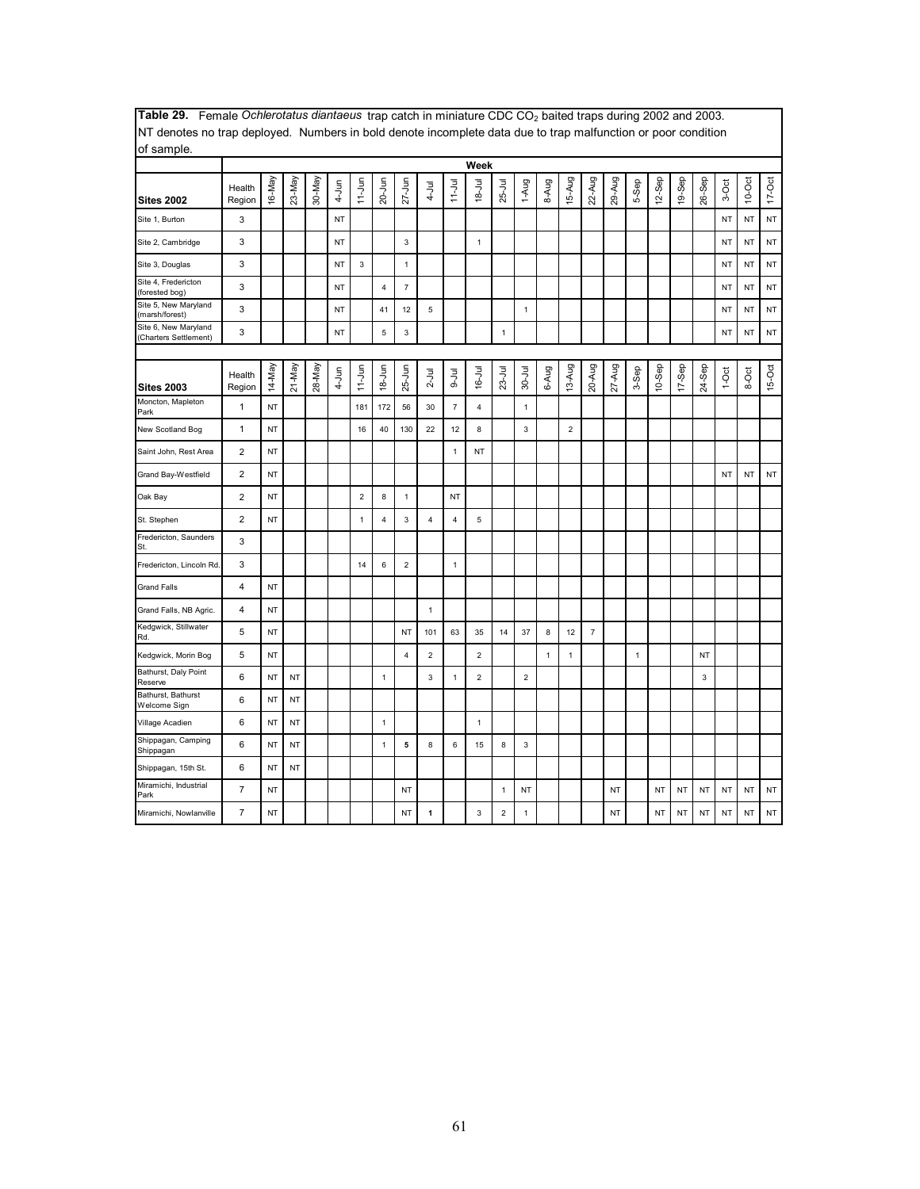**Table 29.** Female *Ochlerotatus diantaeus* trap catch in miniature CDC $CO_2$ baited traps during 2002 and 2003. NT denotes no trap deployed. Numbers in bold denote incomplete data due to trap malfunction or poor condition of sample.

| | | Week | | | | | | | | | | | | | | | | | | | | | | |
|---|---|---|---|---|---|---|---|---|---|---|---|---|---|---|---|---|---|---|---|---|---|---|---|---|
| **Sites 2002** | Health Region | 16-May | 23-May | 30-May | 4-Jun | 11-Jun | 20-Jun | 27-Jun | 4-Jul | 11-Jul | 18-Jul | 25-Jul | 1-Aug | 8-Aug | 15-Aug | 22-Aug | 29-Aug | 5-Sep | 12-Sep | 19-Sep | 26-Sep | 3-Oct | 10-Oct | 17-Oct |
| Site 1, Burton | 3 | | | | NT | | | | | | | | | | | | | | | | | NT | NT | NT |
| Site 2, Cambridge | 3 | | | | NT | | | 3 | | | 1 | | | | | | | | | | | NT | NT | NT |
| Site 3, Douglas | 3 | | | | NT | 3 | | 1 | | | | | | | | | | | | | | NT | NT | NT |
| Site 4, Fredericton (forested bog) | 3 | | | | NT | | 4 | 7 | | | | | | | | | | | | | | NT | NT | NT |
| Site 5, New Maryland (marsh/forest) | 3 | | | | NT | | 41 | 12 | 5 | | | | 1 | | | | | | | | | NT | NT | NT |
| Site 6, New Maryland (Charters Settlement) | 3 | | | | NT | | 5 | 3 | | | | 1 | | | | | | | | | | NT | NT | NT |
| **Sites 2003** | Health Region | 14-May | 21-May | 28-May | 4-Jun | 11-Jun | 18-Jun | 25-Jun | 2-Jul | 9-Jul | 16-Jul | 23-Jul | 30-Jul | 6-Aug | 13-Aug | 20-Aug | 27-Aug | 3-Sep | 10-Sep | 17-Sep | 24-Sep | 1-Oct | 8-Oct | 15-Oct |
| Moncton, Mapleton Park | 1 | NT | | | | 181 | 172 | 56 | 30 | 7 | 4 | | 1 | | | | | | | | | | | |
| New Scotland Bog | 1 | NT | | | | 16 | 40 | 130 | 22 | 12 | 8 | | 3 | | 2 | | | | | | | | | |
| Saint John, Rest Area | 2 | NT | | | | | | | | 1 | NT | | | | | | | | | | | | | |
| Grand Bay-Westfield | 2 | NT | | | | | | | | | | | | | | | | | | | | NT | NT | NT |
| Oak Bay | 2 | NT | | | | 2 | 8 | 1 | | NT | | | | | | | | | | | | | | |
| St. Stephen | 2 | NT | | | | 1 | 4 | 3 | 4 | 4 | 5 | | | | | | | | | | | | | |
| Fredericton, Saunders St. | 3 | | | | | | | | | | | | | | | | | | | | | | | |
| Fredericton, Lincoln Rd. | 3 | | | | | 14 | 6 | 2 | | 1 | | | | | | | | | | | | | | |
| Grand Falls | 4 | NT | | | | | | | | | | | | | | | | | | | | | | |
| Grand Falls, NB Agric. | 4 | NT | | | | | | | 1 | | | | | | | | | | | | | | | |
| Kedgwick, Stillwater Rd. | 5 | NT | | | | | | NT | 101 | 63 | 35 | 14 | 37 | 8 | 12 | 7 | | | | | | | | |
| Kedgwick, Morin Bog | 5 | NT | | | | | | 4 | 2 | | 2 | | | 1 | 1 | | | 1 | | | NT | | | |
| Bathurst, Daly Point Reserve | 6 | NT | NT | | | | 1 | | 3 | 1 | 2 | | 2 | | | | | | | | 3 | | | |
| Bathurst, Bathurst Welcome Sign | 6 | NT | NT | | | | | | | | | | | | | | | | | | | | | |
| Village Acadien | 6 | NT | NT | | | | 1 | | | | 1 | | | | | | | | | | | | | |
| Shippagan, Camping Shippagan | 6 | NT | NT | | | | 1 | **5** | 8 | 6 | 15 | 8 | 3 | | | | | | | | | | | |
| Shippagan, 15th St. | 6 | NT | NT | | | | | | | | | | | | | | | | | | | | | |
| Miramichi, Industrial Park | 7 | NT | | | | | | NT | | | | 1 | NT | | | | NT | | NT | NT | NT | NT | NT | NT |
| Miramichi, Nowlanville | 7 | NT | | | | | | NT | **1** | | 3 | 2 | 1 | | | | NT | | NT | NT | NT | NT | NT | NT |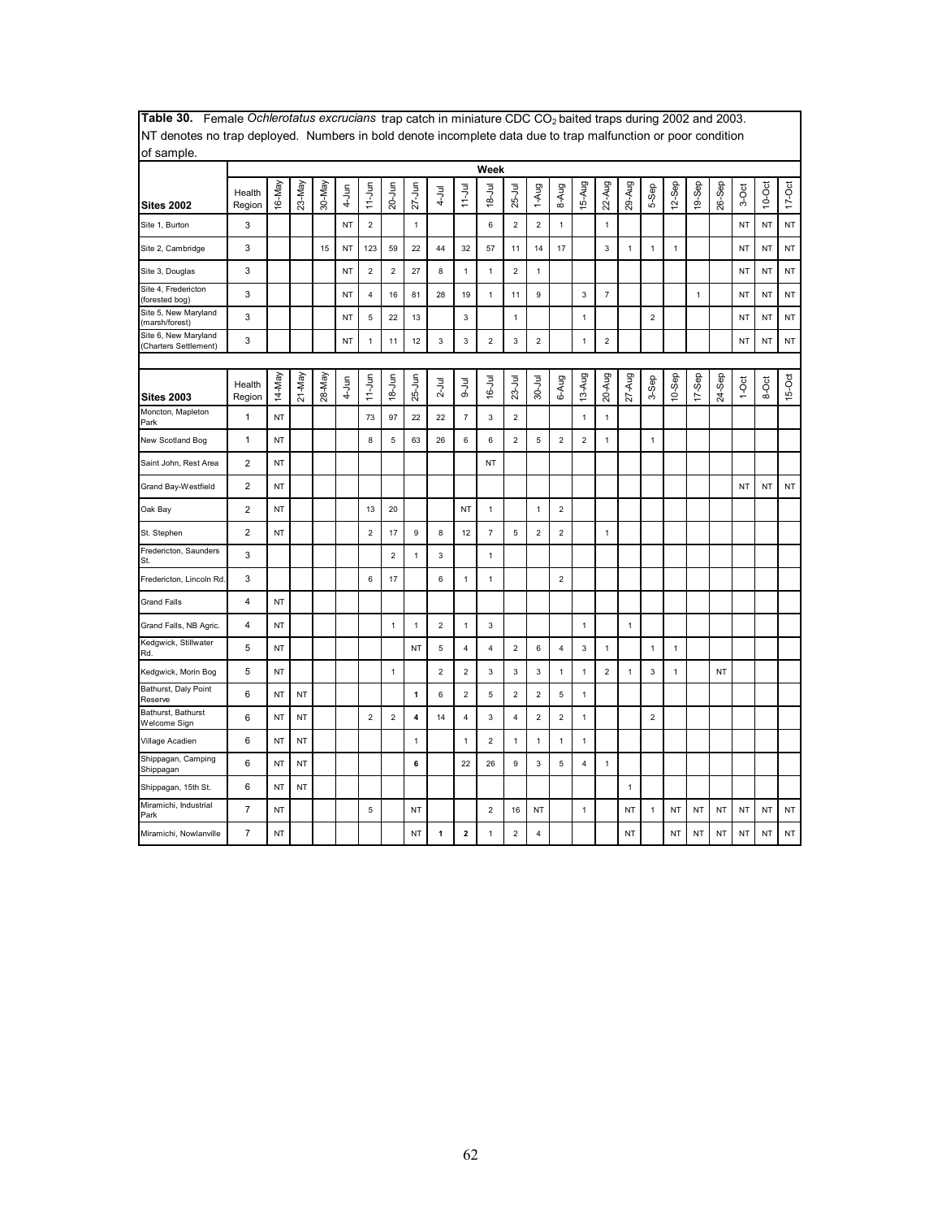**Table 30.** Female *Ochlerotatus excrucians* trap catch in miniature CDC $CO_2$ baited traps during 2002 and 2003. NT denotes no trap deployed. Numbers in bold denote incomplete data due to trap malfunction or poor condition of sample.

| | | Week | | | | | | | | | | | | | | | | | | | | | | |
|---|---|---|---|---|---|---|---|---|---|---|---|---|---|---|---|---|---|---|---|---|---|---|---|---|
| **Sites 2002** | Health Region | 16-May | 23-May | 30-May | 4-Jun | 11-Jun | 20-Jun | 27-Jun | 4-Jul | 11-Jul | 18-Jul | 25-Jul | 1-Aug | 8-Aug | 15-Aug | 22-Aug | 29-Aug | 5-Sep | 12-Sep | 19-Sep | 26-Sep | 3-Oct | 10-Oct | 17-Oct |
| Site 1, Burton | 3 | | | | NT | 2 | | 1 | | | 6 | 2 | 2 | 1 | | 1 | | | | | | NT | NT | NT |
| Site 2, Cambridge | 3 | | | 15 | NT | 123 | 59 | 22 | 44 | 32 | 57 | 11 | 14 | 17 | | 3 | 1 | 1 | 1 | | | NT | NT | NT |
| Site 3, Douglas | 3 | | | | NT | 2 | 2 | 27 | 8 | 1 | 1 | 2 | 1 | | | | | | | | | NT | NT | NT |
| Site 4, Fredericton (forested bog) | 3 | | | | NT | 4 | 16 | 81 | 28 | 19 | 1 | 11 | 9 | | 3 | 7 | | | | 1 | | NT | NT | NT |
| Site 5, New Maryland (marsh/forest) | 3 | | | | NT | 5 | 22 | 13 | | 3 | | 1 | | | 1 | | | 2 | | | | NT | NT | NT |
| Site 6, New Maryland (Charters Settlement) | 3 | | | | NT | 1 | 11 | 12 | 3 | 3 | 2 | 3 | 2 | | 1 | 2 | | | | | | NT | NT | NT |
| **Sites 2003** | Health Region | 14-May | 21-May | 28-May | 4-Jun | 11-Jun | 18-Jun | 25-Jun | 2-Jul | 9-Jul | 16-Jul | 23-Jul | 30-Jul | 6-Aug | 13-Aug | 20-Aug | 27-Aug | 3-Sep | 10-Sep | 17-Sep | 24-Sep | 1-Oct | 8-Oct | 15-Oct |
| Moncton, Mapleton Park | 1 | NT | | | | 73 | 97 | 22 | 22 | 7 | 3 | 2 | | | 1 | 1 | | | | | | | | |
| New Scotland Bog | 1 | NT | | | | 8 | 5 | 63 | 26 | 6 | 6 | 2 | 5 | 2 | 2 | 1 | | 1 | | | | | | |
| Saint John, Rest Area | 2 | NT | | | | | | | | | NT | | | | | | | | | | | | | |
| Grand Bay-Westfield | 2 | NT | | | | | | | | | | | | | | | | | | | | NT | NT | NT |
| Oak Bay | 2 | NT | | | | 13 | 20 | | | NT | 1 | | 1 | 2 | | | | | | | | | | |
| St. Stephen | 2 | NT | | | | 2 | 17 | 9 | 8 | 12 | 7 | 5 | 2 | 2 | | 1 | | | | | | | | |
| Fredericton, Saunders St. | 3 | | | | | | 2 | 1 | 3 | | 1 | | | | | | | | | | | | | |
| Fredericton, Lincoln Rd. | 3 | | | | | 6 | 17 | | 6 | 1 | 1 | | | 2 | | | | | | | | | | |
| Grand Falls | 4 | NT | | | | | | | | | | | | | | | | | | | | | | |
| Grand Falls, NB Agric. | 4 | NT | | | | | 1 | 1 | 2 | 1 | 3 | | | | 1 | | 1 | | | | | | | |
| Kedgwick, Stillwater Rd. | 5 | NT | | | | | | NT | 5 | 4 | 4 | 2 | 6 | 4 | 3 | 1 | | 1 | 1 | | | | | |
| Kedgwick, Morin Bog | 5 | NT | | | | | 1 | | 2 | 2 | 3 | 3 | 3 | 1 | 1 | 2 | 1 | 3 | 1 | | NT | | | |
| Bathurst, Daly Point Reserve | 6 | NT | NT | | | | | **1** | 6 | 2 | 5 | 2 | 2 | 5 | 1 | | | | | | | | | |
| Bathurst, Bathurst Welcome Sign | 6 | NT | NT | | | 2 | 2 | **4** | 14 | 4 | 3 | 4 | 2 | 2 | 1 | | | 2 | | | | | | |
| Village Acadien | 6 | NT | NT | | | | | 1 | | 1 | 2 | 1 | 1 | 1 | 1 | | | | | | | | | |
| Shippagan, Camping Shippagan | 6 | NT | NT | | | | | **6** | | 22 | 26 | 9 | 3 | 5 | 4 | 1 | | | | | | | | |
| Shippagan, 15th St. | 6 | NT | NT | | | | | | | | | | | | | | 1 | | | | | | | |
| Miramichi, Industrial Park | 7 | NT | | | | 5 | | NT | | | 2 | 16 | NT | | 1 | | NT | 1 | NT | NT | NT | NT | NT | NT |
| Miramichi, Nowlanville | 7 | NT | | | | | | NT | **1** | **2** | 1 | 2 | 4 | | | | NT | | NT | NT | NT | NT | NT | NT |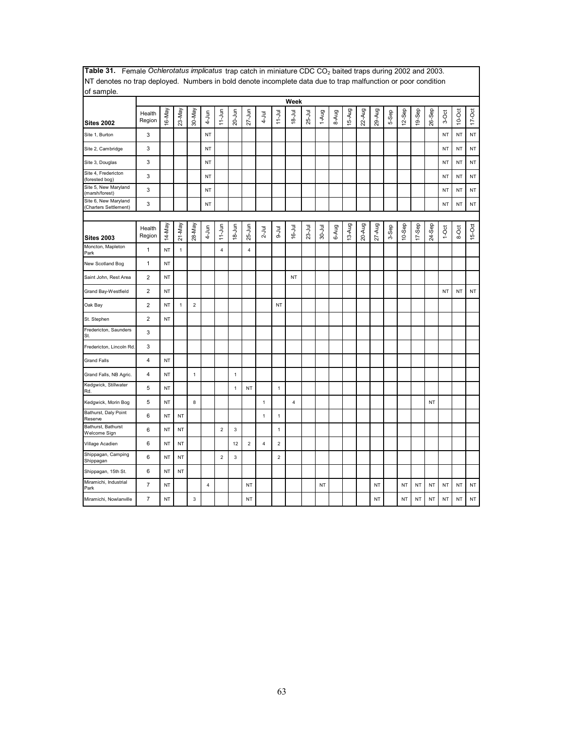**Table 31.** Female *Ochlerotatus implicatus* trap catch in miniature CDC $CO_2$ baited traps during 2002 and 2003. NT denotes no trap deployed. Numbers in bold denote incomplete data due to trap malfunction or poor condition of sample.

| Sites 2002 | Health Region | 16-May | 23-May | 30-May | 4-Jun | 11-Jun | 20-Jun | 27-Jun | 4-Jul | 11-Jul | 18-Jul | 25-Jul | 1-Aug | 8-Aug | 15-Aug | 22-Aug | 29-Aug | 5-Sep | 12-Sep | 19-Sep | 26-Sep | 3-Oct | 10-Oct | 17-Oct |
|---|---|---|---|---|---|---|---|---|---|---|---|---|---|---|---|---|---|---|---|---|---|---|---|---|
| Site 1, Burton | 3 | | | | NT | | | | | | | | | | | | | | | | | NT | NT | NT |
| Site 2, Cambridge | 3 | | | | NT | | | | | | | | | | | | | | | | | NT | NT | NT |
| Site 3, Douglas | 3 | | | | NT | | | | | | | | | | | | | | | | | NT | NT | NT |
| Site 4, Fredericton (forested bog) | 3 | | | | NT | | | | | | | | | | | | | | | | | NT | NT | NT |
| Site 5, New Maryland (marsh/forest) | 3 | | | | NT | | | | | | | | | | | | | | | | | NT | NT | NT |
| Site 6, New Maryland (Charters Settlement) | 3 | | | | NT | | | | | | | | | | | | | | | | | NT | NT | NT |

| Sites 2003 | Health Region | 14-May | 21-May | 28-May | 4-Jun | 11-Jun | 18-Jun | 25-Jun | 2-Jul | 9-Jul | 16-Jul | 23-Jul | 30-Jul | 6-Aug | 13-Aug | 20-Aug | 27-Aug | 3-Sep | 10-Sep | 17-Sep | 24-Sep | 1-Oct | 8-Oct | 15-Oct |
|---|---|---|---|---|---|---|---|---|---|---|---|---|---|---|---|---|---|---|---|---|---|---|---|---|
| Moncton, Mapleton Park | 1 | NT | 1 | | | 4 | | 4 | | | | | | | | | | | | | | | | |
| New Scotland Bog | 1 | NT | | | | | | | | | | | | | | | | | | | | | | |
| Saint John, Rest Area | 2 | NT | | | | | | | | | NT | | | | | | | | | | | | | |
| Grand Bay-Westfield | 2 | NT | | | | | | | | | | | | | | | | | | | | NT | NT | NT |
| Oak Bay | 2 | NT | 1 | 2 | | | | | | NT | | | | | | | | | | | | | | |
| St. Stephen | 2 | NT | | | | | | | | | | | | | | | | | | | | | | |
| Fredericton, Saunders St. | 3 | | | | | | | | | | | | | | | | | | | | | | | |
| Fredericton, Lincoln Rd. | 3 | | | | | | | | | | | | | | | | | | | | | | | |
| Grand Falls | 4 | NT | | | | | | | | | | | | | | | | | | | | | | |
| Grand Falls, NB Agric. | 4 | NT | | 1 | | | 1 | | | | | | | | | | | | | | | | | |
| Kedgwick, Stillwater Rd. | 5 | NT | | | | | 1 | NT | | 1 | | | | | | | | | | | | | | |
| Kedgwick, Morin Bog | 5 | NT | | 8 | | | | | 1 | | 4 | | | | | | | | | | NT | | | |
| Bathurst, Daly Point Reserve | 6 | NT | NT | | | | | | 1 | 1 | | | | | | | | | | | | | | |
| Bathurst, Bathurst Welcome Sign | 6 | NT | NT | | | 2 | 3 | | | 1 | | | | | | | | | | | | | | |
| Village Acadien | 6 | NT | NT | | | | 12 | 2 | 4 | 2 | | | | | | | | | | | | | | |
| Shippagan, Camping Shippagan | 6 | NT | NT | | | 2 | 3 | | | 2 | | | | | | | | | | | | | | |
| Shippagan, 15th St. | 6 | NT | NT | | | | | | | | | | | | | | | | | | | | | |
| Miramichi, Industrial Park | 7 | NT | | | 4 | | | NT | | | | | NT | | | | NT | | NT | NT | NT | NT | NT | NT |
| Miramichi, Nowlanville | 7 | NT | | 3 | | | | NT | | | | | | | | | NT | | NT | NT | NT | NT | NT | NT |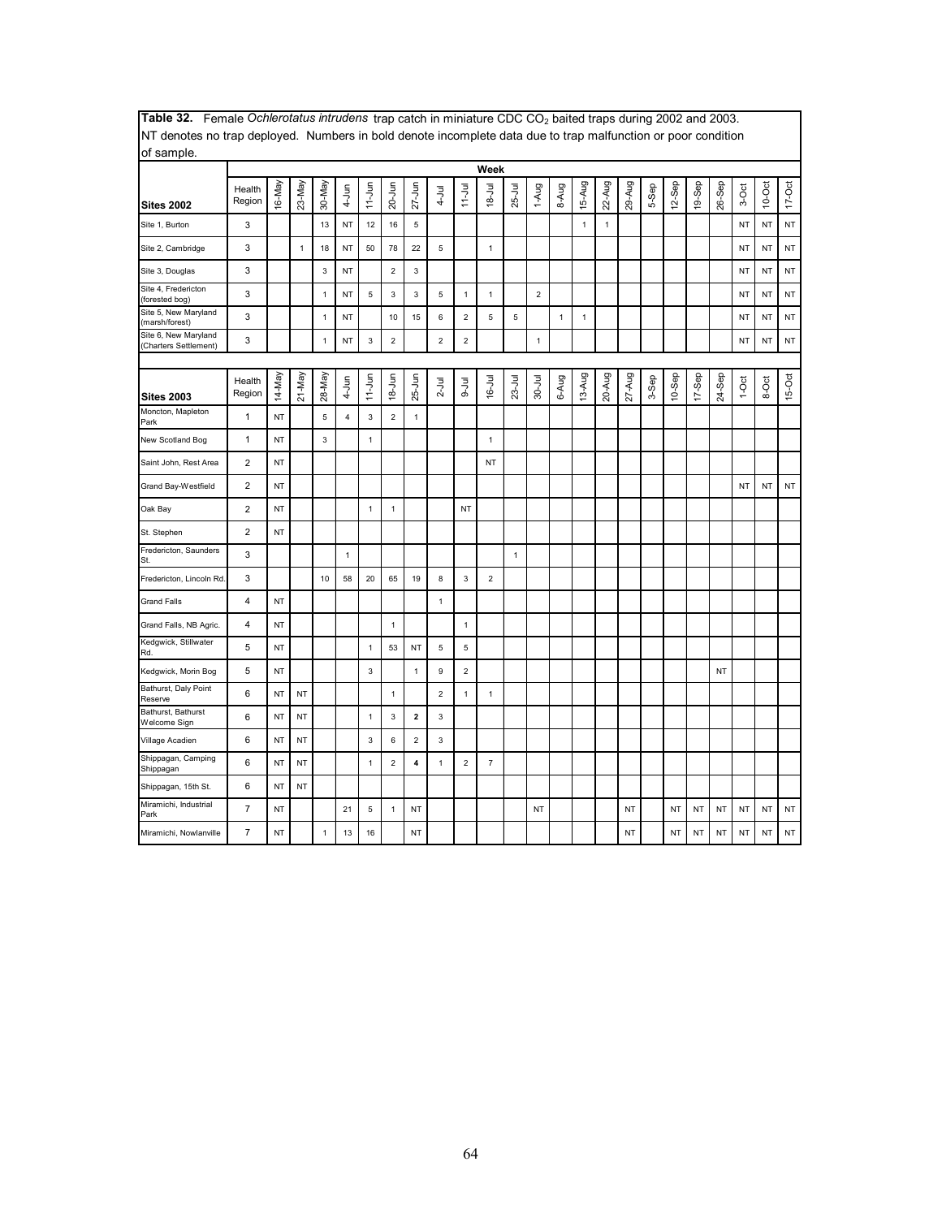**Table 32.** Female *Ochlerotatus intrudens* trap catch in miniature CDC $CO_2$ baited traps during 2002 and 2003. NT denotes no trap deployed. Numbers in bold denote incomplete data due to trap malfunction or poor condition of sample.

| | | Week | | | | | | | | | | | | | | | | | | | | | | |
|---|---|---|---|---|---|---|---|---|---|---|---|---|---|---|---|---|---|---|---|---|---|---|---|---|
| **Sites 2002** | Health Region | 16-May | 23-May | 30-May | 4-Jun | 11-Jun | 20-Jun | 27-Jun | 4-Jul | 11-Jul | 18-Jul | 25-Jul | 1-Aug | 8-Aug | 15-Aug | 22-Aug | 29-Aug | 5-Sep | 12-Sep | 19-Sep | 26-Sep | 3-Oct | 10-Oct | 17-Oct |
| Site 1, Burton | 3 | | | 13 | NT | 12 | 16 | 5 | | | | | | | 1 | 1 | | | | | | NT | NT | NT |
| Site 2, Cambridge | 3 | | 1 | 18 | NT | 50 | 78 | 22 | 5 | | 1 | | | | | | | | | | | NT | NT | NT |
| Site 3, Douglas | 3 | | | 3 | NT | | 2 | 3 | | | | | | | | | | | | | | NT | NT | NT |
| Site 4, Fredericton (forested bog) | 3 | | | 1 | NT | 5 | 3 | 3 | 5 | 1 | 1 | | 2 | | | | | | | | | NT | NT | NT |
| Site 5, New Maryland (marsh/forest) | 3 | | | 1 | NT | | 10 | 15 | 6 | 2 | 5 | 5 | | 1 | 1 | | | | | | | NT | NT | NT |
| Site 6, New Maryland (Charters Settlement) | 3 | | | 1 | NT | 3 | 2 | | 2 | 2 | | | 1 | | | | | | | | | NT | NT | NT |

| **Sites 2003** | Health Region | 14-May | 21-May | 28-May | 4-Jun | 11-Jun | 18-Jun | 25-Jun | 2-Jul | 9-Jul | 16-Jul | 23-Jul | 30-Jul | 6-Aug | 13-Aug | 20-Aug | 27-Aug | 3-Sep | 10-Sep | 17-Sep | 24-Sep | 1-Oct | 8-Oct | 15-Oct |
|---|---|---|---|---|---|---|---|---|---|---|---|---|---|---|---|---|---|---|---|---|---|---|---|---|
| Moncton, Mapleton Park | 1 | NT | | 5 | 4 | 3 | 2 | 1 | | | | | | | | | | | | | | | | |
| New Scotland Bog | 1 | NT | | 3 | | 1 | | | | | 1 | | | | | | | | | | | | | |
| Saint John, Rest Area | 2 | NT | | | | | | | | | NT | | | | | | | | | | | | | |
| Grand Bay-Westfield | 2 | NT | | | | | | | | | | | | | | | | | | | | NT | NT | NT |
| Oak Bay | 2 | NT | | | | 1 | 1 | | | NT | | | | | | | | | | | | | | |
| St. Stephen | 2 | NT | | | | | | | | | | | | | | | | | | | | | | |
| Fredericton, Saunders St. | 3 | | | | 1 | | | | | | | 1 | | | | | | | | | | | | |
| Fredericton, Lincoln Rd. | 3 | | | 10 | 58 | 20 | 65 | 19 | 8 | 3 | 2 | | | | | | | | | | | | | |
| Grand Falls | 4 | NT | | | | | | | 1 | | | | | | | | | | | | | | | |
| Grand Falls, NB Agric. | 4 | NT | | | | | 1 | | | 1 | | | | | | | | | | | | | | |
| Kedgwick, Stillwater Rd. | 5 | NT | | | | 1 | 53 | NT | 5 | 5 | | | | | | | | | | | | | | |
| Kedgwick, Morin Bog | 5 | NT | | | | 3 | | 1 | 9 | 2 | | | | | | | | | | | NT | | | |
| Bathurst, Daly Point Reserve | 6 | NT | NT | | | | 1 | | 2 | 1 | 1 | | | | | | | | | | | | | |
| Bathurst, Bathurst Welcome Sign | 6 | NT | NT | | | 1 | 3 | **2** | 3 | | | | | | | | | | | | | | | |
| Village Acadien | 6 | NT | NT | | | 3 | 6 | 2 | 3 | | | | | | | | | | | | | | | |
| Shippagan, Camping Shippagan | 6 | NT | NT | | | 1 | 2 | **4** | 1 | 2 | 7 | | | | | | | | | | | | | |
| Shippagan, 15th St. | 6 | NT | NT | | | | | | | | | | | | | | | | | | | | | |
| Miramichi, Industrial Park | 7 | NT | | | 21 | 5 | 1 | NT | | | | | NT | | | | NT | | NT | NT | NT | NT | NT | NT |
| Miramichi, Nowlanville | 7 | NT | | 1 | 13 | 16 | | NT | | | | | | | | | NT | | NT | NT | NT | NT | NT | NT |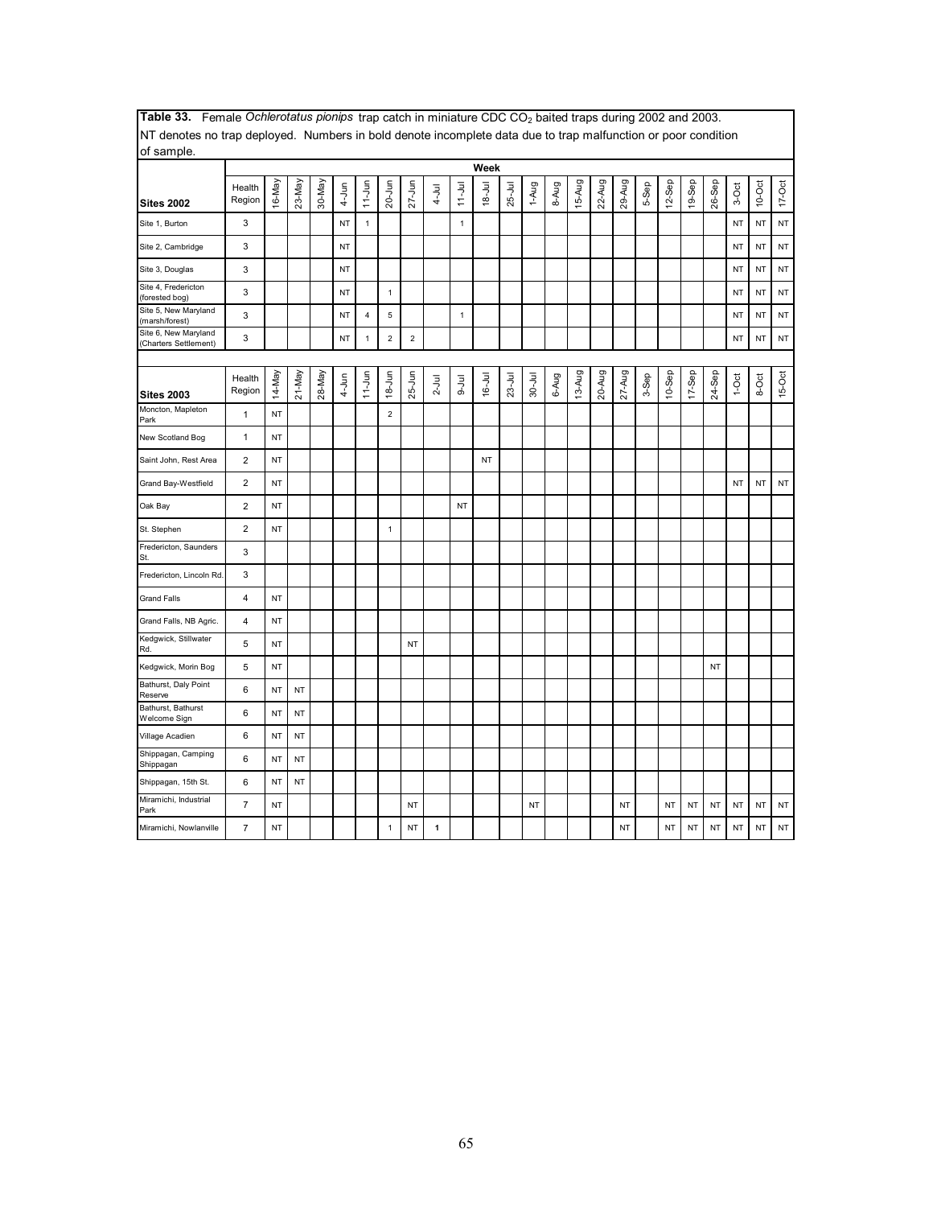**Table 33.** Female *Ochlerotatus pionips* trap catch in miniature CDC $CO_2$ baited traps during 2002 and 2003. NT denotes no trap deployed. Numbers in bold denote incomplete data due to trap malfunction or poor condition of sample.

| Sites 2002 | Health Region | 16-May | 23-May | 30-May | 4-Jun | 11-Jun | 20-Jun | 27-Jun | 4-Jul | 11-Jul | 18-Jul | 25-Jul | 1-Aug | 8-Aug | 15-Aug | 22-Aug | 29-Aug | 5-Sep | 12-Sep | 19-Sep | 26-Sep | 3-Oct | 10-Oct | 17-Oct |
|---|---|---|---|---|---|---|---|---|---|---|---|---|---|---|---|---|---|---|---|---|---|---|---|---|
| Site 1, Burton | 3 | | | | NT | 1 | | | | 1 | | | | | | | | | | | | NT | NT | NT |
| Site 2, Cambridge | 3 | | | | NT | | | | | | | | | | | | | | | | | NT | NT | NT |
| Site 3, Douglas | 3 | | | | NT | | | | | | | | | | | | | | | | | NT | NT | NT |
| Site 4, Fredericton (forested bog) | 3 | | | | NT | | 1 | | | | | | | | | | | | | | | NT | NT | NT |
| Site 5, New Maryland (marsh/forest) | 3 | | | | NT | 4 | 5 | | | 1 | | | | | | | | | | | | NT | NT | NT |
| Site 6, New Maryland (Charters Settlement) | 3 | | | | NT | 1 | 2 | 2 | | | | | | | | | | | | | | NT | NT | NT |

| Sites 2003 | Health Region | 14-May | 21-May | 28-May | 4-Jun | 11-Jun | 18-Jun | 25-Jun | 2-Jul | 9-Jul | 16-Jul | 23-Jul | 30-Jul | 6-Aug | 13-Aug | 20-Aug | 27-Aug | 3-Sep | 10-Sep | 17-Sep | 24-Sep | 1-Oct | 8-Oct | 15-Oct |
|---|---|---|---|---|---|---|---|---|---|---|---|---|---|---|---|---|---|---|---|---|---|---|---|---|
| Moncton, Mapleton Park | 1 | NT | | | | | 2 | | | | | | | | | | | | | | | | | |
| New Scotland Bog | 1 | NT | | | | | | | | | | | | | | | | | | | | | | |
| Saint John, Rest Area | 2 | NT | | | | | | | | | NT | | | | | | | | | | | | | |
| Grand Bay-Westfield | 2 | NT | | | | | | | | | | | | | | | | | | | | NT | NT | NT |
| Oak Bay | 2 | NT | | | | | | | | NT | | | | | | | | | | | | | | |
| St. Stephen | 2 | NT | | | | | 1 | | | | | | | | | | | | | | | | | |
| Fredericton, Saunders St. | 3 | | | | | | | | | | | | | | | | | | | | | | | |
| Fredericton, Lincoln Rd. | 3 | | | | | | | | | | | | | | | | | | | | | | | |
| Grand Falls | 4 | NT | | | | | | | | | | | | | | | | | | | | | | |
| Grand Falls, NB Agric. | 4 | NT | | | | | | | | | | | | | | | | | | | | | | |
| Kedgwick, Stillwater Rd. | 5 | NT | | | | | | NT | | | | | | | | | | | | | | | | |
| Kedgwick, Morin Bog | 5 | NT | | | | | | | | | | | | | | | | | | | NT | | | |
| Bathurst, Daly Point Reserve | 6 | NT | NT | | | | | | | | | | | | | | | | | | | | | |
| Bathurst, Bathurst Welcome Sign | 6 | NT | NT | | | | | | | | | | | | | | | | | | | | | |
| Village Acadien | 6 | NT | NT | | | | | | | | | | | | | | | | | | | | | |
| Shippagan, Camping Shippagan | 6 | NT | NT | | | | | | | | | | | | | | | | | | | | | |
| Shippagan, 15th St. | 6 | NT | NT | | | | | | | | | | | | | | | | | | | | | |
| Miramichi, Industrial Park | 7 | NT | | | | | | NT | | | | | NT | | | | NT | | NT | NT | NT | NT | NT | NT |
| Miramichi, Nowlanville | 7 | NT | | | | | 1 | NT | **1** | | | | | | | | NT | | NT | NT | NT | NT | NT | NT |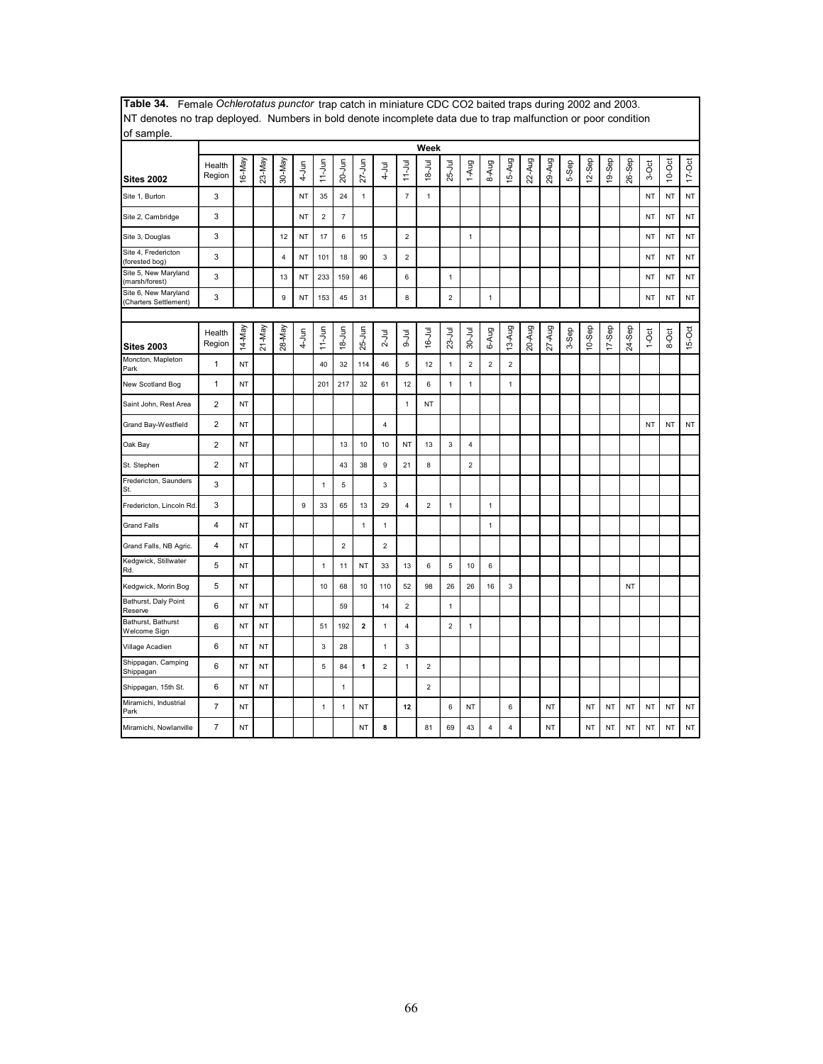**Table 34.** Female *Ochlerotatus punctor* trap catch in miniature CDC $CO_2$ baited traps during 2002 and 2003. NT denotes no trap deployed. Numbers in bold denote incomplete data due to trap malfunction or poor condition of sample.

| | | Week | | | | | | | | | | | | | | | | | | | | | | |
|---|---|---|---|---|---|---|---|---|---|---|---|---|---|---|---|---|---|---|---|---|---|---|---|---|
| **Sites 2002** | Health Region | 16-May | 23-May | 30-May | 4-Jun | 11-Jun | 20-Jun | 27-Jun | 4-Jul | 11-Jul | 18-Jul | 25-Jul | 1-Aug | 8-Aug | 15-Aug | 22-Aug | 29-Aug | 5-Sep | 12-Sep | 19-Sep | 26-Sep | 3-Oct | 10-Oct | 17-Oct |
| Site 1, Burton | 3 | | | | NT | 35 | 24 | 1 | | 7 | 1 | | | | | | | | | | | NT | NT | NT |
| Site 2, Cambridge | 3 | | | | NT | 2 | 7 | | | | | | | | | | | | | | | NT | NT | NT |
| Site 3, Douglas | 3 | | | 12 | NT | 17 | 6 | 15 | | 2 | | | 1 | | | | | | | | | NT | NT | NT |
| Site 4, Fredericton (forested bog) | 3 | | | 4 | NT | 101 | 18 | 90 | 3 | 2 | | | | | | | | | | | | NT | NT | NT |
| Site 5, New Maryland (marsh/forest) | 3 | | | 13 | NT | 233 | 159 | 46 | | 6 | | 1 | | | | | | | | | | NT | NT | NT |
| Site 6, New Maryland (Charters Settlement) | 3 | | | 9 | NT | 153 | 45 | 31 | | 8 | | 2 | | 1 | | | | | | | | NT | NT | NT |
| **Sites 2003** | Health Region | 14-May | 21-May | 28-May | 4-Jun | 11-Jun | 18-Jun | 25-Jun | 2-Jul | 9-Jul | 16-Jul | 23-Jul | 30-Jul | 6-Aug | 13-Aug | 20-Aug | 27-Aug | 3-Sep | 10-Sep | 17-Sep | 24-Sep | 1-Oct | 8-Oct | 15-Oct |
| Moncton, Mapleton Park | 1 | NT | | | | 40 | 32 | 114 | 46 | 5 | 12 | 1 | 2 | 2 | 2 | | | | | | | | | |
| New Scotland Bog | 1 | NT | | | | 201 | 217 | 32 | 61 | 12 | 6 | 1 | 1 | | 1 | | | | | | | | | |
| Saint John, Rest Area | 2 | NT | | | | | | | | 1 | NT | | | | | | | | | | | | | |
| Grand Bay-Westfield | 2 | NT | | | | | | | 4 | | | | | | | | | | | | | NT | NT | NT |
| Oak Bay | 2 | NT | | | | | 13 | 10 | 10 | NT | 13 | 3 | 4 | | | | | | | | | | | |
| St. Stephen | 2 | NT | | | | | 43 | 38 | 9 | 21 | 8 | | 2 | | | | | | | | | | | |
| Fredericton, Saunders St. | 3 | | | | | 1 | 5 | | 3 | | | | | | | | | | | | | | | |
| Fredericton, Lincoln Rd. | 3 | | | | 9 | 33 | 65 | 13 | 29 | 4 | 2 | 1 | | 1 | | | | | | | | | | |
| Grand Falls | 4 | NT | | | | | | 1 | 1 | | | | | 1 | | | | | | | | | | |
| Grand Falls, NB Agric. | 4 | NT | | | | | 2 | | 2 | | | | | | | | | | | | | | | |
| Kedgwick, Stillwater Rd. | 5 | NT | | | | 1 | 11 | NT | 33 | 13 | 6 | 5 | 10 | 6 | | | | | | | | | | |
| Kedgwick, Morin Bog | 5 | NT | | | | 10 | 68 | 10 | 110 | 52 | 98 | 26 | 26 | 16 | 3 | | | | | | NT | | | |
| Bathurst, Daly Point Reserve | 6 | NT | NT | | | | 59 | | 14 | 2 | | 1 | | | | | | | | | | | | |
| Bathurst, Bathurst Welcome Sign | 6 | NT | NT | | | 51 | 192 | **2** | 1 | 4 | | 2 | 1 | | | | | | | | | | | |
| Village Acadien | 6 | NT | NT | | | 3 | 28 | | 1 | 3 | | | | | | | | | | | | | | |
| Shippagan, Camping Shippagan | 6 | NT | NT | | | 5 | 84 | **1** | 2 | 1 | 2 | | | | | | | | | | | | | |
| Shippagan, 15th St. | 6 | NT | NT | | | | 1 | | | | 2 | | | | | | | | | | | | | |
| Miramichi, Industrial Park | 7 | NT | | | | 1 | 1 | NT | | **12** | | 6 | NT | | 6 | | NT | | NT | NT | NT | NT | NT | NT |
| Miramichi, Nowlanville | 7 | NT | | | | | | NT | **8** | | 81 | 69 | 43 | 4 | 4 | | NT | | NT | NT | NT | NT | NT | NT |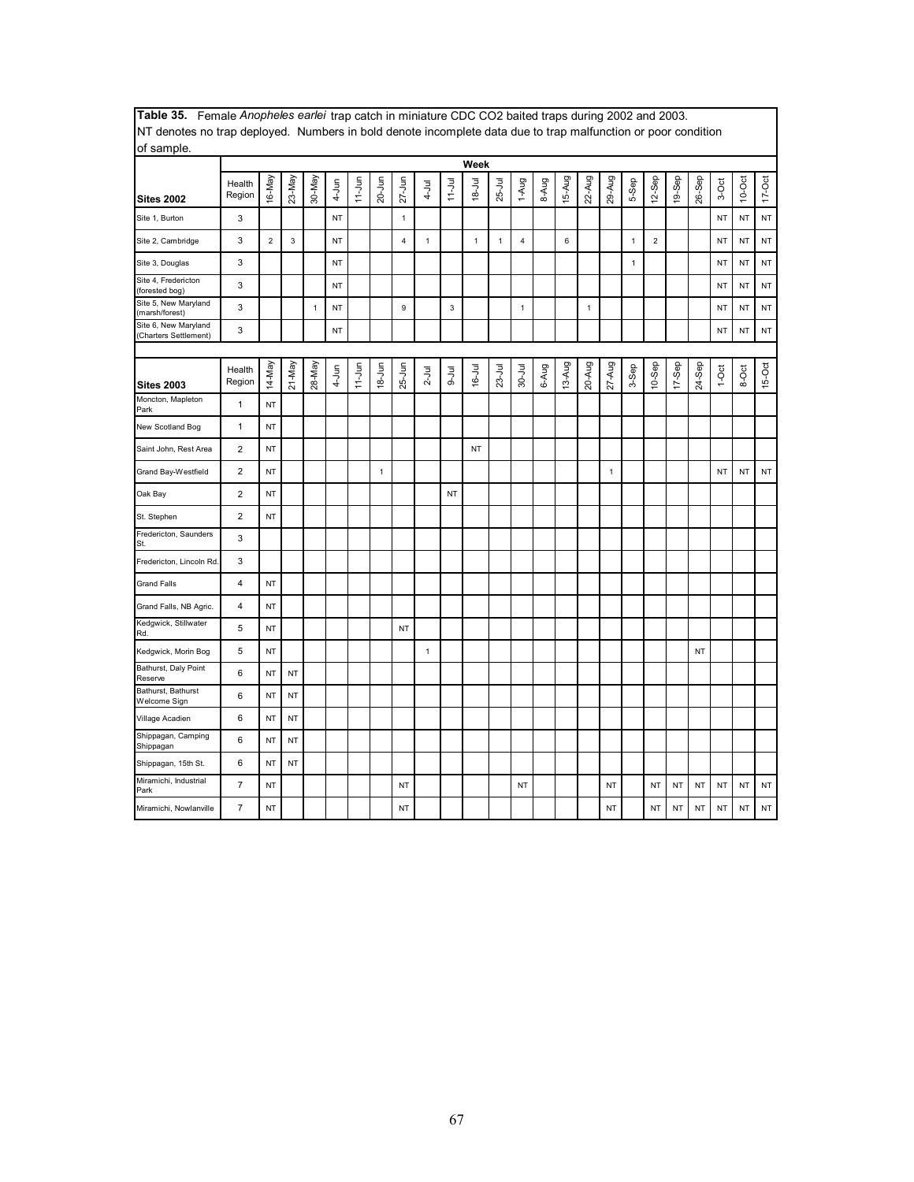**Table 35.** Female *Anopheles earlei* trap catch in miniature CDC $CO_2$ baited traps during 2002 and 2003. NT denotes no trap deployed. Numbers in bold denote incomplete data due to trap malfunction or poor condition of sample.

| | | Week | | | | | | | | | | | | | | | | | | | | | | |
|---|---|---|---|---|---|---|---|---|---|---|---|---|---|---|---|---|---|---|---|---|---|---|---|---|
| **Sites 2002** | Health Region | 16-May | 23-May | 30-May | 4-Jun | 11-Jun | 20-Jun | 27-Jun | 4-Jul | 11-Jul | 18-Jul | 25-Jul | 1-Aug | 8-Aug | 15-Aug | 22-Aug | 29-Aug | 5-Sep | 12-Sep | 19-Sep | 26-Sep | 3-Oct | 10-Oct | 17-Oct |
| Site 1, Burton | 3 | | | | NT | | | 1 | | | | | | | | | | | | | | NT | NT | NT |
| Site 2, Cambridge | 3 | 2 | 3 | | NT | | | 4 | 1 | | 1 | 1 | 4 | | 6 | | | 1 | 2 | | | NT | NT | NT |
| Site 3, Douglas | 3 | | | | NT | | | | | | | | | | | | | 1 | | | | NT | NT | NT |
| Site 4, Fredericton (forested bog) | 3 | | | | NT | | | | | | | | | | | | | | | | | NT | NT | NT |
| Site 5, New Maryland (marsh/forest) | 3 | | | 1 | NT | | | 9 | | 3 | | | 1 | | | 1 | | | | | | NT | NT | NT |
| Site 6, New Maryland (Charters Settlement) | 3 | | | | NT | | | | | | | | | | | | | | | | | NT | NT | NT |
| **Sites 2003** | Health Region | 14-May | 21-May | 28-May | 4-Jun | 11-Jun | 18-Jun | 25-Jun | 2-Jul | 9-Jul | 16-Jul | 23-Jul | 30-Jul | 6-Aug | 13-Aug | 20-Aug | 27-Aug | 3-Sep | 10-Sep | 17-Sep | 24-Sep | 1-Oct | 8-Oct | 15-Oct |
| Moncton, Mapleton Park | 1 | NT | | | | | | | | | | | | | | | | | | | | | | |
| New Scotland Bog | 1 | NT | | | | | | | | | | | | | | | | | | | | | | |
| Saint John, Rest Area | 2 | NT | | | | | | | | | NT | | | | | | | | | | | | | |
| Grand Bay-Westfield | 2 | NT | | | | | 1 | | | | | | | | | | 1 | | | | | NT | NT | NT |
| Oak Bay | 2 | NT | | | | | | | | NT | | | | | | | | | | | | | | |
| St. Stephen | 2 | NT | | | | | | | | | | | | | | | | | | | | | | |
| Fredericton, Saunders St. | 3 | | | | | | | | | | | | | | | | | | | | | | | |
| Fredericton, Lincoln Rd. | 3 | | | | | | | | | | | | | | | | | | | | | | | |
| Grand Falls | 4 | NT | | | | | | | | | | | | | | | | | | | | | | |
| Grand Falls, NB Agric. | 4 | NT | | | | | | | | | | | | | | | | | | | | | | |
| Kedgwick, Stillwater Rd. | 5 | NT | | | | | | NT | | | | | | | | | | | | | | | | |
| Kedgwick, Morin Bog | 5 | NT | | | | | | | 1 | | | | | | | | | | | | NT | | | |
| Bathurst, Daly Point Reserve | 6 | NT | NT | | | | | | | | | | | | | | | | | | | | | |
| Bathurst, Bathurst Welcome Sign | 6 | NT | NT | | | | | | | | | | | | | | | | | | | | | |
| Village Acadien | 6 | NT | NT | | | | | | | | | | | | | | | | | | | | | |
| Shippagan, Camping Shippagan | 6 | NT | NT | | | | | | | | | | | | | | | | | | | | | |
| Shippagan, 15th St. | 6 | NT | NT | | | | | | | | | | | | | | | | | | | | | |
| Miramichi, Industrial Park | 7 | NT | | | | | | NT | | | | | NT | | | | NT | | NT | NT | NT | NT | NT | NT |
| Miramichi, Nowlanville | 7 | NT | | | | | | NT | | | | | NT | | | | NT | | NT | NT | NT | NT | NT | NT |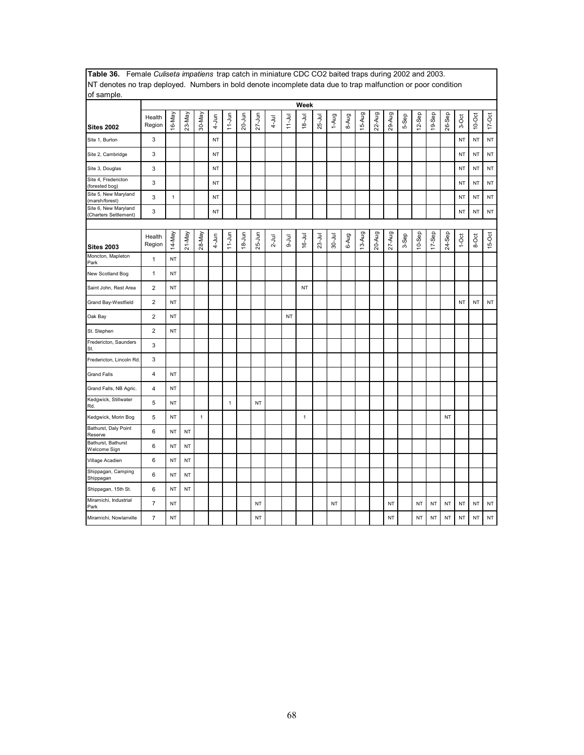**Table 36.** Female *Culiseta impatiens* trap catch in miniature CDC $CO_2$ baited traps during 2002 and 2003. NT denotes no trap deployed. Numbers in bold denote incomplete data due to trap malfunction or poor condition of sample.

| | | Week | | | | | | | | | | | | | | | | | | | | | | |
|---|---|---|---|---|---|---|---|---|---|---|---|---|---|---|---|---|---|---|---|---|---|---|---|---|
| **Sites 2002** | Health Region | 16-May | 23-May | 30-May | 4-Jun | 11-Jun | 20-Jun | 27-Jun | 4-Jul | 11-Jul | 18-Jul | 25-Jul | 1-Aug | 8-Aug | 15-Aug | 22-Aug | 29-Aug | 5-Sep | 12-Sep | 19-Sep | 26-Sep | 3-Oct | 10-Oct | 17-Oct |
| Site 1, Burton | 3 | | | | NT | | | | | | | | | | | | | | | | | NT | NT | NT |
| Site 2, Cambridge | 3 | | | | NT | | | | | | | | | | | | | | | | | NT | NT | NT |
| Site 3, Douglas | 3 | | | | NT | | | | | | | | | | | | | | | | | NT | NT | NT |
| Site 4, Fredericton (forested bog) | 3 | | | | NT | | | | | | | | | | | | | | | | | NT | NT | NT |
| Site 5, New Maryland (marsh/forest) | 3 | 1 | | | NT | | | | | | | | | | | | | | | | | NT | NT | NT |
| Site 6, New Maryland (Charters Settlement) | 3 | | | | NT | | | | | | | | | | | | | | | | | NT | NT | NT |
| **Sites 2003** | Health Region | 14-May | 21-May | 28-May | 4-Jun | 11-Jun | 18-Jun | 25-Jun | 2-Jul | 9-Jul | 16-Jul | 23-Jul | 30-Jul | 6-Aug | 13-Aug | 20-Aug | 27-Aug | 3-Sep | 10-Sep | 17-Sep | 24-Sep | 1-Oct | 8-Oct | 15-Oct |
| Moncton, Mapleton Park | 1 | NT | | | | | | | | | | | | | | | | | | | | | | |
| New Scotland Bog | 1 | NT | | | | | | | | | | | | | | | | | | | | | | |
| Saint John, Rest Area | 2 | NT | | | | | | | | | NT | | | | | | | | | | | | | |
| Grand Bay-Westfield | 2 | NT | | | | | | | | | | | | | | | | | | | | NT | NT | NT |
| Oak Bay | 2 | NT | | | | | | | | NT | | | | | | | | | | | | | | |
| St. Stephen | 2 | NT | | | | | | | | | | | | | | | | | | | | | | |
| Fredericton, Saunders St. | 3 | | | | | | | | | | | | | | | | | | | | | | | |
| Fredericton, Lincoln Rd. | 3 | | | | | | | | | | | | | | | | | | | | | | | |
| Grand Falls | 4 | NT | | | | | | | | | | | | | | | | | | | | | | |
| Grand Falls, NB Agric. | 4 | NT | | | | | | | | | | | | | | | | | | | | | | |
| Kedgwick, Stillwater Rd. | 5 | NT | | | | 1 | | NT | | | | | | | | | | | | | | | | |
| Kedgwick, Morin Bog | 5 | NT | | 1 | | | | | | | 1 | | | | | | | | | | NT | | | |
| Bathurst, Daly Point Reserve | 6 | NT | NT | | | | | | | | | | | | | | | | | | | | | |
| Bathurst, Bathurst Welcome Sign | 6 | NT | NT | | | | | | | | | | | | | | | | | | | | | |
| Village Acadien | 6 | NT | NT | | | | | | | | | | | | | | | | | | | | | |
| Shippagan, Camping Shippagan | 6 | NT | NT | | | | | | | | | | | | | | | | | | | | | |
| Shippagan, 15th St. | 6 | NT | NT | | | | | | | | | | | | | | | | | | | | | |
| Miramichi, Industrial Park | 7 | NT | | | | | | NT | | | | | NT | | | | NT | | NT | NT | NT | NT | NT | NT |
| Miramichi, Nowlanville | 7 | NT | | | | | | NT | | | | | | | | | NT | | NT | NT | NT | NT | NT | NT |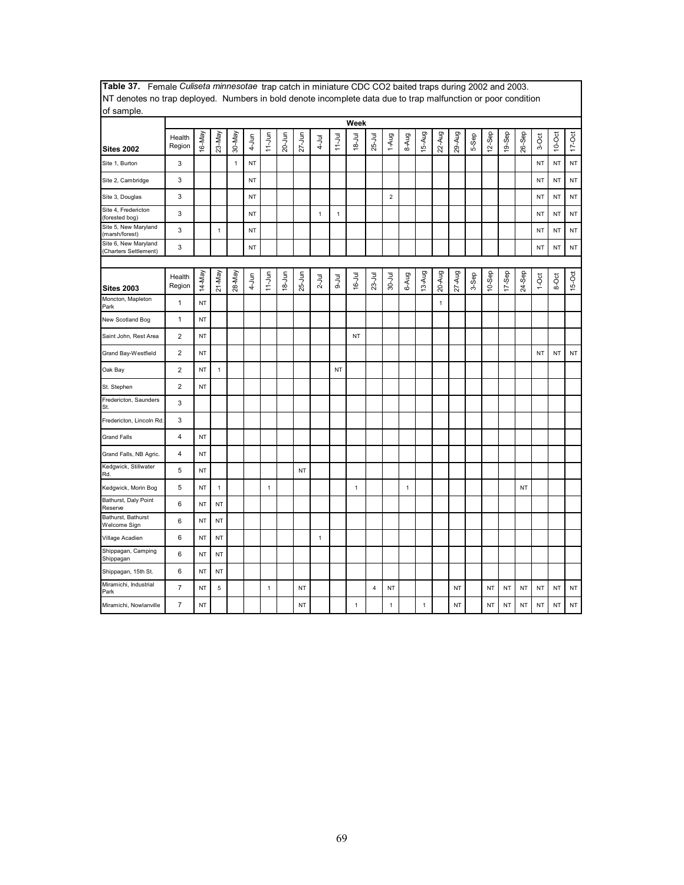**Table 37.** Female *Culiseta minnesotae* trap catch in miniature CDC $CO_2$ baited traps during 2002 and 2003. NT denotes no trap deployed. Numbers in bold denote incomplete data due to trap malfunction or poor condition of sample.

| | | Week | | | | | | | | | | | | | | | | | | | | | | |
|---|---|---|---|---|---|---|---|---|---|---|---|---|---|---|---|---|---|---|---|---|---|---|---|---|
| **Sites 2002** | Health Region | 16-May | 23-May | 30-May | 4-Jun | 11-Jun | 20-Jun | 27-Jun | 4-Jul | 11-Jul | 18-Jul | 25-Jul | 1-Aug | 8-Aug | 15-Aug | 22-Aug | 29-Aug | 5-Sep | 12-Sep | 19-Sep | 26-Sep | 3-Oct | 10-Oct | 17-Oct |
| Site 1, Burton | 3 | | | 1 | NT | | | | | | | | | | | | | | | | | NT | NT | NT |
| Site 2, Cambridge | 3 | | | | NT | | | | | | | | | | | | | | | | | NT | NT | NT |
| Site 3, Douglas | 3 | | | | NT | | | | | | | | 2 | | | | | | | | | NT | NT | NT |
| Site 4, Fredericton (forested bog) | 3 | | | | NT | | | | 1 | 1 | | | | | | | | | | | | NT | NT | NT |
| Site 5, New Maryland (marsh/forest) | 3 | | 1 | | NT | | | | | | | | | | | | | | | | | NT | NT | NT |
| Site 6, New Maryland (Charters Settlement) | 3 | | | | NT | | | | | | | | | | | | | | | | | NT | NT | NT |

| **Sites 2003** | Health Region | 14-May | 21-May | 28-May | 4-Jun | 11-Jun | 18-Jun | 25-Jun | 2-Jul | 9-Jul | 16-Jul | 23-Jul | 30-Jul | 6-Aug | 13-Aug | 20-Aug | 27-Aug | 3-Sep | 10-Sep | 17-Sep | 24-Sep | 1-Oct | 8-Oct | 15-Oct |
|---|---|---|---|---|---|---|---|---|---|---|---|---|---|---|---|---|---|---|---|---|---|---|---|---|
| Moncton, Mapleton Park | 1 | NT | | | | | | | | | | | | | | 1 | | | | | | | | |
| New Scotland Bog | 1 | NT | | | | | | | | | | | | | | | | | | | | | | |
| Saint John, Rest Area | 2 | NT | | | | | | | | | NT | | | | | | | | | | | | | |
| Grand Bay-Westfield | 2 | NT | | | | | | | | | | | | | | | | | | | | NT | NT | NT |
| Oak Bay | 2 | NT | 1 | | | | | | | NT | | | | | | | | | | | | | | |
| St. Stephen | 2 | NT | | | | | | | | | | | | | | | | | | | | | | |
| Fredericton, Saunders St. | 3 | | | | | | | | | | | | | | | | | | | | | | | |
| Fredericton, Lincoln Rd. | 3 | | | | | | | | | | | | | | | | | | | | | | | |
| Grand Falls | 4 | NT | | | | | | | | | | | | | | | | | | | | | | |
| Grand Falls, NB Agric. | 4 | NT | | | | | | | | | | | | | | | | | | | | | | |
| Kedgwick, Stillwater Rd. | 5 | NT | | | | | | NT | | | | | | | | | | | | | | | | |
| Kedgwick, Morin Bog | 5 | NT | 1 | | | 1 | | | | | 1 | | | 1 | | | | | | | NT | | | |
| Bathurst, Daly Point Reserve | 6 | NT | NT | | | | | | | | | | | | | | | | | | | | | |
| Bathurst, Bathurst Welcome Sign | 6 | NT | NT | | | | | | | | | | | | | | | | | | | | | |
| Village Acadien | 6 | NT | NT | | | | | | 1 | | | | | | | | | | | | | | | |
| Shippagan, Camping Shippagan | 6 | NT | NT | | | | | | | | | | | | | | | | | | | | | |
| Shippagan, 15th St. | 6 | NT | NT | | | | | | | | | | | | | | | | | | | | | |
| Miramichi, Industrial Park | 7 | NT | 5 | | | 1 | | NT | | | | 4 | NT | | | | NT | | NT | NT | NT | NT | NT | NT |
| Miramichi, Nowlanville | 7 | NT | | | | | | NT | | | 1 | | 1 | | 1 | | NT | | NT | NT | NT | NT | NT | NT |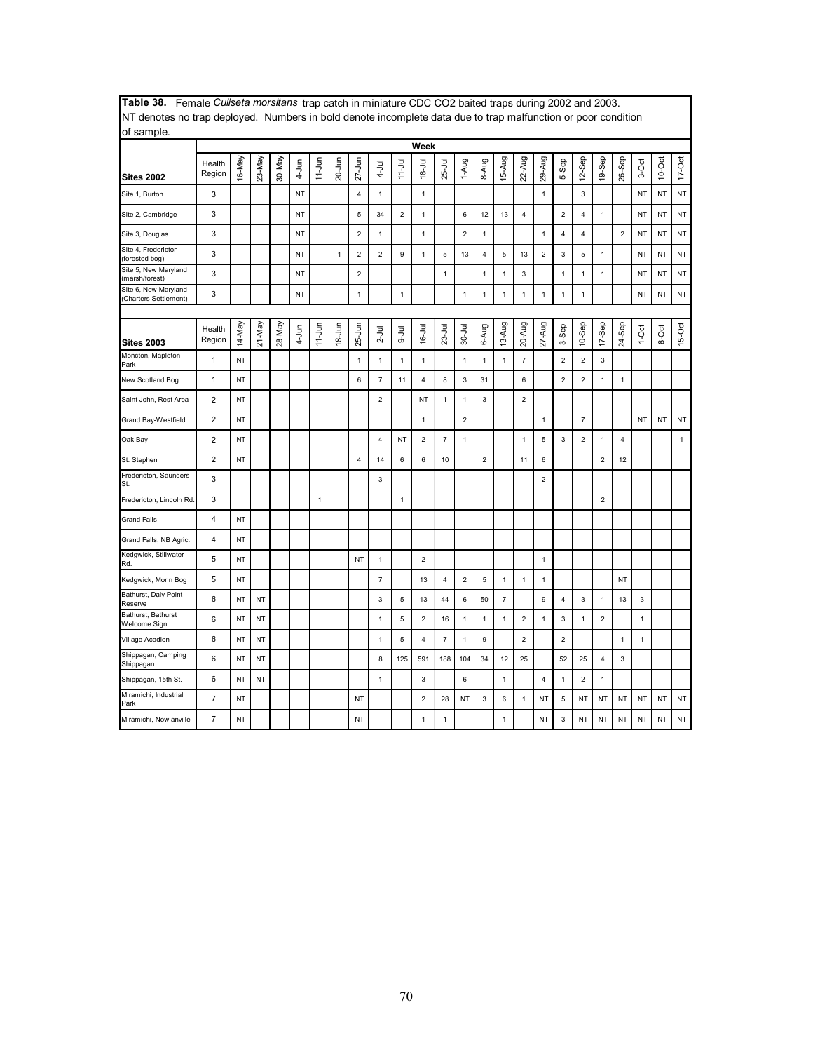**Table 38.** Female *Culiseta morsitans* trap catch in miniature CDC $CO_2$ baited traps during 2002 and 2003. NT denotes no trap deployed. Numbers in bold denote incomplete data due to trap malfunction or poor condition of sample.

| Sites 2002 | Health Region | 16-May | 23-May | 30-May | 4-Jun | 11-Jun | 20-Jun | 27-Jun | 4-Jul | 11-Jul | 18-Jul | 25-Jul | 1-Aug | 8-Aug | 15-Aug | 22-Aug | 29-Aug | 5-Sep | 12-Sep | 19-Sep | 26-Sep | 3-Oct | 10-Oct | 17-Oct |
|---|---|---|---|---|---|---|---|---|---|---|---|---|---|---|---|---|---|---|---|---|---|---|---|---|
| Site 1, Burton | 3 | | | | NT | | | 4 | 1 | | 1 | | | | | | 1 | | 3 | | | NT | NT | NT |
| Site 2, Cambridge | 3 | | | | NT | | | 5 | 34 | 2 | 1 | | 6 | 12 | 13 | 4 | | 2 | 4 | 1 | | NT | NT | NT |
| Site 3, Douglas | 3 | | | | NT | | | 2 | 1 | | 1 | | 2 | 1 | | | 1 | 4 | 4 | | 2 | NT | NT | NT |
| Site 4, Fredericton (forested bog) | 3 | | | | NT | | 1 | 2 | 2 | 9 | 1 | 5 | 13 | 4 | 5 | 13 | 2 | 3 | 5 | 1 | | NT | NT | NT |
| Site 5, New Maryland (marsh/forest) | 3 | | | | NT | | | 2 | | | | 1 | | 1 | 1 | 3 | | 1 | 1 | 1 | | NT | NT | NT |
| Site 6, New Maryland (Charters Settlement) | 3 | | | | NT | | | 1 | | 1 | | | 1 | 1 | 1 | 1 | 1 | 1 | 1 | | | NT | NT | NT |

| Sites 2003 | Health Region | 14-May | 21-May | 28-May | 4-Jun | 11-Jun | 18-Jun | 25-Jun | 2-Jul | 9-Jul | 16-Jul | 23-Jul | 30-Jul | 6-Aug | 13-Aug | 20-Aug | 27-Aug | 3-Sep | 10-Sep | 17-Sep | 24-Sep | 1-Oct | 8-Oct | 15-Oct |
|---|---|---|---|---|---|---|---|---|---|---|---|---|---|---|---|---|---|---|---|---|---|---|---|---|
| Moncton, Mapleton Park | 1 | NT | | | | | | 1 | 1 | 1 | 1 | | 1 | 1 | 1 | 7 | | 2 | 2 | 3 | | | | |
| New Scotland Bog | 1 | NT | | | | | | 6 | 7 | 11 | 4 | 8 | 3 | 31 | | 6 | | 2 | 2 | 1 | 1 | | | |
| Saint John, Rest Area | 2 | NT | | | | | | | 2 | | NT | 1 | 1 | 3 | | 2 | | | | | | | | |
| Grand Bay-Westfield | 2 | NT | | | | | | | | | 1 | | 2 | | | | 1 | | 7 | | | NT | NT | NT |
| Oak Bay | 2 | NT | | | | | | | 4 | NT | 2 | 7 | 1 | | | 1 | 5 | 3 | 2 | 1 | 4 | | | 1 |
| St. Stephen | 2 | NT | | | | | | 4 | 14 | 6 | 6 | 10 | | 2 | | 11 | 6 | | | 2 | 12 | | | |
| Fredericton, Saunders St. | 3 | | | | | | | | 3 | | | | | | | | 2 | | | | | | | |
| Fredericton, Lincoln Rd. | 3 | | | | | 1 | | | | 1 | | | | | | | | | | 2 | | | | |
| Grand Falls | 4 | NT | | | | | | | | | | | | | | | | | | | | | | |
| Grand Falls, NB Agric. | 4 | NT | | | | | | | | | | | | | | | | | | | | | | |
| Kedgwick, Stillwater Rd. | 5 | NT | | | | | | NT | 1 | | 2 | | | | | | 1 | | | | | | | |
| Kedgwick, Morin Bog | 5 | NT | | | | | | | 7 | | 13 | 4 | 2 | 5 | 1 | 1 | 1 | | | | NT | | | |
| Bathurst, Daly Point Reserve | 6 | NT | NT | | | | | | 3 | 5 | 13 | 44 | 6 | 50 | 7 | | 9 | 4 | 3 | 1 | 13 | 3 | | |
| Bathurst, Bathurst Welcome Sign | 6 | NT | NT | | | | | | 1 | 5 | 2 | 16 | 1 | 1 | 1 | 2 | 1 | 3 | 1 | 2 | | 1 | | |
| Village Acadien | 6 | NT | NT | | | | | | 1 | 5 | 4 | 7 | 1 | 9 | | 2 | | 2 | | | 1 | 1 | | |
| Shippagan, Camping Shippagan | 6 | NT | NT | | | | | | 8 | 125 | 591 | 188 | 104 | 34 | 12 | 25 | | 52 | 25 | 4 | 3 | | | |
| Shippagan, 15th St. | 6 | NT | NT | | | | | | 1 | | 3 | | 6 | | 1 | | 4 | 1 | 2 | 1 | | | | |
| Miramichi, Industrial Park | 7 | NT | | | | | | NT | | | 2 | 28 | NT | 3 | 6 | 1 | NT | 5 | NT | NT | NT | NT | NT | NT |
| Miramichi, Nowlanville | 7 | NT | | | | | | NT | | | 1 | 1 | | | 1 | | NT | 3 | NT | NT | NT | NT | NT | NT |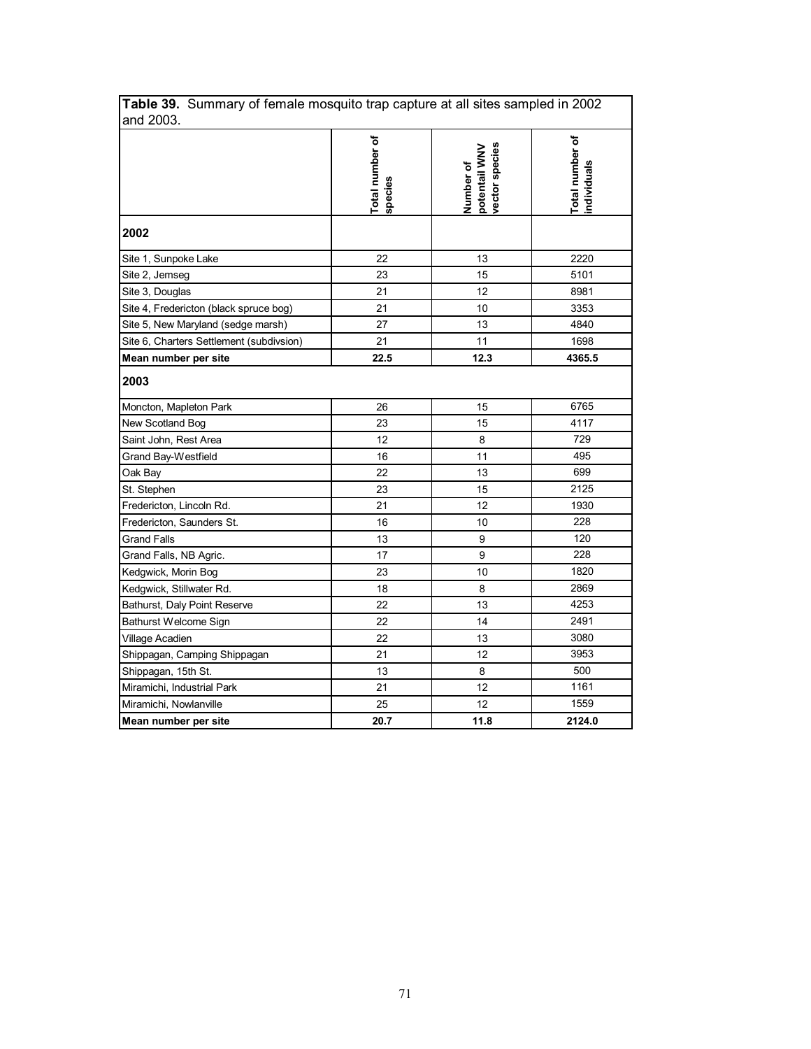**Table 39.** Summary of female mosquito trap capture at all sites sampled in 2002 and 2003.

| | Total number of species | Number of potentail WNV vector species | Total number of individuals |
|---|---|---|---|
| **2002** | | | |
| Site 1, Sunpoke Lake | 22 | 13 | 2220 |
| Site 2, Jemseg | 23 | 15 | 5101 |
| Site 3, Douglas | 21 | 12 | 8981 |
| Site 4, Fredericton (black spruce bog) | 21 | 10 | 3353 |
| Site 5, New Maryland (sedge marsh) | 27 | 13 | 4840 |
| Site 6, Charters Settlement (subdivsion) | 21 | 11 | 1698 |
| **Mean number per site** | **22.5** | **12.3** | **4365.5** |
| **2003** | | | |
| Moncton, Mapleton Park | 26 | 15 | 6765 |
| New Scotland Bog | 23 | 15 | 4117 |
| Saint John, Rest Area | 12 | 8 | 729 |
| Grand Bay-Westfield | 16 | 11 | 495 |
| Oak Bay | 22 | 13 | 699 |
| St. Stephen | 23 | 15 | 2125 |
| Fredericton, Lincoln Rd. | 21 | 12 | 1930 |
| Fredericton, Saunders St. | 16 | 10 | 228 |
| Grand Falls | 13 | 9 | 120 |
| Grand Falls, NB Agric. | 17 | 9 | 228 |
| Kedgwick, Morin Bog | 23 | 10 | 1820 |
| Kedgwick, Stillwater Rd. | 18 | 8 | 2869 |
| Bathurst, Daly Point Reserve | 22 | 13 | 4253 |
| Bathurst Welcome Sign | 22 | 14 | 2491 |
| Village Acadien | 22 | 13 | 3080 |
| Shippagan, Camping Shippagan | 21 | 12 | 3953 |
| Shippagan, 15th St. | 13 | 8 | 500 |
| Miramichi, Industrial Park | 21 | 12 | 1161 |
| Miramichi, Nowlanville | 25 | 12 | 1559 |
| **Mean number per site** | **20.7** | **11.8** | **2124.0** |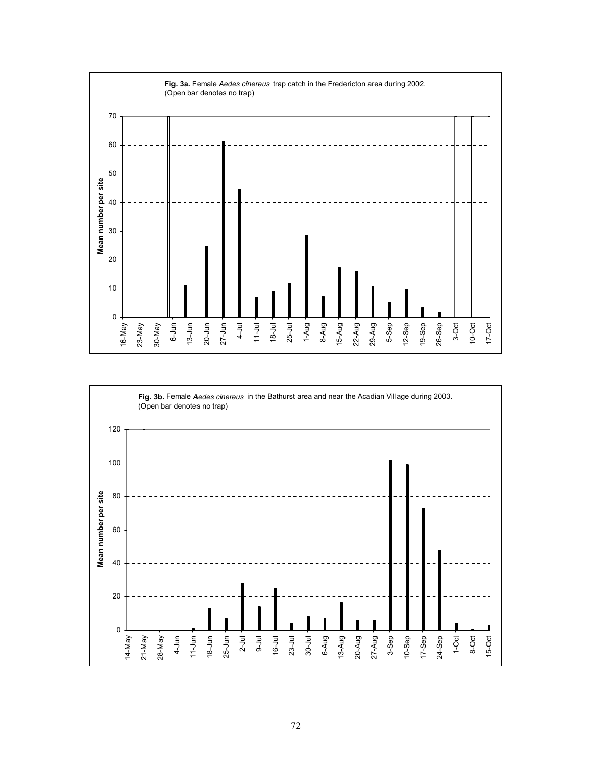**Fig. 3a.** Female *Aedes cinereus* trap catch in the Fredericton area during 2002. (Open bar denotes no trap)

**Fig. 3b.** Female *Aedes cinereus* in the Bathurst area and near the Acadian Village during 2003. (Open bar denotes no trap)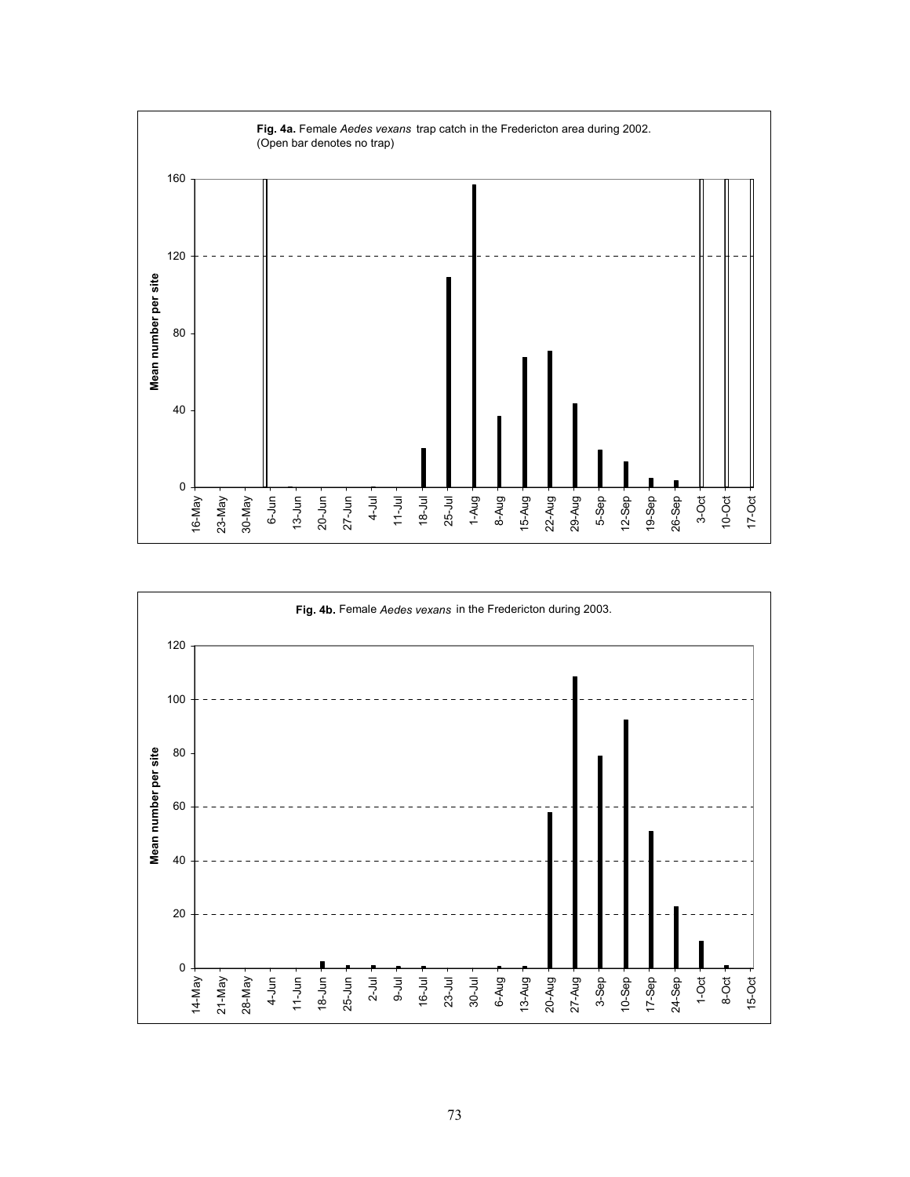**Fig. 4a.** Female *Aedes vexans* trap catch in the Fredericton area during 2002. (Open bar denotes no trap)

**Fig. 4b.** Female *Aedes vexans* in the Fredericton during 2003.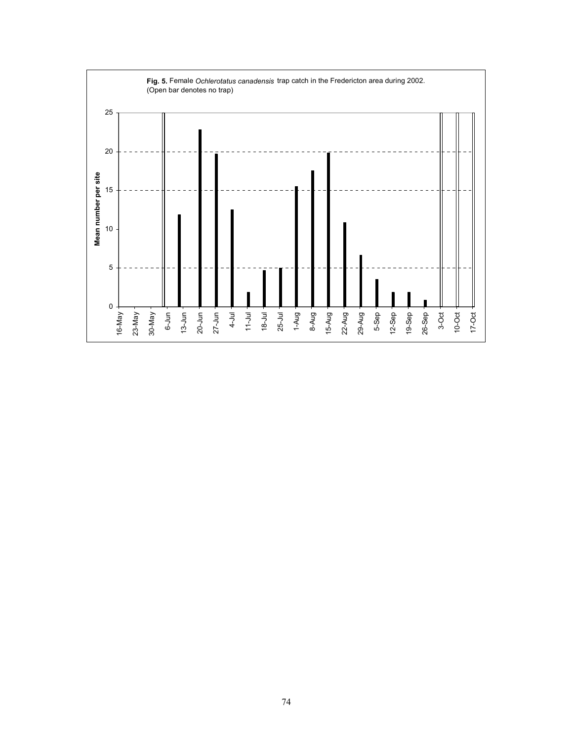**Fig. 5.** Female *Ochlerotatus canadensis* trap catch in the Fredericton area during 2002. (Open bar denotes no trap)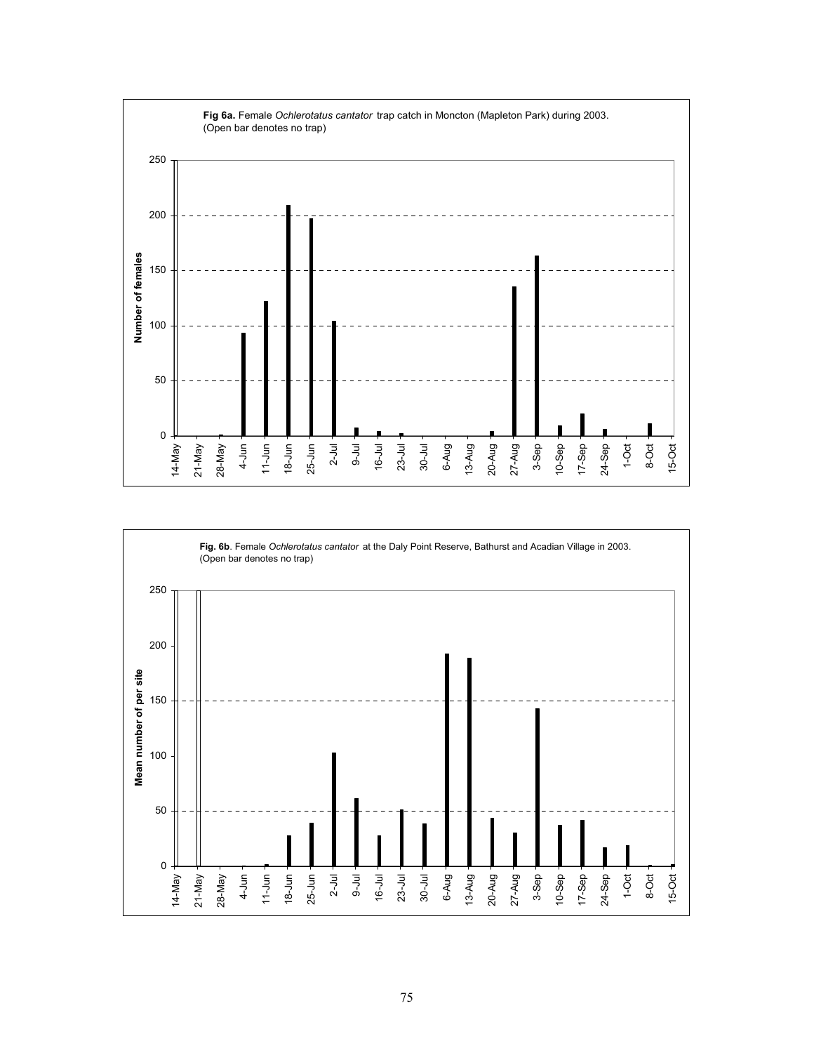**Fig 6a.** Female *Ochlerotatus cantator* trap catch in Moncton (Mapleton Park) during 2003. (Open bar denotes no trap)

**Fig. 6b**. Female *Ochlerotatus cantator* at the Daly Point Reserve, Bathurst and Acadian Village in 2003. (Open bar denotes no trap)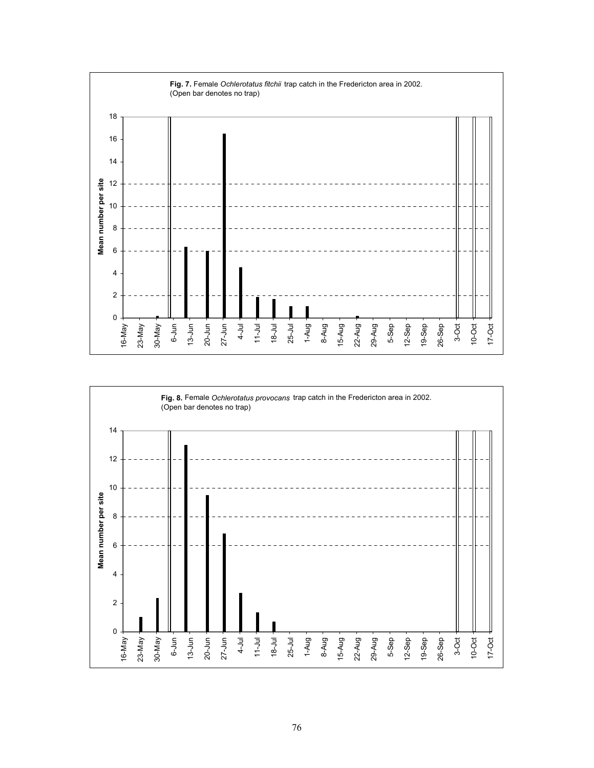**Fig. 7.** Female *Ochlerotatus fitchii* trap catch in the Fredericton area in 2002. (Open bar denotes no trap)

**Fig. 8.** Female *Ochlerotatus provocans* trap catch in the Fredericton area in 2002. (Open bar denotes no trap)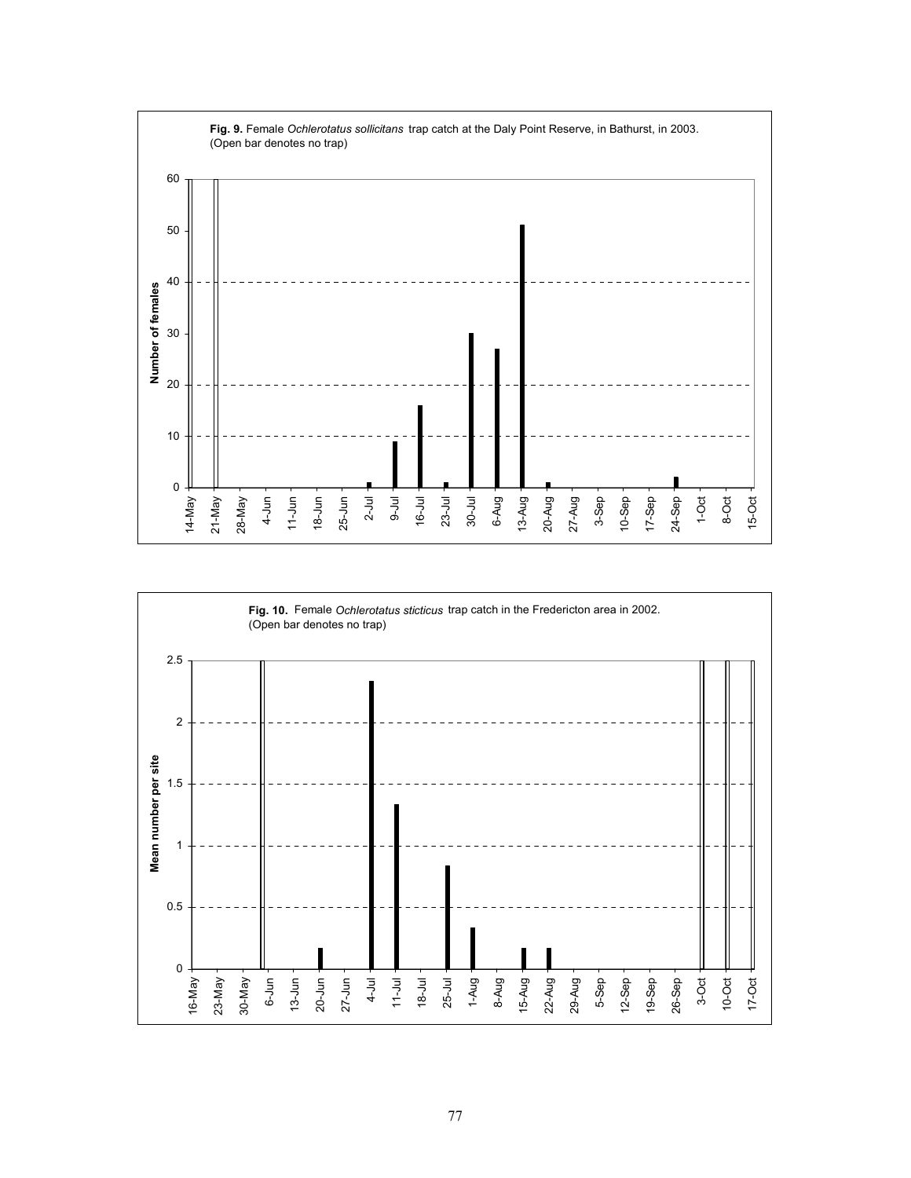**Fig. 9.** Female *Ochlerotatus sollicitans* trap catch at the Daly Point Reserve, in Bathurst, in 2003. (Open bar denotes no trap)

**Fig. 10.** Female *Ochlerotatus sticticus* trap catch in the Fredericton area in 2002. (Open bar denotes no trap)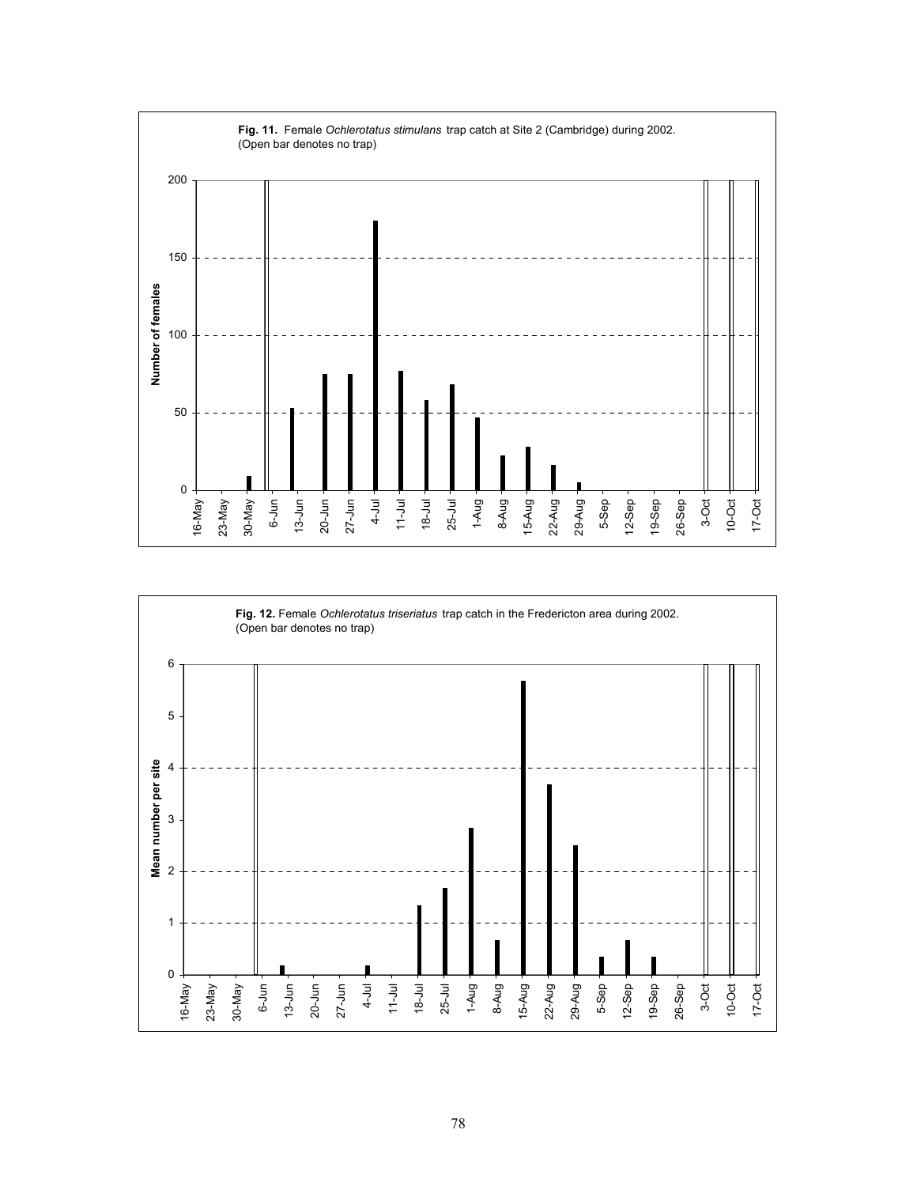**Fig. 11.** Female *Ochlerotatus stimulans* trap catch at Site 2 (Cambridge) during 2002. (Open bar denotes no trap)

**Fig. 12.** Female *Ochlerotatus triseriatus* trap catch in the Fredericton area during 2002. (Open bar denotes no trap)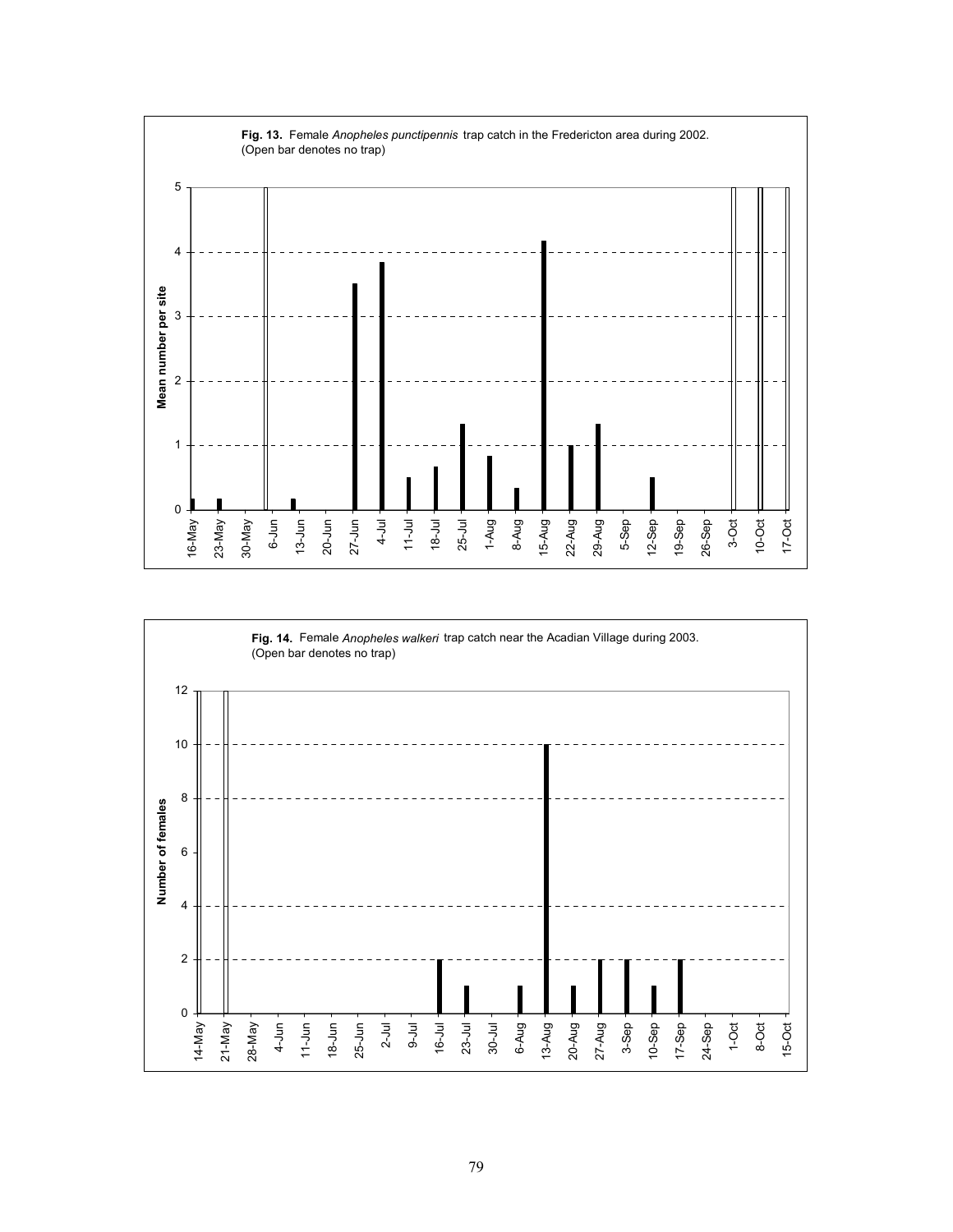**Fig. 13.** Female *Anopheles punctipennis* trap catch in the Fredericton area during 2002. (Open bar denotes no trap)

**Fig. 14.** Female *Anopheles walkeri* trap catch near the Acadian Village during 2003. (Open bar denotes no trap)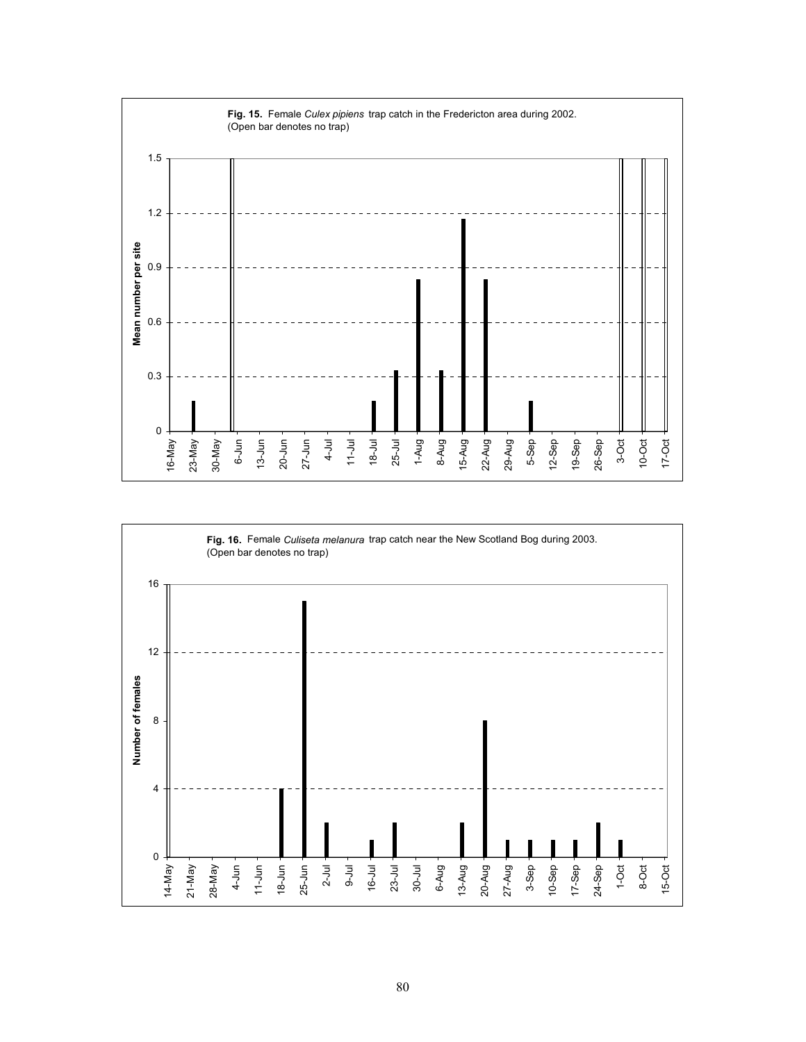**Fig. 15.** Female *Culex pipiens* trap catch in the Fredericton area during 2002. (Open bar denotes no trap)

**Fig. 16.** Female *Culiseta melanura* trap catch near the New Scotland Bog during 2003. (Open bar denotes no trap)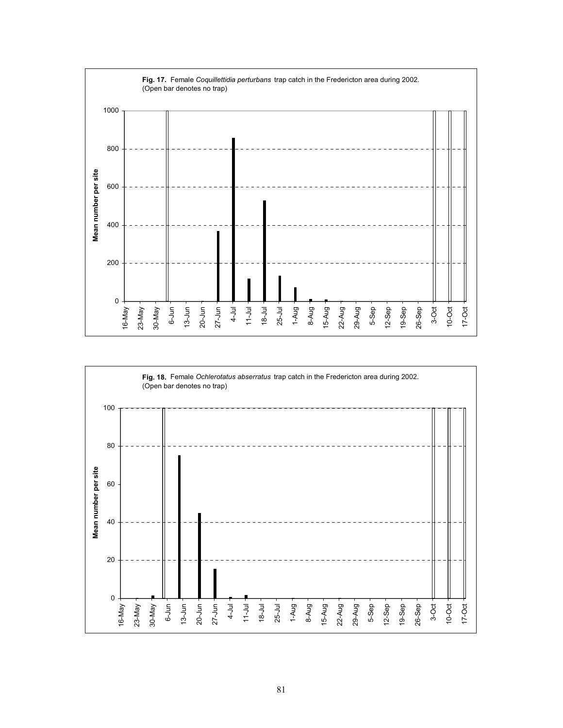**Fig. 17.** Female *Coquillettidia perturbans* trap catch in the Fredericton area during 2002. (Open bar denotes no trap)

**Fig. 18.** Female *Ochlerotatus abserratus* trap catch in the Fredericton area during 2002. (Open bar denotes no trap)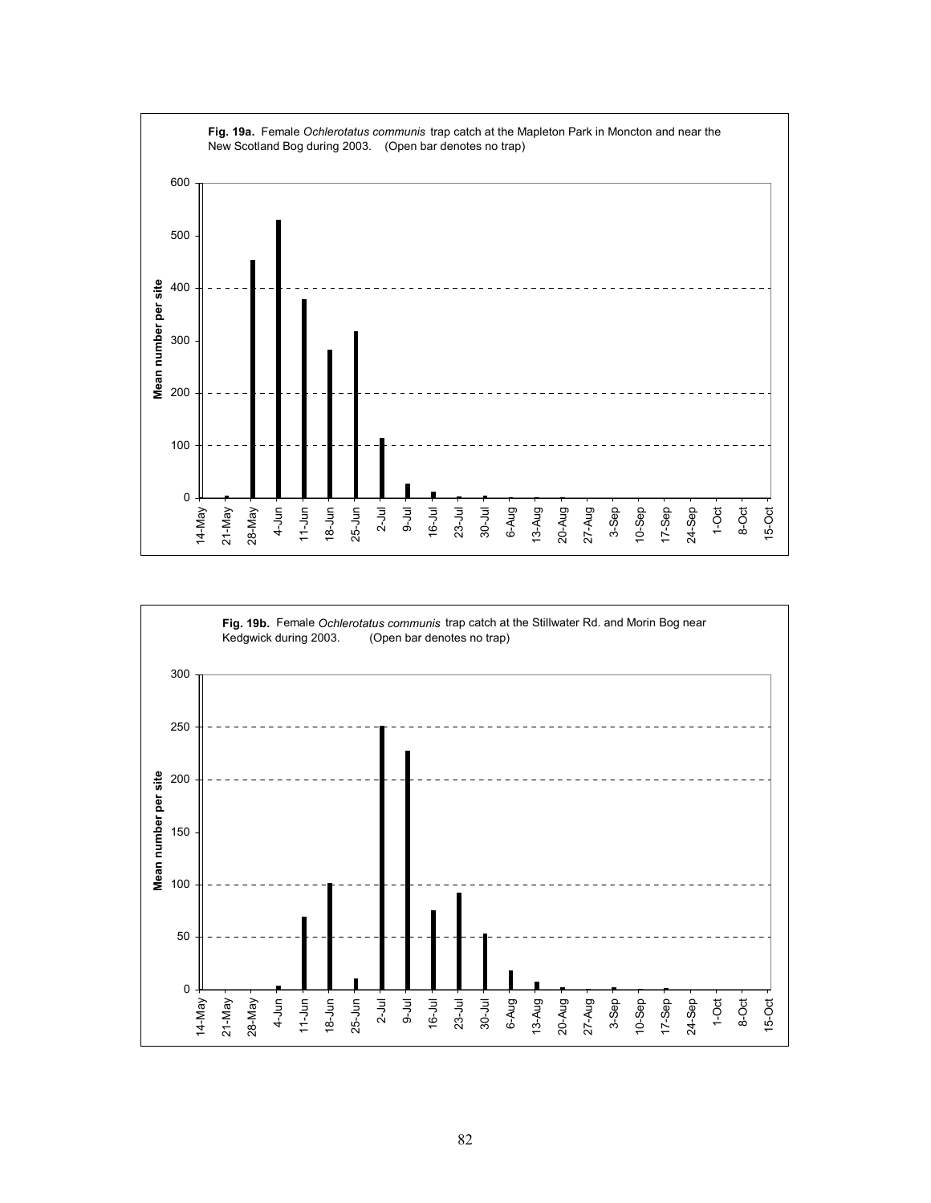**Fig. 19a.** Female *Ochlerotatus communis* trap catch at the Mapleton Park in Moncton and near the New Scotland Bog during 2003. (Open bar denotes no trap)

**Fig. 19b.** Female *Ochlerotatus communis* trap catch at the Stillwater Rd. and Morin Bog near Kedgwick during 2003. (Open bar denotes no trap)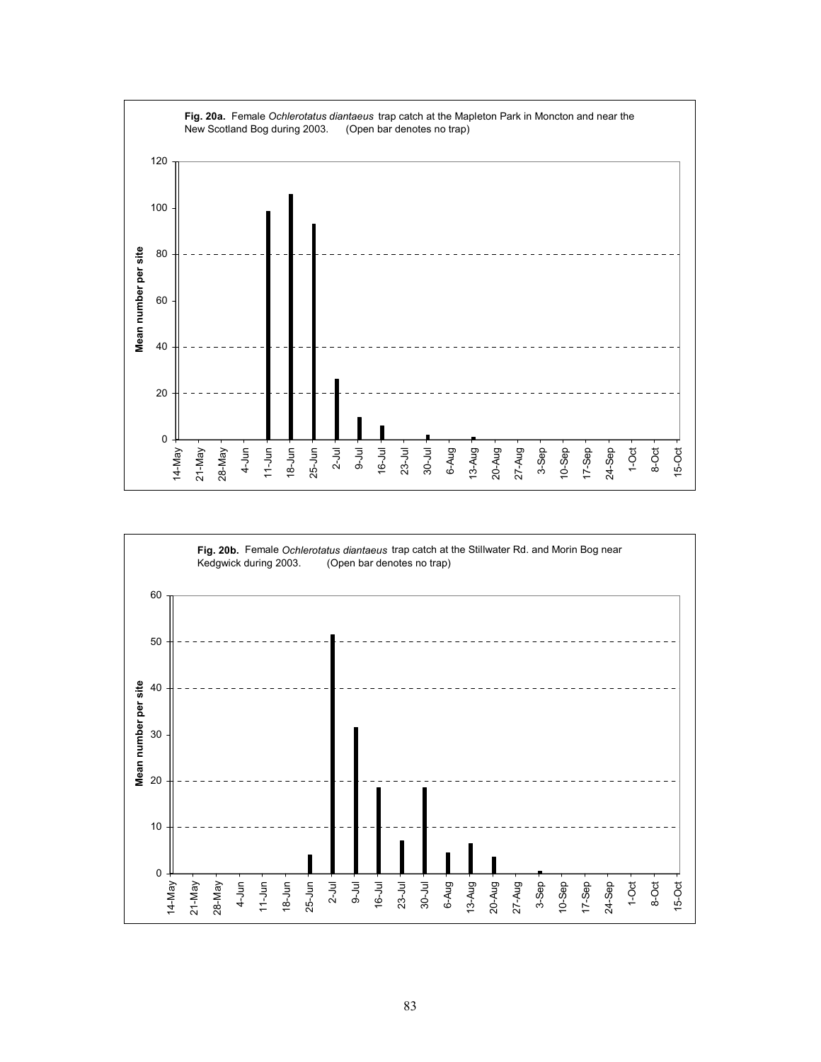**Fig. 20a.** Female *Ochlerotatus diantaeus* trap catch at the Mapleton Park in Moncton and near the New Scotland Bog during 2003. (Open bar denotes no trap)

**Fig. 20b.** Female *Ochlerotatus diantaeus* trap catch at the Stillwater Rd. and Morin Bog near Kedgwick during 2003. (Open bar denotes no trap)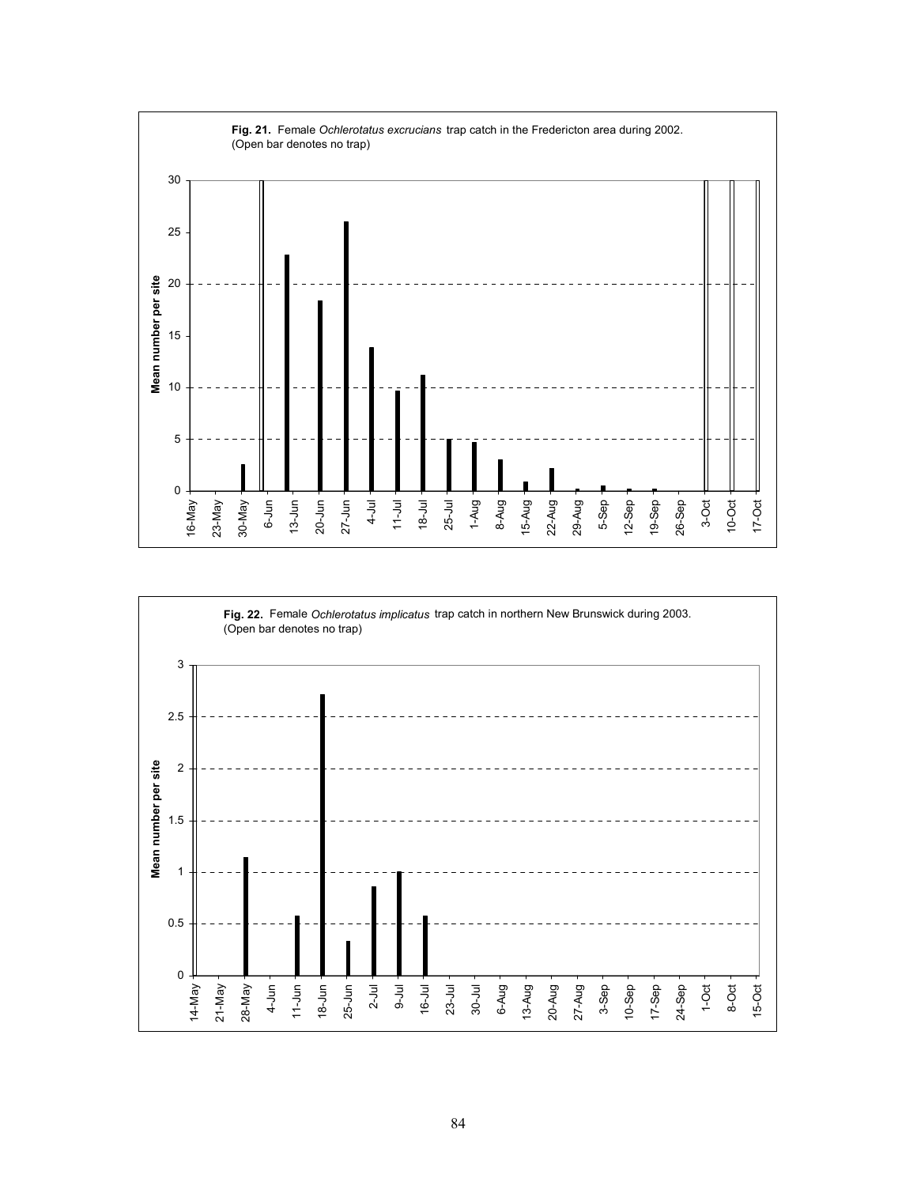**Fig. 21.** Female *Ochlerotatus excrucians* trap catch in the Fredericton area during 2002. (Open bar denotes no trap)

**Fig. 22.** Female *Ochlerotatus implicatus* trap catch in northern New Brunswick during 2003. (Open bar denotes no trap)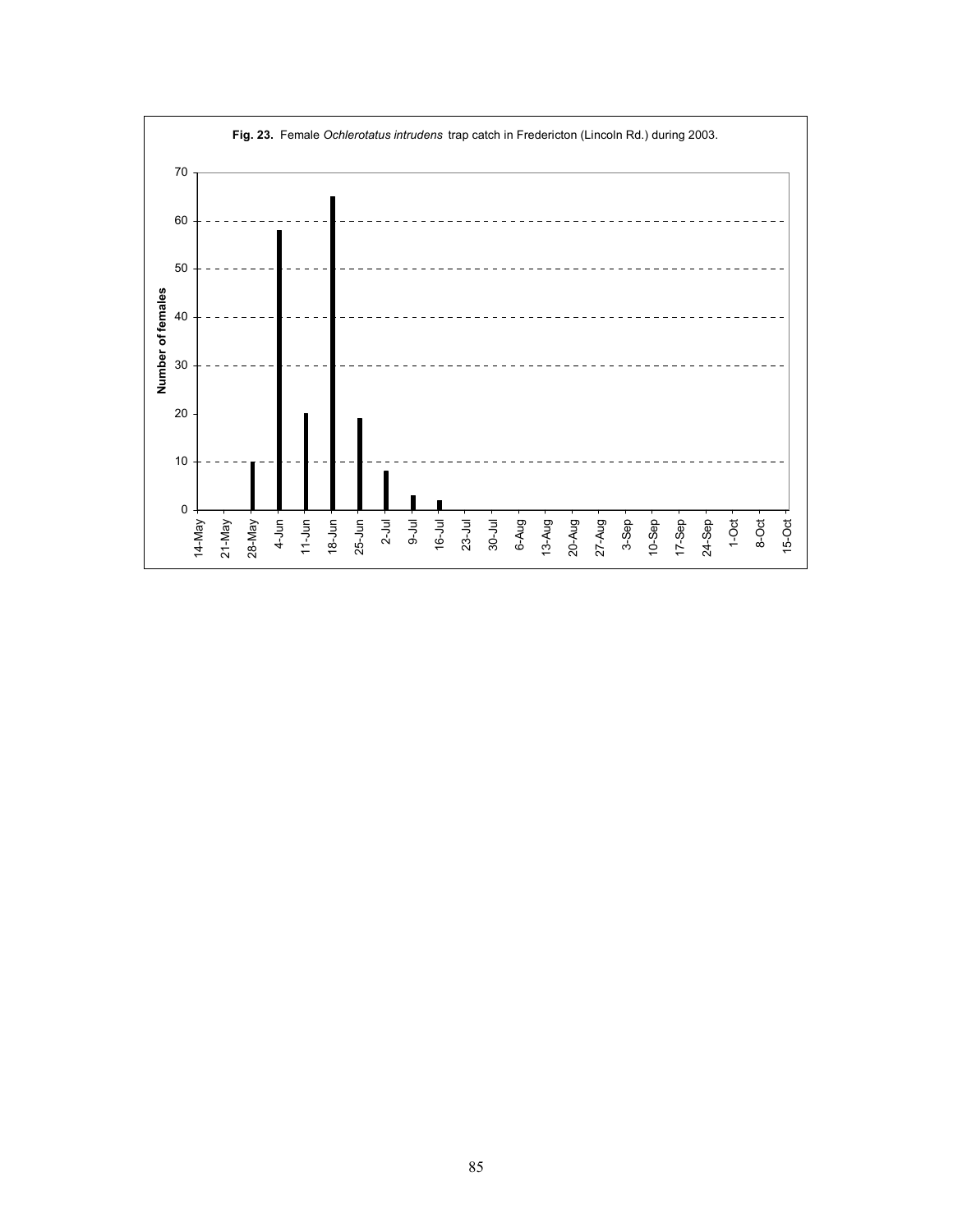**Fig. 23.** Female *Ochlerotatus intrudens* trap catch in Fredericton (Lincoln Rd.) during 2003.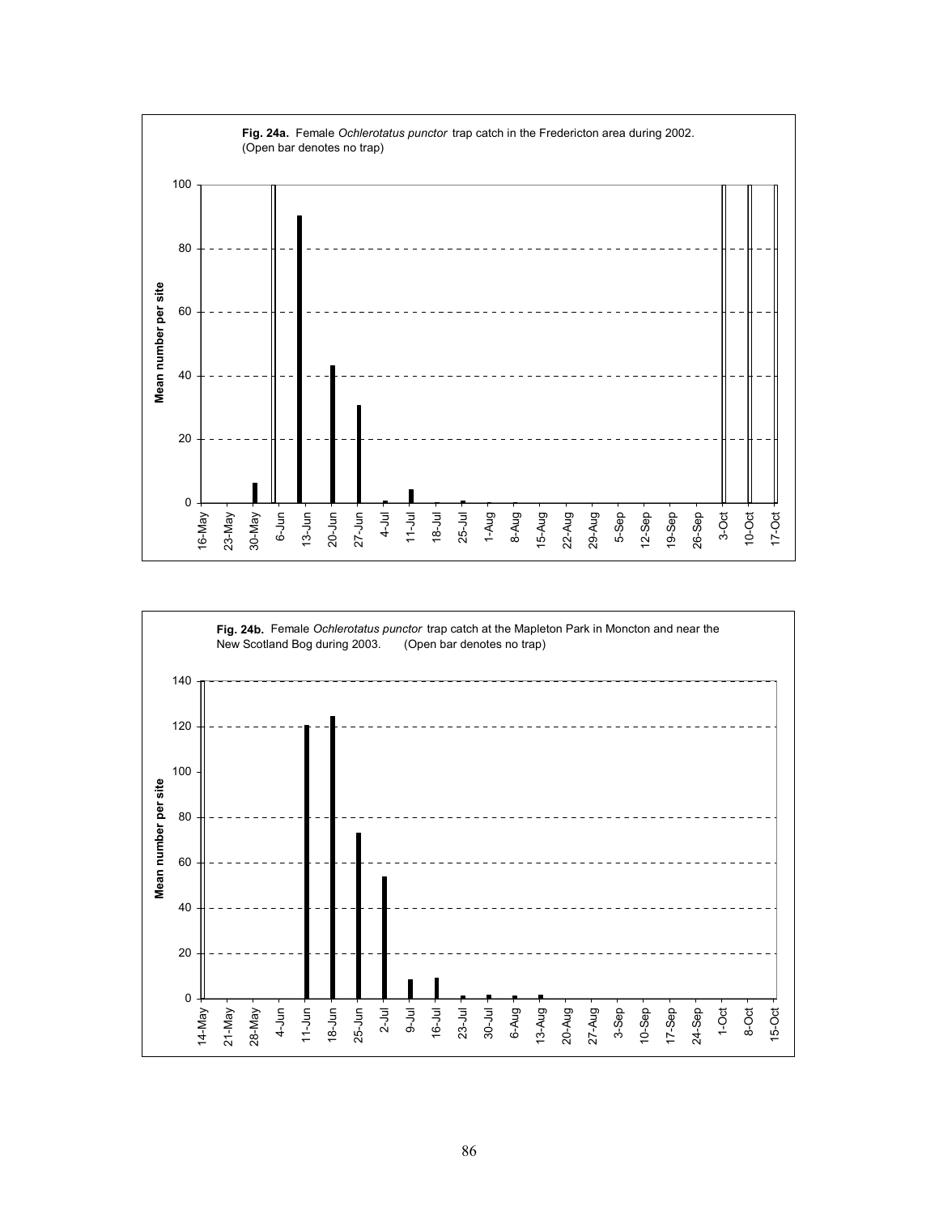**Fig. 24a.** Female *Ochlerotatus punctor* trap catch in the Fredericton area during 2002. (Open bar denotes no trap)

**Fig. 24b.** Female *Ochlerotatus punctor* trap catch at the Mapleton Park in Moncton and near the New Scotland Bog during 2003. (Open bar denotes no trap)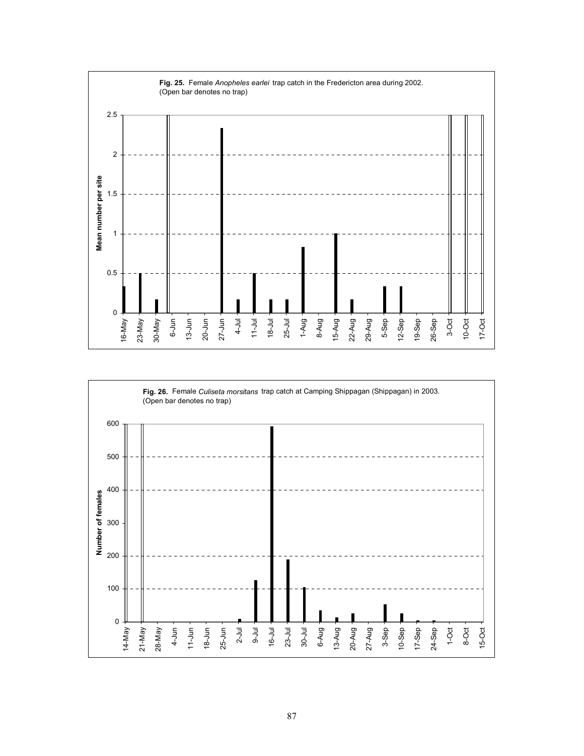**Fig. 25.** Female *Anopheles earlei* trap catch in the Fredericton area during 2002. (Open bar denotes no trap)

**Fig. 26.** Female *Culiseta morsitans* trap catch at Camping Shippagan (Shippagan) in 2003. (Open bar denotes no trap)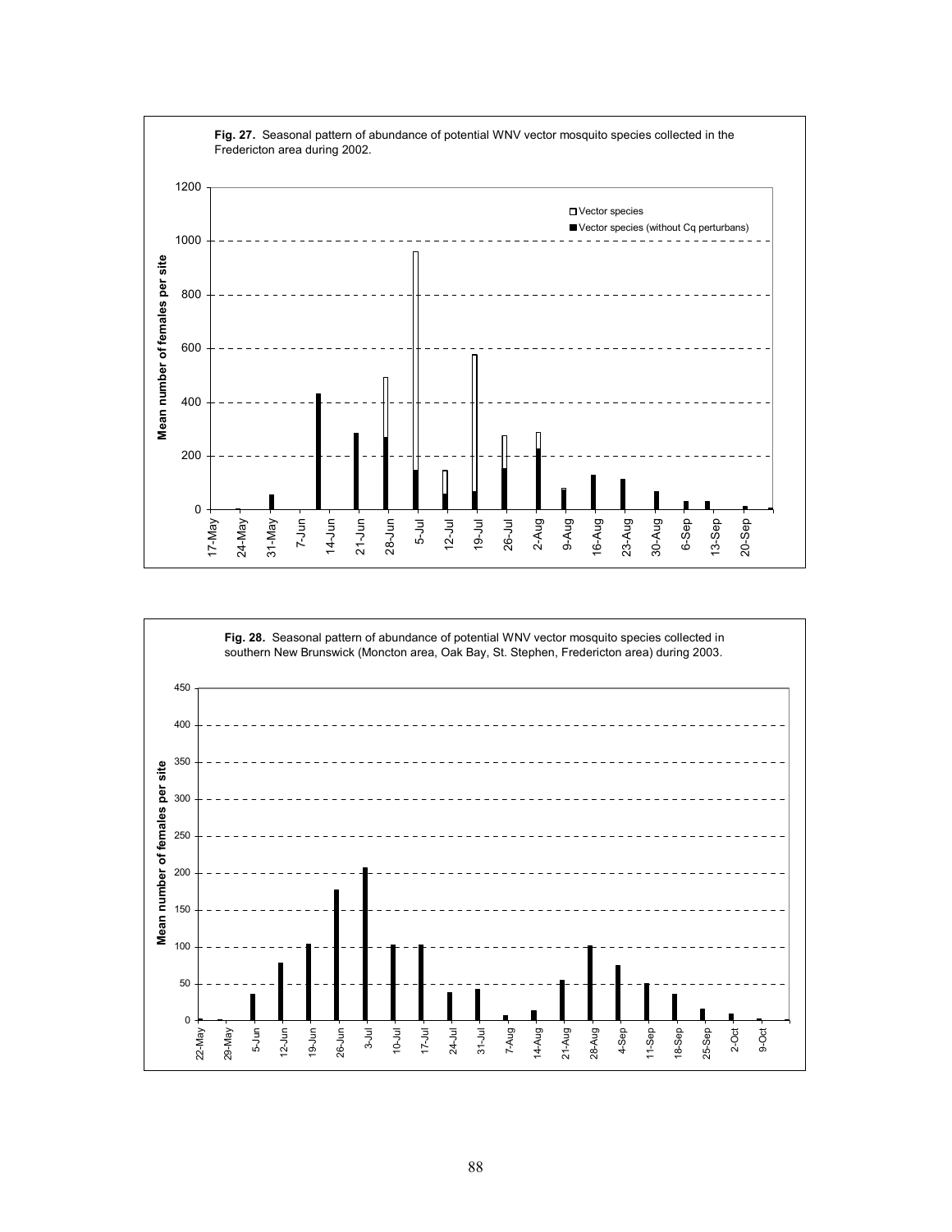**Fig. 27.** Seasonal pattern of abundance of potential WNV vector mosquito species collected in the Fredericton area during 2002.

**Fig. 28.** Seasonal pattern of abundance of potential WNV vector mosquito species collected in southern New Brunswick (Moncton area, Oak Bay, St. Stephen, Fredericton area) during 2003.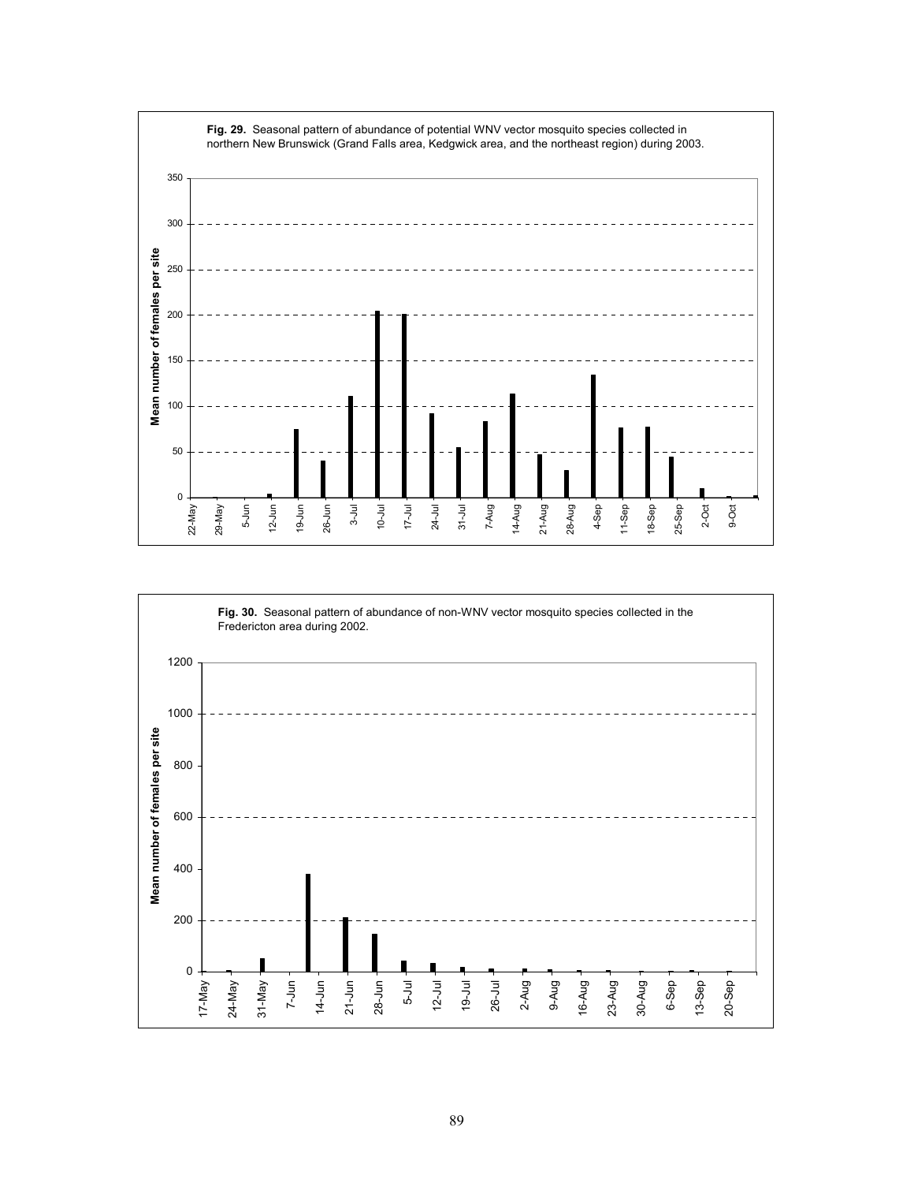**Fig. 29.** Seasonal pattern of abundance of potential WNV vector mosquito species collected in northern New Brunswick (Grand Falls area, Kedgwick area, and the northeast region) during 2003.

**Fig. 30.** Seasonal pattern of abundance of non-WNV vector mosquito species collected in the Fredericton area during 2002.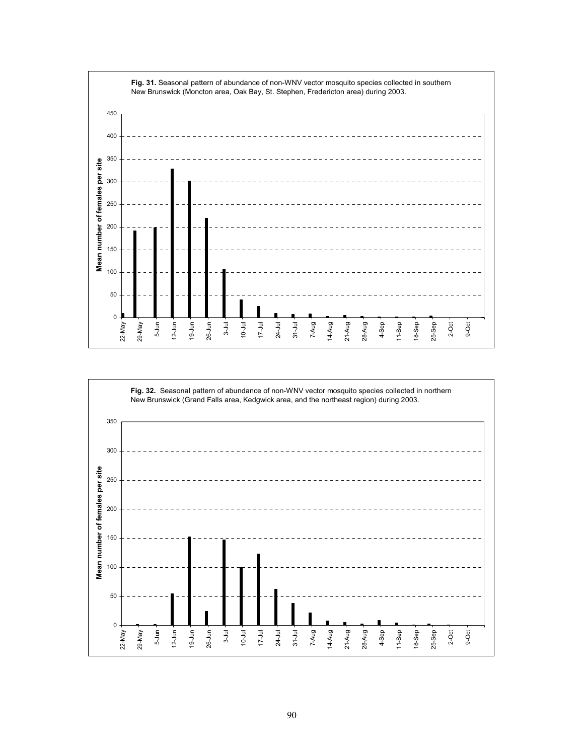**Fig. 31.** Seasonal pattern of abundance of non-WNV vector mosquito species collected in southern New Brunswick (Moncton area, Oak Bay, St. Stephen, Fredericton area) during 2003.

**Fig. 32.** Seasonal pattern of abundance of non-WNV vector mosquito species collected in northern New Brunswick (Grand Falls area, Kedgwick area, and the northeast region) during 2003.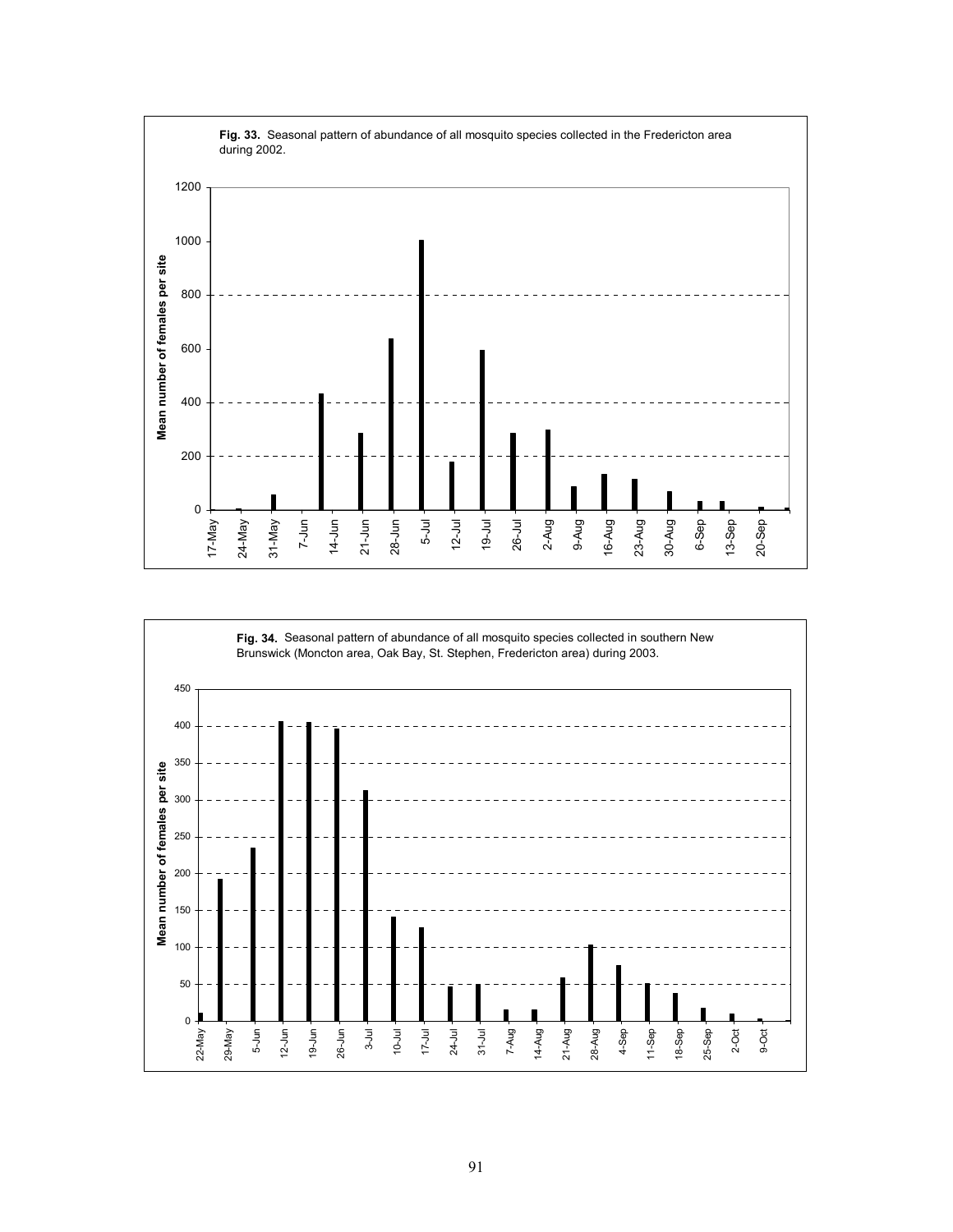**Fig. 33.** Seasonal pattern of abundance of all mosquito species collected in the Fredericton area during 2002.

**Fig. 34.** Seasonal pattern of abundance of all mosquito species collected in southern New Brunswick (Moncton area, Oak Bay, St. Stephen, Fredericton area) during 2003.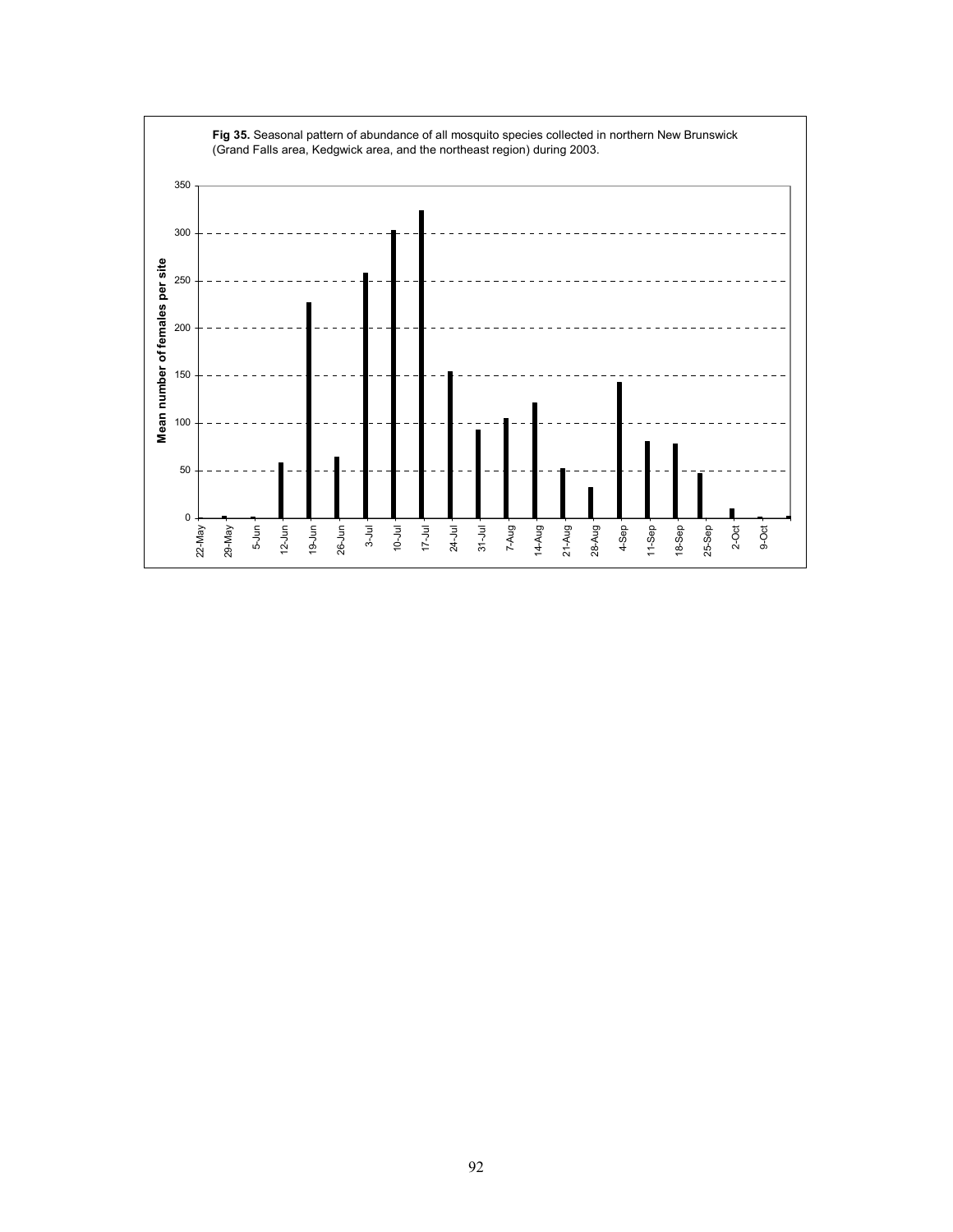**Fig 35.** Seasonal pattern of abundance of all mosquito species collected in northern New Brunswick (Grand Falls area, Kedgwick area, and the northeast region) during 2003.

Mean number of females per site

350
300
250
200
150
100
50
0

22-May
29-May
5-Jun
12-Jun
19-Jun
26-Jun
3-Jul
10-Jul
17-Jul
24-Jul
31-Jul
7-Aug
14-Aug
21-Aug
28-Aug
4-Sep
11-Sep
18-Sep
25-Sep
2-Oct
9-Oct